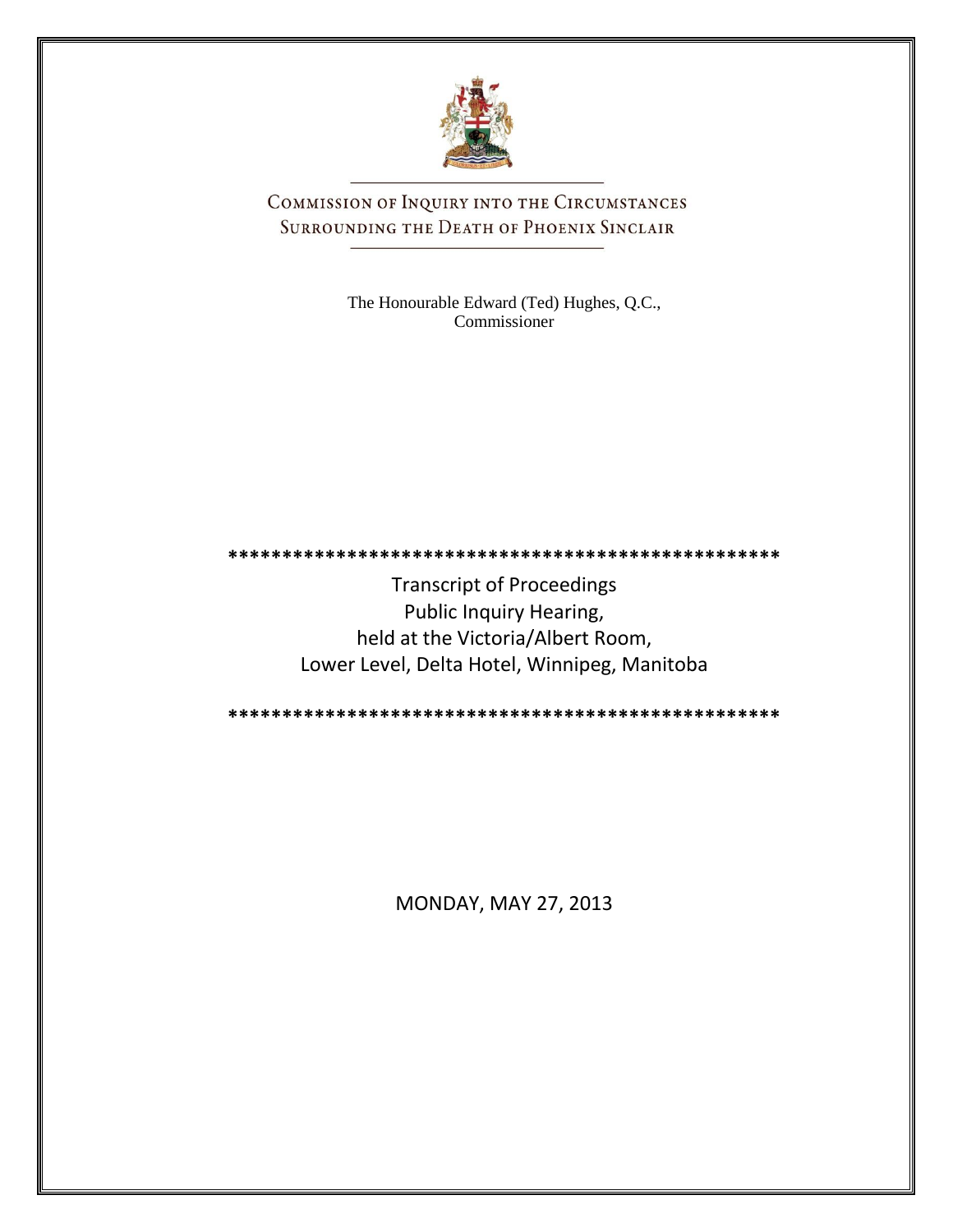# Commission of Inquiry into the Circumstances Surrounding the Death of Phoenix Sinclair

The Honourable Edward (Ted) Hughes, Q.C.,
Commissioner

\*\*\*\*\*\*\*\*\*\*\*\*\*\*\*\*\*\*\*\*\*\*\*\*\*\*\*\*\*\*\*\*\*\*\*\*\*\*\*\*\*\*\*\*\*\*\*\*\*\*\*

Transcript of Proceedings
Public Inquiry Hearing,
held at the Victoria/Albert Room,
Lower Level, Delta Hotel, Winnipeg, Manitoba

\*\*\*\*\*\*\*\*\*\*\*\*\*\*\*\*\*\*\*\*\*\*\*\*\*\*\*\*\*\*\*\*\*\*\*\*\*\*\*\*\*\*\*\*\*\*\*\*\*\*\*

MONDAY, MAY 27, 2013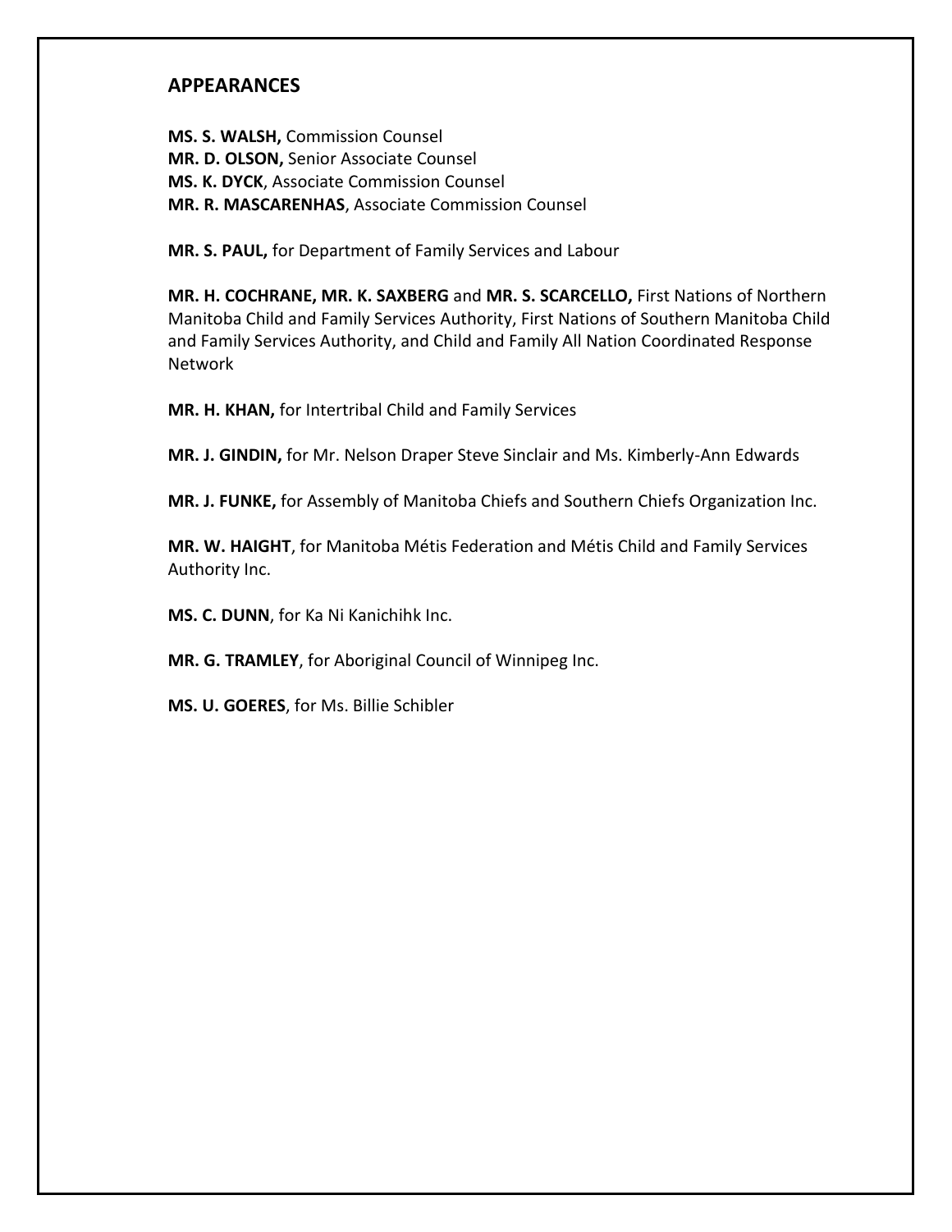## APPEARANCES

**MS. S. WALSH,** Commission Counsel
**MR. D. OLSON,** Senior Associate Counsel
**MS. K. DYCK**, Associate Commission Counsel
**MR. R. MASCARENHAS**, Associate Commission Counsel

**MR. S. PAUL,** for Department of Family Services and Labour

**MR. H. COCHRANE, MR. K. SAXBERG** and **MR. S. SCARCELLO,** First Nations of Northern Manitoba Child and Family Services Authority, First Nations of Southern Manitoba Child and Family Services Authority, and Child and Family All Nation Coordinated Response Network

**MR. H. KHAN,** for Intertribal Child and Family Services

**MR. J. GINDIN,** for Mr. Nelson Draper Steve Sinclair and Ms. Kimberly-Ann Edwards

**MR. J. FUNKE,** for Assembly of Manitoba Chiefs and Southern Chiefs Organization Inc.

**MR. W. HAIGHT**, for Manitoba Métis Federation and Métis Child and Family Services Authority Inc.

**MS. C. DUNN**, for Ka Ni Kanichihk Inc.

**MR. G. TRAMLEY**, for Aboriginal Council of Winnipeg Inc.

**MS. U. GOERES**, for Ms. Billie Schibler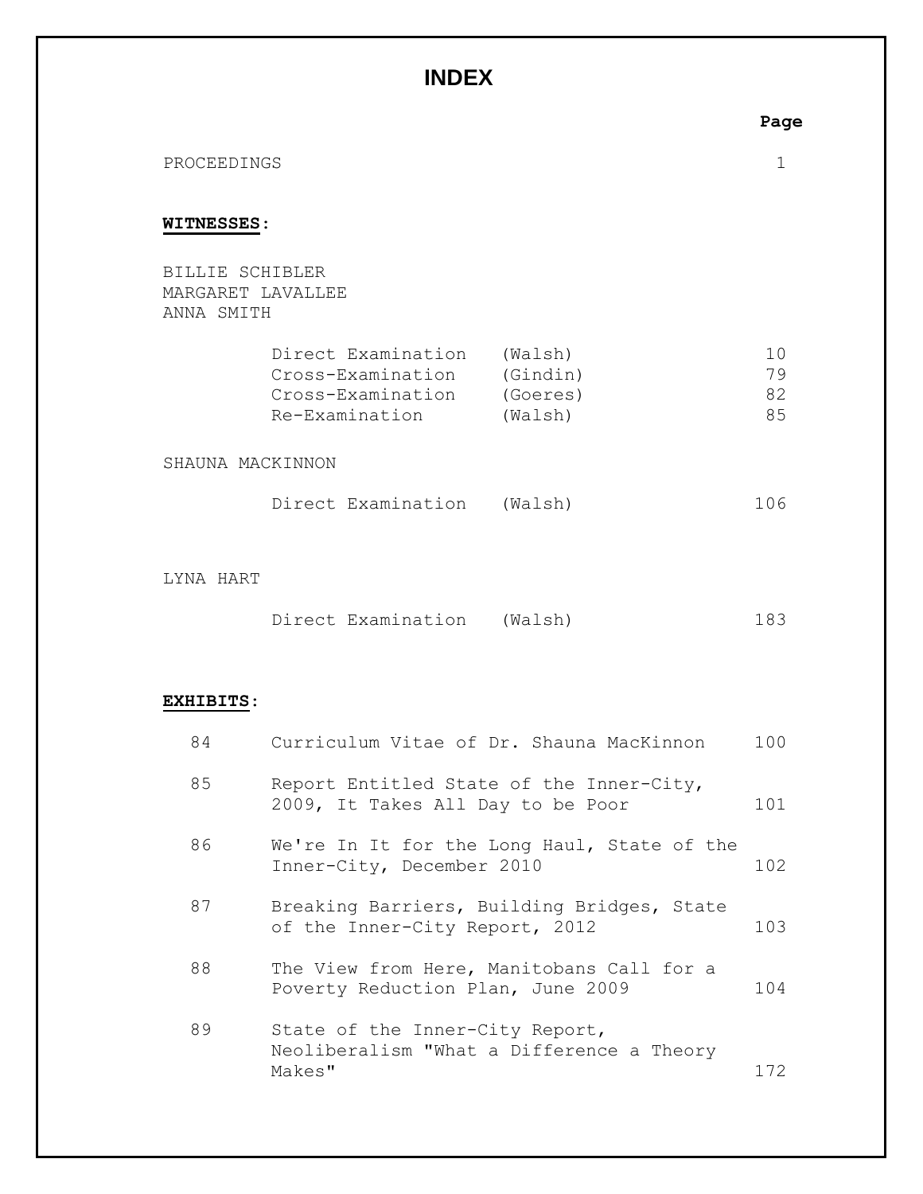# INDEX

| | | | Page |
|---|---|---|---|
| PROCEEDINGS | | | 1 |

**WITNESSES**:

BILLIE SCHIBLER
MARGARET LAVALLEE
ANNA SMITH

| | | |
|---|---|---|
| Direct Examination | (Walsh) | 10 |
| Cross-Examination | (Gindin) | 79 |
| Cross-Examination | (Goeres) | 82 |
| Re-Examination | (Walsh) | 85 |

SHAUNA MACKINNON

| | | |
|---|---|---|
| Direct Examination | (Walsh) | 106 |

LYNA HART

| | | |
|---|---|---|
| Direct Examination | (Walsh) | 183 |

**EXHIBITS**:

| | | |
|---|---|---|
| 84 | Curriculum Vitae of Dr. Shauna MacKinnon | 100 |
| 85 | Report Entitled State of the Inner-City, 2009, It Takes All Day to be Poor | 101 |
| 86 | We're In It for the Long Haul, State of the Inner-City, December 2010 | 102 |
| 87 | Breaking Barriers, Building Bridges, State of the Inner-City Report, 2012 | 103 |
| 88 | The View from Here, Manitobans Call for a Poverty Reduction Plan, June 2009 | 104 |
| 89 | State of the Inner-City Report, Neoliberalism "What a Difference a Theory Makes" | 172 |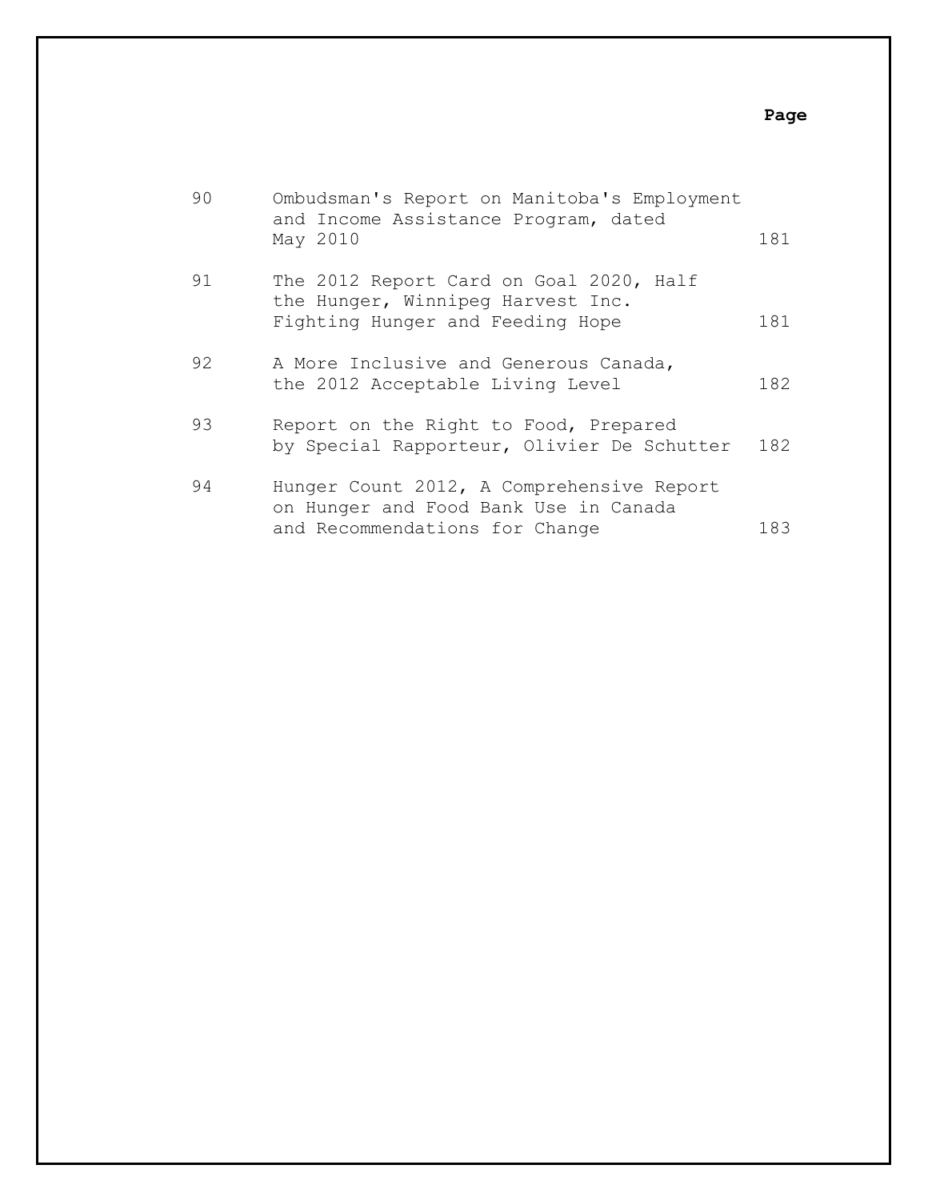| | | Page |
|---|---|---|
| 90 | Ombudsman's Report on Manitoba's Employment and Income Assistance Program, dated May 2010 | 181 |
| 91 | The 2012 Report Card on Goal 2020, Half the Hunger, Winnipeg Harvest Inc. Fighting Hunger and Feeding Hope | 181 |
| 92 | A More Inclusive and Generous Canada, the 2012 Acceptable Living Level | 182 |
| 93 | Report on the Right to Food, Prepared by Special Rapporteur, Olivier De Schutter | 182 |
| 94 | Hunger Count 2012, A Comprehensive Report on Hunger and Food Bank Use in Canada and Recommendations for Change | 183 |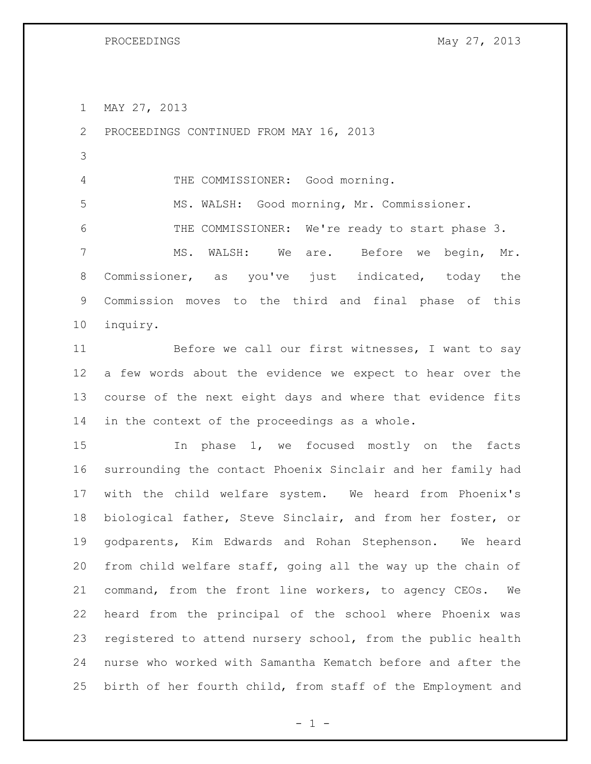MAY 27, 2013

PROCEEDINGS CONTINUED FROM MAY 16, 2013

THE COMMISSIONER: Good morning.

MS. WALSH: Good morning, Mr. Commissioner.

THE COMMISSIONER: We're ready to start phase 3.

MS. WALSH: We are. Before we begin, Mr. Commissioner, as you've just indicated, today the Commission moves to the third and final phase of this inquiry.

Before we call our first witnesses, I want to say a few words about the evidence we expect to hear over the course of the next eight days and where that evidence fits in the context of the proceedings as a whole.

In phase 1, we focused mostly on the facts surrounding the contact Phoenix Sinclair and her family had with the child welfare system. We heard from Phoenix's biological father, Steve Sinclair, and from her foster, or godparents, Kim Edwards and Rohan Stephenson. We heard from child welfare staff, going all the way up the chain of command, from the front line workers, to agency CEOs. We heard from the principal of the school where Phoenix was registered to attend nursery school, from the public health nurse who worked with Samantha Kematch before and after the birth of her fourth child, from staff of the Employment and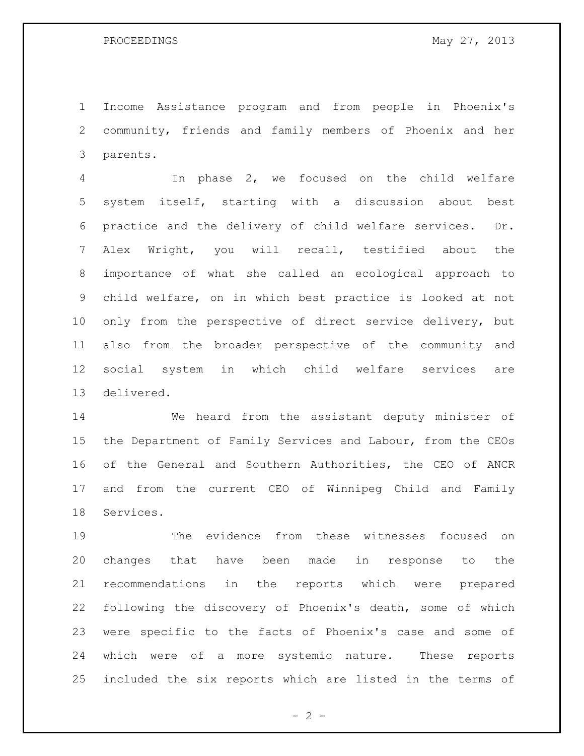Income Assistance program and from people in Phoenix's community, friends and family members of Phoenix and her parents.

In phase 2, we focused on the child welfare system itself, starting with a discussion about best practice and the delivery of child welfare services. Dr. Alex Wright, you will recall, testified about the importance of what she called an ecological approach to child welfare, on in which best practice is looked at not only from the perspective of direct service delivery, but also from the broader perspective of the community and social system in which child welfare services are delivered.

We heard from the assistant deputy minister of the Department of Family Services and Labour, from the CEOs of the General and Southern Authorities, the CEO of ANCR and from the current CEO of Winnipeg Child and Family Services.

The evidence from these witnesses focused on changes that have been made in response to the recommendations in the reports which were prepared following the discovery of Phoenix's death, some of which were specific to the facts of Phoenix's case and some of which were of a more systemic nature. These reports included the six reports which are listed in the terms of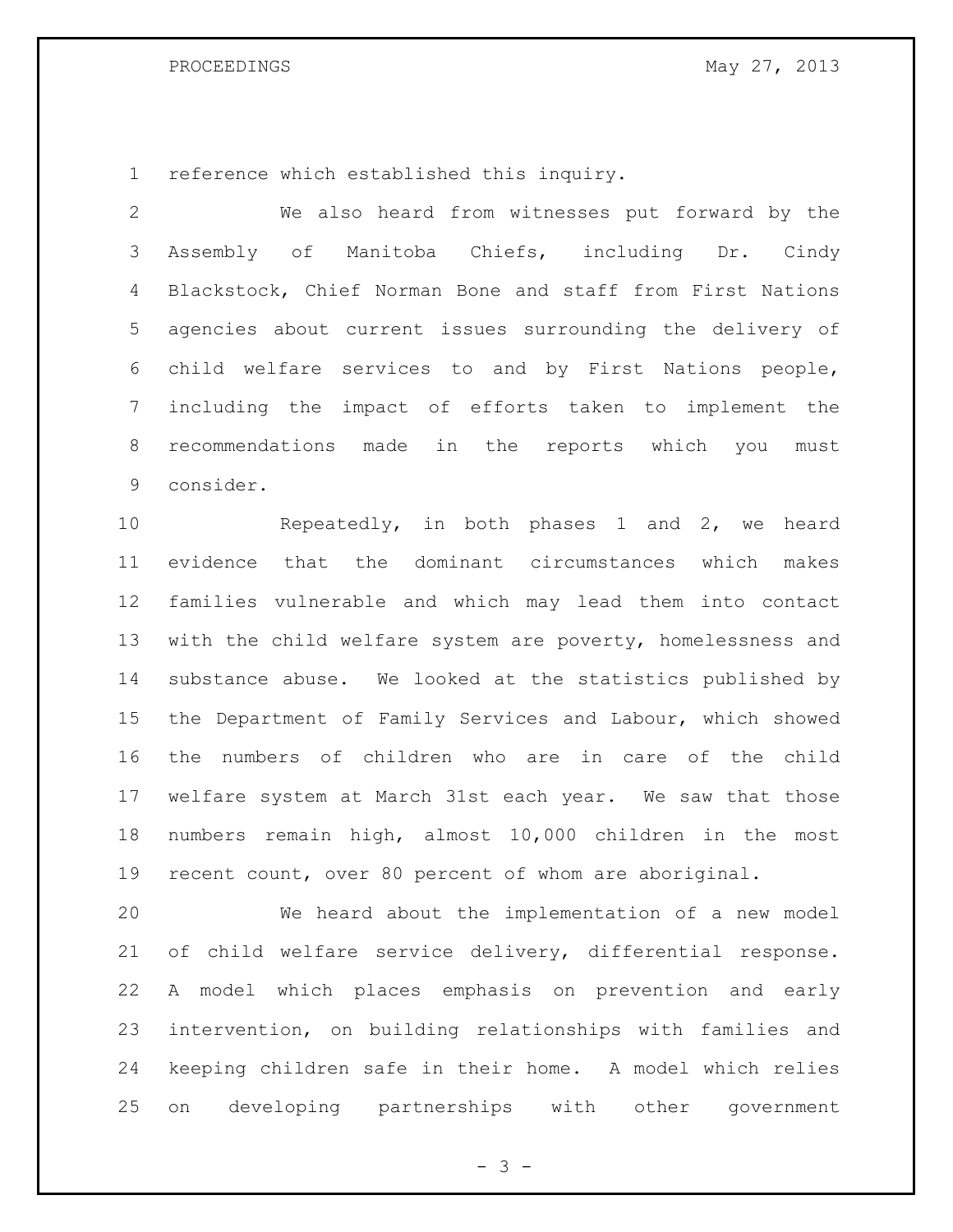reference which established this inquiry.

We also heard from witnesses put forward by the Assembly of Manitoba Chiefs, including Dr. Cindy Blackstock, Chief Norman Bone and staff from First Nations agencies about current issues surrounding the delivery of child welfare services to and by First Nations people, including the impact of efforts taken to implement the recommendations made in the reports which you must consider.

Repeatedly, in both phases 1 and 2, we heard evidence that the dominant circumstances which makes families vulnerable and which may lead them into contact with the child welfare system are poverty, homelessness and substance abuse. We looked at the statistics published by the Department of Family Services and Labour, which showed the numbers of children who are in care of the child welfare system at March 31st each year. We saw that those numbers remain high, almost 10,000 children in the most recent count, over 80 percent of whom are aboriginal.

We heard about the implementation of a new model of child welfare service delivery, differential response. A model which places emphasis on prevention and early intervention, on building relationships with families and keeping children safe in their home. A model which relies on developing partnerships with other government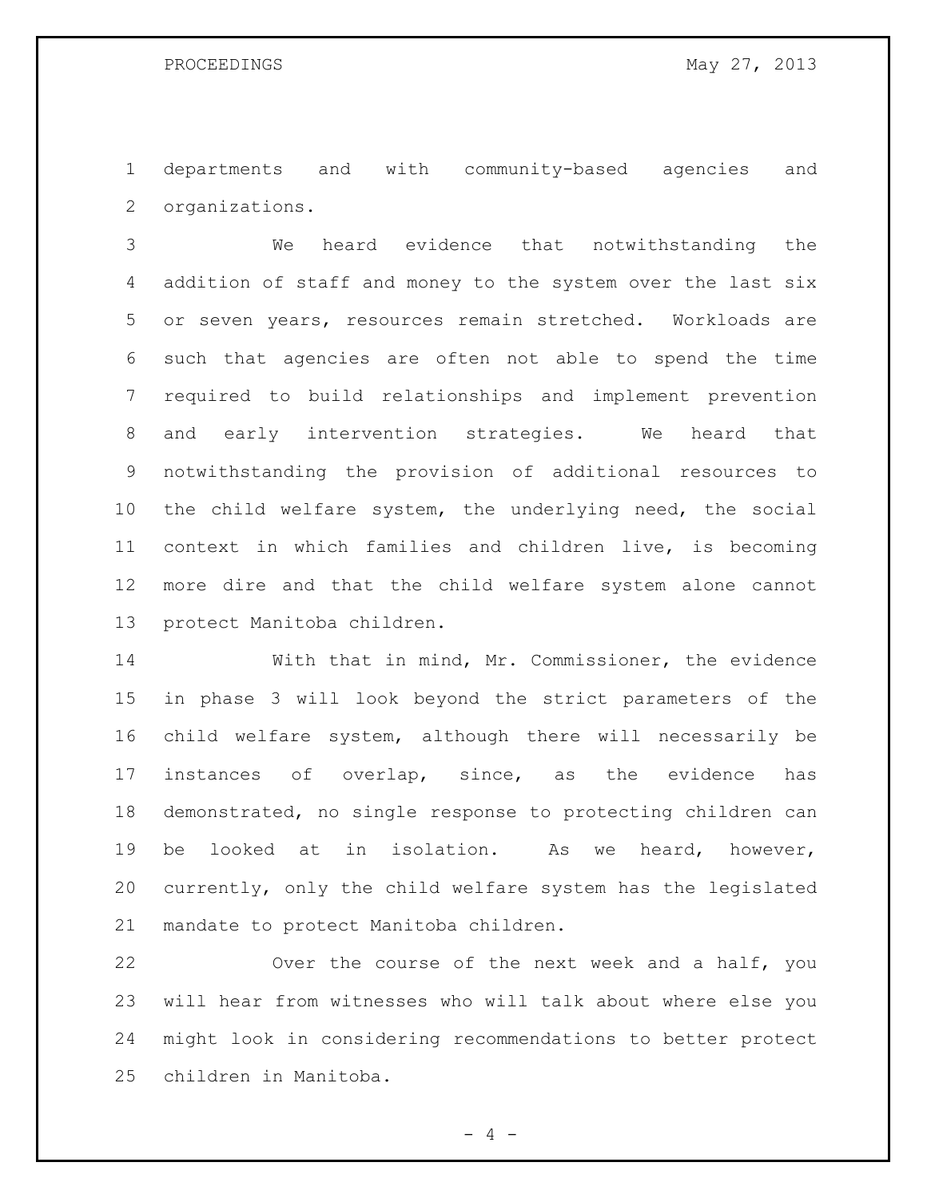departments and with community-based agencies and organizations.

We heard evidence that notwithstanding the addition of staff and money to the system over the last six or seven years, resources remain stretched. Workloads are such that agencies are often not able to spend the time required to build relationships and implement prevention and early intervention strategies. We heard that notwithstanding the provision of additional resources to the child welfare system, the underlying need, the social context in which families and children live, is becoming more dire and that the child welfare system alone cannot protect Manitoba children.

With that in mind, Mr. Commissioner, the evidence in phase 3 will look beyond the strict parameters of the child welfare system, although there will necessarily be instances of overlap, since, as the evidence has demonstrated, no single response to protecting children can be looked at in isolation. As we heard, however, currently, only the child welfare system has the legislated mandate to protect Manitoba children.

Over the course of the next week and a half, you will hear from witnesses who will talk about where else you might look in considering recommendations to better protect children in Manitoba.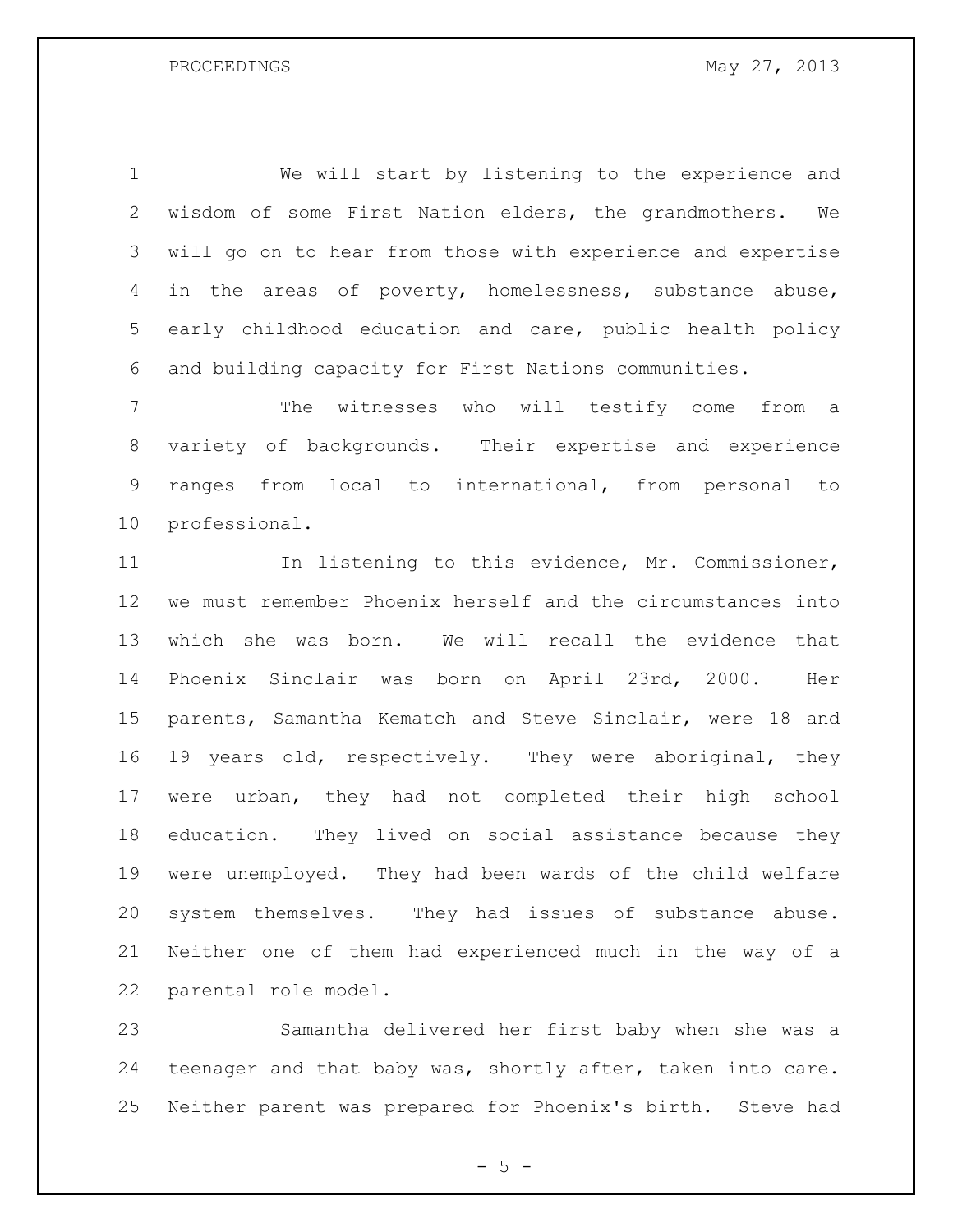We will start by listening to the experience and wisdom of some First Nation elders, the grandmothers. We will go on to hear from those with experience and expertise in the areas of poverty, homelessness, substance abuse, early childhood education and care, public health policy and building capacity for First Nations communities.

The witnesses who will testify come from a variety of backgrounds. Their expertise and experience ranges from local to international, from personal to professional.

In listening to this evidence, Mr. Commissioner, we must remember Phoenix herself and the circumstances into which she was born. We will recall the evidence that Phoenix Sinclair was born on April 23rd, 2000. Her parents, Samantha Kematch and Steve Sinclair, were 18 and 19 years old, respectively. They were aboriginal, they were urban, they had not completed their high school education. They lived on social assistance because they were unemployed. They had been wards of the child welfare system themselves. They had issues of substance abuse. Neither one of them had experienced much in the way of a parental role model.

Samantha delivered her first baby when she was a teenager and that baby was, shortly after, taken into care. Neither parent was prepared for Phoenix's birth. Steve had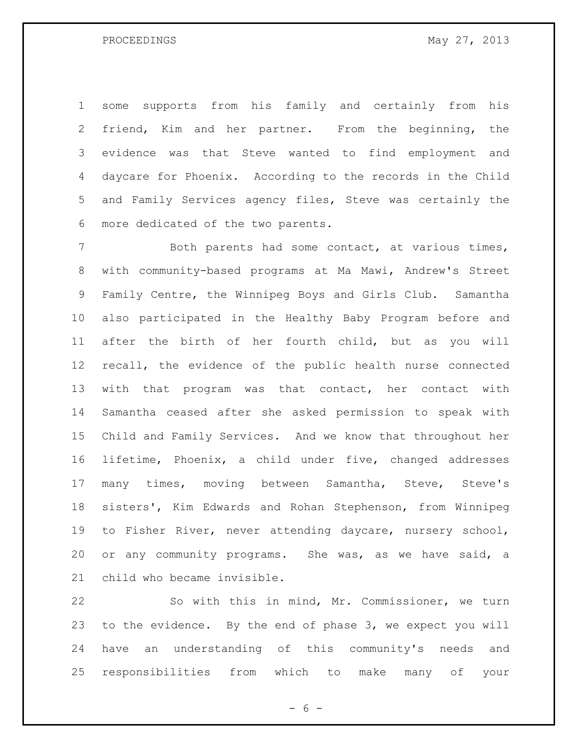some supports from his family and certainly from his friend, Kim and her partner. From the beginning, the evidence was that Steve wanted to find employment and daycare for Phoenix. According to the records in the Child and Family Services agency files, Steve was certainly the more dedicated of the two parents.

Both parents had some contact, at various times, with community-based programs at Ma Mawi, Andrew's Street Family Centre, the Winnipeg Boys and Girls Club. Samantha also participated in the Healthy Baby Program before and after the birth of her fourth child, but as you will recall, the evidence of the public health nurse connected with that program was that contact, her contact with Samantha ceased after she asked permission to speak with Child and Family Services. And we know that throughout her lifetime, Phoenix, a child under five, changed addresses many times, moving between Samantha, Steve, Steve's sisters', Kim Edwards and Rohan Stephenson, from Winnipeg to Fisher River, never attending daycare, nursery school, or any community programs. She was, as we have said, a child who became invisible.

So with this in mind, Mr. Commissioner, we turn to the evidence. By the end of phase 3, we expect you will have an understanding of this community's needs and responsibilities from which to make many of your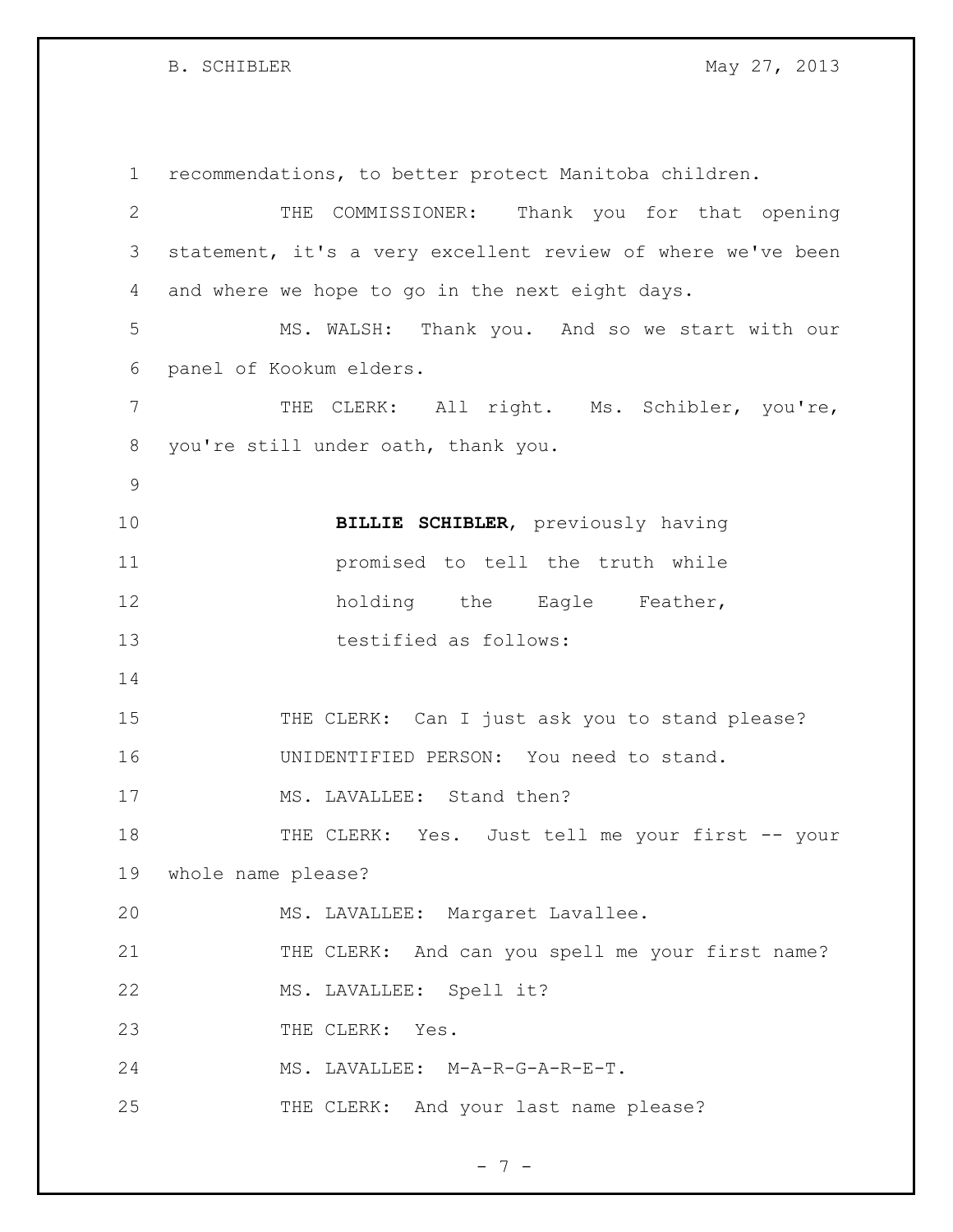recommendations, to better protect Manitoba children.

THE COMMISSIONER: Thank you for that opening statement, it's a very excellent review of where we've been and where we hope to go in the next eight days.

MS. WALSH: Thank you. And so we start with our panel of Kookum elders.

THE CLERK: All right. Ms. Schibler, you're, you're still under oath, thank you.

**BILLIE SCHIBLER**, previously having promised to tell the truth while holding the Eagle Feather, testified as follows:

THE CLERK: Can I just ask you to stand please?

UNIDENTIFIED PERSON: You need to stand.

MS. LAVALLEE: Stand then?

THE CLERK: Yes. Just tell me your first -- your whole name please?

MS. LAVALLEE: Margaret Lavallee.

THE CLERK: And can you spell me your first name?

MS. LAVALLEE: Spell it?

THE CLERK: Yes.

MS. LAVALLEE: M-A-R-G-A-R-E-T.

THE CLERK: And your last name please?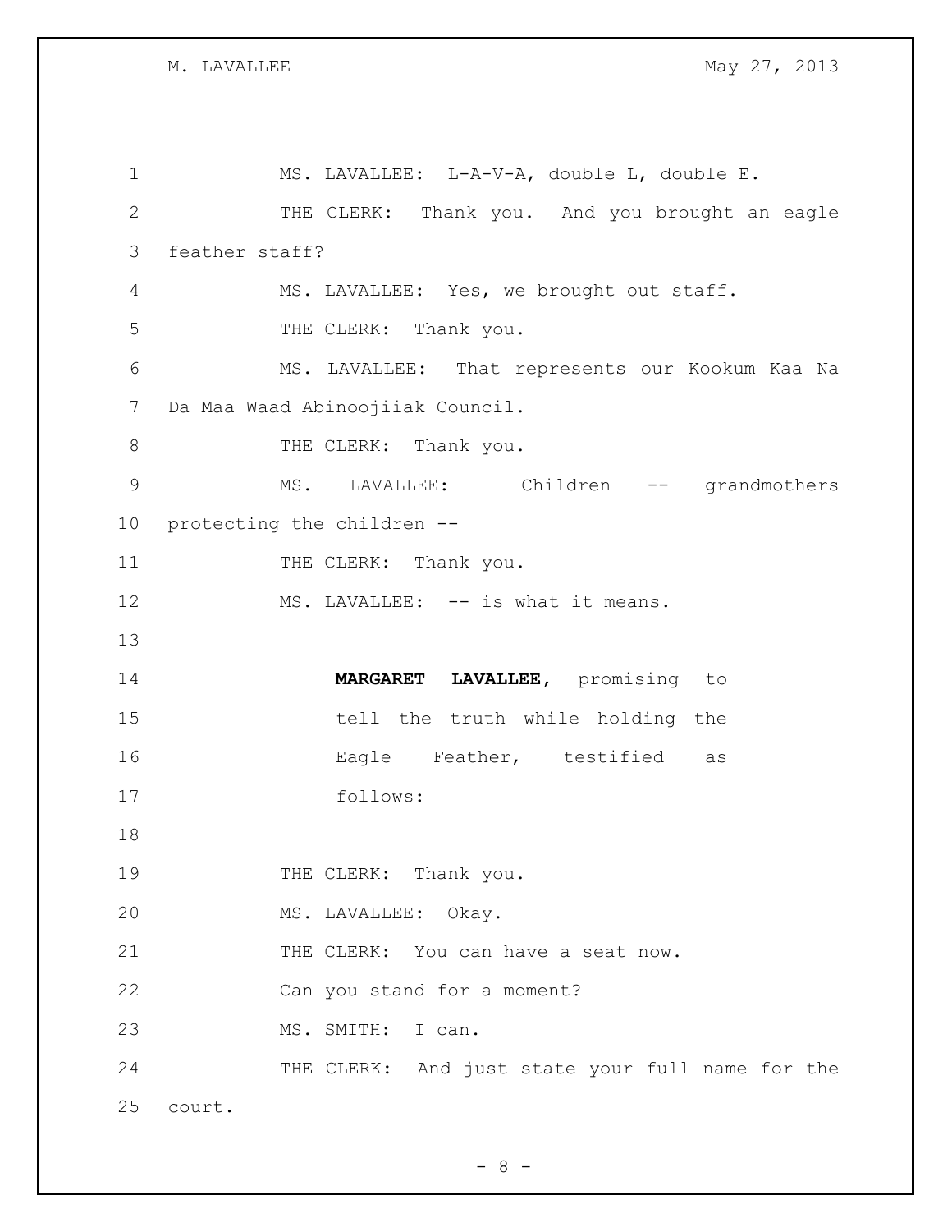MS. LAVALLEE: L-A-V-A, double L, double E.

THE CLERK: Thank you. And you brought an eagle feather staff?

MS. LAVALLEE: Yes, we brought out staff.

THE CLERK: Thank you.

MS. LAVALLEE: That represents our Kookum Kaa Na Da Maa Waad Abinoojiiak Council.

THE CLERK: Thank you.

MS. LAVALLEE: Children -- grandmothers protecting the children --

THE CLERK: Thank you.

MS. LAVALLEE: -- is what it means.

**MARGARET LAVALLEE**, promising to tell the truth while holding the Eagle Feather, testified as follows:

THE CLERK: Thank you.

MS. LAVALLEE: Okay.

THE CLERK: You can have a seat now.

Can you stand for a moment?

MS. SMITH: I can.

THE CLERK: And just state your full name for the court.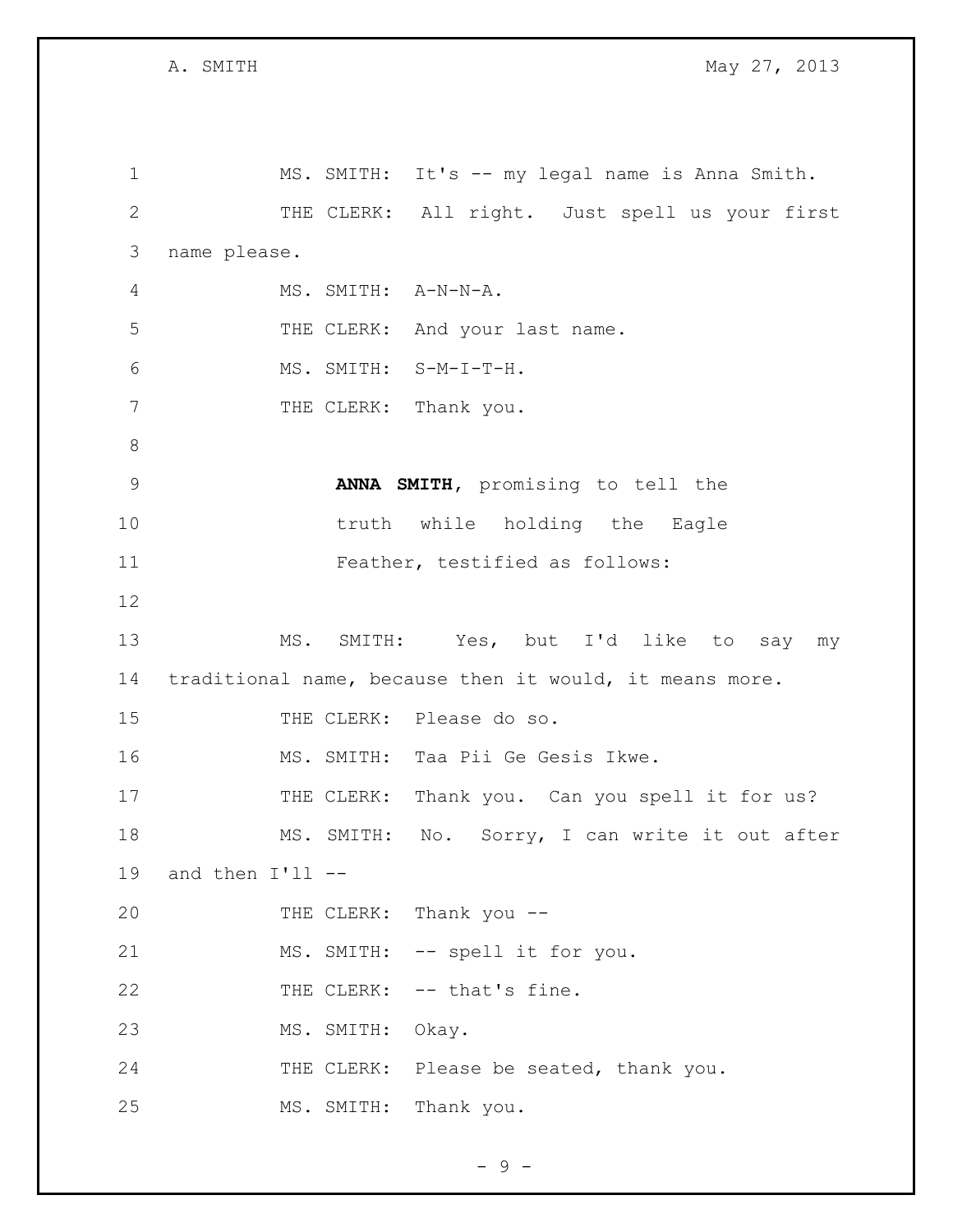MS. SMITH: It's -- my legal name is Anna Smith.

THE CLERK: All right. Just spell us your first name please.

MS. SMITH: A-N-N-A.

THE CLERK: And your last name.

MS. SMITH: S-M-I-T-H.

THE CLERK: Thank you.

**ANNA SMITH**, promising to tell the truth while holding the Eagle Feather, testified as follows:

MS. SMITH: Yes, but I'd like to say my traditional name, because then it would, it means more.

THE CLERK: Please do so.

MS. SMITH: Taa Pii Ge Gesis Ikwe.

THE CLERK: Thank you. Can you spell it for us?

MS. SMITH: No. Sorry, I can write it out after and then I'll --

THE CLERK: Thank you --

MS. SMITH: -- spell it for you.

THE CLERK: -- that's fine.

MS. SMITH: Okay.

THE CLERK: Please be seated, thank you.

MS. SMITH: Thank you.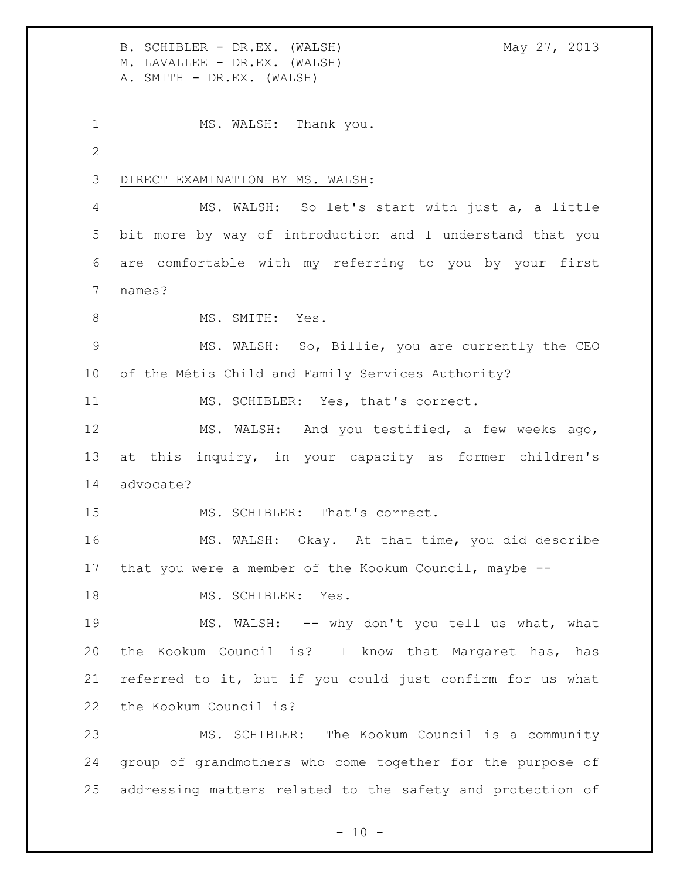DIRECT EXAMINATION BY MS. WALSH:

MS. WALSH: So let's start with just a, a little bit more by way of introduction and I understand that you are comfortable with my referring to you by your first names?

MS. SMITH: Yes.

MS. WALSH: So, Billie, you are currently the CEO of the Métis Child and Family Services Authority?

MS. SCHIBLER: Yes, that's correct.

MS. WALSH: And you testified, a few weeks ago, at this inquiry, in your capacity as former children's advocate?

MS. SCHIBLER: That's correct.

MS. WALSH: Okay. At that time, you did describe that you were a member of the Kookum Council, maybe --

MS. SCHIBLER: Yes.

MS. WALSH: -- why don't you tell us what, what the Kookum Council is? I know that Margaret has, has referred to it, but if you could just confirm for us what the Kookum Council is?

MS. SCHIBLER: The Kookum Council is a community group of grandmothers who come together for the purpose of addressing matters related to the safety and protection of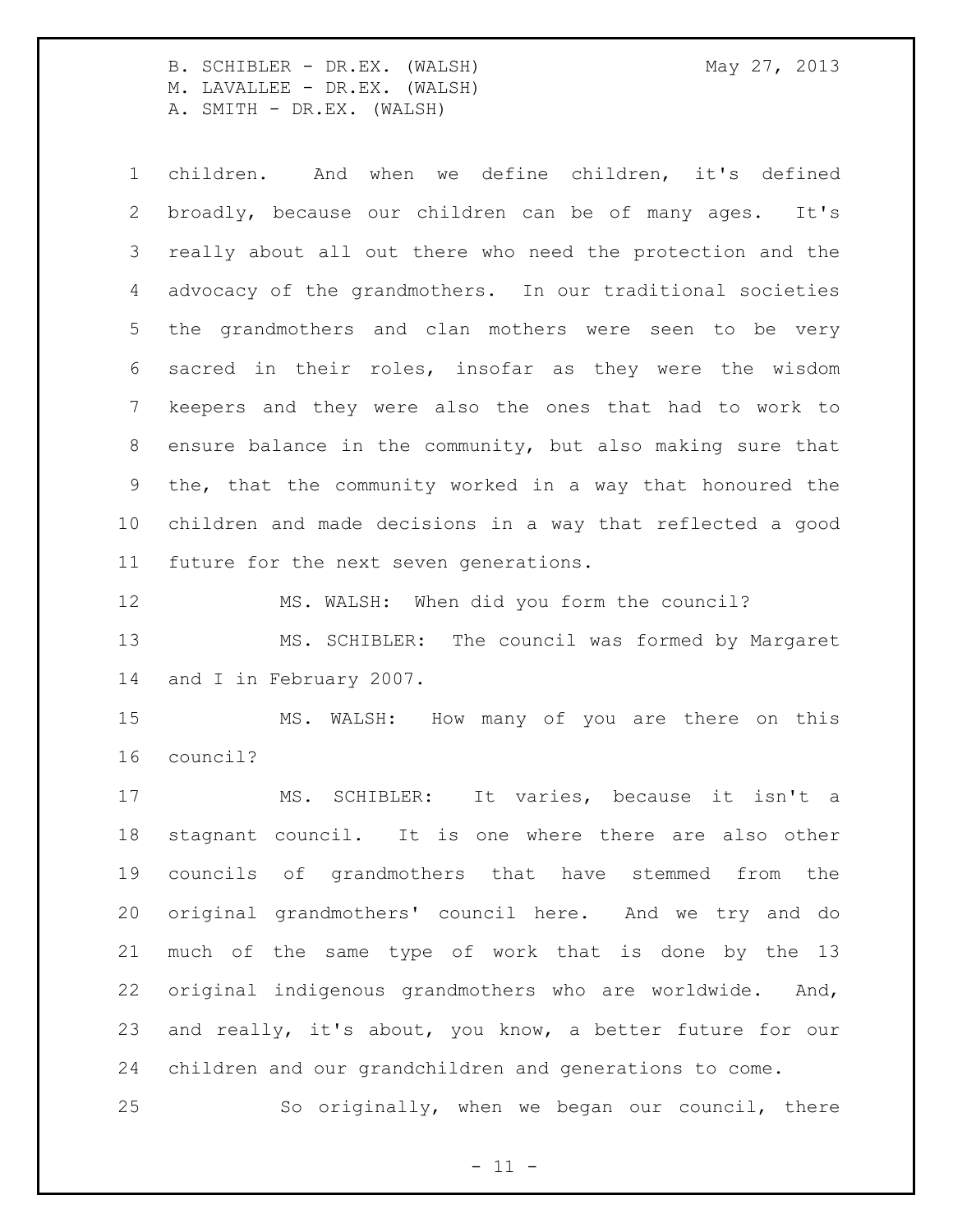children. And when we define children, it's defined broadly, because our children can be of many ages. It's really about all out there who need the protection and the advocacy of the grandmothers. In our traditional societies the grandmothers and clan mothers were seen to be very sacred in their roles, insofar as they were the wisdom keepers and they were also the ones that had to work to ensure balance in the community, but also making sure that the, that the community worked in a way that honoured the children and made decisions in a way that reflected a good future for the next seven generations.

MS. WALSH: When did you form the council?

MS. SCHIBLER: The council was formed by Margaret and I in February 2007.

MS. WALSH: How many of you are there on this council?

MS. SCHIBLER: It varies, because it isn't a stagnant council. It is one where there are also other councils of grandmothers that have stemmed from the original grandmothers' council here. And we try and do much of the same type of work that is done by the 13 original indigenous grandmothers who are worldwide. And, and really, it's about, you know, a better future for our children and our grandchildren and generations to come.

So originally, when we began our council, there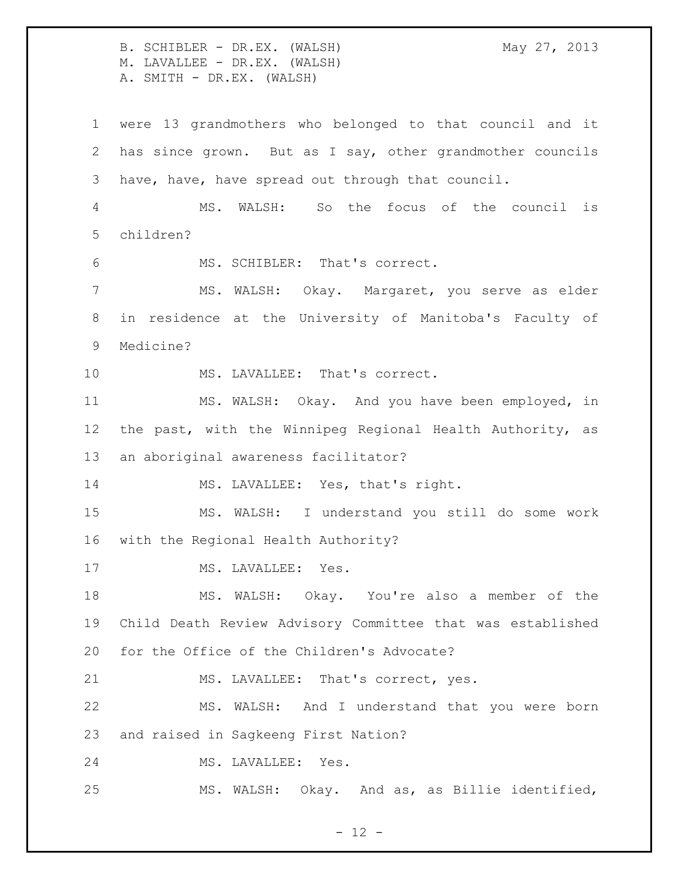were 13 grandmothers who belonged to that council and it has since grown. But as I say, other grandmother councils have, have, have spread out through that council.

MS. WALSH: So the focus of the council is children?

MS. SCHIBLER: That's correct.

MS. WALSH: Okay. Margaret, you serve as elder in residence at the University of Manitoba's Faculty of Medicine?

MS. LAVALLEE: That's correct.

MS. WALSH: Okay. And you have been employed, in the past, with the Winnipeg Regional Health Authority, as an aboriginal awareness facilitator?

MS. LAVALLEE: Yes, that's right.

MS. WALSH: I understand you still do some work with the Regional Health Authority?

MS. LAVALLEE: Yes.

MS. WALSH: Okay. You're also a member of the Child Death Review Advisory Committee that was established for the Office of the Children's Advocate?

MS. LAVALLEE: That's correct, yes.

MS. WALSH: And I understand that you were born and raised in Sagkeeng First Nation?

MS. LAVALLEE: Yes.

MS. WALSH: Okay. And as, as Billie identified,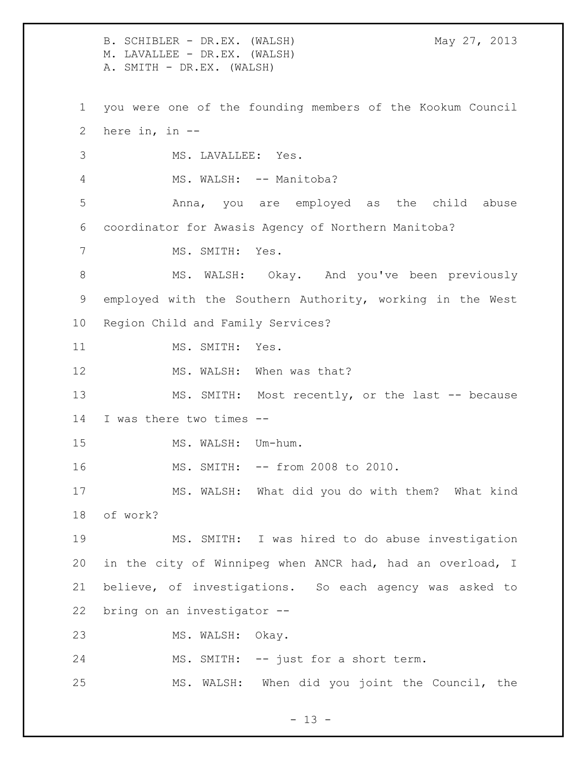you were one of the founding members of the Kookum Council here in, in --

MS. LAVALLEE: Yes.

MS. WALSH: -- Manitoba?

Anna, you are employed as the child abuse coordinator for Awasis Agency of Northern Manitoba?

MS. SMITH: Yes.

MS. WALSH: Okay. And you've been previously employed with the Southern Authority, working in the West Region Child and Family Services?

MS. SMITH: Yes.

MS. WALSH: When was that?

MS. SMITH: Most recently, or the last -- because I was there two times --

MS. WALSH: Um-hum.

MS. SMITH: -- from 2008 to 2010.

MS. WALSH: What did you do with them? What kind of work?

MS. SMITH: I was hired to do abuse investigation in the city of Winnipeg when ANCR had, had an overload, I believe, of investigations. So each agency was asked to bring on an investigator --

MS. WALSH: Okay.

MS. SMITH: -- just for a short term.

MS. WALSH: When did you joint the Council, the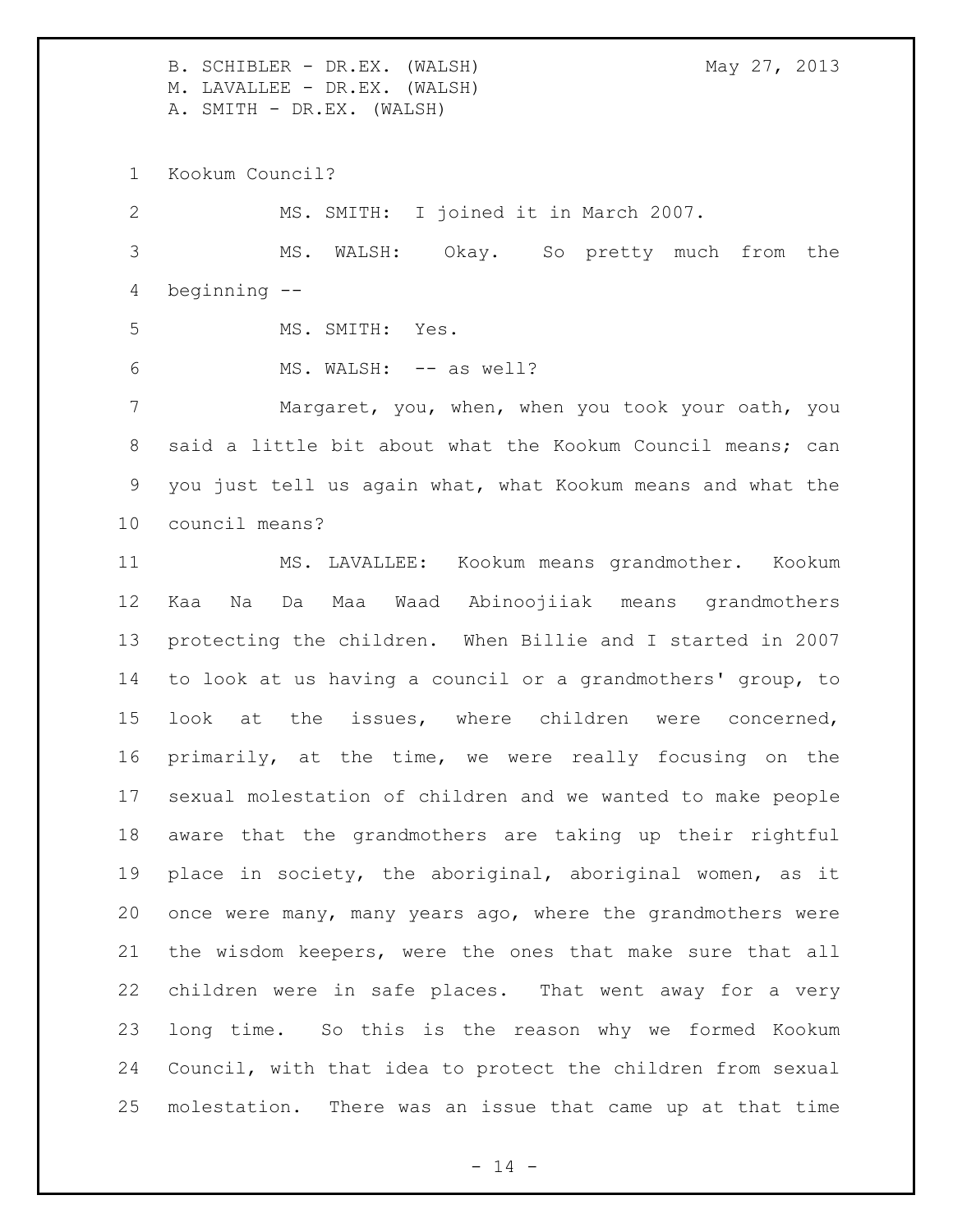Kookum Council?

MS. SMITH: I joined it in March 2007.

MS. WALSH: Okay. So pretty much from the beginning --

MS. SMITH: Yes.

MS. WALSH: -- as well?

Margaret, you, when, when you took your oath, you said a little bit about what the Kookum Council means; can you just tell us again what, what Kookum means and what the council means?

MS. LAVALLEE: Kookum means grandmother. Kookum Kaa Na Da Maa Waad Abinoojiiak means grandmothers protecting the children. When Billie and I started in 2007 to look at us having a council or a grandmothers' group, to look at the issues, where children were concerned, primarily, at the time, we were really focusing on the sexual molestation of children and we wanted to make people aware that the grandmothers are taking up their rightful place in society, the aboriginal, aboriginal women, as it once were many, many years ago, where the grandmothers were the wisdom keepers, were the ones that make sure that all children were in safe places. That went away for a very long time. So this is the reason why we formed Kookum Council, with that idea to protect the children from sexual molestation. There was an issue that came up at that time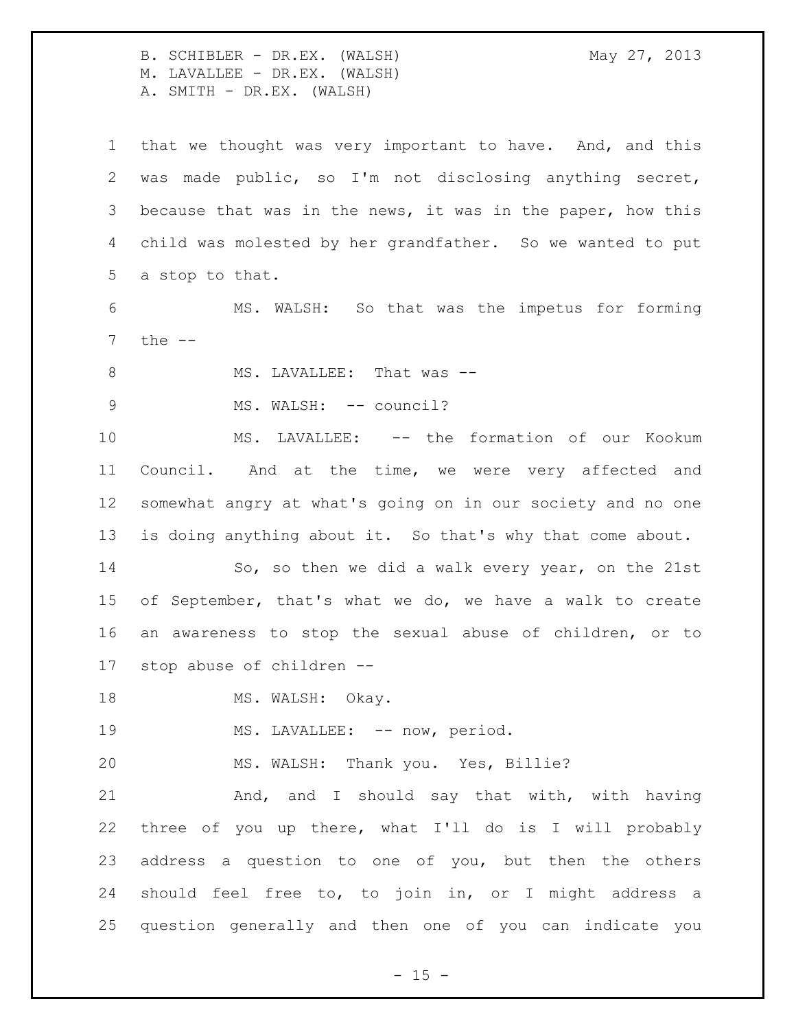that we thought was very important to have. And, and this was made public, so I'm not disclosing anything secret, because that was in the news, it was in the paper, how this child was molested by her grandfather. So we wanted to put a stop to that.

MS. WALSH: So that was the impetus for forming the --

MS. LAVALLEE: That was --

MS. WALSH: -- council?

MS. LAVALLEE: -- the formation of our Kookum Council. And at the time, we were very affected and somewhat angry at what's going on in our society and no one is doing anything about it. So that's why that come about.

So, so then we did a walk every year, on the 21st of September, that's what we do, we have a walk to create an awareness to stop the sexual abuse of children, or to stop abuse of children --

MS. WALSH: Okay.

MS. LAVALLEE: -- now, period.

MS. WALSH: Thank you. Yes, Billie?

And, and I should say that with, with having three of you up there, what I'll do is I will probably address a question to one of you, but then the others should feel free to, to join in, or I might address a question generally and then one of you can indicate you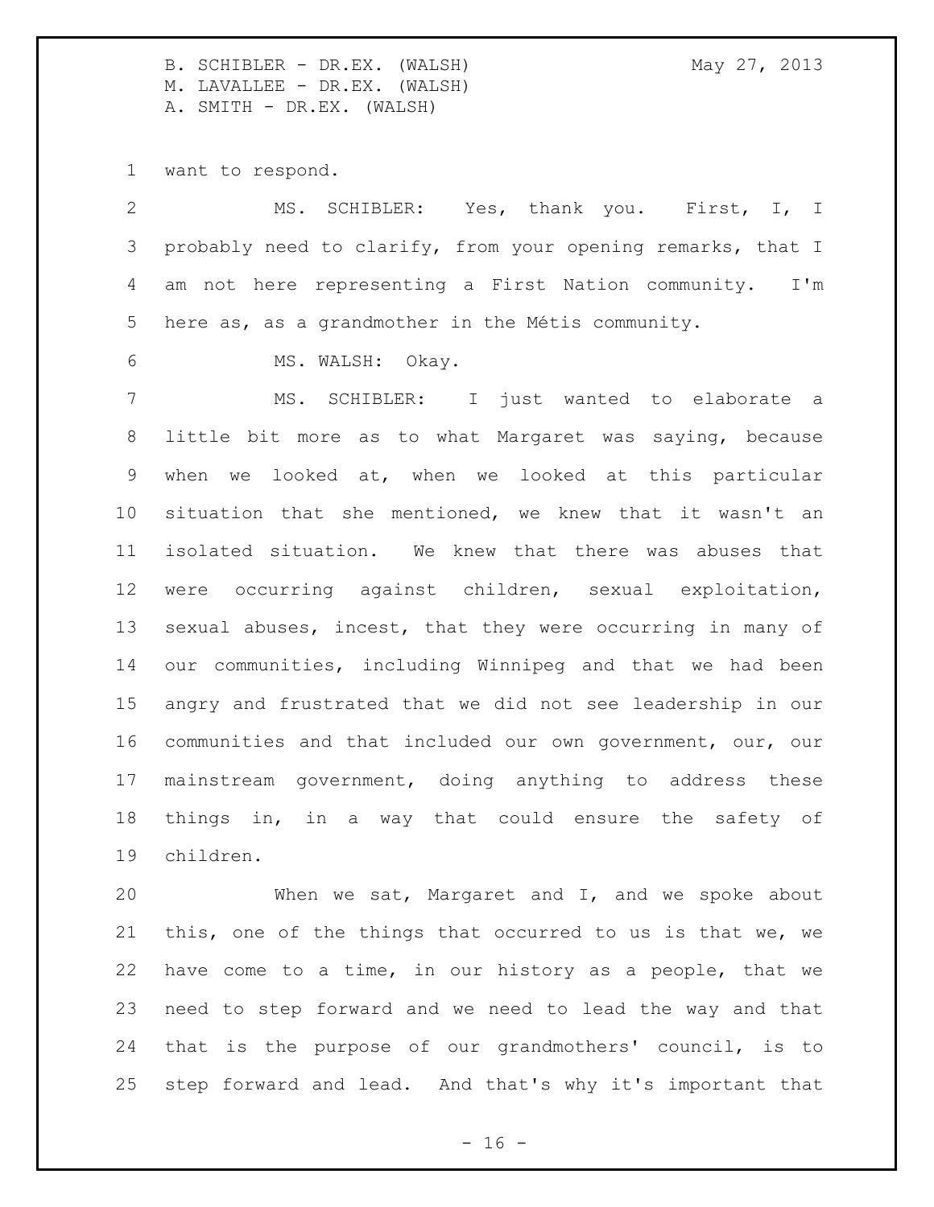want to respond.

MS. SCHIBLER: Yes, thank you. First, I, I probably need to clarify, from your opening remarks, that I am not here representing a First Nation community. I'm here as, as a grandmother in the Métis community.

MS. WALSH: Okay.

MS. SCHIBLER: I just wanted to elaborate a little bit more as to what Margaret was saying, because when we looked at, when we looked at this particular situation that she mentioned, we knew that it wasn't an isolated situation. We knew that there was abuses that were occurring against children, sexual exploitation, sexual abuses, incest, that they were occurring in many of our communities, including Winnipeg and that we had been angry and frustrated that we did not see leadership in our communities and that included our own government, our, our mainstream government, doing anything to address these things in, in a way that could ensure the safety of children.

When we sat, Margaret and I, and we spoke about this, one of the things that occurred to us is that we, we have come to a time, in our history as a people, that we need to step forward and we need to lead the way and that that is the purpose of our grandmothers' council, is to step forward and lead. And that's why it's important that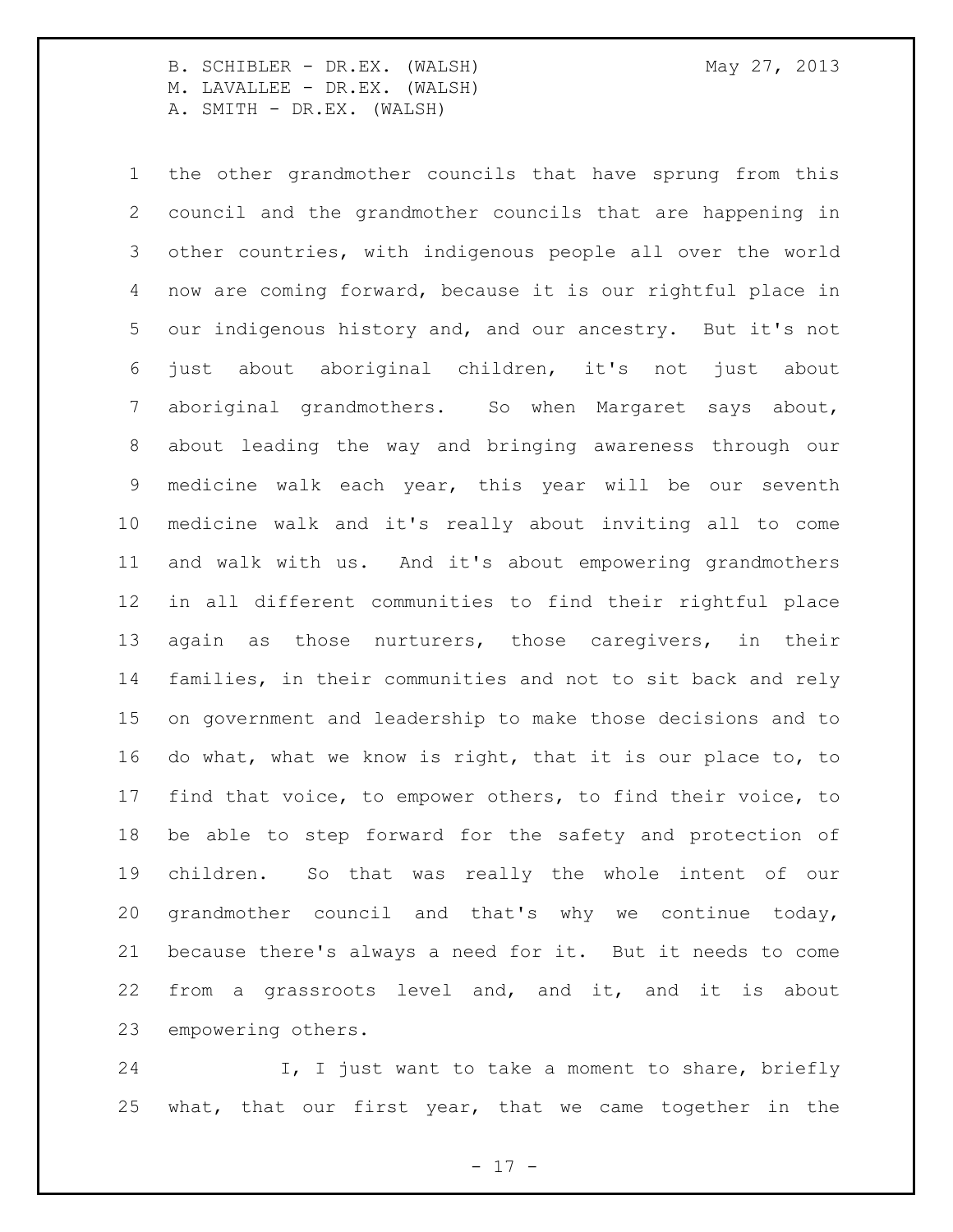the other grandmother councils that have sprung from this council and the grandmother councils that are happening in other countries, with indigenous people all over the world now are coming forward, because it is our rightful place in our indigenous history and, and our ancestry. But it's not just about aboriginal children, it's not just about aboriginal grandmothers. So when Margaret says about, about leading the way and bringing awareness through our medicine walk each year, this year will be our seventh medicine walk and it's really about inviting all to come and walk with us. And it's about empowering grandmothers in all different communities to find their rightful place again as those nurturers, those caregivers, in their families, in their communities and not to sit back and rely on government and leadership to make those decisions and to do what, what we know is right, that it is our place to, to find that voice, to empower others, to find their voice, to be able to step forward for the safety and protection of children. So that was really the whole intent of our grandmother council and that's why we continue today, because there's always a need for it. But it needs to come from a grassroots level and, and it, and it is about empowering others.

I, I just want to take a moment to share, briefly what, that our first year, that we came together in the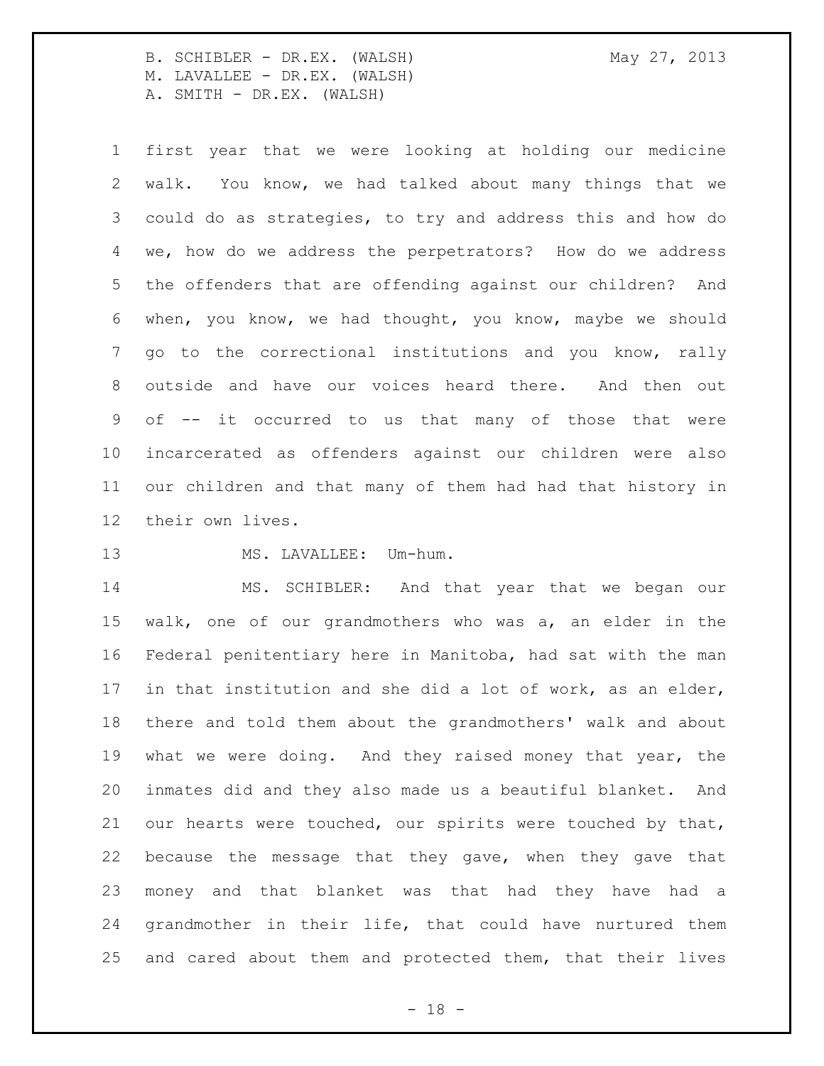first year that we were looking at holding our medicine walk. You know, we had talked about many things that we could do as strategies, to try and address this and how do we, how do we address the perpetrators? How do we address the offenders that are offending against our children? And when, you know, we had thought, you know, maybe we should go to the correctional institutions and you know, rally outside and have our voices heard there. And then out of -- it occurred to us that many of those that were incarcerated as offenders against our children were also our children and that many of them had had that history in their own lives.

MS. LAVALLEE: Um-hum.

MS. SCHIBLER: And that year that we began our walk, one of our grandmothers who was a, an elder in the Federal penitentiary here in Manitoba, had sat with the man in that institution and she did a lot of work, as an elder, there and told them about the grandmothers' walk and about what we were doing. And they raised money that year, the inmates did and they also made us a beautiful blanket. And our hearts were touched, our spirits were touched by that, because the message that they gave, when they gave that money and that blanket was that had they have had a grandmother in their life, that could have nurtured them and cared about them and protected them, that their lives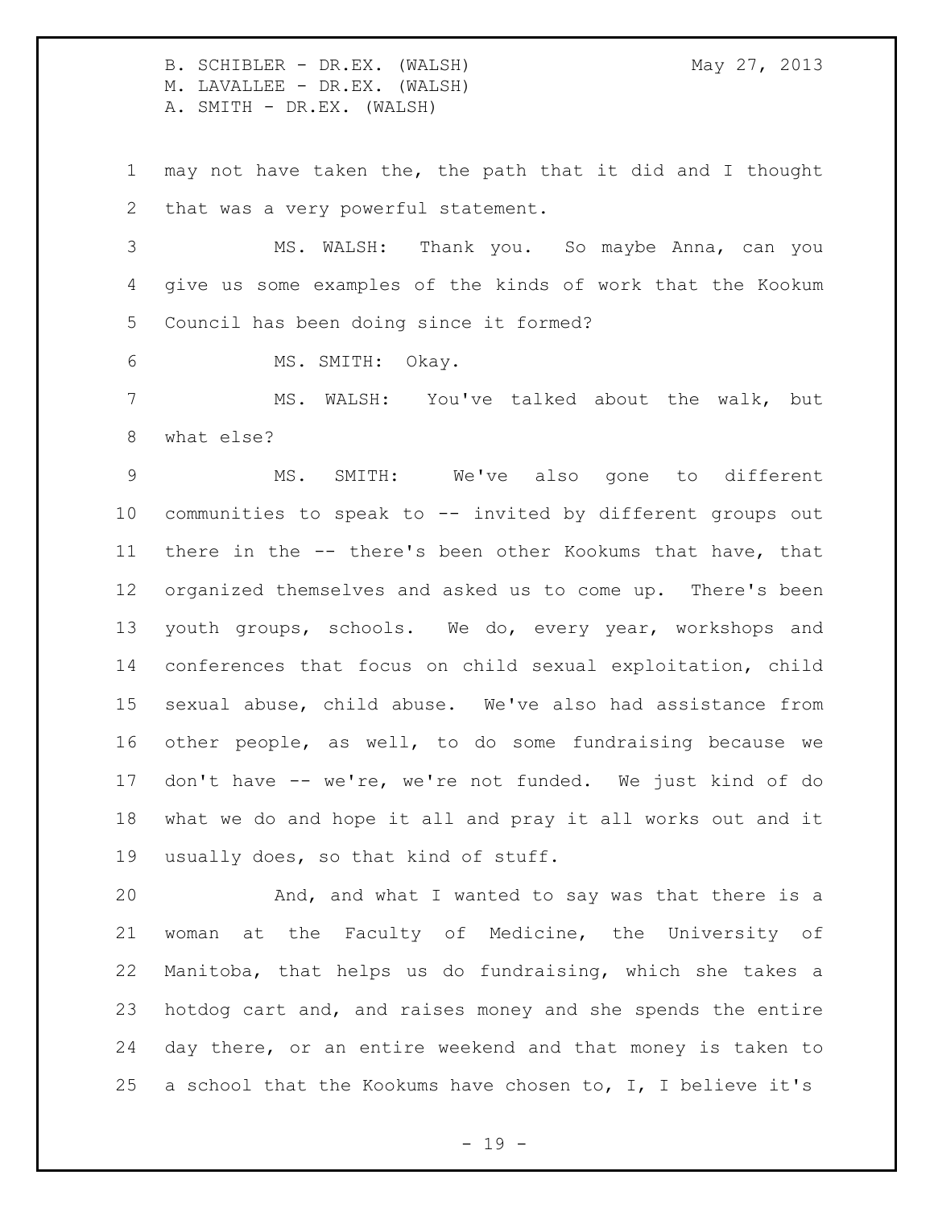may not have taken the, the path that it did and I thought that was a very powerful statement.

MS. WALSH: Thank you. So maybe Anna, can you give us some examples of the kinds of work that the Kookum Council has been doing since it formed?

MS. SMITH: Okay.

MS. WALSH: You've talked about the walk, but what else?

MS. SMITH: We've also gone to different communities to speak to -- invited by different groups out there in the -- there's been other Kookums that have, that organized themselves and asked us to come up. There's been youth groups, schools. We do, every year, workshops and conferences that focus on child sexual exploitation, child sexual abuse, child abuse. We've also had assistance from other people, as well, to do some fundraising because we don't have -- we're, we're not funded. We just kind of do what we do and hope it all and pray it all works out and it usually does, so that kind of stuff.

And, and what I wanted to say was that there is a woman at the Faculty of Medicine, the University of Manitoba, that helps us do fundraising, which she takes a hotdog cart and, and raises money and she spends the entire day there, or an entire weekend and that money is taken to a school that the Kookums have chosen to, I, I believe it's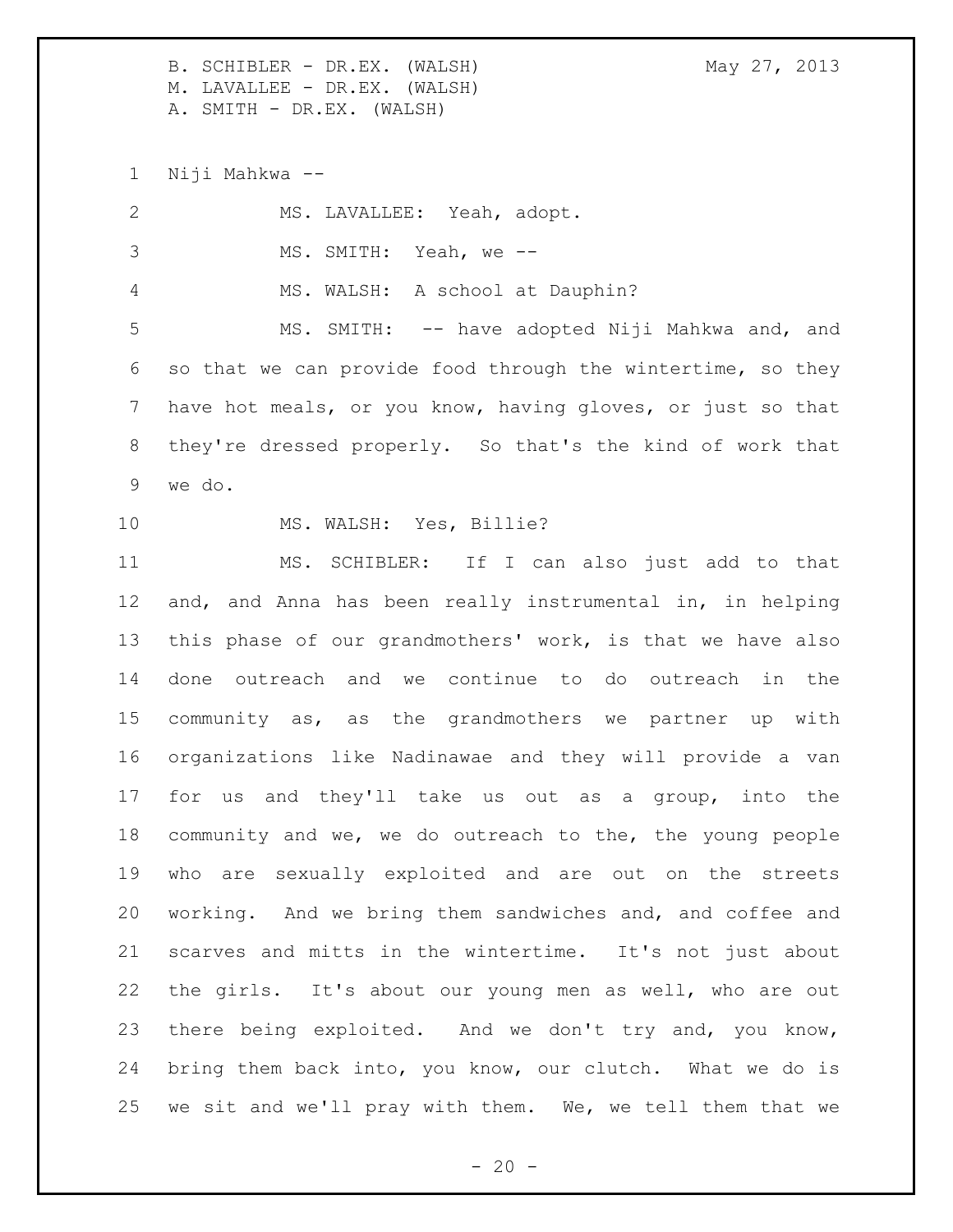Niji Mahkwa --

MS. LAVALLEE: Yeah, adopt.

MS. SMITH: Yeah, we --

MS. WALSH: A school at Dauphin?

MS. SMITH: -- have adopted Niji Mahkwa and, and so that we can provide food through the wintertime, so they have hot meals, or you know, having gloves, or just so that they're dressed properly. So that's the kind of work that we do.

MS. WALSH: Yes, Billie?

MS. SCHIBLER: If I can also just add to that and, and Anna has been really instrumental in, in helping this phase of our grandmothers' work, is that we have also done outreach and we continue to do outreach in the community as, as the grandmothers we partner up with organizations like Nadinawae and they will provide a van for us and they'll take us out as a group, into the community and we, we do outreach to the, the young people who are sexually exploited and are out on the streets working. And we bring them sandwiches and, and coffee and scarves and mitts in the wintertime. It's not just about the girls. It's about our young men as well, who are out there being exploited. And we don't try and, you know, bring them back into, you know, our clutch. What we do is we sit and we'll pray with them. We, we tell them that we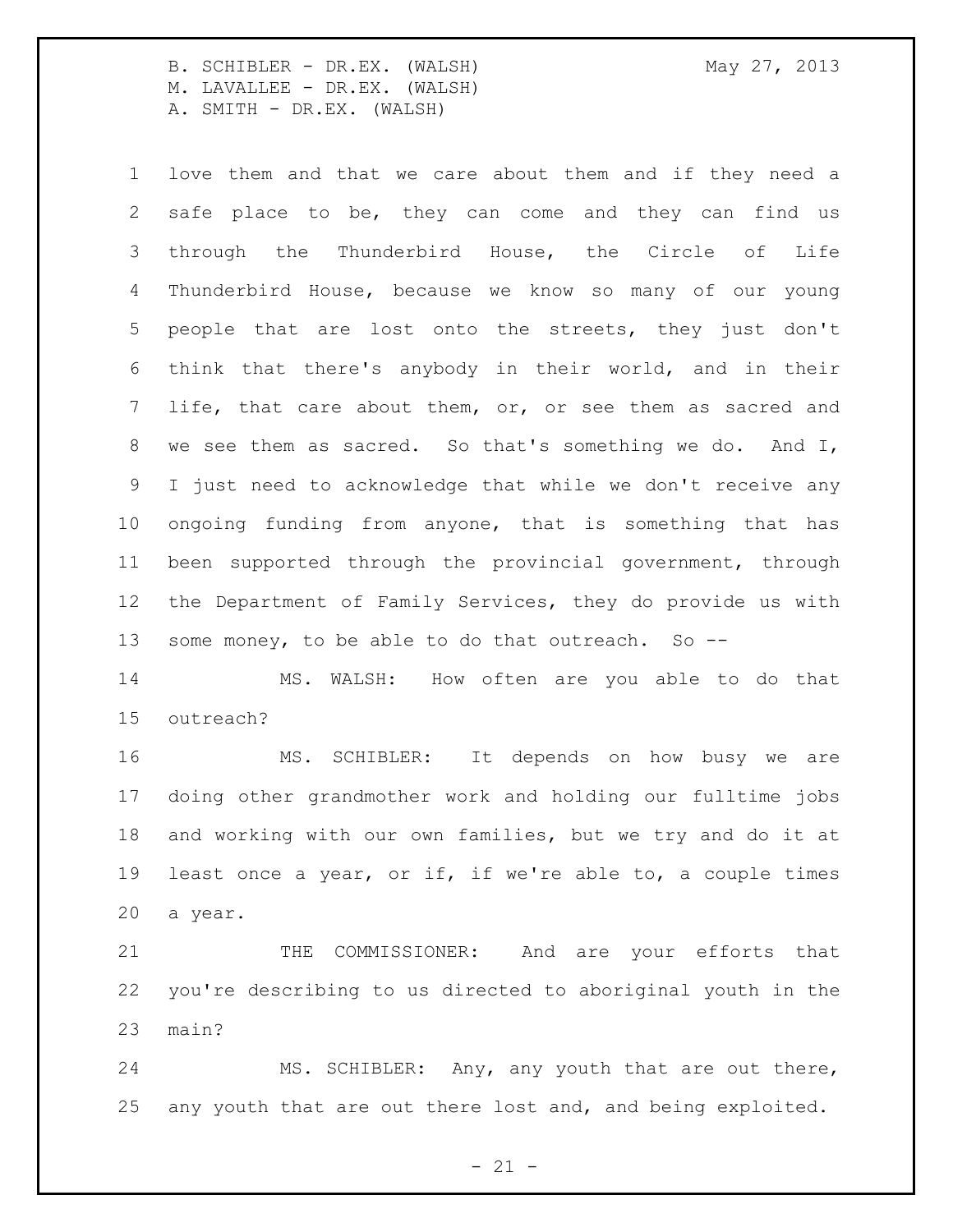love them and that we care about them and if they need a safe place to be, they can come and they can find us through the Thunderbird House, the Circle of Life Thunderbird House, because we know so many of our young people that are lost onto the streets, they just don't think that there's anybody in their world, and in their life, that care about them, or, or see them as sacred and we see them as sacred. So that's something we do. And I, I just need to acknowledge that while we don't receive any ongoing funding from anyone, that is something that has been supported through the provincial government, through the Department of Family Services, they do provide us with some money, to be able to do that outreach. So --

MS. WALSH: How often are you able to do that outreach?

MS. SCHIBLER: It depends on how busy we are doing other grandmother work and holding our fulltime jobs and working with our own families, but we try and do it at least once a year, or if, if we're able to, a couple times a year.

THE COMMISSIONER: And are your efforts that you're describing to us directed to aboriginal youth in the main?

MS. SCHIBLER: Any, any youth that are out there, any youth that are out there lost and, and being exploited.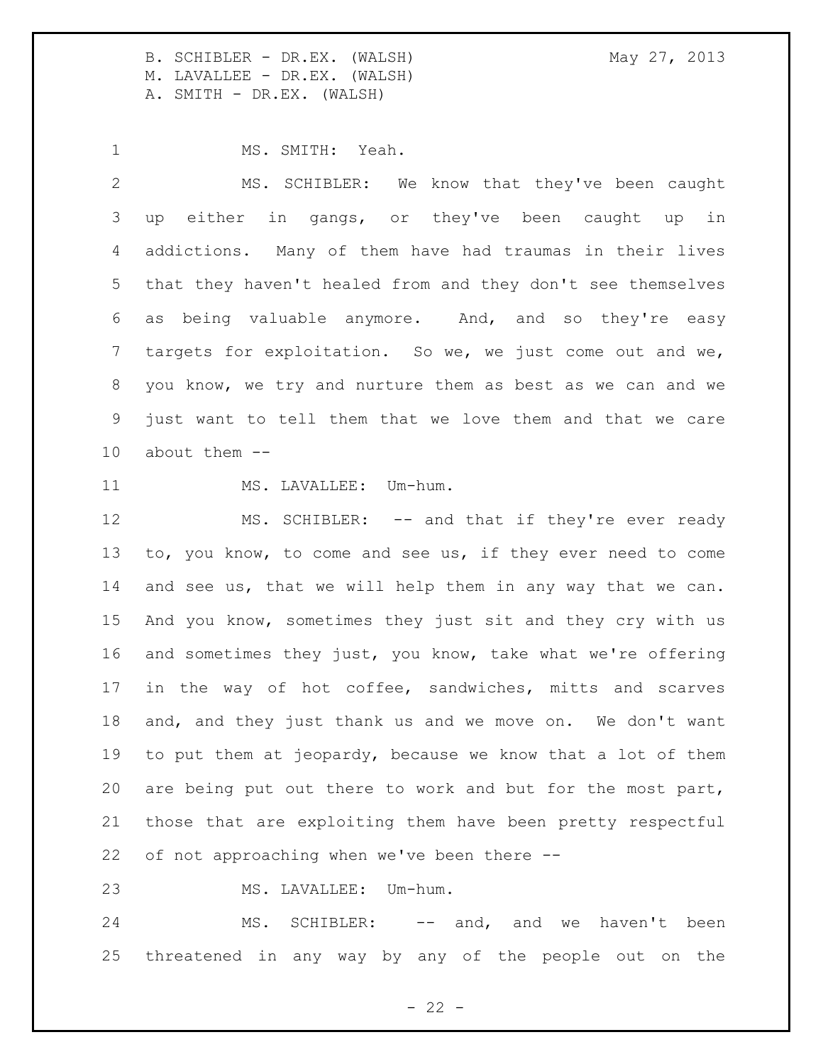MS. SMITH: Yeah.

MS. SCHIBLER: We know that they've been caught up either in gangs, or they've been caught up in addictions. Many of them have had traumas in their lives that they haven't healed from and they don't see themselves as being valuable anymore. And, and so they're easy targets for exploitation. So we, we just come out and we, you know, we try and nurture them as best as we can and we just want to tell them that we love them and that we care about them --

MS. LAVALLEE: Um-hum.

MS. SCHIBLER: -- and that if they're ever ready to, you know, to come and see us, if they ever need to come and see us, that we will help them in any way that we can. And you know, sometimes they just sit and they cry with us and sometimes they just, you know, take what we're offering in the way of hot coffee, sandwiches, mitts and scarves and, and they just thank us and we move on. We don't want to put them at jeopardy, because we know that a lot of them are being put out there to work and but for the most part, those that are exploiting them have been pretty respectful of not approaching when we've been there --

MS. LAVALLEE: Um-hum.

MS. SCHIBLER: -- and, and we haven't been threatened in any way by any of the people out on the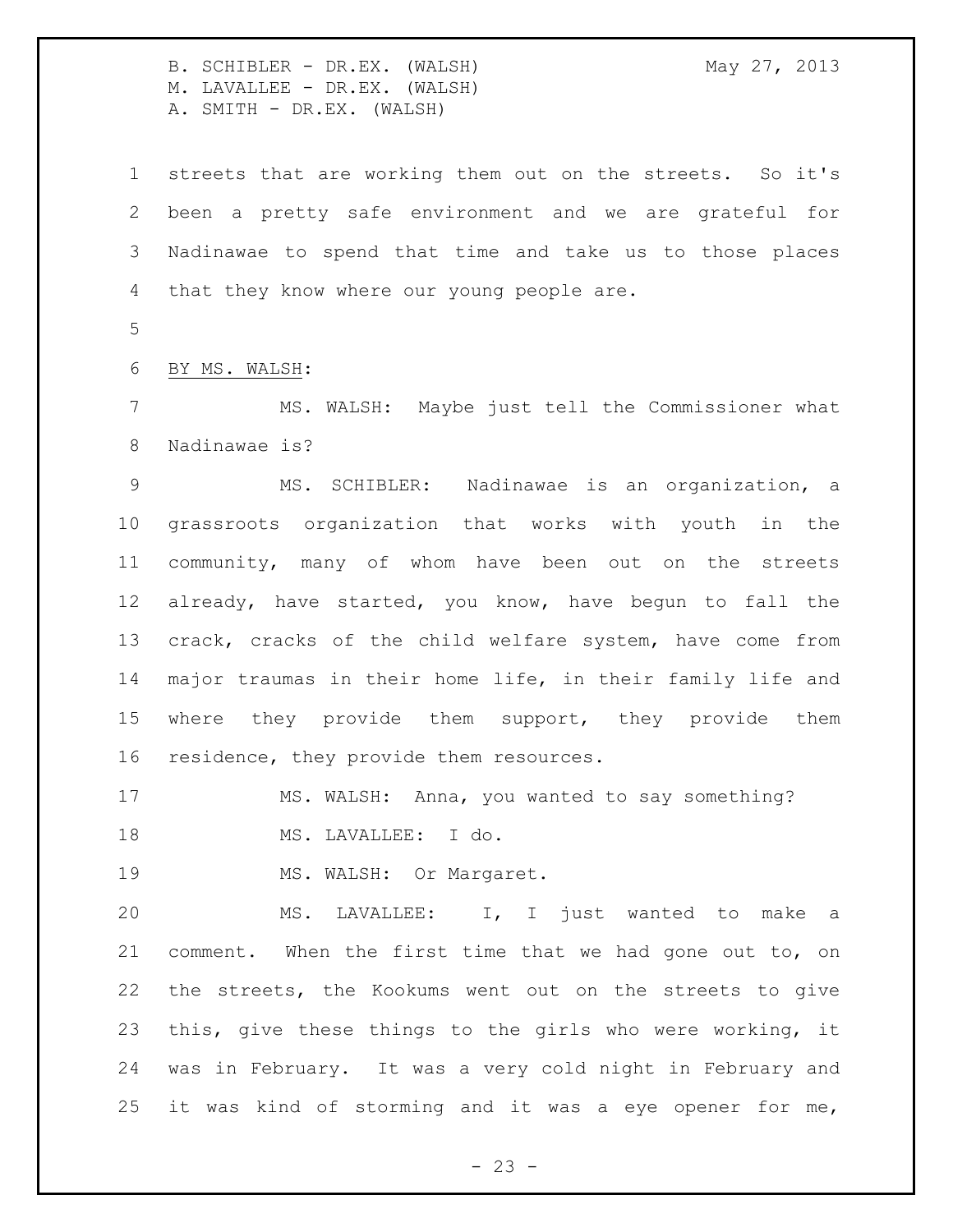streets that are working them out on the streets. So it's been a pretty safe environment and we are grateful for Nadinawae to spend that time and take us to those places that they know where our young people are.

BY MS. WALSH:

MS. WALSH: Maybe just tell the Commissioner what Nadinawae is?

MS. SCHIBLER: Nadinawae is an organization, a grassroots organization that works with youth in the community, many of whom have been out on the streets already, have started, you know, have begun to fall the crack, cracks of the child welfare system, have come from major traumas in their home life, in their family life and where they provide them support, they provide them residence, they provide them resources.

MS. WALSH: Anna, you wanted to say something?

MS. LAVALLEE: I do.

MS. WALSH: Or Margaret.

MS. LAVALLEE: I, I just wanted to make a comment. When the first time that we had gone out to, on the streets, the Kookums went out on the streets to give this, give these things to the girls who were working, it was in February. It was a very cold night in February and it was kind of storming and it was a eye opener for me,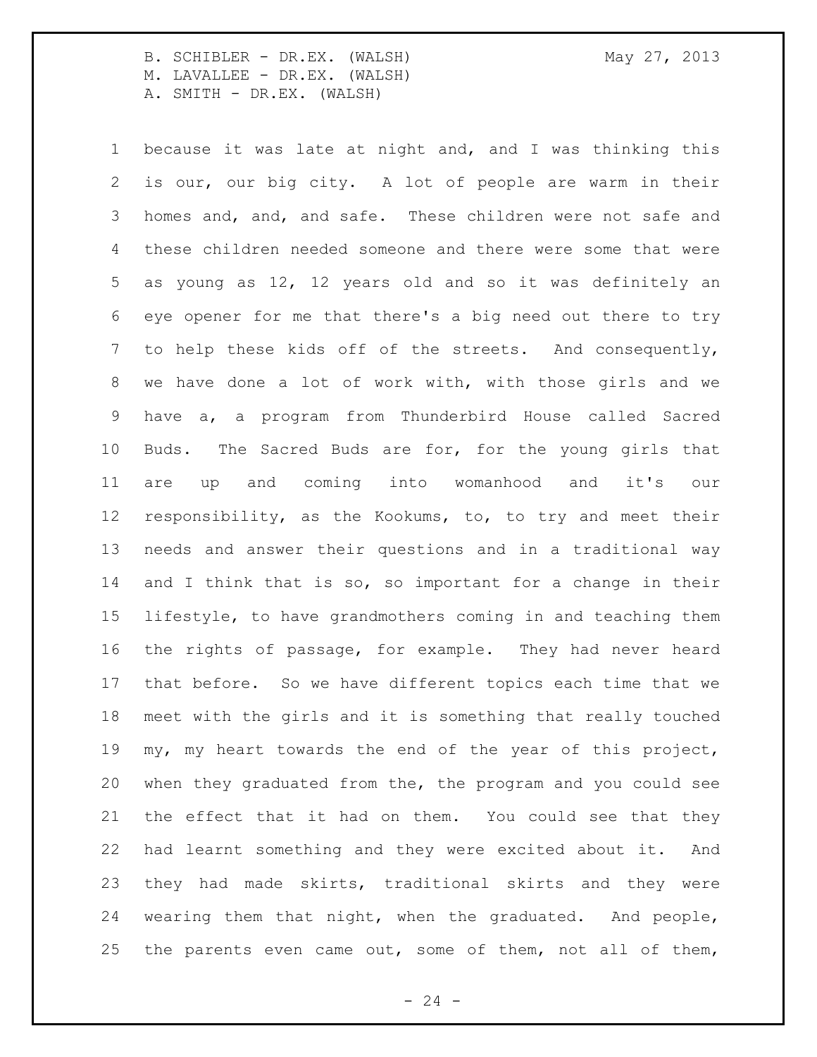because it was late at night and, and I was thinking this is our, our big city. A lot of people are warm in their homes and, and, and safe. These children were not safe and these children needed someone and there were some that were as young as 12, 12 years old and so it was definitely an eye opener for me that there's a big need out there to try to help these kids off of the streets. And consequently, we have done a lot of work with, with those girls and we have a, a program from Thunderbird House called Sacred Buds. The Sacred Buds are for, for the young girls that are up and coming into womanhood and it's our responsibility, as the Kookums, to, to try and meet their needs and answer their questions and in a traditional way and I think that is so, so important for a change in their lifestyle, to have grandmothers coming in and teaching them the rights of passage, for example. They had never heard that before. So we have different topics each time that we meet with the girls and it is something that really touched my, my heart towards the end of the year of this project, when they graduated from the, the program and you could see the effect that it had on them. You could see that they had learnt something and they were excited about it. And they had made skirts, traditional skirts and they were wearing them that night, when the graduated. And people, the parents even came out, some of them, not all of them,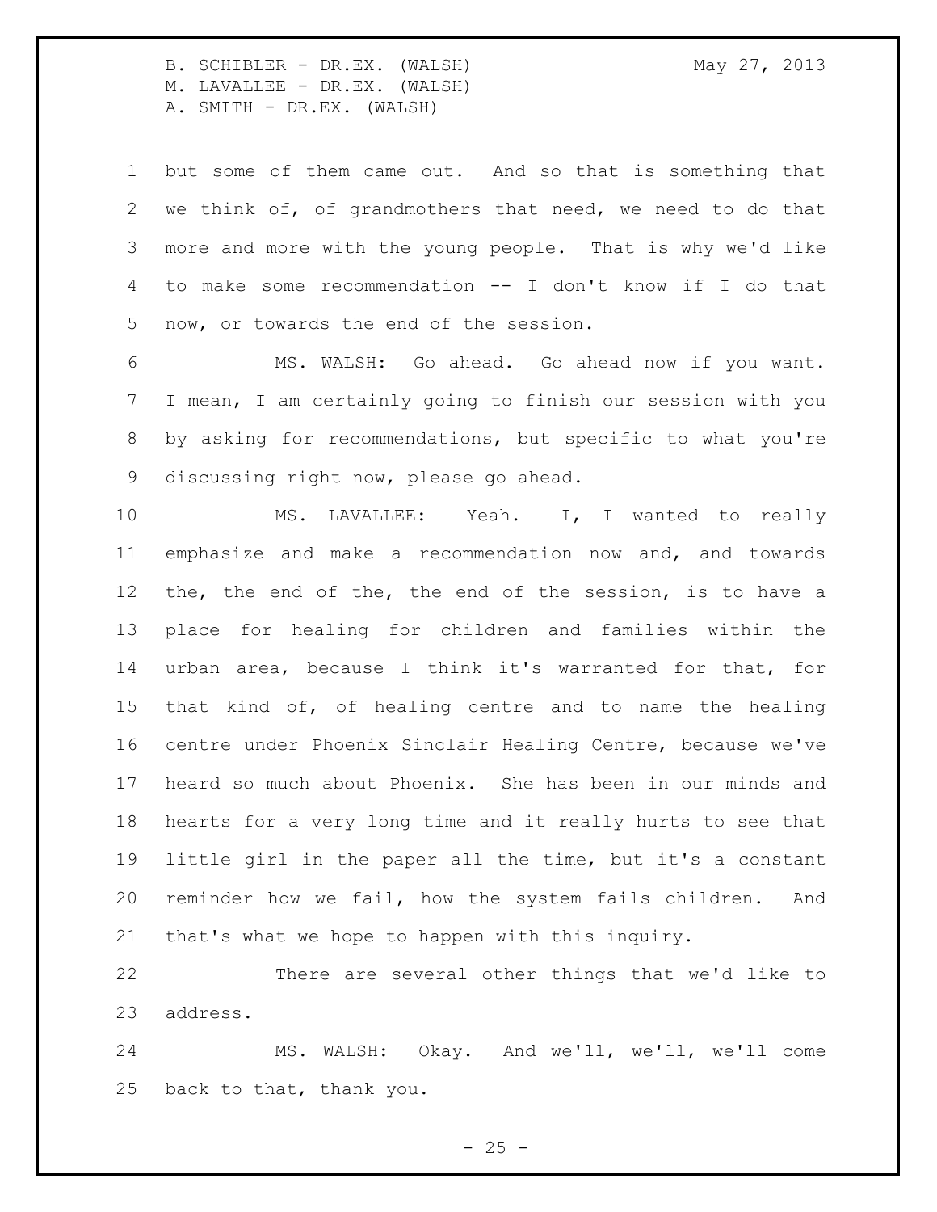but some of them came out. And so that is something that we think of, of grandmothers that need, we need to do that more and more with the young people. That is why we'd like to make some recommendation -- I don't know if I do that now, or towards the end of the session.

MS. WALSH: Go ahead. Go ahead now if you want. I mean, I am certainly going to finish our session with you by asking for recommendations, but specific to what you're discussing right now, please go ahead.

MS. LAVALLEE: Yeah. I, I wanted to really emphasize and make a recommendation now and, and towards the, the end of the, the end of the session, is to have a place for healing for children and families within the urban area, because I think it's warranted for that, for that kind of, of healing centre and to name the healing centre under Phoenix Sinclair Healing Centre, because we've heard so much about Phoenix. She has been in our minds and hearts for a very long time and it really hurts to see that little girl in the paper all the time, but it's a constant reminder how we fail, how the system fails children. And that's what we hope to happen with this inquiry.

There are several other things that we'd like to address.

MS. WALSH: Okay. And we'll, we'll, we'll come back to that, thank you.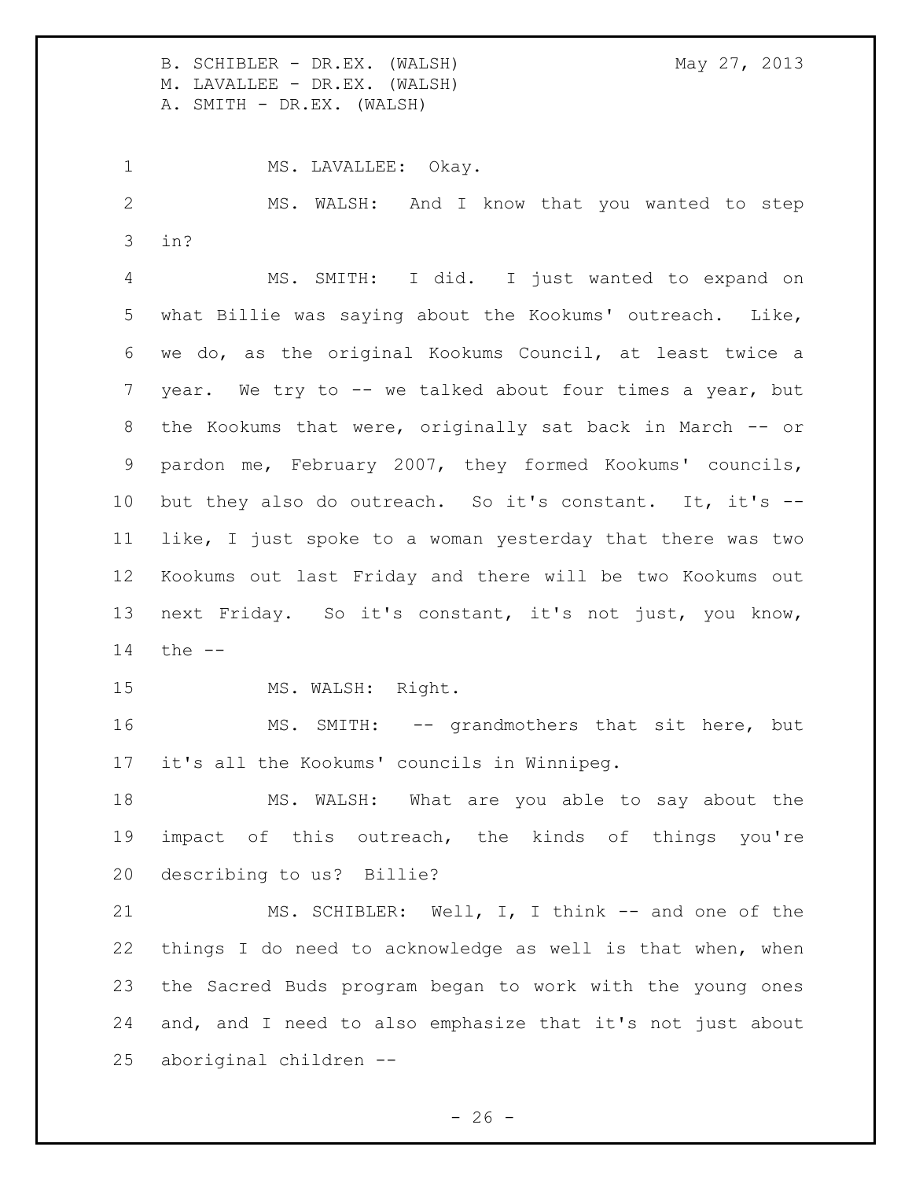MS. LAVALLEE: Okay.

MS. WALSH: And I know that you wanted to step in?

MS. SMITH: I did. I just wanted to expand on what Billie was saying about the Kookums' outreach. Like, we do, as the original Kookums Council, at least twice a year. We try to -- we talked about four times a year, but the Kookums that were, originally sat back in March -- or pardon me, February 2007, they formed Kookums' councils, but they also do outreach. So it's constant. It, it's -- like, I just spoke to a woman yesterday that there was two Kookums out last Friday and there will be two Kookums out next Friday. So it's constant, it's not just, you know, the --

MS. WALSH: Right.

MS. SMITH: -- grandmothers that sit here, but it's all the Kookums' councils in Winnipeg.

MS. WALSH: What are you able to say about the impact of this outreach, the kinds of things you're describing to us? Billie?

MS. SCHIBLER: Well, I, I think -- and one of the things I do need to acknowledge as well is that when, when the Sacred Buds program began to work with the young ones and, and I need to also emphasize that it's not just about aboriginal children --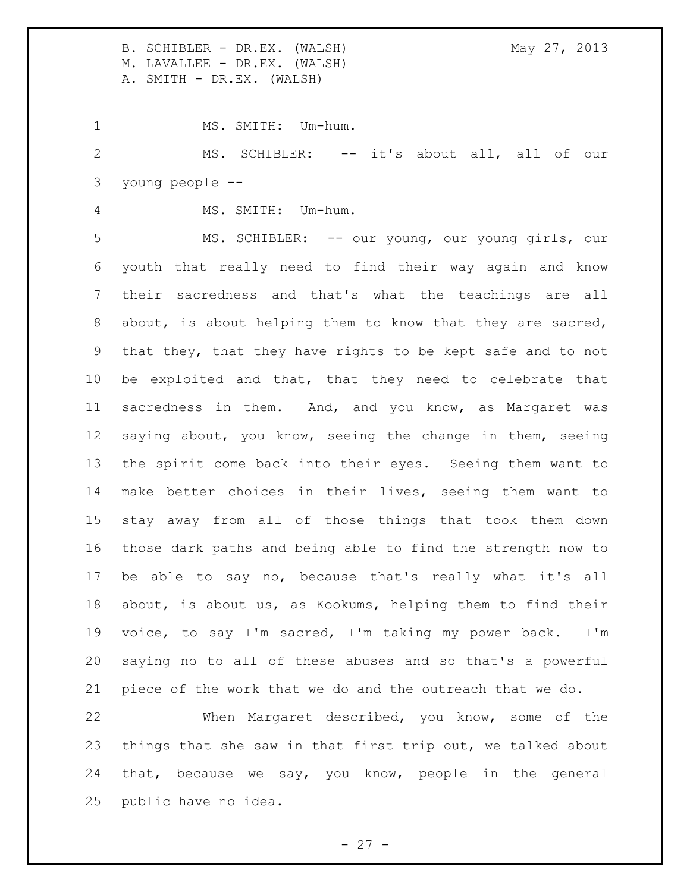MS. SMITH: Um-hum.

MS. SCHIBLER: -- it's about all, all of our young people --

MS. SMITH: Um-hum.

MS. SCHIBLER: -- our young, our young girls, our youth that really need to find their way again and know their sacredness and that's what the teachings are all about, is about helping them to know that they are sacred, that they, that they have rights to be kept safe and to not be exploited and that, that they need to celebrate that sacredness in them. And, and you know, as Margaret was saying about, you know, seeing the change in them, seeing the spirit come back into their eyes. Seeing them want to make better choices in their lives, seeing them want to stay away from all of those things that took them down those dark paths and being able to find the strength now to be able to say no, because that's really what it's all about, is about us, as Kookums, helping them to find their voice, to say I'm sacred, I'm taking my power back. I'm saying no to all of these abuses and so that's a powerful piece of the work that we do and the outreach that we do.

When Margaret described, you know, some of the things that she saw in that first trip out, we talked about that, because we say, you know, people in the general public have no idea.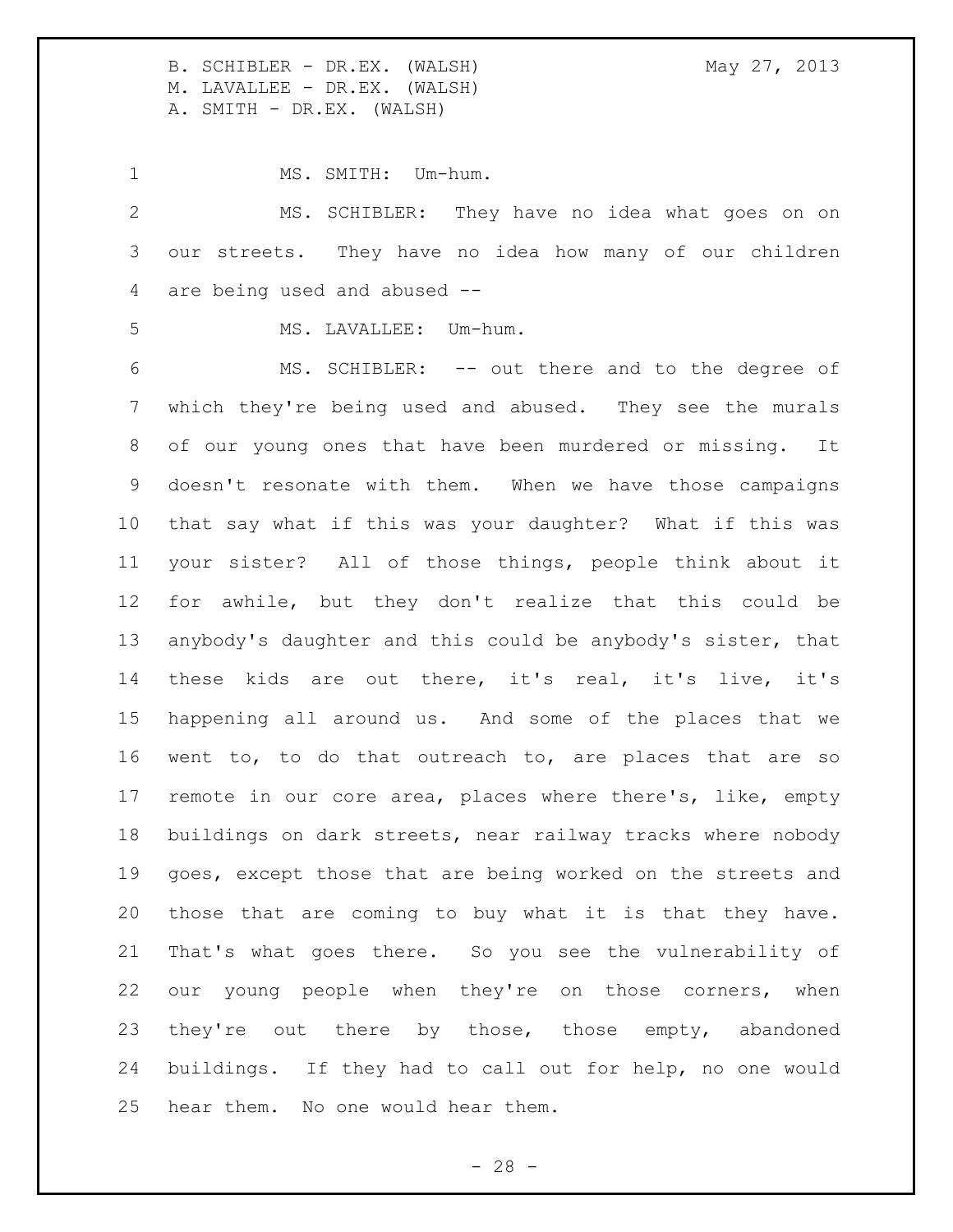MS. SMITH: Um-hum.

MS. SCHIBLER: They have no idea what goes on on our streets. They have no idea how many of our children are being used and abused --

MS. LAVALLEE: Um-hum.

MS. SCHIBLER: -- out there and to the degree of which they're being used and abused. They see the murals of our young ones that have been murdered or missing. It doesn't resonate with them. When we have those campaigns that say what if this was your daughter? What if this was your sister? All of those things, people think about it for awhile, but they don't realize that this could be anybody's daughter and this could be anybody's sister, that these kids are out there, it's real, it's live, it's happening all around us. And some of the places that we went to, to do that outreach to, are places that are so remote in our core area, places where there's, like, empty buildings on dark streets, near railway tracks where nobody goes, except those that are being worked on the streets and those that are coming to buy what it is that they have. That's what goes there. So you see the vulnerability of our young people when they're on those corners, when they're out there by those, those empty, abandoned buildings. If they had to call out for help, no one would hear them. No one would hear them.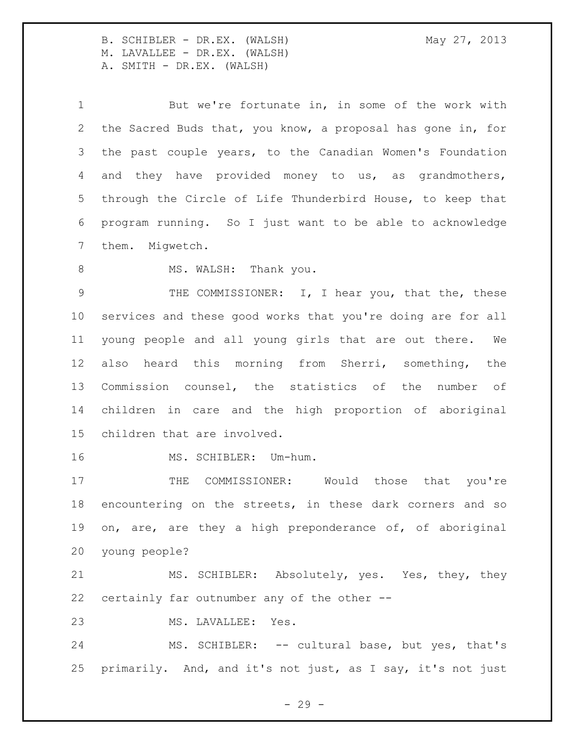But we're fortunate in, in some of the work with the Sacred Buds that, you know, a proposal has gone in, for the past couple years, to the Canadian Women's Foundation and they have provided money to us, as grandmothers, through the Circle of Life Thunderbird House, to keep that program running. So I just want to be able to acknowledge them. Migwetch.

MS. WALSH: Thank you.

THE COMMISSIONER: I, I hear you, that the, these services and these good works that you're doing are for all young people and all young girls that are out there. We also heard this morning from Sherri, something, the Commission counsel, the statistics of the number of children in care and the high proportion of aboriginal children that are involved.

MS. SCHIBLER: Um-hum.

THE COMMISSIONER: Would those that you're encountering on the streets, in these dark corners and so on, are, are they a high preponderance of, of aboriginal young people?

MS. SCHIBLER: Absolutely, yes. Yes, they, they certainly far outnumber any of the other --

MS. LAVALLEE: Yes.

MS. SCHIBLER: -- cultural base, but yes, that's primarily. And, and it's not just, as I say, it's not just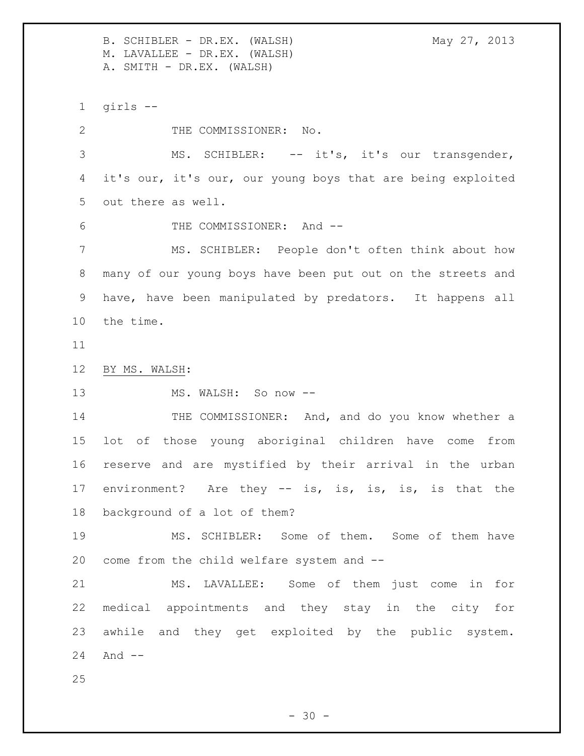girls --

THE COMMISSIONER: No.

MS. SCHIBLER: -- it's, it's our transgender, it's our, it's our, our young boys that are being exploited out there as well.

THE COMMISSIONER: And --

MS. SCHIBLER: People don't often think about how many of our young boys have been put out on the streets and have, have been manipulated by predators. It happens all the time.

BY MS. WALSH:

MS. WALSH: So now --

THE COMMISSIONER: And, and do you know whether a lot of those young aboriginal children have come from reserve and are mystified by their arrival in the urban environment? Are they -- is, is, is, is, is that the background of a lot of them?

MS. SCHIBLER: Some of them. Some of them have come from the child welfare system and --

MS. LAVALLEE: Some of them just come in for medical appointments and they stay in the city for awhile and they get exploited by the public system. And --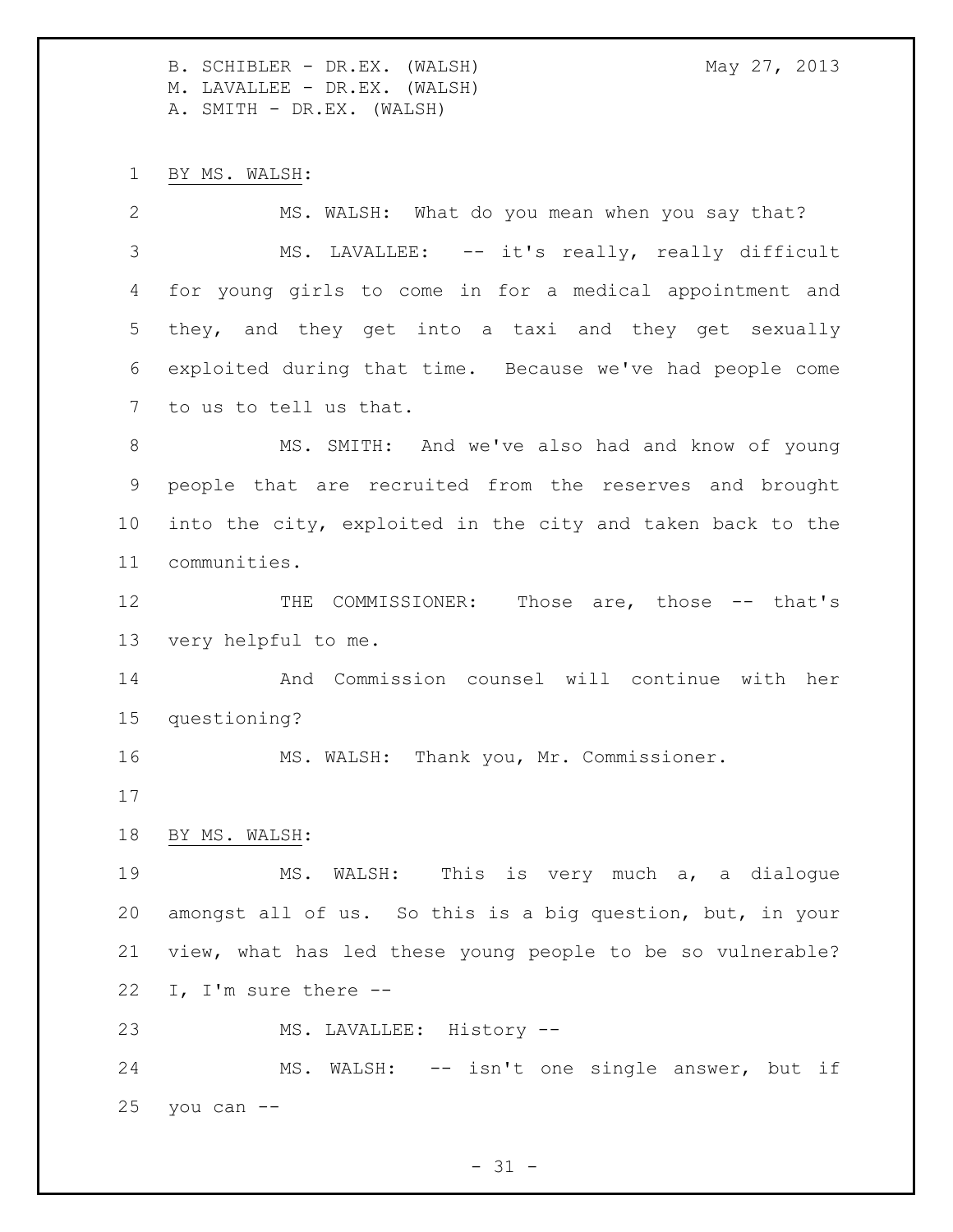BY MS. WALSH:

MS. WALSH: What do you mean when you say that?

MS. LAVALLEE: -- it's really, really difficult for young girls to come in for a medical appointment and they, and they get into a taxi and they get sexually exploited during that time. Because we've had people come to us to tell us that.

MS. SMITH: And we've also had and know of young people that are recruited from the reserves and brought into the city, exploited in the city and taken back to the communities.

THE COMMISSIONER: Those are, those -- that's very helpful to me.

And Commission counsel will continue with her questioning?

MS. WALSH: Thank you, Mr. Commissioner.

BY MS. WALSH:

MS. WALSH: This is very much a, a dialogue amongst all of us. So this is a big question, but, in your view, what has led these young people to be so vulnerable? I, I'm sure there --

MS. LAVALLEE: History --

MS. WALSH: -- isn't one single answer, but if you can --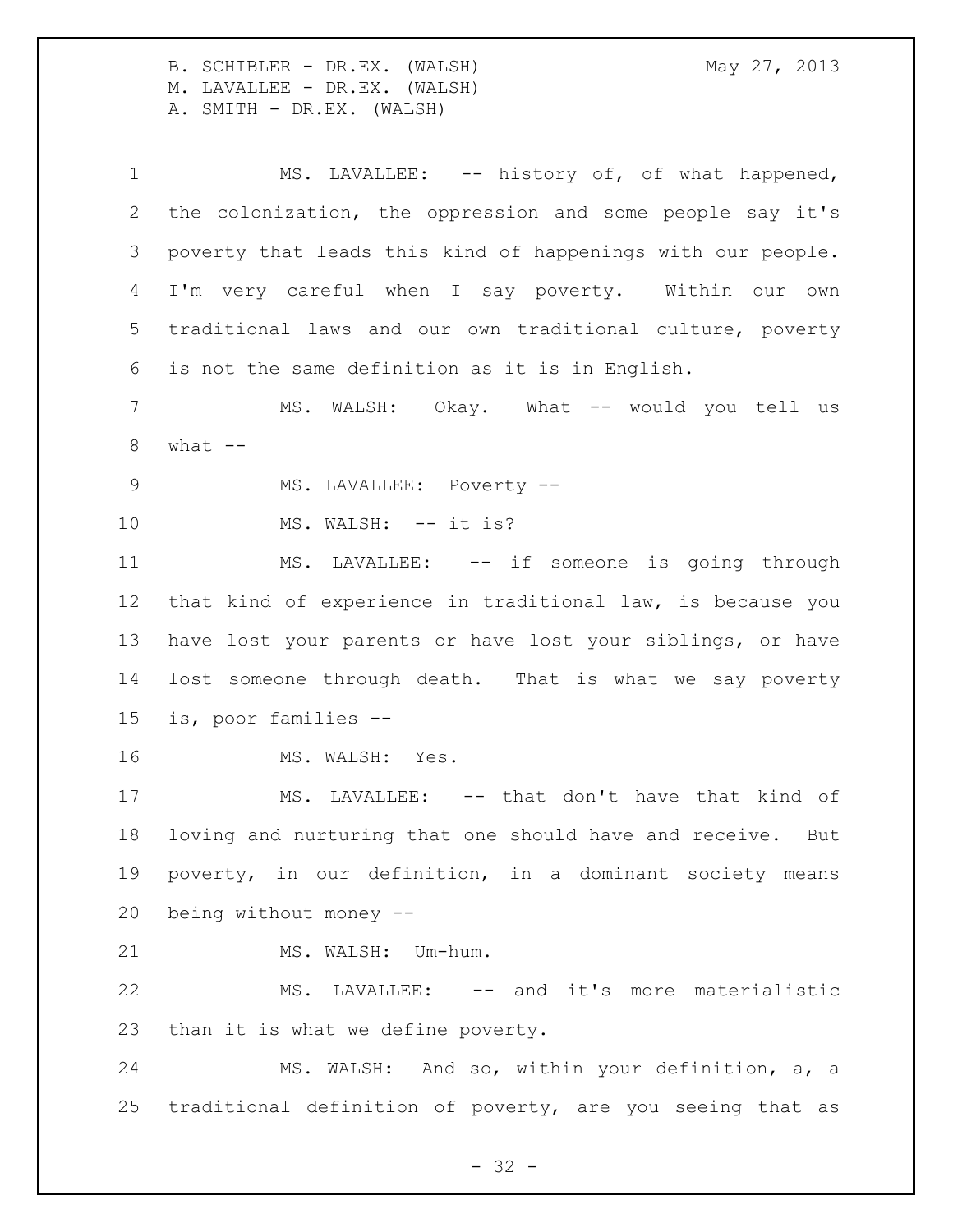MS. LAVALLEE: -- history of, of what happened, the colonization, the oppression and some people say it's poverty that leads this kind of happenings with our people. I'm very careful when I say poverty. Within our own traditional laws and our own traditional culture, poverty is not the same definition as it is in English.

MS. WALSH: Okay. What -- would you tell us what --

MS. LAVALLEE: Poverty --

MS. WALSH: -- it is?

MS. LAVALLEE: -- if someone is going through that kind of experience in traditional law, is because you have lost your parents or have lost your siblings, or have lost someone through death. That is what we say poverty is, poor families --

MS. WALSH: Yes.

MS. LAVALLEE: -- that don't have that kind of loving and nurturing that one should have and receive. But poverty, in our definition, in a dominant society means being without money --

MS. WALSH: Um-hum.

MS. LAVALLEE: -- and it's more materialistic than it is what we define poverty.

MS. WALSH: And so, within your definition, a, a traditional definition of poverty, are you seeing that as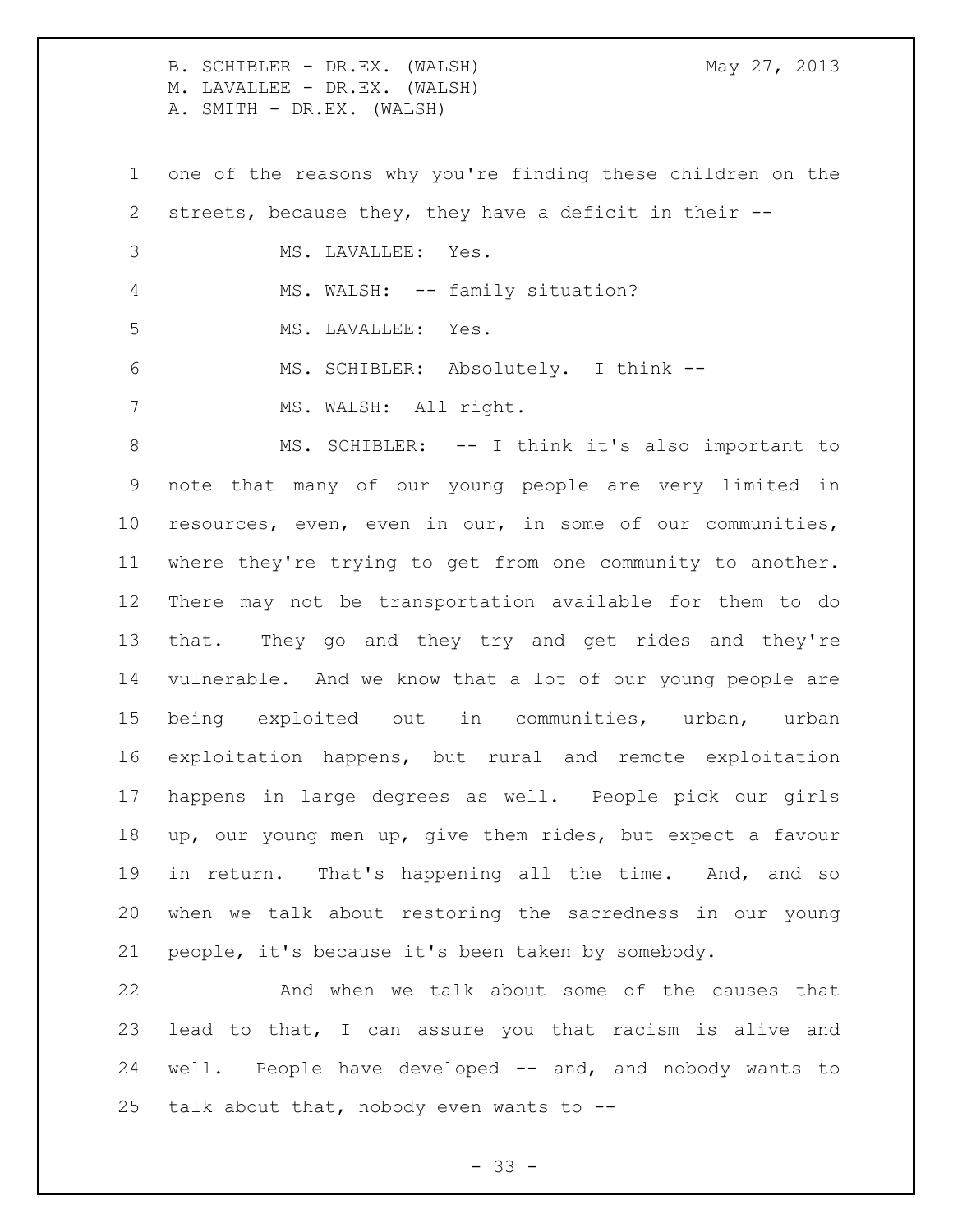one of the reasons why you're finding these children on the streets, because they, they have a deficit in their --

MS. LAVALLEE: Yes.

MS. WALSH: -- family situation?

MS. LAVALLEE: Yes.

MS. SCHIBLER: Absolutely. I think --

MS. WALSH: All right.

MS. SCHIBLER: -- I think it's also important to note that many of our young people are very limited in resources, even, even in our, in some of our communities, where they're trying to get from one community to another. There may not be transportation available for them to do that. They go and they try and get rides and they're vulnerable. And we know that a lot of our young people are being exploited out in communities, urban, urban exploitation happens, but rural and remote exploitation happens in large degrees as well. People pick our girls up, our young men up, give them rides, but expect a favour in return. That's happening all the time. And, and so when we talk about restoring the sacredness in our young people, it's because it's been taken by somebody.

And when we talk about some of the causes that lead to that, I can assure you that racism is alive and well. People have developed -- and, and nobody wants to talk about that, nobody even wants to --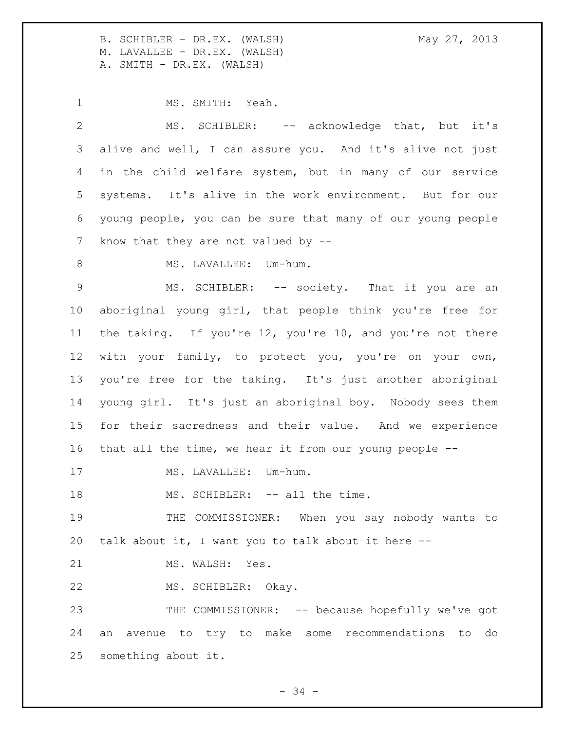MS. SMITH: Yeah.

MS. SCHIBLER: -- acknowledge that, but it's alive and well, I can assure you. And it's alive not just in the child welfare system, but in many of our service systems. It's alive in the work environment. But for our young people, you can be sure that many of our young people know that they are not valued by --

MS. LAVALLEE: Um-hum.

MS. SCHIBLER: -- society. That if you are an aboriginal young girl, that people think you're free for the taking. If you're 12, you're 10, and you're not there with your family, to protect you, you're on your own, you're free for the taking. It's just another aboriginal young girl. It's just an aboriginal boy. Nobody sees them for their sacredness and their value. And we experience that all the time, we hear it from our young people --

MS. LAVALLEE: Um-hum.

MS. SCHIBLER: -- all the time.

THE COMMISSIONER: When you say nobody wants to talk about it, I want you to talk about it here --

MS. WALSH: Yes.

MS. SCHIBLER: Okay.

THE COMMISSIONER: -- because hopefully we've got an avenue to try to make some recommendations to do something about it.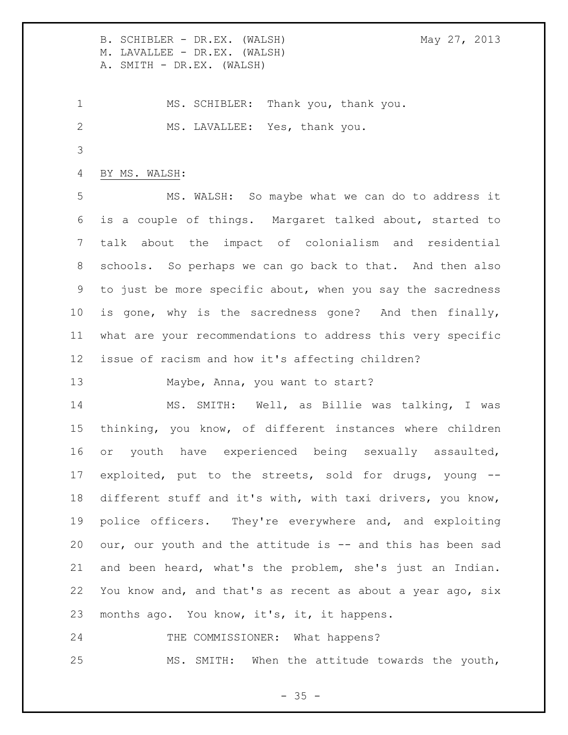MS. SCHIBLER: Thank you, thank you.

MS. LAVALLEE: Yes, thank you.

BY MS. WALSH:

MS. WALSH: So maybe what we can do to address it is a couple of things. Margaret talked about, started to talk about the impact of colonialism and residential schools. So perhaps we can go back to that. And then also to just be more specific about, when you say the sacredness is gone, why is the sacredness gone? And then finally, what are your recommendations to address this very specific issue of racism and how it's affecting children?

Maybe, Anna, you want to start?

MS. SMITH: Well, as Billie was talking, I was thinking, you know, of different instances where children or youth have experienced being sexually assaulted, exploited, put to the streets, sold for drugs, young -- different stuff and it's with, with taxi drivers, you know, police officers. They're everywhere and, and exploiting our, our youth and the attitude is -- and this has been sad and been heard, what's the problem, she's just an Indian. You know and, and that's as recent as about a year ago, six months ago. You know, it's, it, it happens.

THE COMMISSIONER: What happens?

MS. SMITH: When the attitude towards the youth,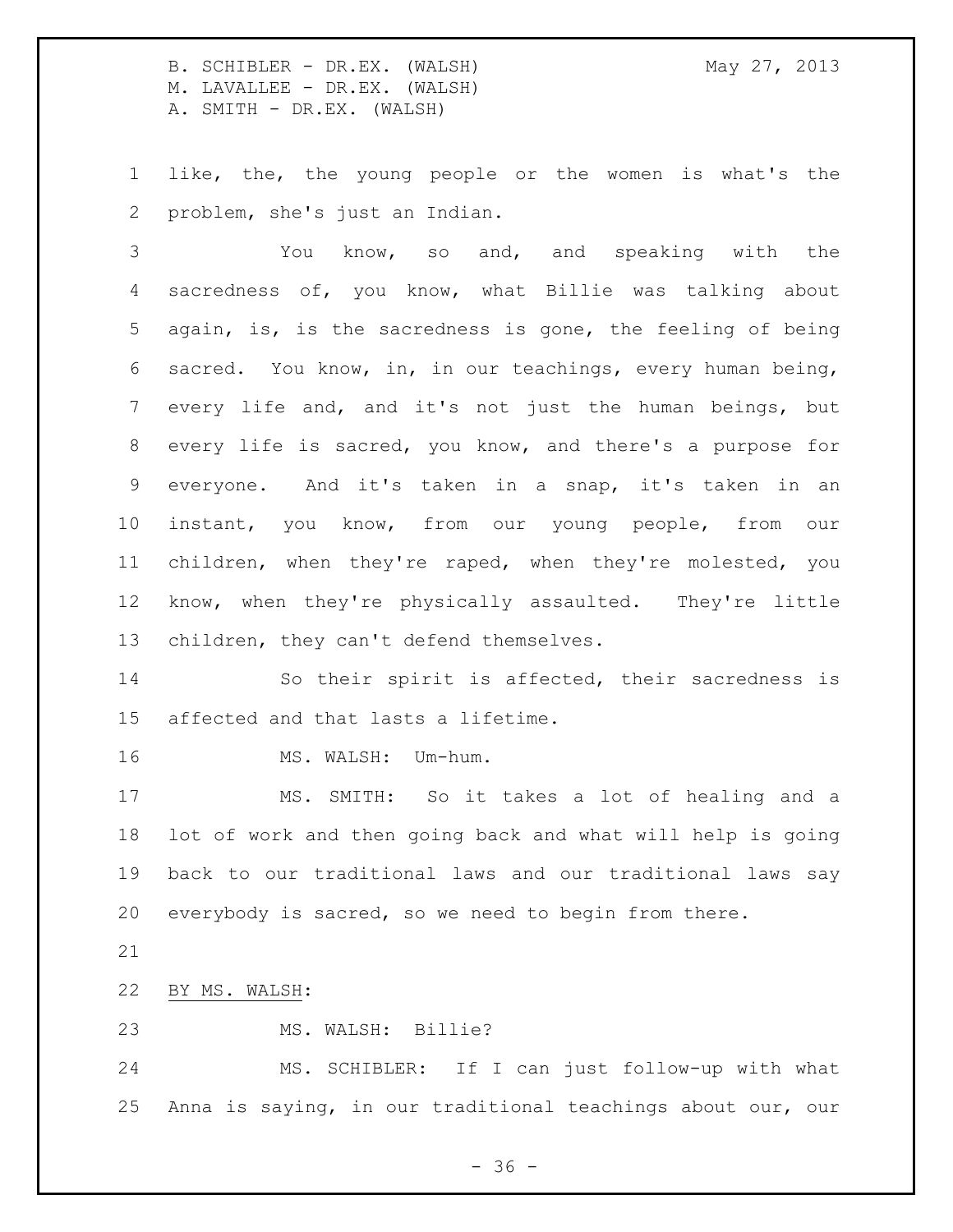like, the, the young people or the women is what's the problem, she's just an Indian.

You know, so and, and speaking with the sacredness of, you know, what Billie was talking about again, is, is the sacredness is gone, the feeling of being sacred. You know, in, in our teachings, every human being, every life and, and it's not just the human beings, but every life is sacred, you know, and there's a purpose for everyone. And it's taken in a snap, it's taken in an instant, you know, from our young people, from our children, when they're raped, when they're molested, you know, when they're physically assaulted. They're little children, they can't defend themselves.

So their spirit is affected, their sacredness is affected and that lasts a lifetime.

MS. WALSH: Um-hum.

MS. SMITH: So it takes a lot of healing and a lot of work and then going back and what will help is going back to our traditional laws and our traditional laws say everybody is sacred, so we need to begin from there.

BY MS. WALSH:

MS. WALSH: Billie?

MS. SCHIBLER: If I can just follow-up with what Anna is saying, in our traditional teachings about our, our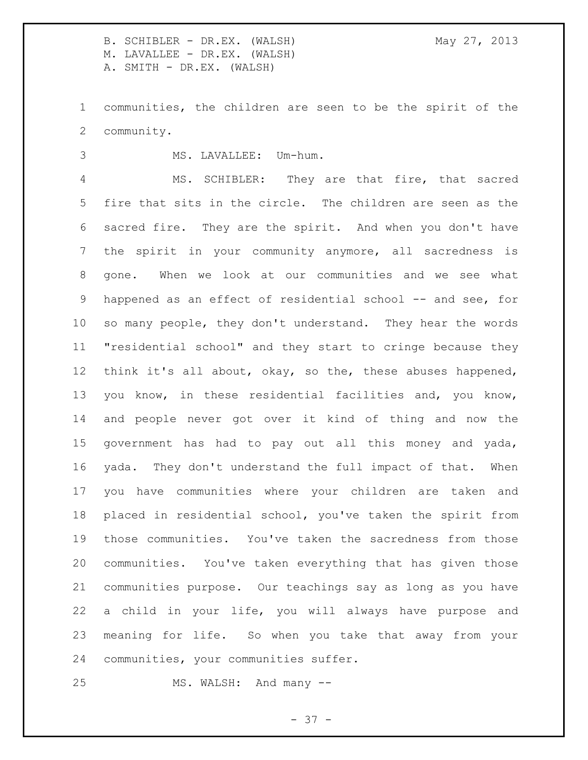communities, the children are seen to be the spirit of the community.

MS. LAVALLEE: Um-hum.

MS. SCHIBLER: They are that fire, that sacred fire that sits in the circle. The children are seen as the sacred fire. They are the spirit. And when you don't have the spirit in your community anymore, all sacredness is gone. When we look at our communities and we see what happened as an effect of residential school -- and see, for so many people, they don't understand. They hear the words "residential school" and they start to cringe because they think it's all about, okay, so the, these abuses happened, you know, in these residential facilities and, you know, and people never got over it kind of thing and now the government has had to pay out all this money and yada, yada. They don't understand the full impact of that. When you have communities where your children are taken and placed in residential school, you've taken the spirit from those communities. You've taken the sacredness from those communities. You've taken everything that has given those communities purpose. Our teachings say as long as you have a child in your life, you will always have purpose and meaning for life. So when you take that away from your communities, your communities suffer.

MS. WALSH: And many --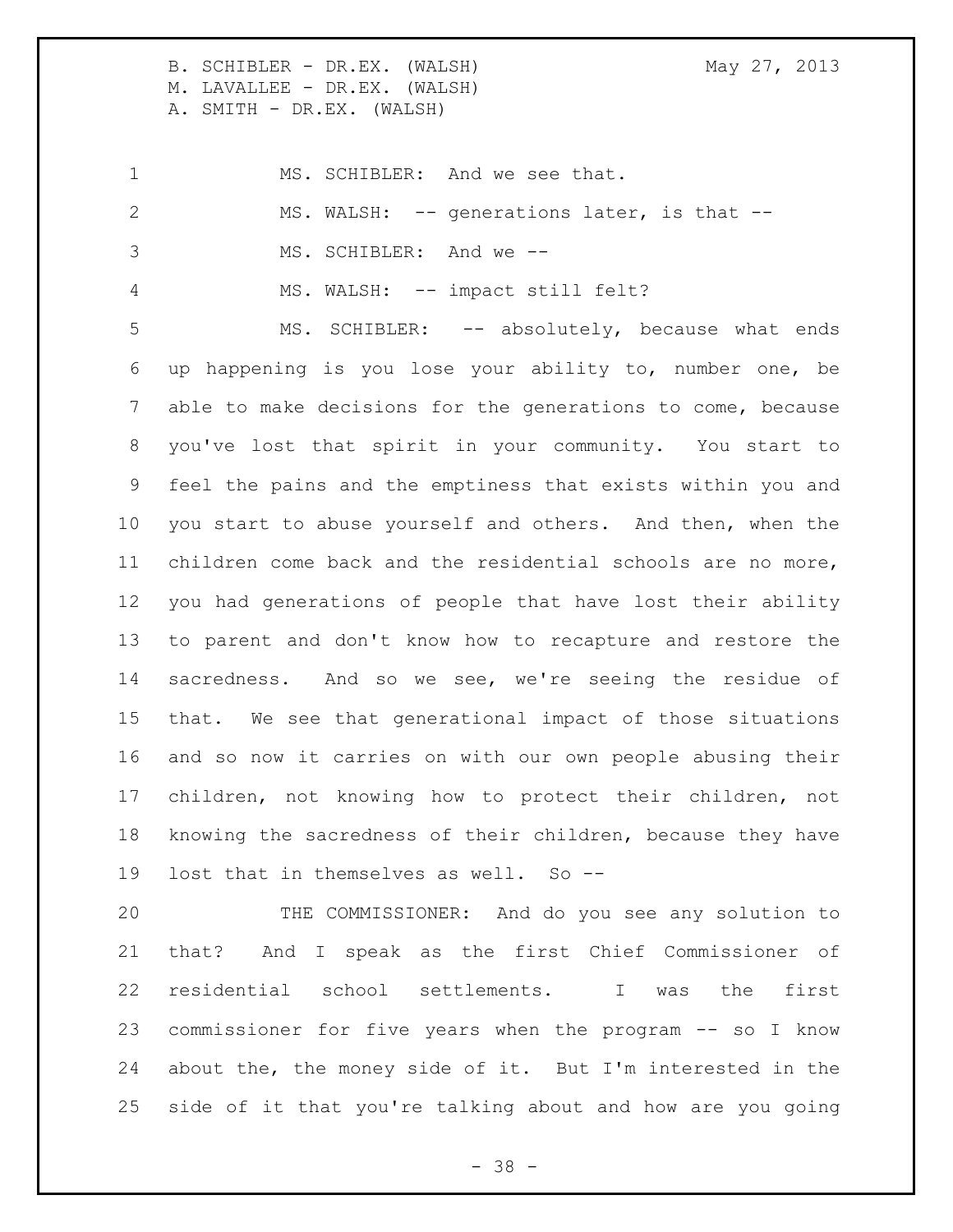MS. SCHIBLER: And we see that.

MS. WALSH: -- generations later, is that --

MS. SCHIBLER: And we --

MS. WALSH: -- impact still felt?

MS. SCHIBLER: -- absolutely, because what ends up happening is you lose your ability to, number one, be able to make decisions for the generations to come, because you've lost that spirit in your community. You start to feel the pains and the emptiness that exists within you and you start to abuse yourself and others. And then, when the children come back and the residential schools are no more, you had generations of people that have lost their ability to parent and don't know how to recapture and restore the sacredness. And so we see, we're seeing the residue of that. We see that generational impact of those situations and so now it carries on with our own people abusing their children, not knowing how to protect their children, not knowing the sacredness of their children, because they have lost that in themselves as well. So --

THE COMMISSIONER: And do you see any solution to that? And I speak as the first Chief Commissioner of residential school settlements. I was the first commissioner for five years when the program -- so I know about the, the money side of it. But I'm interested in the side of it that you're talking about and how are you going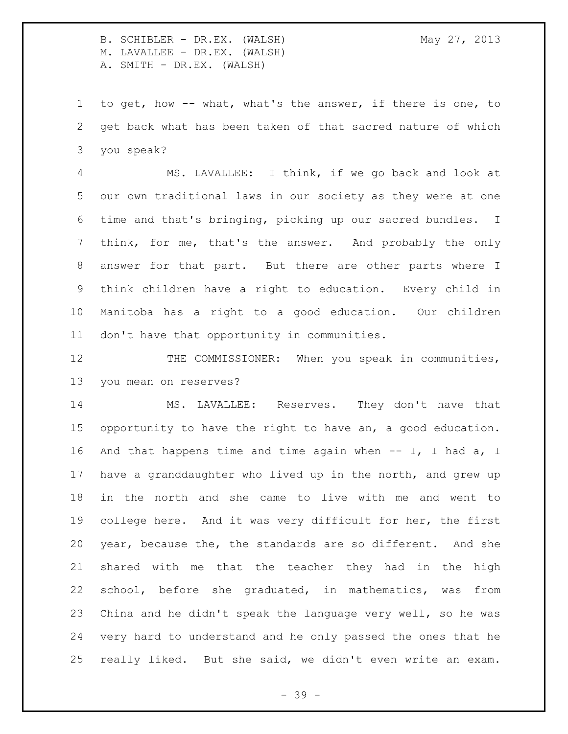to get, how -- what, what's the answer, if there is one, to get back what has been taken of that sacred nature of which you speak?

MS. LAVALLEE: I think, if we go back and look at our own traditional laws in our society as they were at one time and that's bringing, picking up our sacred bundles. I think, for me, that's the answer. And probably the only answer for that part. But there are other parts where I think children have a right to education. Every child in Manitoba has a right to a good education. Our children don't have that opportunity in communities.

THE COMMISSIONER: When you speak in communities, you mean on reserves?

MS. LAVALLEE: Reserves. They don't have that opportunity to have the right to have an, a good education. And that happens time and time again when -- I, I had a, I have a granddaughter who lived up in the north, and grew up in the north and she came to live with me and went to college here. And it was very difficult for her, the first year, because the, the standards are so different. And she shared with me that the teacher they had in the high school, before she graduated, in mathematics, was from China and he didn't speak the language very well, so he was very hard to understand and he only passed the ones that he really liked. But she said, we didn't even write an exam.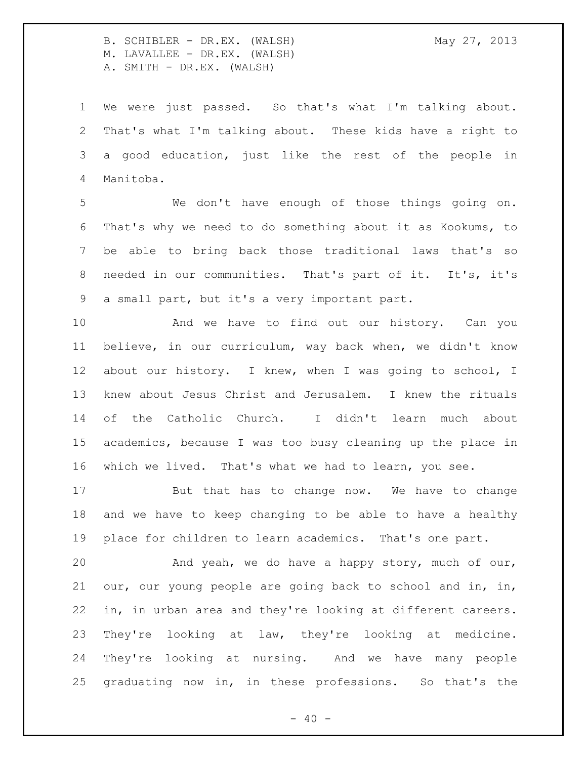We were just passed. So that's what I'm talking about. That's what I'm talking about. These kids have a right to a good education, just like the rest of the people in Manitoba.

We don't have enough of those things going on. That's why we need to do something about it as Kookums, to be able to bring back those traditional laws that's so needed in our communities. That's part of it. It's, it's a small part, but it's a very important part.

And we have to find out our history. Can you believe, in our curriculum, way back when, we didn't know about our history. I knew, when I was going to school, I knew about Jesus Christ and Jerusalem. I knew the rituals of the Catholic Church. I didn't learn much about academics, because I was too busy cleaning up the place in which we lived. That's what we had to learn, you see.

But that has to change now. We have to change and we have to keep changing to be able to have a healthy place for children to learn academics. That's one part.

And yeah, we do have a happy story, much of our, our, our young people are going back to school and in, in, in, in urban area and they're looking at different careers. They're looking at law, they're looking at medicine. They're looking at nursing. And we have many people graduating now in, in these professions. So that's the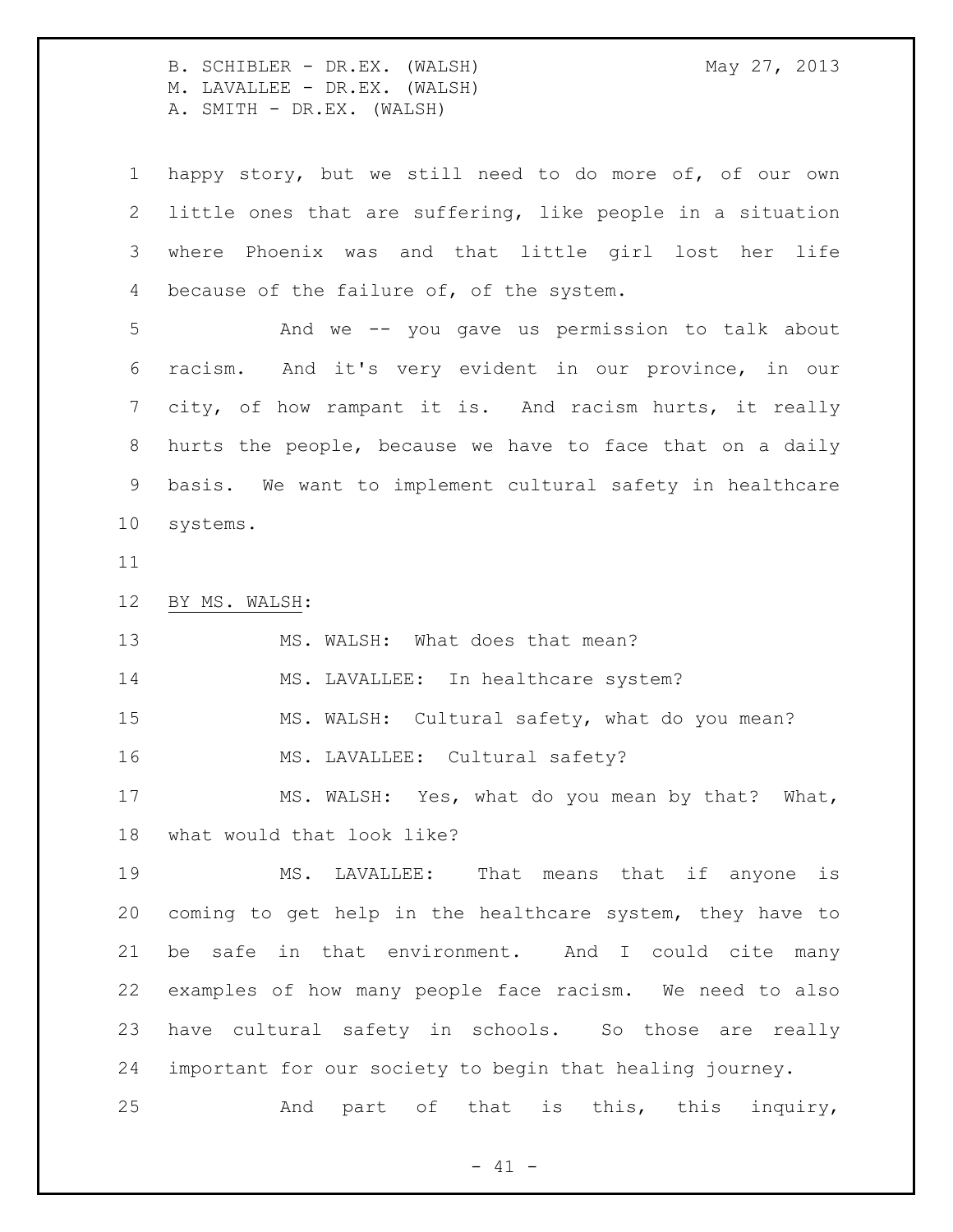happy story, but we still need to do more of, of our own little ones that are suffering, like people in a situation where Phoenix was and that little girl lost her life because of the failure of, of the system.

And we -- you gave us permission to talk about racism. And it's very evident in our province, in our city, of how rampant it is. And racism hurts, it really hurts the people, because we have to face that on a daily basis. We want to implement cultural safety in healthcare systems.

BY MS. WALSH:

MS. WALSH: What does that mean?

MS. LAVALLEE: In healthcare system?

MS. WALSH: Cultural safety, what do you mean?

MS. LAVALLEE: Cultural safety?

MS. WALSH: Yes, what do you mean by that? What, what would that look like?

MS. LAVALLEE: That means that if anyone is coming to get help in the healthcare system, they have to be safe in that environment. And I could cite many examples of how many people face racism. We need to also have cultural safety in schools. So those are really important for our society to begin that healing journey.

And part of that is this, this inquiry,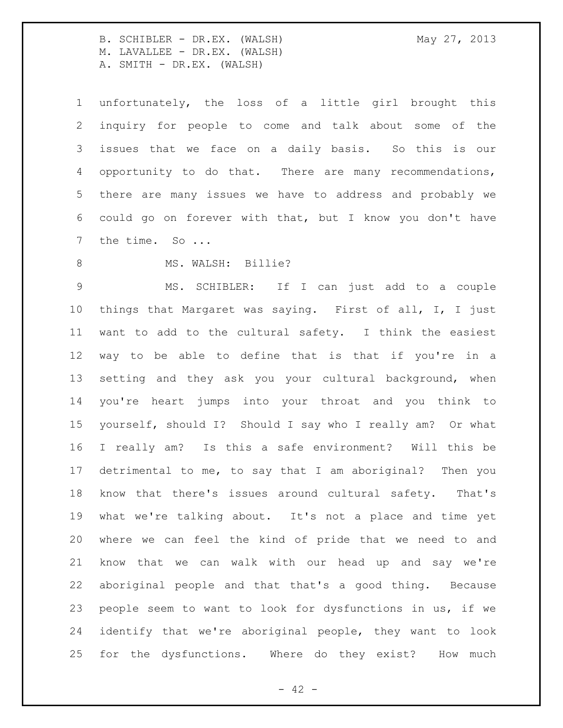unfortunately, the loss of a little girl brought this inquiry for people to come and talk about some of the issues that we face on a daily basis. So this is our opportunity to do that. There are many recommendations, there are many issues we have to address and probably we could go on forever with that, but I know you don't have the time. So ...

MS. WALSH: Billie?

MS. SCHIBLER: If I can just add to a couple things that Margaret was saying. First of all, I, I just want to add to the cultural safety. I think the easiest way to be able to define that is that if you're in a setting and they ask you your cultural background, when you're heart jumps into your throat and you think to yourself, should I? Should I say who I really am? Or what I really am? Is this a safe environment? Will this be detrimental to me, to say that I am aboriginal? Then you know that there's issues around cultural safety. That's what we're talking about. It's not a place and time yet where we can feel the kind of pride that we need to and know that we can walk with our head up and say we're aboriginal people and that that's a good thing. Because people seem to want to look for dysfunctions in us, if we identify that we're aboriginal people, they want to look for the dysfunctions. Where do they exist? How much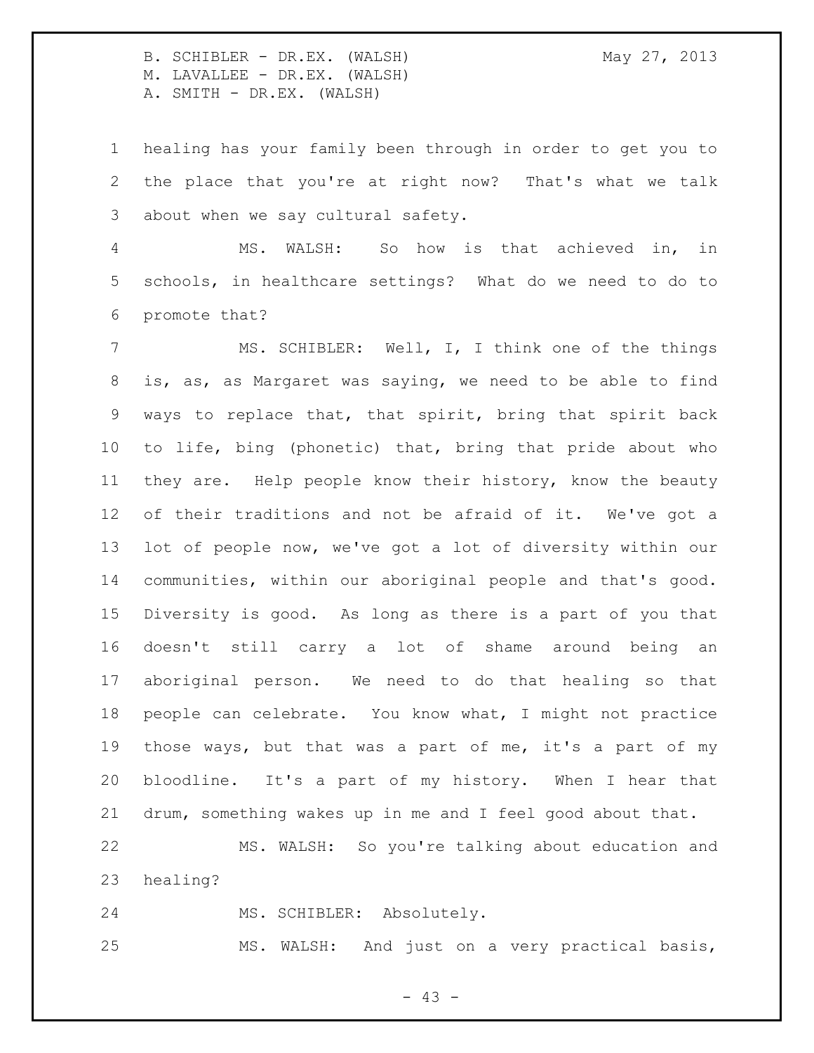healing has your family been through in order to get you to the place that you're at right now? That's what we talk about when we say cultural safety.

MS. WALSH: So how is that achieved in, in schools, in healthcare settings? What do we need to do to promote that?

MS. SCHIBLER: Well, I, I think one of the things is, as, as Margaret was saying, we need to be able to find ways to replace that, that spirit, bring that spirit back to life, bing (phonetic) that, bring that pride about who they are. Help people know their history, know the beauty of their traditions and not be afraid of it. We've got a lot of people now, we've got a lot of diversity within our communities, within our aboriginal people and that's good. Diversity is good. As long as there is a part of you that doesn't still carry a lot of shame around being an aboriginal person. We need to do that healing so that people can celebrate. You know what, I might not practice those ways, but that was a part of me, it's a part of my bloodline. It's a part of my history. When I hear that drum, something wakes up in me and I feel good about that.

MS. WALSH: So you're talking about education and healing?

MS. SCHIBLER: Absolutely.

MS. WALSH: And just on a very practical basis,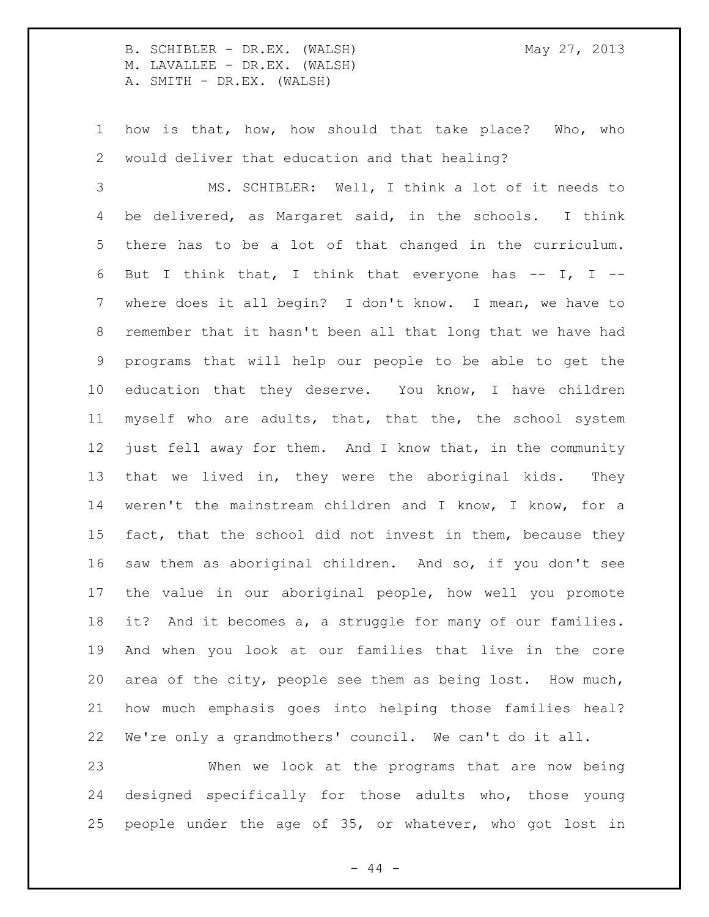how is that, how, how should that take place? Who, who would deliver that education and that healing?

MS. SCHIBLER: Well, I think a lot of it needs to be delivered, as Margaret said, in the schools. I think there has to be a lot of that changed in the curriculum. But I think that, I think that everyone has -- I, I -- where does it all begin? I don't know. I mean, we have to remember that it hasn't been all that long that we have had programs that will help our people to be able to get the education that they deserve. You know, I have children myself who are adults, that, that the, the school system just fell away for them. And I know that, in the community that we lived in, they were the aboriginal kids. They weren't the mainstream children and I know, I know, for a fact, that the school did not invest in them, because they saw them as aboriginal children. And so, if you don't see the value in our aboriginal people, how well you promote it? And it becomes a, a struggle for many of our families. And when you look at our families that live in the core area of the city, people see them as being lost. How much, how much emphasis goes into helping those families heal? We're only a grandmothers' council. We can't do it all.

When we look at the programs that are now being designed specifically for those adults who, those young people under the age of 35, or whatever, who got lost in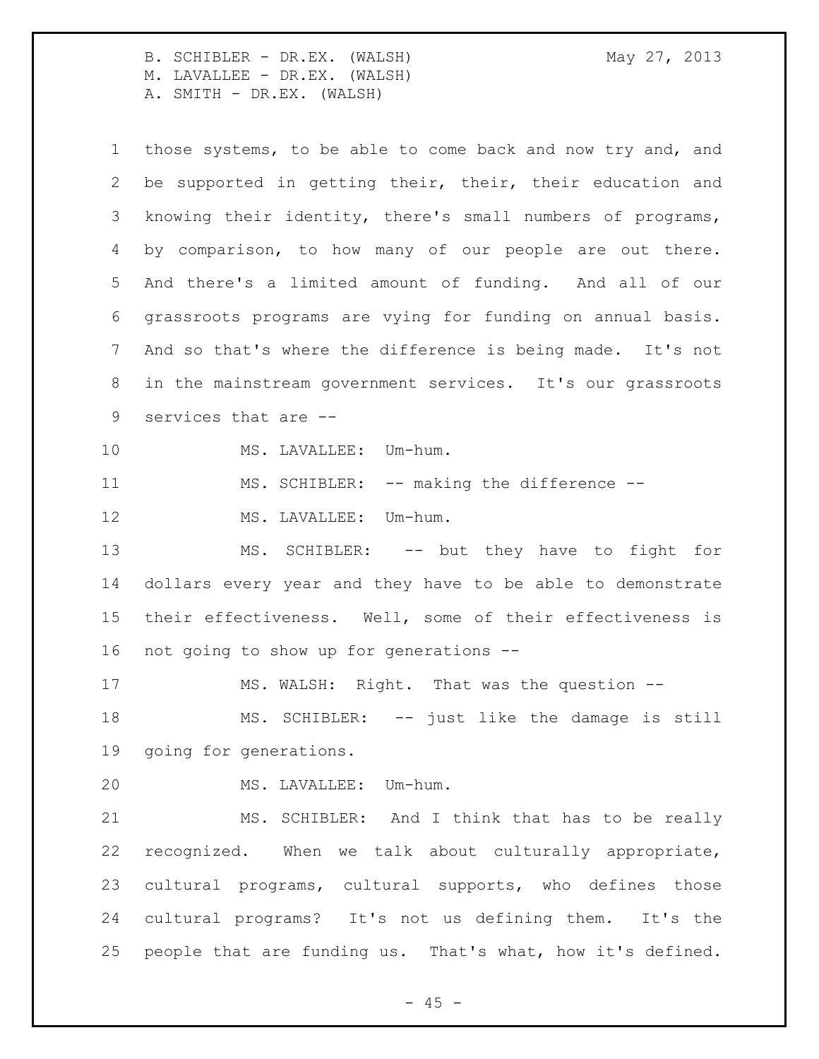those systems, to be able to come back and now try and, and be supported in getting their, their, their education and knowing their identity, there's small numbers of programs, by comparison, to how many of our people are out there. And there's a limited amount of funding. And all of our grassroots programs are vying for funding on annual basis. And so that's where the difference is being made. It's not in the mainstream government services. It's our grassroots services that are --

MS. LAVALLEE: Um-hum.

MS. SCHIBLER: -- making the difference --

MS. LAVALLEE: Um-hum.

MS. SCHIBLER: -- but they have to fight for dollars every year and they have to be able to demonstrate their effectiveness. Well, some of their effectiveness is not going to show up for generations --

MS. WALSH: Right. That was the question --

MS. SCHIBLER: -- just like the damage is still going for generations.

MS. LAVALLEE: Um-hum.

MS. SCHIBLER: And I think that has to be really recognized. When we talk about culturally appropriate, cultural programs, cultural supports, who defines those cultural programs? It's not us defining them. It's the people that are funding us. That's what, how it's defined.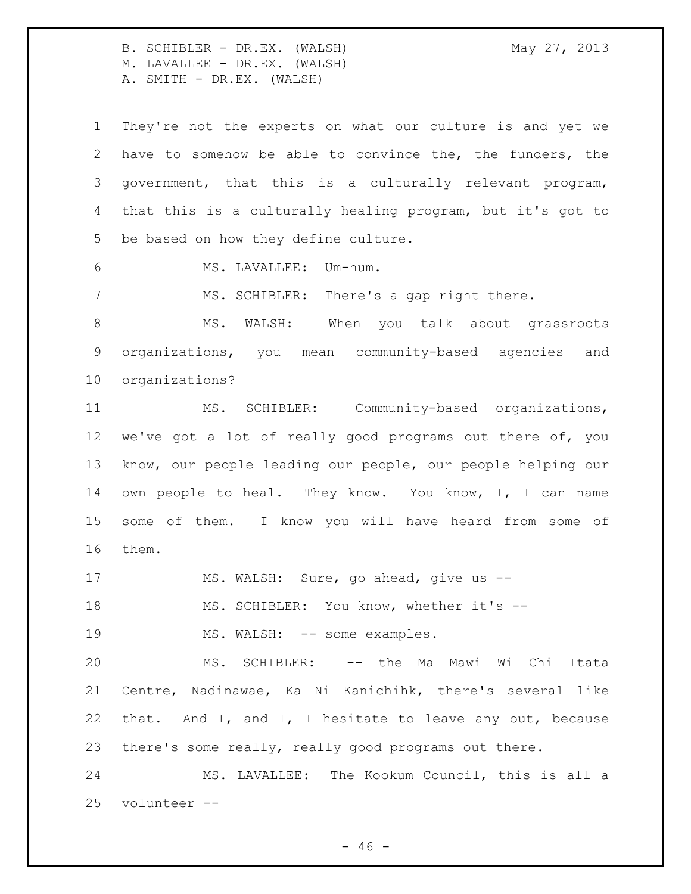They're not the experts on what our culture is and yet we have to somehow be able to convince the, the funders, the government, that this is a culturally relevant program, that this is a culturally healing program, but it's got to be based on how they define culture.

MS. LAVALLEE: Um-hum.

MS. SCHIBLER: There's a gap right there.

MS. WALSH: When you talk about grassroots organizations, you mean community-based agencies and organizations?

MS. SCHIBLER: Community-based organizations, we've got a lot of really good programs out there of, you know, our people leading our people, our people helping our own people to heal. They know. You know, I, I can name some of them. I know you will have heard from some of them.

MS. WALSH: Sure, go ahead, give us --

MS. SCHIBLER: You know, whether it's --

MS. WALSH: -- some examples.

MS. SCHIBLER: -- the Ma Mawi Wi Chi Itata Centre, Nadinawae, Ka Ni Kanichihk, there's several like that. And I, and I, I hesitate to leave any out, because there's some really, really good programs out there.

MS. LAVALLEE: The Kookum Council, this is all a volunteer --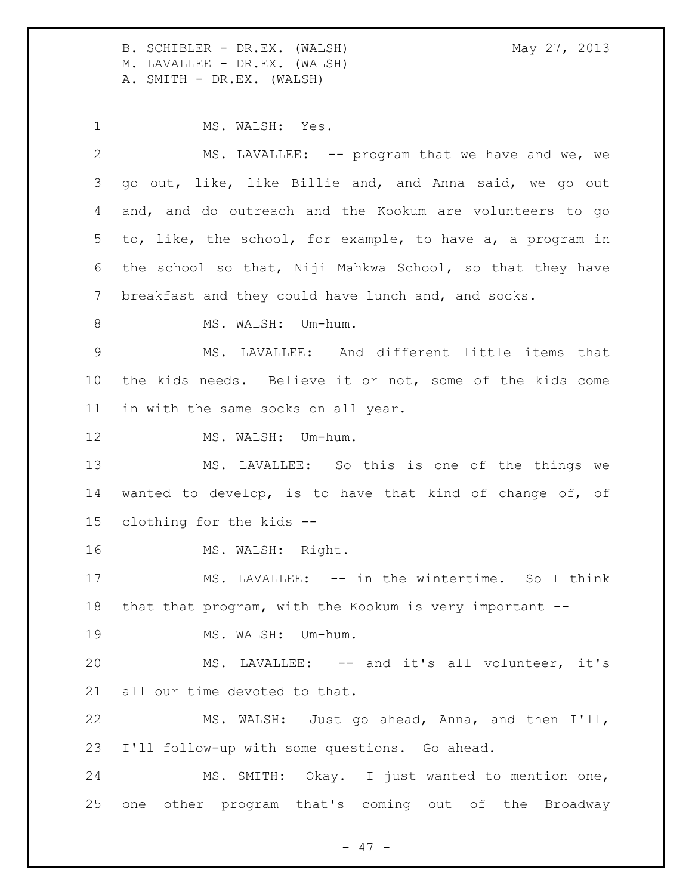MS. WALSH: Yes.

MS. LAVALLEE: -- program that we have and we, we go out, like, like Billie and, and Anna said, we go out and, and do outreach and the Kookum are volunteers to go to, like, the school, for example, to have a, a program in the school so that, Niji Mahkwa School, so that they have breakfast and they could have lunch and, and socks.

MS. WALSH: Um-hum.

MS. LAVALLEE: And different little items that the kids needs. Believe it or not, some of the kids come in with the same socks on all year.

MS. WALSH: Um-hum.

MS. LAVALLEE: So this is one of the things we wanted to develop, is to have that kind of change of, of clothing for the kids --

MS. WALSH: Right.

MS. LAVALLEE: -- in the wintertime. So I think that that program, with the Kookum is very important --

MS. WALSH: Um-hum.

MS. LAVALLEE: -- and it's all volunteer, it's all our time devoted to that.

MS. WALSH: Just go ahead, Anna, and then I'll, I'll follow-up with some questions. Go ahead.

MS. SMITH: Okay. I just wanted to mention one, one other program that's coming out of the Broadway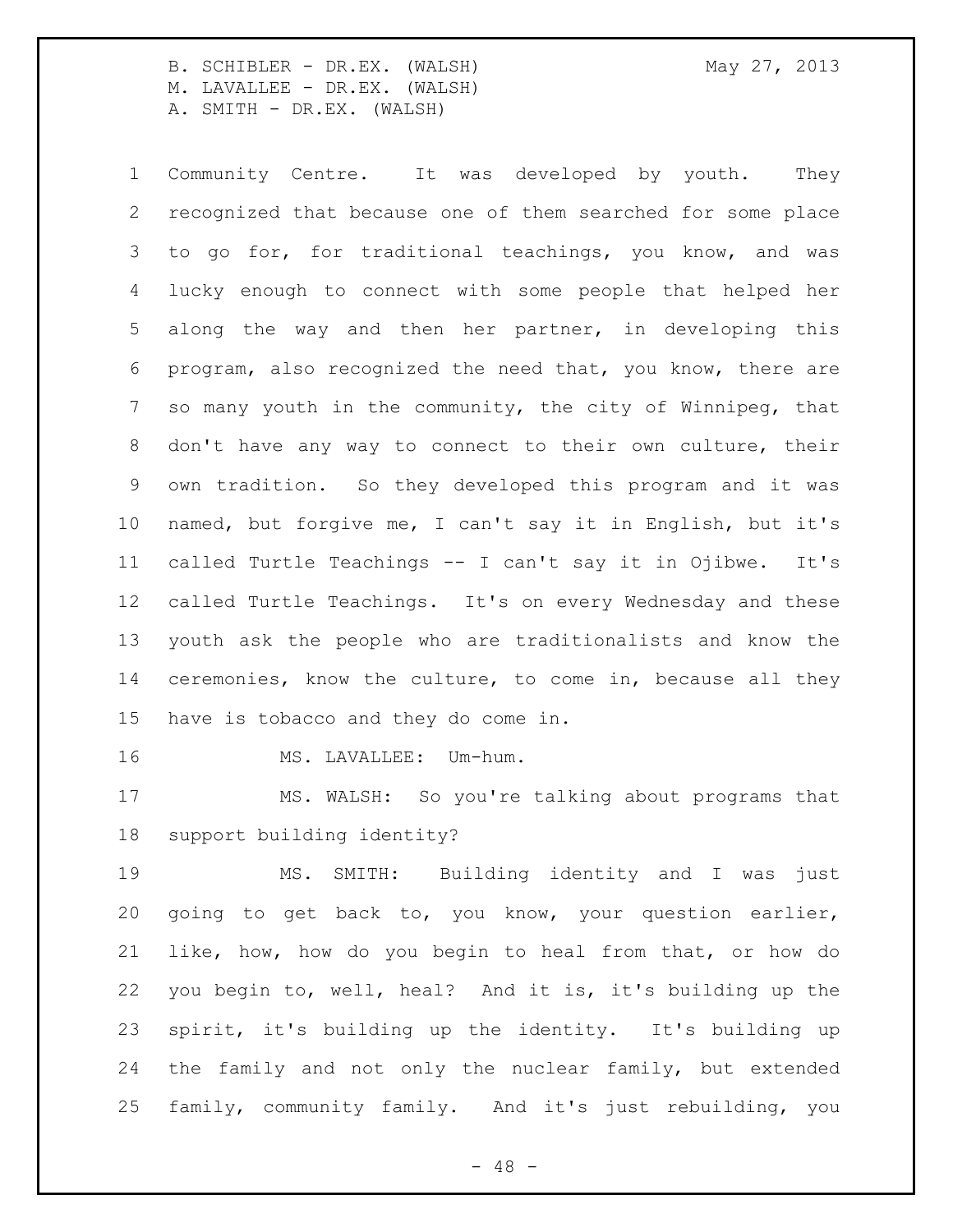Community Centre. It was developed by youth. They recognized that because one of them searched for some place to go for, for traditional teachings, you know, and was lucky enough to connect with some people that helped her along the way and then her partner, in developing this program, also recognized the need that, you know, there are so many youth in the community, the city of Winnipeg, that don't have any way to connect to their own culture, their own tradition. So they developed this program and it was named, but forgive me, I can't say it in English, but it's called Turtle Teachings -- I can't say it in Ojibwe. It's called Turtle Teachings. It's on every Wednesday and these youth ask the people who are traditionalists and know the ceremonies, know the culture, to come in, because all they have is tobacco and they do come in.

MS. LAVALLEE: Um-hum.

MS. WALSH: So you're talking about programs that support building identity?

MS. SMITH: Building identity and I was just going to get back to, you know, your question earlier, like, how, how do you begin to heal from that, or how do you begin to, well, heal? And it is, it's building up the spirit, it's building up the identity. It's building up the family and not only the nuclear family, but extended family, community family. And it's just rebuilding, you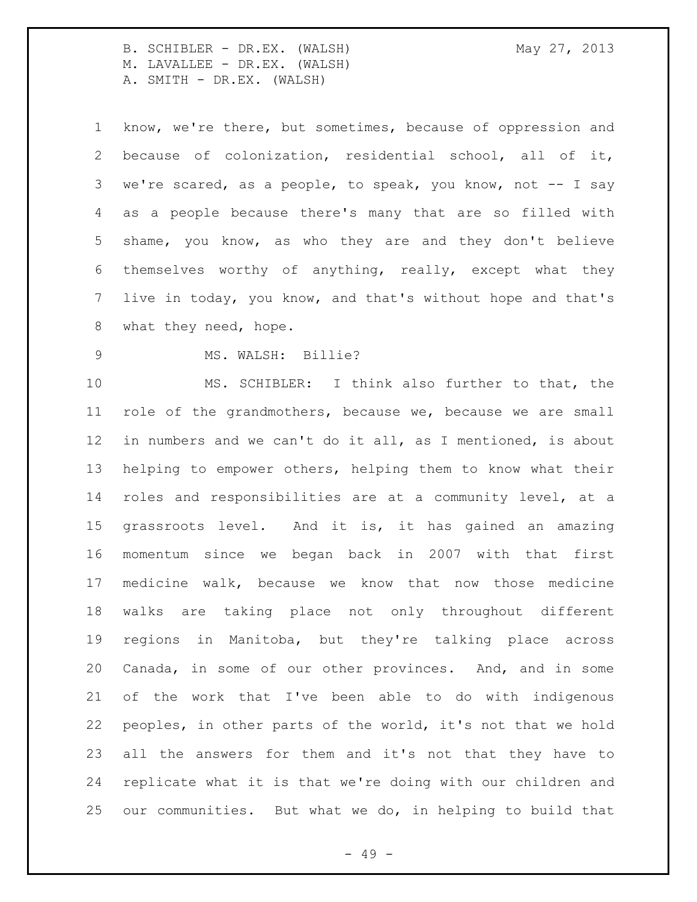know, we're there, but sometimes, because of oppression and because of colonization, residential school, all of it, we're scared, as a people, to speak, you know, not -- I say as a people because there's many that are so filled with shame, you know, as who they are and they don't believe themselves worthy of anything, really, except what they live in today, you know, and that's without hope and that's what they need, hope.

MS. WALSH: Billie?

MS. SCHIBLER: I think also further to that, the role of the grandmothers, because we, because we are small in numbers and we can't do it all, as I mentioned, is about helping to empower others, helping them to know what their roles and responsibilities are at a community level, at a grassroots level. And it is, it has gained an amazing momentum since we began back in 2007 with that first medicine walk, because we know that now those medicine walks are taking place not only throughout different regions in Manitoba, but they're talking place across Canada, in some of our other provinces. And, and in some of the work that I've been able to do with indigenous peoples, in other parts of the world, it's not that we hold all the answers for them and it's not that they have to replicate what it is that we're doing with our children and our communities. But what we do, in helping to build that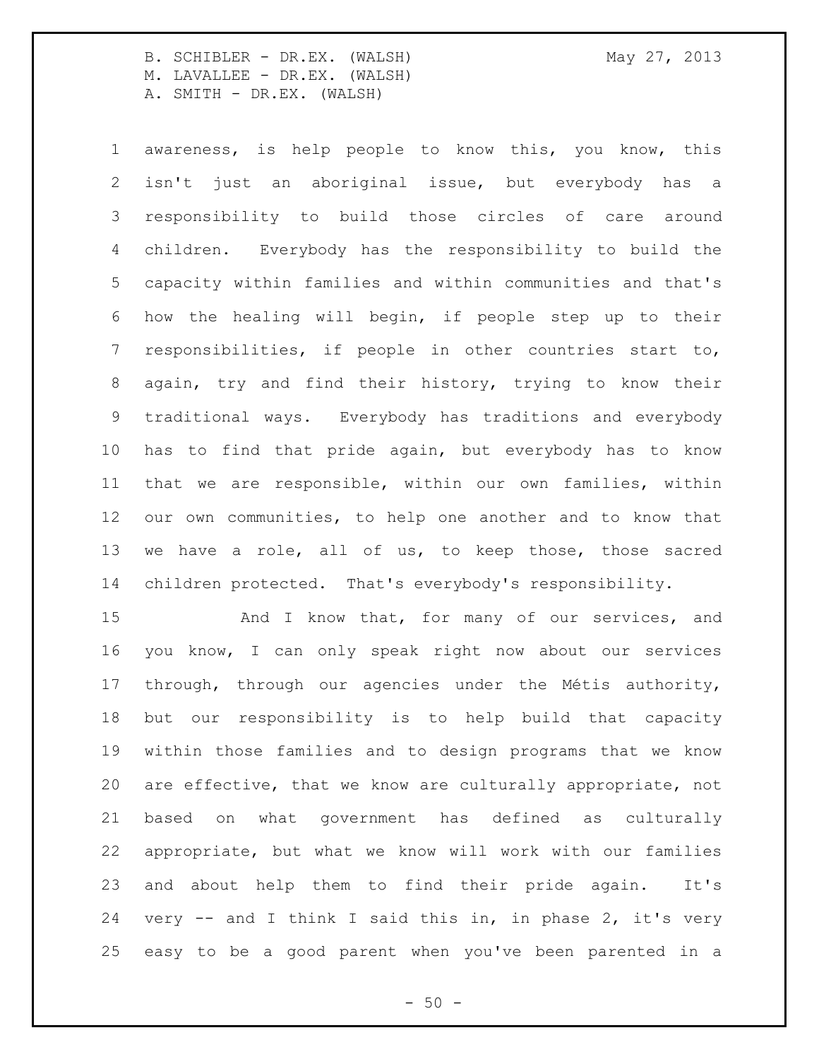awareness, is help people to know this, you know, this isn't just an aboriginal issue, but everybody has a responsibility to build those circles of care around children. Everybody has the responsibility to build the capacity within families and within communities and that's how the healing will begin, if people step up to their responsibilities, if people in other countries start to, again, try and find their history, trying to know their traditional ways. Everybody has traditions and everybody has to find that pride again, but everybody has to know that we are responsible, within our own families, within our own communities, to help one another and to know that we have a role, all of us, to keep those, those sacred children protected. That's everybody's responsibility.

And I know that, for many of our services, and you know, I can only speak right now about our services through, through our agencies under the Métis authority, but our responsibility is to help build that capacity within those families and to design programs that we know are effective, that we know are culturally appropriate, not based on what government has defined as culturally appropriate, but what we know will work with our families and about help them to find their pride again. It's very -- and I think I said this in, in phase 2, it's very easy to be a good parent when you've been parented in a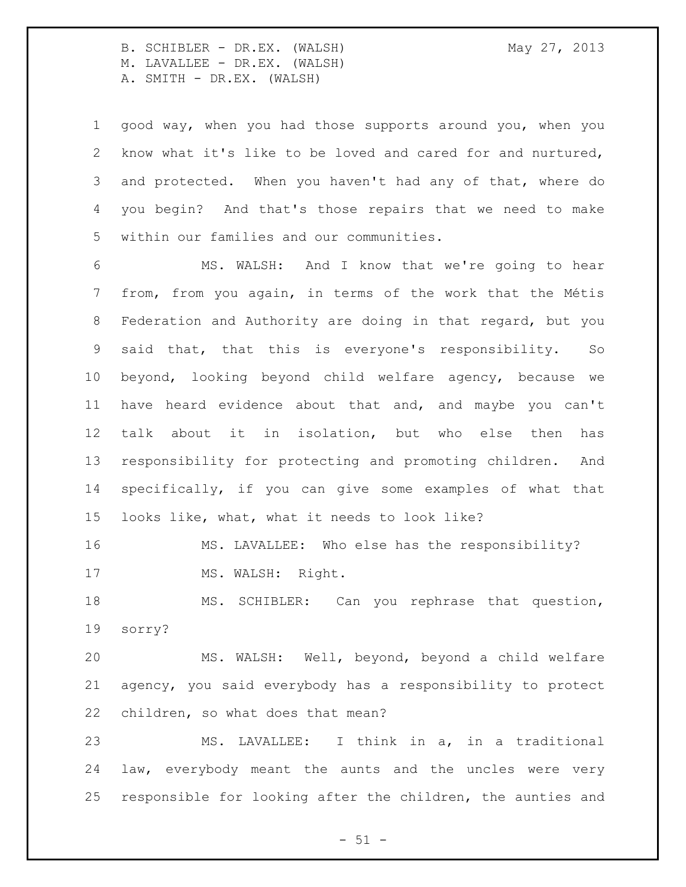good way, when you had those supports around you, when you know what it's like to be loved and cared for and nurtured, and protected. When you haven't had any of that, where do you begin? And that's those repairs that we need to make within our families and our communities.

MS. WALSH: And I know that we're going to hear from, from you again, in terms of the work that the Métis Federation and Authority are doing in that regard, but you said that, that this is everyone's responsibility. So beyond, looking beyond child welfare agency, because we have heard evidence about that and, and maybe you can't talk about it in isolation, but who else then has responsibility for protecting and promoting children. And specifically, if you can give some examples of what that looks like, what, what it needs to look like?

MS. LAVALLEE: Who else has the responsibility?

MS. WALSH: Right.

MS. SCHIBLER: Can you rephrase that question, sorry?

MS. WALSH: Well, beyond, beyond a child welfare agency, you said everybody has a responsibility to protect children, so what does that mean?

MS. LAVALLEE: I think in a, in a traditional law, everybody meant the aunts and the uncles were very responsible for looking after the children, the aunties and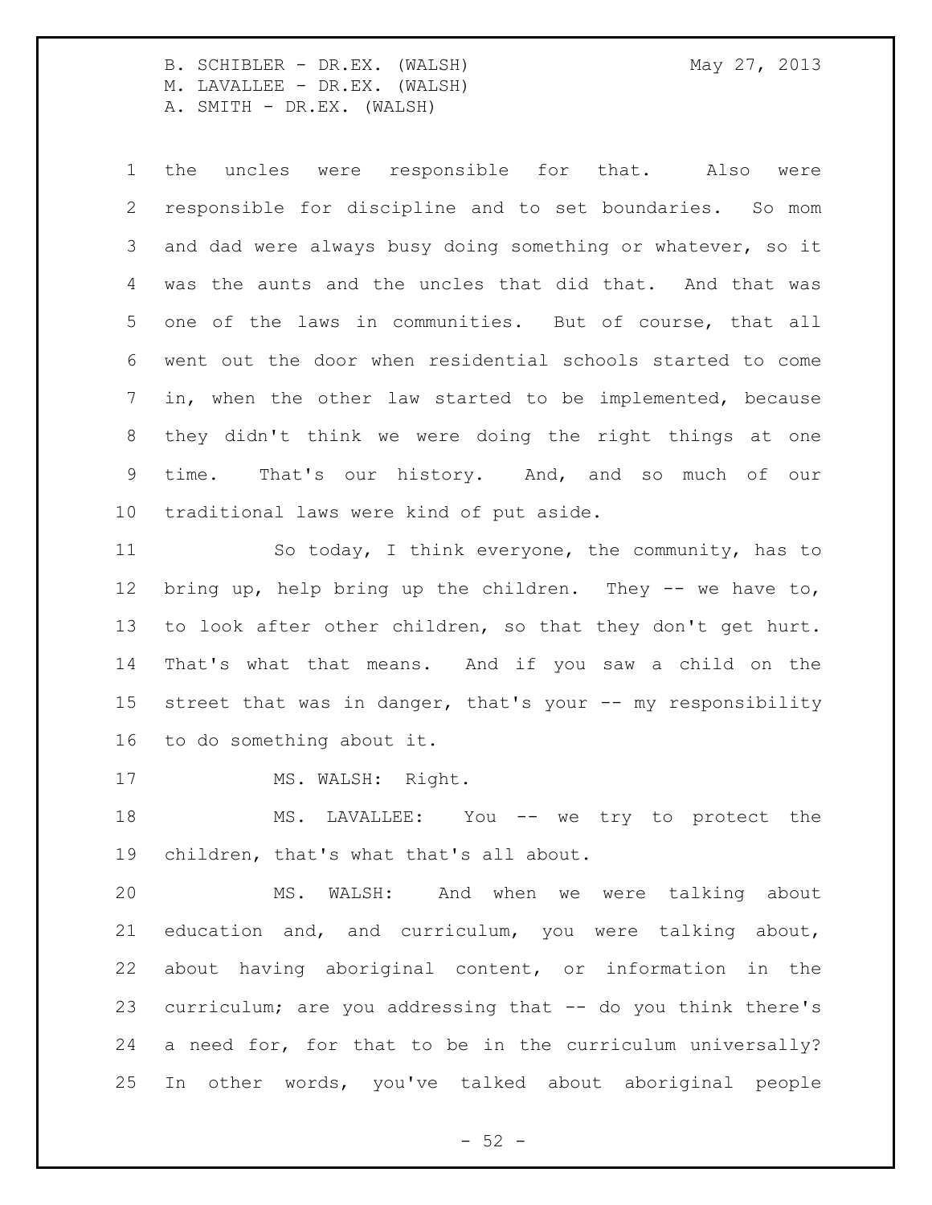the uncles were responsible for that. Also were responsible for discipline and to set boundaries. So mom and dad were always busy doing something or whatever, so it was the aunts and the uncles that did that. And that was one of the laws in communities. But of course, that all went out the door when residential schools started to come in, when the other law started to be implemented, because they didn't think we were doing the right things at one time. That's our history. And, and so much of our traditional laws were kind of put aside.

So today, I think everyone, the community, has to bring up, help bring up the children. They -- we have to, to look after other children, so that they don't get hurt. That's what that means. And if you saw a child on the street that was in danger, that's your -- my responsibility to do something about it.

MS. WALSH: Right.

MS. LAVALLEE: You -- we try to protect the children, that's what that's all about.

MS. WALSH: And when we were talking about education and, and curriculum, you were talking about, about having aboriginal content, or information in the curriculum; are you addressing that -- do you think there's a need for, for that to be in the curriculum universally? In other words, you've talked about aboriginal people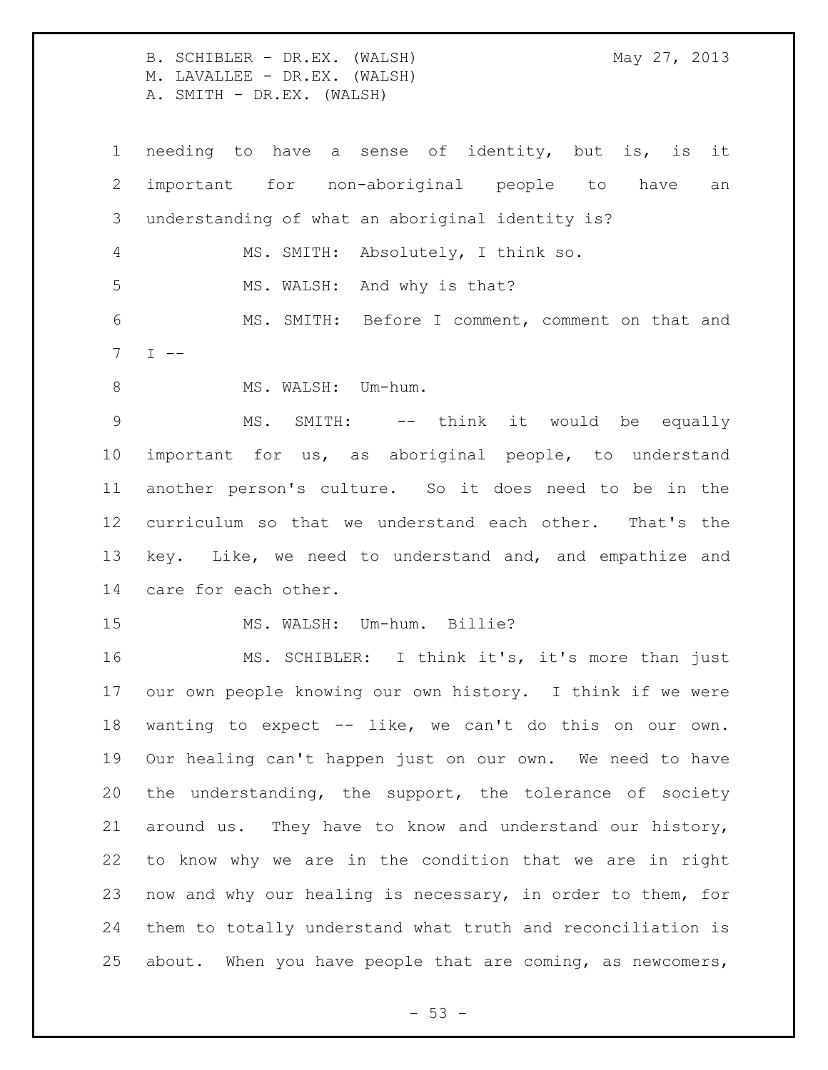needing to have a sense of identity, but is, is it important for non-aboriginal people to have an understanding of what an aboriginal identity is?

MS. SMITH: Absolutely, I think so.

MS. WALSH: And why is that?

MS. SMITH: Before I comment, comment on that and I --

MS. WALSH: Um-hum.

MS. SMITH: -- think it would be equally important for us, as aboriginal people, to understand another person's culture. So it does need to be in the curriculum so that we understand each other. That's the key. Like, we need to understand and, and empathize and care for each other.

MS. WALSH: Um-hum. Billie?

MS. SCHIBLER: I think it's, it's more than just our own people knowing our own history. I think if we were wanting to expect -- like, we can't do this on our own. Our healing can't happen just on our own. We need to have the understanding, the support, the tolerance of society around us. They have to know and understand our history, to know why we are in the condition that we are in right now and why our healing is necessary, in order to them, for them to totally understand what truth and reconciliation is about. When you have people that are coming, as newcomers,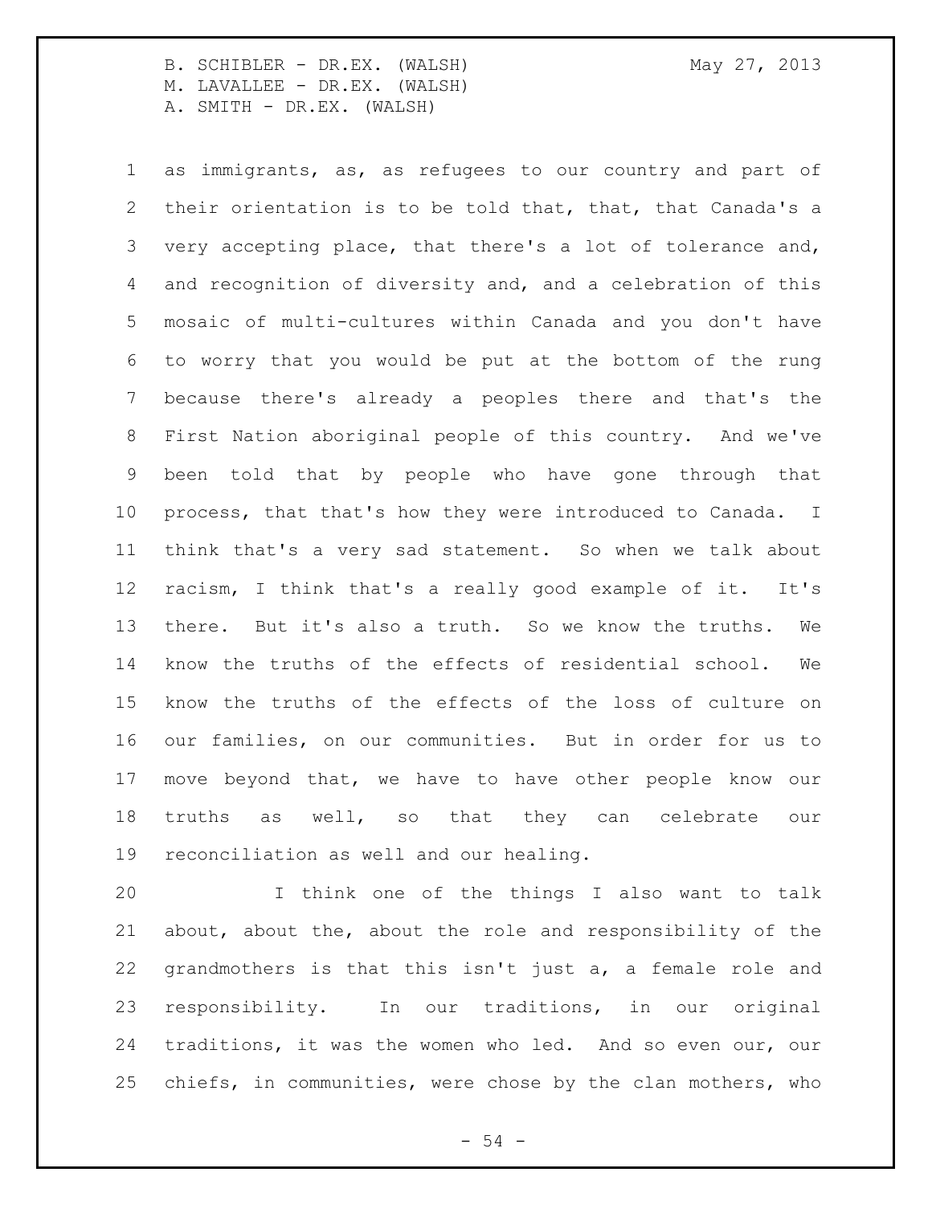as immigrants, as, as refugees to our country and part of their orientation is to be told that, that, that Canada's a very accepting place, that there's a lot of tolerance and, and recognition of diversity and, and a celebration of this mosaic of multi-cultures within Canada and you don't have to worry that you would be put at the bottom of the rung because there's already a peoples there and that's the First Nation aboriginal people of this country. And we've been told that by people who have gone through that process, that that's how they were introduced to Canada. I think that's a very sad statement. So when we talk about racism, I think that's a really good example of it. It's there. But it's also a truth. So we know the truths. We know the truths of the effects of residential school. We know the truths of the effects of the loss of culture on our families, on our communities. But in order for us to move beyond that, we have to have other people know our truths as well, so that they can celebrate our reconciliation as well and our healing.

I think one of the things I also want to talk about, about the, about the role and responsibility of the grandmothers is that this isn't just a, a female role and responsibility. In our traditions, in our original traditions, it was the women who led. And so even our, our chiefs, in communities, were chose by the clan mothers, who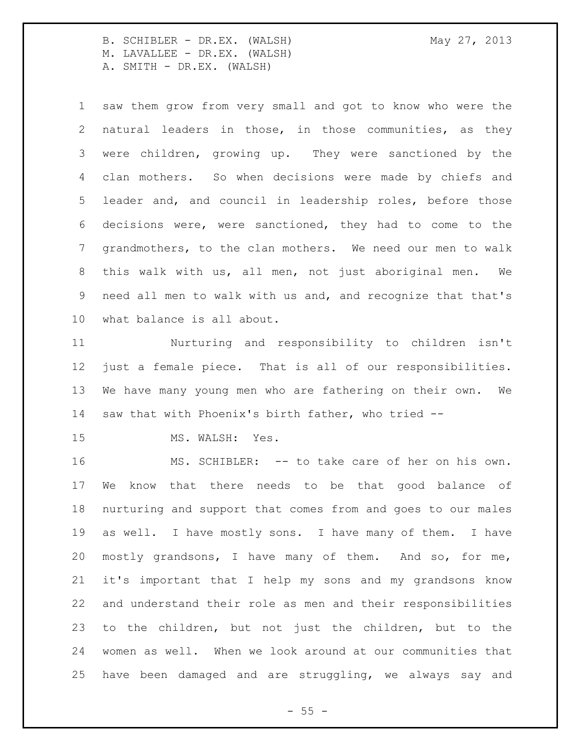saw them grow from very small and got to know who were the natural leaders in those, in those communities, as they were children, growing up. They were sanctioned by the clan mothers. So when decisions were made by chiefs and leader and, and council in leadership roles, before those decisions were, were sanctioned, they had to come to the grandmothers, to the clan mothers. We need our men to walk this walk with us, all men, not just aboriginal men. We need all men to walk with us and, and recognize that that's what balance is all about.

Nurturing and responsibility to children isn't just a female piece. That is all of our responsibilities. We have many young men who are fathering on their own. We saw that with Phoenix's birth father, who tried --

MS. WALSH: Yes.

MS. SCHIBLER: -- to take care of her on his own. We know that there needs to be that good balance of nurturing and support that comes from and goes to our males as well. I have mostly sons. I have many of them. I have mostly grandsons, I have many of them. And so, for me, it's important that I help my sons and my grandsons know and understand their role as men and their responsibilities to the children, but not just the children, but to the women as well. When we look around at our communities that have been damaged and are struggling, we always say and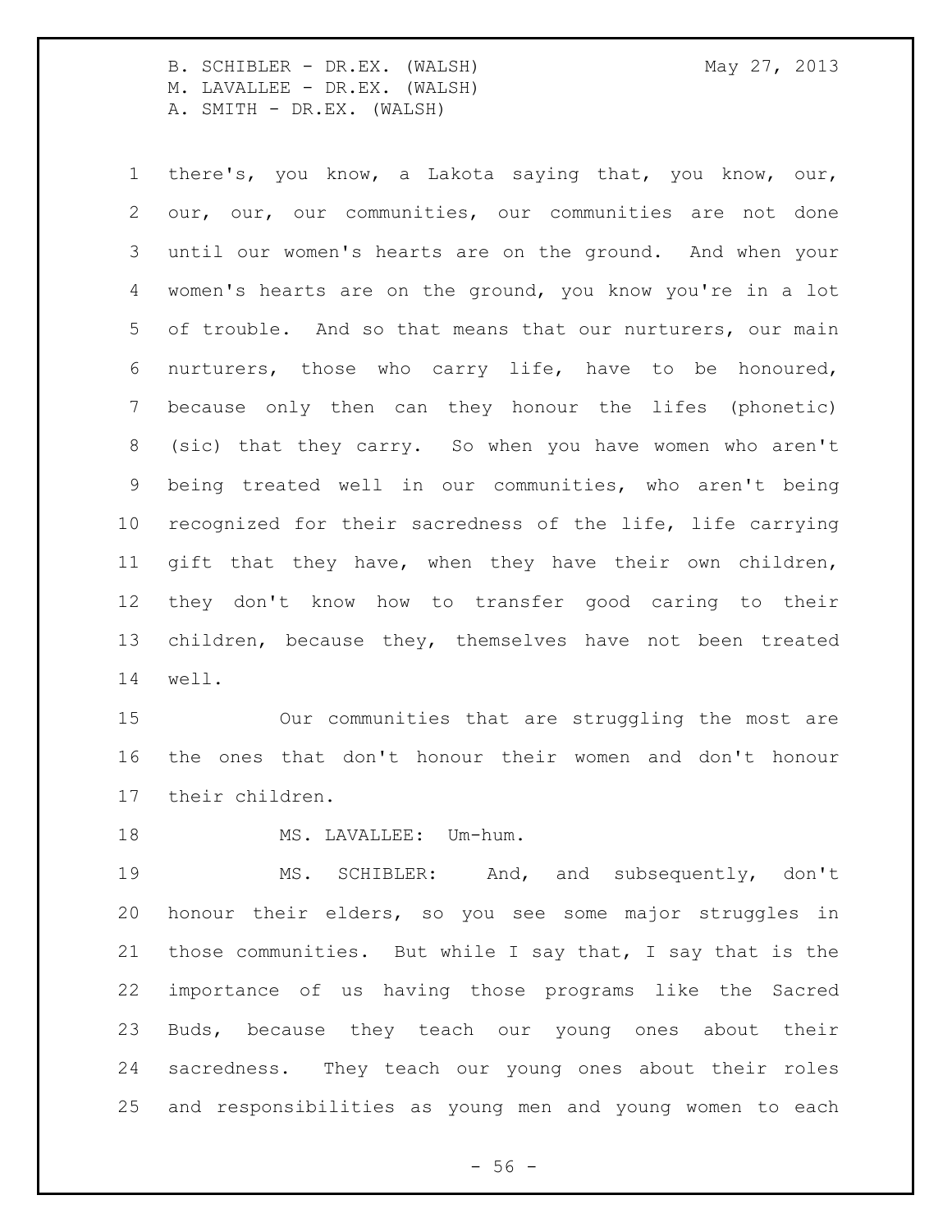there's, you know, a Lakota saying that, you know, our, our, our, our communities, our communities are not done until our women's hearts are on the ground. And when your women's hearts are on the ground, you know you're in a lot of trouble. And so that means that our nurturers, our main nurturers, those who carry life, have to be honoured, because only then can they honour the lifes (phonetic) (sic) that they carry. So when you have women who aren't being treated well in our communities, who aren't being recognized for their sacredness of the life, life carrying gift that they have, when they have their own children, they don't know how to transfer good caring to their children, because they, themselves have not been treated well.

Our communities that are struggling the most are the ones that don't honour their women and don't honour their children.

MS. LAVALLEE: Um-hum.

MS. SCHIBLER: And, and subsequently, don't honour their elders, so you see some major struggles in those communities. But while I say that, I say that is the importance of us having those programs like the Sacred Buds, because they teach our young ones about their sacredness. They teach our young ones about their roles and responsibilities as young men and young women to each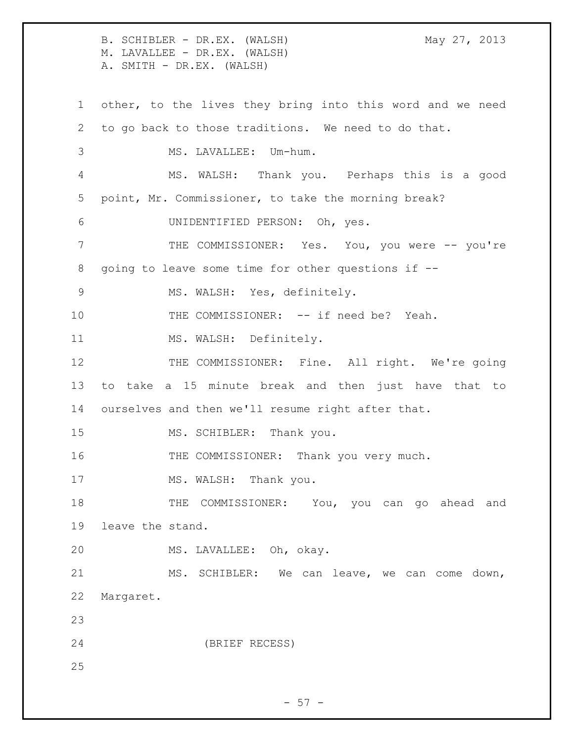other, to the lives they bring into this word and we need to go back to those traditions. We need to do that.

MS. LAVALLEE: Um-hum.

MS. WALSH: Thank you. Perhaps this is a good point, Mr. Commissioner, to take the morning break?

UNIDENTIFIED PERSON: Oh, yes.

THE COMMISSIONER: Yes. You, you were -- you're going to leave some time for other questions if --

MS. WALSH: Yes, definitely.

THE COMMISSIONER: -- if need be? Yeah.

MS. WALSH: Definitely.

THE COMMISSIONER: Fine. All right. We're going to take a 15 minute break and then just have that to ourselves and then we'll resume right after that.

MS. SCHIBLER: Thank you.

THE COMMISSIONER: Thank you very much.

MS. WALSH: Thank you.

THE COMMISSIONER: You, you can go ahead and leave the stand.

MS. LAVALLEE: Oh, okay.

MS. SCHIBLER: We can leave, we can come down, Margaret.

(BRIEF RECESS)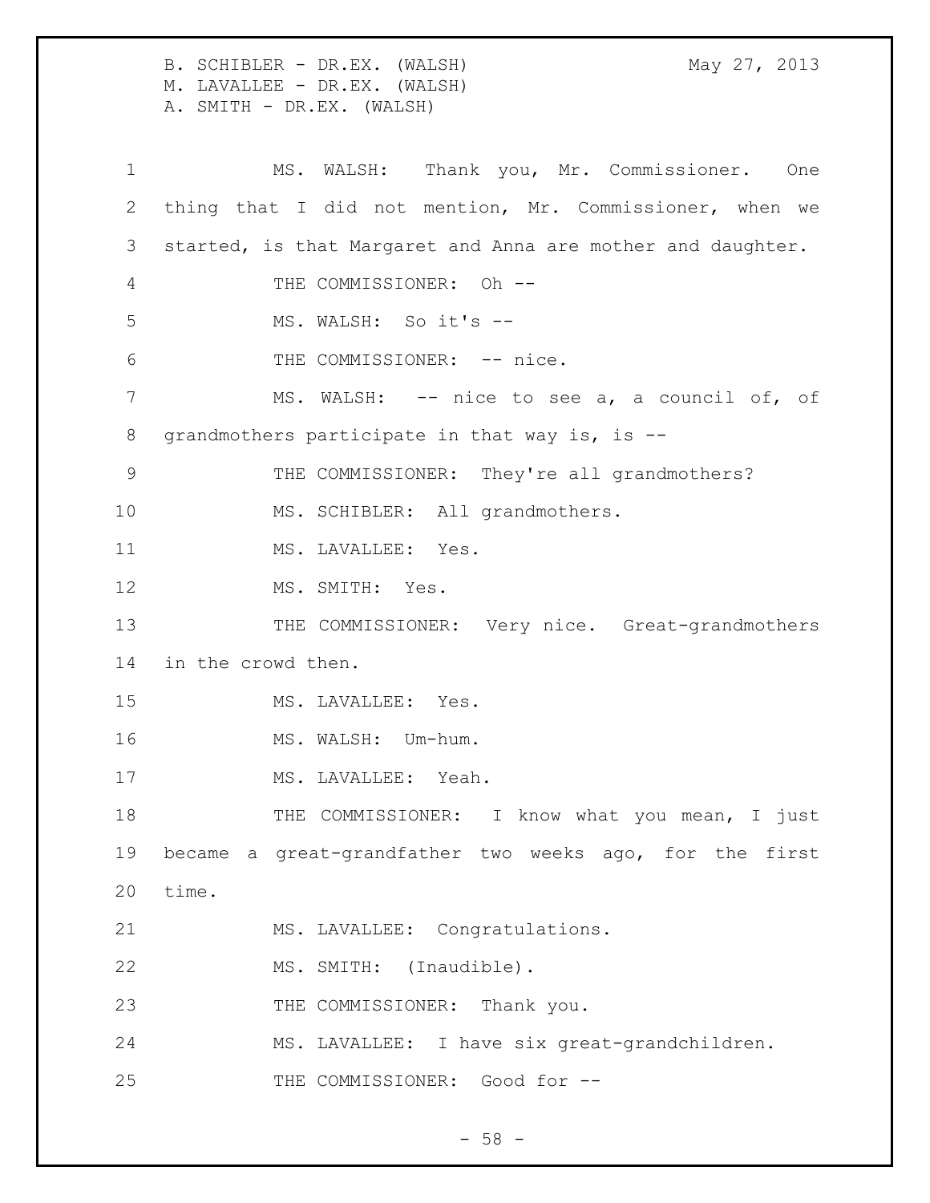MS. WALSH: Thank you, Mr. Commissioner. One thing that I did not mention, Mr. Commissioner, when we started, is that Margaret and Anna are mother and daughter.

THE COMMISSIONER: Oh --

MS. WALSH: So it's --

THE COMMISSIONER: -- nice.

MS. WALSH: -- nice to see a, a council of, of grandmothers participate in that way is, is --

THE COMMISSIONER: They're all grandmothers?

MS. SCHIBLER: All grandmothers.

MS. LAVALLEE: Yes.

MS. SMITH: Yes.

THE COMMISSIONER: Very nice. Great-grandmothers in the crowd then.

MS. LAVALLEE: Yes.

MS. WALSH: Um-hum.

MS. LAVALLEE: Yeah.

THE COMMISSIONER: I know what you mean, I just became a great-grandfather two weeks ago, for the first time.

MS. LAVALLEE: Congratulations.

MS. SMITH: (Inaudible).

THE COMMISSIONER: Thank you.

MS. LAVALLEE: I have six great-grandchildren.

THE COMMISSIONER: Good for --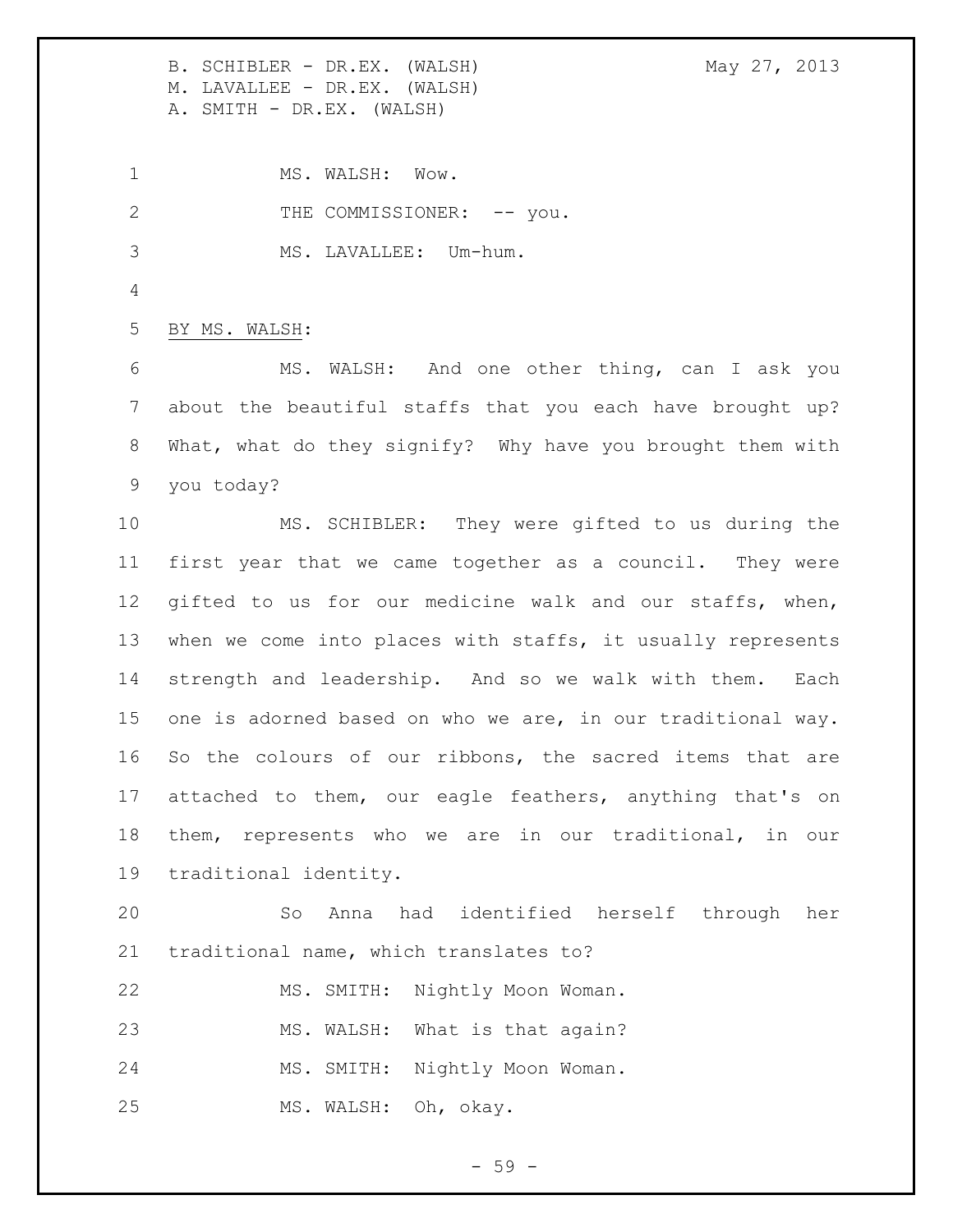MS. WALSH: Wow.

THE COMMISSIONER: -- you.

MS. LAVALLEE: Um-hum.

BY MS. WALSH:

MS. WALSH: And one other thing, can I ask you about the beautiful staffs that you each have brought up? What, what do they signify? Why have you brought them with you today?

MS. SCHIBLER: They were gifted to us during the first year that we came together as a council. They were gifted to us for our medicine walk and our staffs, when, when we come into places with staffs, it usually represents strength and leadership. And so we walk with them. Each one is adorned based on who we are, in our traditional way. So the colours of our ribbons, the sacred items that are attached to them, our eagle feathers, anything that's on them, represents who we are in our traditional, in our traditional identity.

So Anna had identified herself through her traditional name, which translates to?

MS. SMITH: Nightly Moon Woman.

MS. WALSH: What is that again?

MS. SMITH: Nightly Moon Woman.

MS. WALSH: Oh, okay.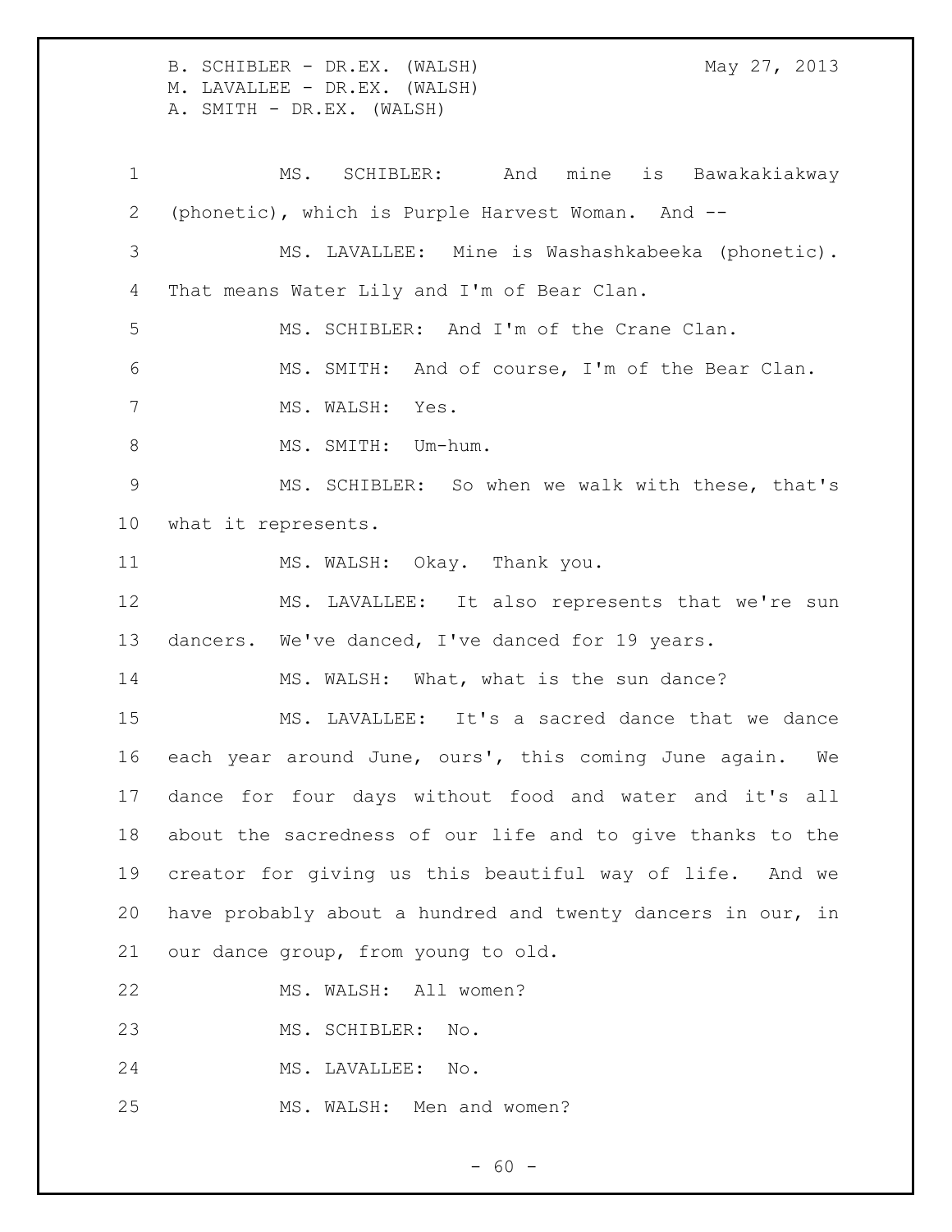MS. SCHIBLER: And mine is Bawakakiakway (phonetic), which is Purple Harvest Woman. And --

MS. LAVALLEE: Mine is Washashkabeeka (phonetic). That means Water Lily and I'm of Bear Clan.

MS. SCHIBLER: And I'm of the Crane Clan.

MS. SMITH: And of course, I'm of the Bear Clan.

MS. WALSH: Yes.

MS. SMITH: Um-hum.

MS. SCHIBLER: So when we walk with these, that's what it represents.

MS. WALSH: Okay. Thank you.

MS. LAVALLEE: It also represents that we're sun dancers. We've danced, I've danced for 19 years.

MS. WALSH: What, what is the sun dance?

MS. LAVALLEE: It's a sacred dance that we dance each year around June, ours', this coming June again. We dance for four days without food and water and it's all about the sacredness of our life and to give thanks to the creator for giving us this beautiful way of life. And we have probably about a hundred and twenty dancers in our, in our dance group, from young to old.

MS. WALSH: All women?

MS. SCHIBLER: No.

MS. LAVALLEE: No.

MS. WALSH: Men and women?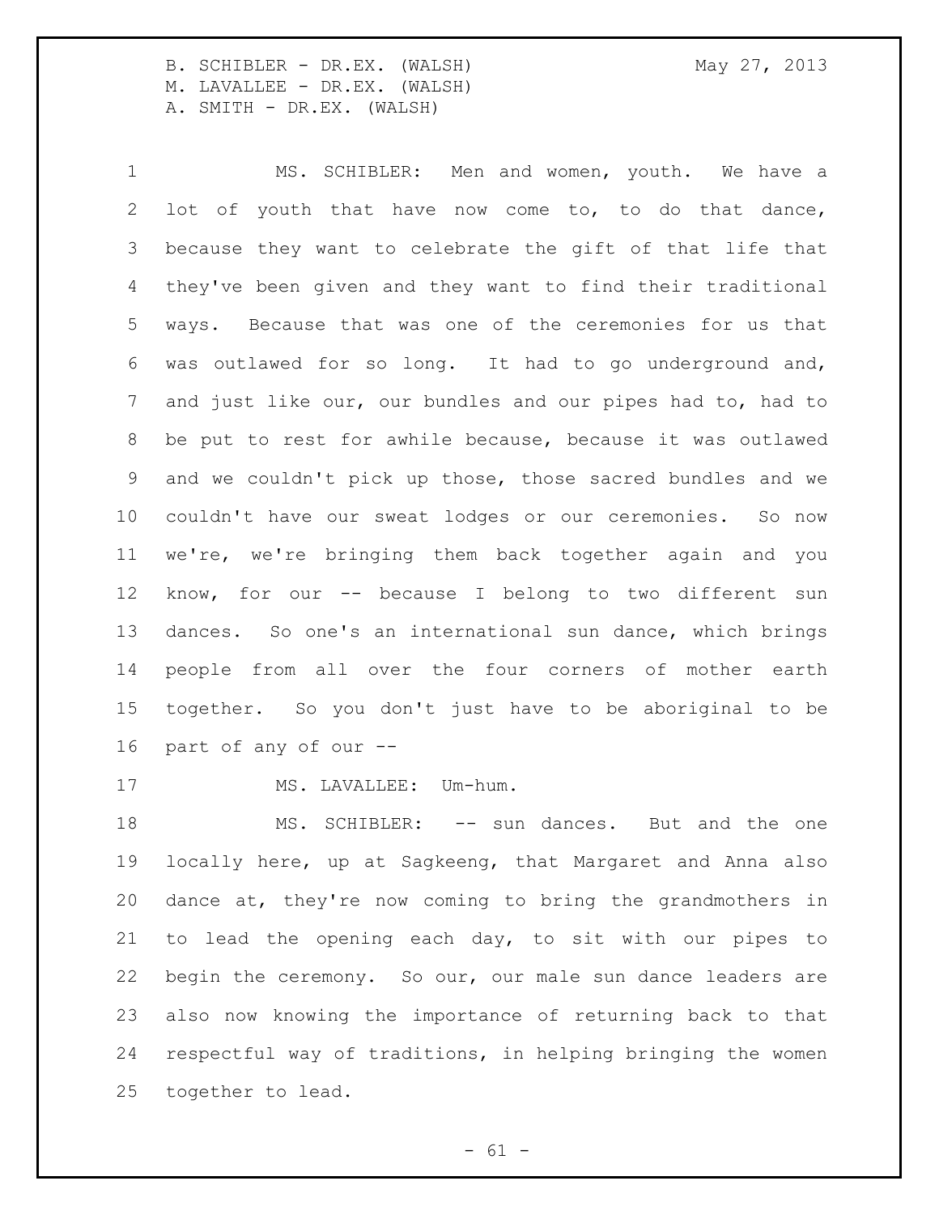MS. SCHIBLER: Men and women, youth. We have a lot of youth that have now come to, to do that dance, because they want to celebrate the gift of that life that they've been given and they want to find their traditional ways. Because that was one of the ceremonies for us that was outlawed for so long. It had to go underground and, and just like our, our bundles and our pipes had to, had to be put to rest for awhile because, because it was outlawed and we couldn't pick up those, those sacred bundles and we couldn't have our sweat lodges or our ceremonies. So now we're, we're bringing them back together again and you know, for our -- because I belong to two different sun dances. So one's an international sun dance, which brings people from all over the four corners of mother earth together. So you don't just have to be aboriginal to be part of any of our --

MS. LAVALLEE: Um-hum.

MS. SCHIBLER: -- sun dances. But and the one locally here, up at Sagkeeng, that Margaret and Anna also dance at, they're now coming to bring the grandmothers in to lead the opening each day, to sit with our pipes to begin the ceremony. So our, our male sun dance leaders are also now knowing the importance of returning back to that respectful way of traditions, in helping bringing the women together to lead.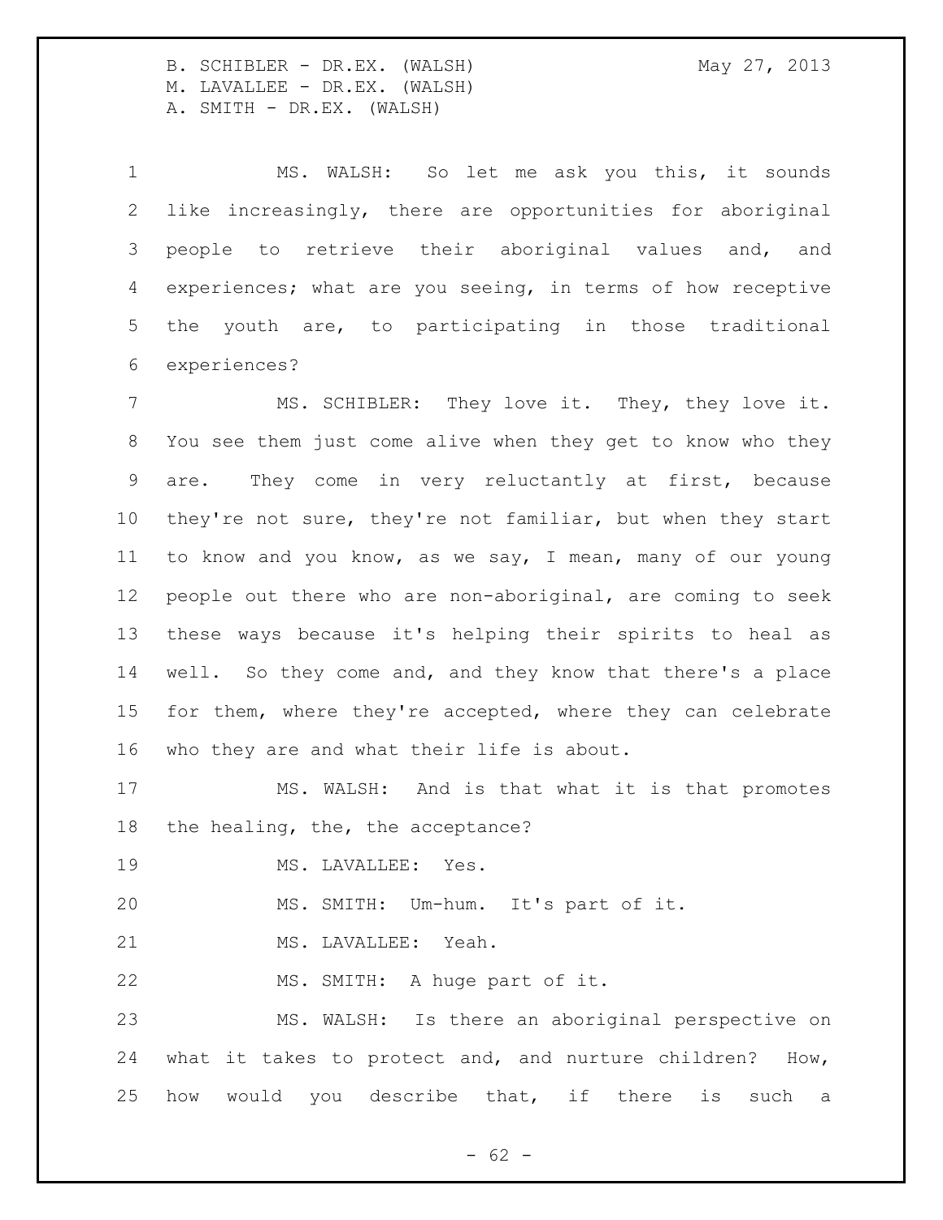MS. WALSH: So let me ask you this, it sounds like increasingly, there are opportunities for aboriginal people to retrieve their aboriginal values and, and experiences; what are you seeing, in terms of how receptive the youth are, to participating in those traditional experiences?

MS. SCHIBLER: They love it. They, they love it. You see them just come alive when they get to know who they are. They come in very reluctantly at first, because they're not sure, they're not familiar, but when they start to know and you know, as we say, I mean, many of our young people out there who are non-aboriginal, are coming to seek these ways because it's helping their spirits to heal as well. So they come and, and they know that there's a place for them, where they're accepted, where they can celebrate who they are and what their life is about.

MS. WALSH: And is that what it is that promotes the healing, the, the acceptance?

MS. LAVALLEE: Yes.

MS. SMITH: Um-hum. It's part of it.

MS. LAVALLEE: Yeah.

MS. SMITH: A huge part of it.

MS. WALSH: Is there an aboriginal perspective on what it takes to protect and, and nurture children? How, how would you describe that, if there is such a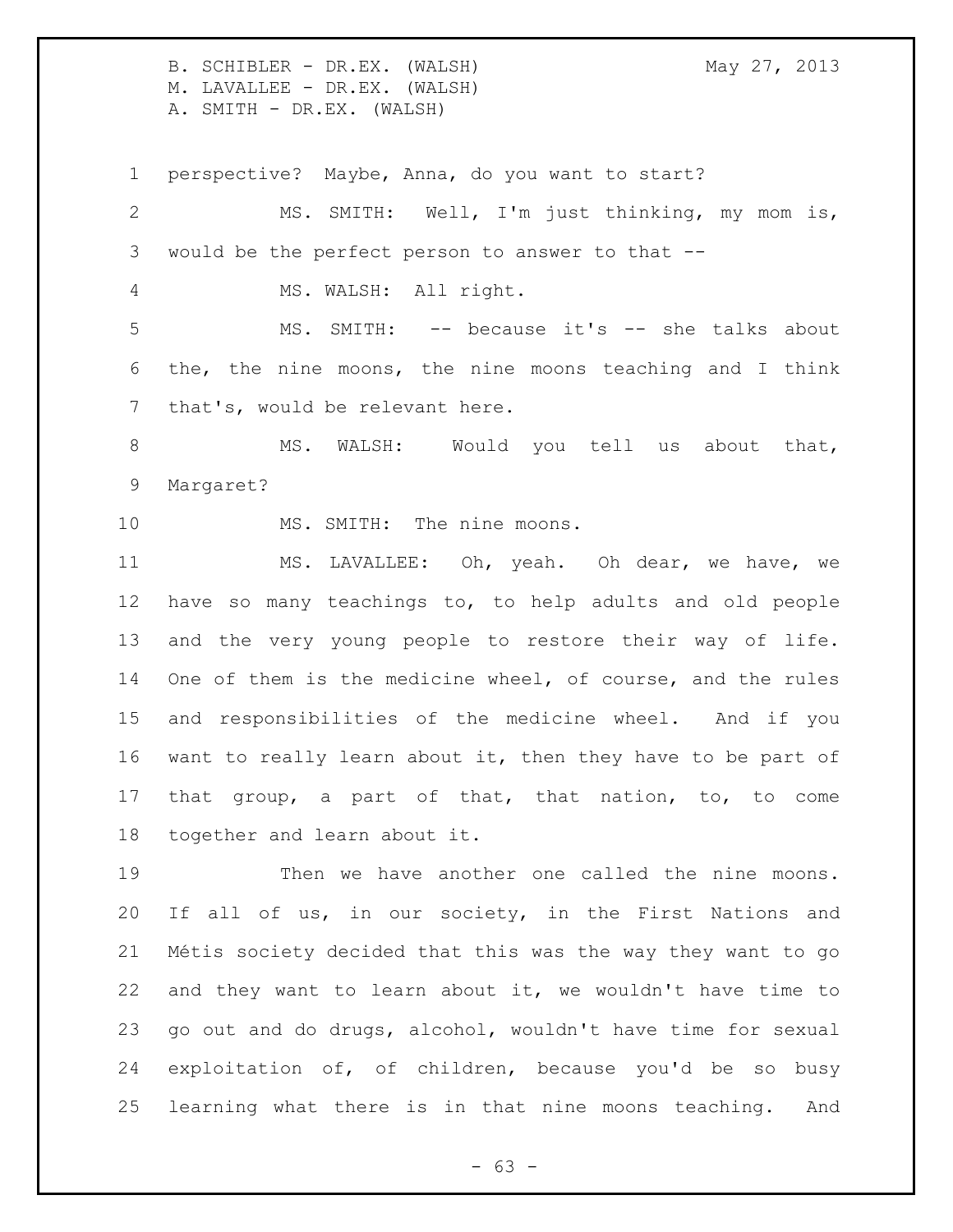perspective? Maybe, Anna, do you want to start?

MS. SMITH: Well, I'm just thinking, my mom is, would be the perfect person to answer to that --

MS. WALSH: All right.

MS. SMITH: -- because it's -- she talks about the, the nine moons, the nine moons teaching and I think that's, would be relevant here.

MS. WALSH: Would you tell us about that, Margaret?

MS. SMITH: The nine moons.

MS. LAVALLEE: Oh, yeah. Oh dear, we have, we have so many teachings to, to help adults and old people and the very young people to restore their way of life. One of them is the medicine wheel, of course, and the rules and responsibilities of the medicine wheel. And if you want to really learn about it, then they have to be part of that group, a part of that, that nation, to, to come together and learn about it.

Then we have another one called the nine moons. If all of us, in our society, in the First Nations and Métis society decided that this was the way they want to go and they want to learn about it, we wouldn't have time to go out and do drugs, alcohol, wouldn't have time for sexual exploitation of, of children, because you'd be so busy learning what there is in that nine moons teaching. And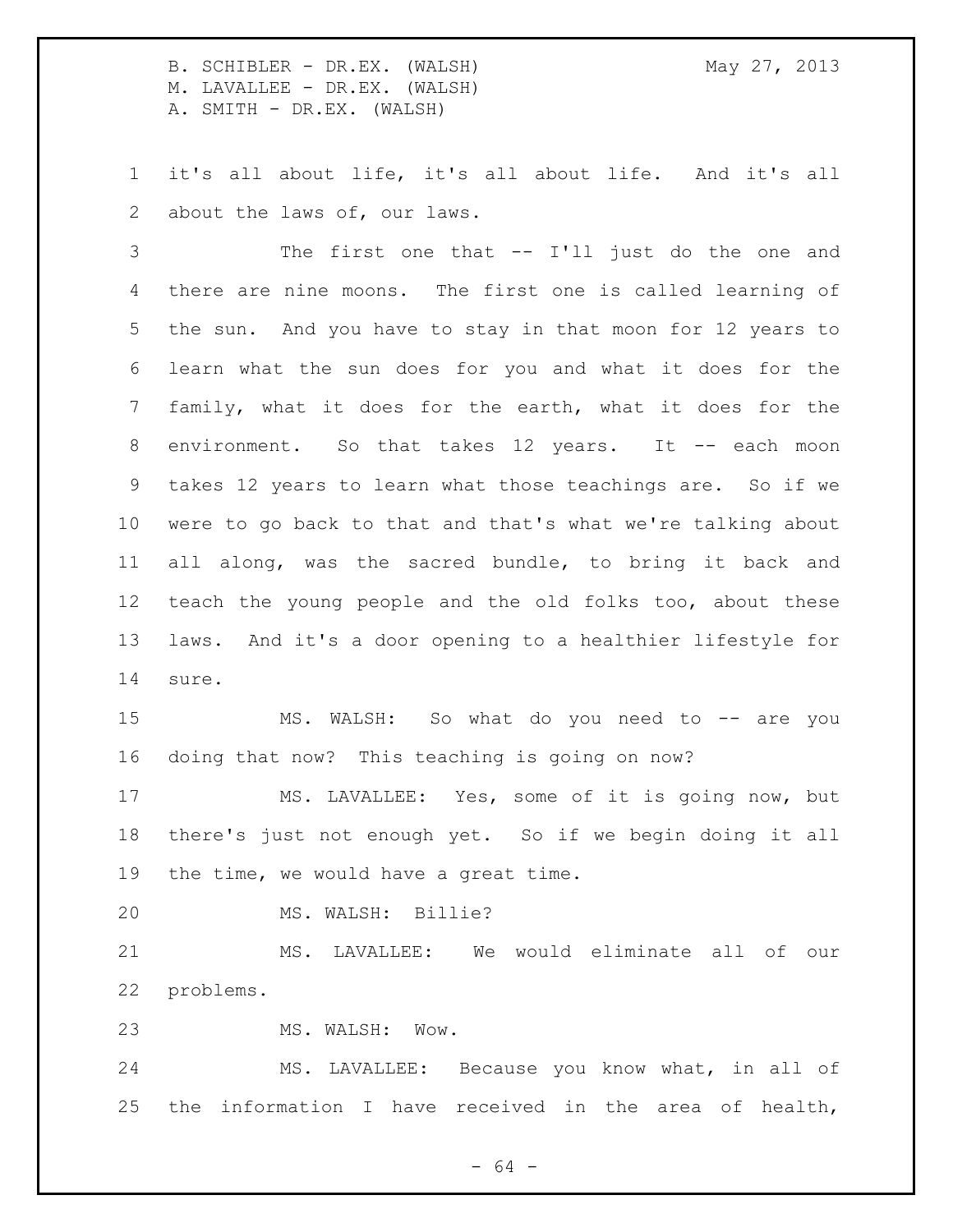it's all about life, it's all about life. And it's all about the laws of, our laws.

The first one that -- I'll just do the one and there are nine moons. The first one is called learning of the sun. And you have to stay in that moon for 12 years to learn what the sun does for you and what it does for the family, what it does for the earth, what it does for the environment. So that takes 12 years. It -- each moon takes 12 years to learn what those teachings are. So if we were to go back to that and that's what we're talking about all along, was the sacred bundle, to bring it back and teach the young people and the old folks too, about these laws. And it's a door opening to a healthier lifestyle for sure.

MS. WALSH: So what do you need to -- are you doing that now? This teaching is going on now?

MS. LAVALLEE: Yes, some of it is going now, but there's just not enough yet. So if we begin doing it all the time, we would have a great time.

MS. WALSH: Billie?

MS. LAVALLEE: We would eliminate all of our problems.

MS. WALSH: Wow.

MS. LAVALLEE: Because you know what, in all of the information I have received in the area of health,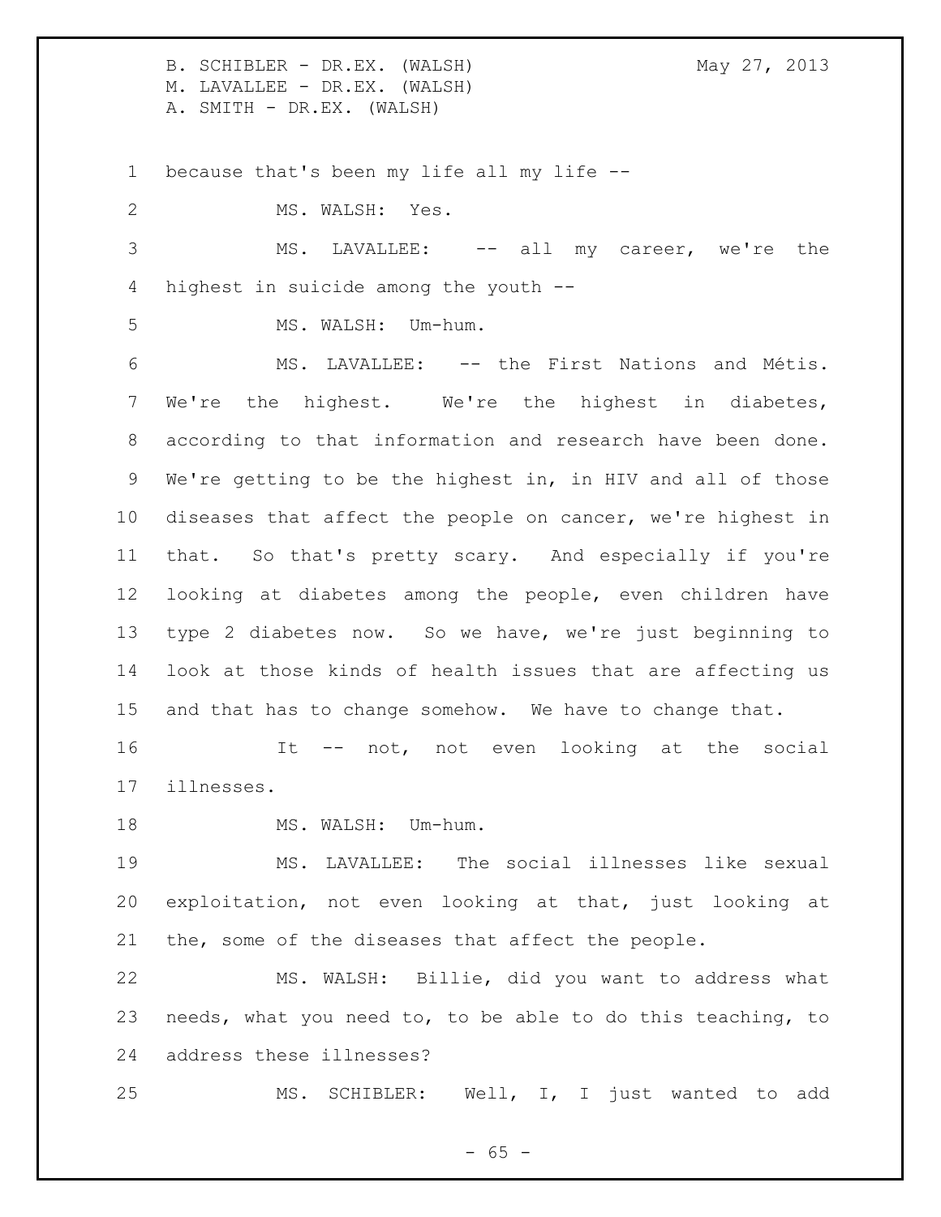because that's been my life all my life --

MS. WALSH: Yes.

MS. LAVALLEE: -- all my career, we're the highest in suicide among the youth --

MS. WALSH: Um-hum.

MS. LAVALLEE: -- the First Nations and Métis. We're the highest. We're the highest in diabetes, according to that information and research have been done. We're getting to be the highest in, in HIV and all of those diseases that affect the people on cancer, we're highest in that. So that's pretty scary. And especially if you're looking at diabetes among the people, even children have type 2 diabetes now. So we have, we're just beginning to look at those kinds of health issues that are affecting us and that has to change somehow. We have to change that.

It -- not, not even looking at the social illnesses.

MS. WALSH: Um-hum.

MS. LAVALLEE: The social illnesses like sexual exploitation, not even looking at that, just looking at the, some of the diseases that affect the people.

MS. WALSH: Billie, did you want to address what needs, what you need to, to be able to do this teaching, to address these illnesses?

MS. SCHIBLER: Well, I, I just wanted to add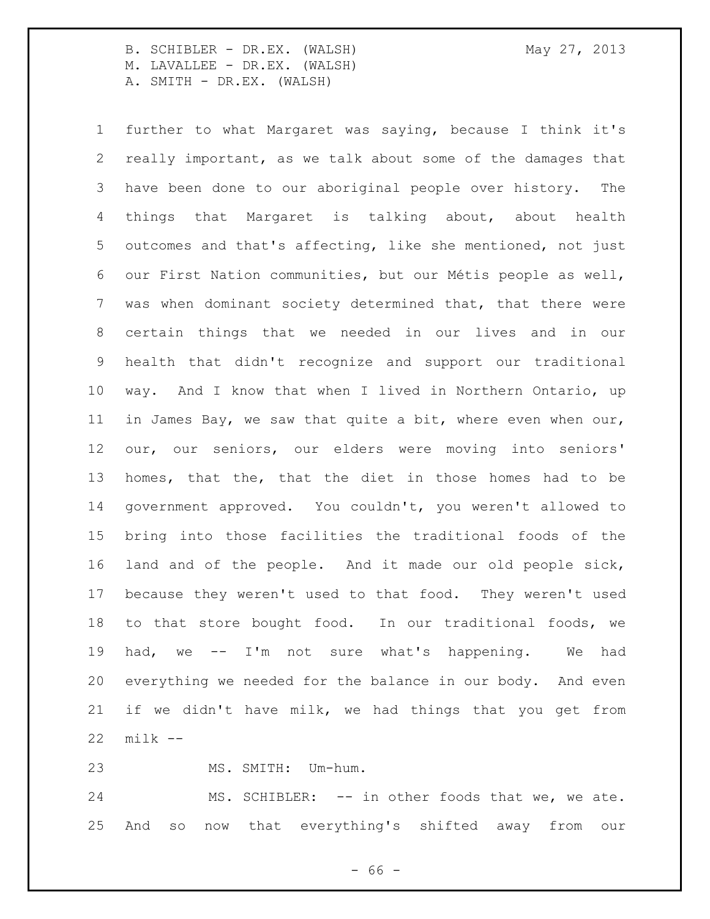further to what Margaret was saying, because I think it's really important, as we talk about some of the damages that have been done to our aboriginal people over history. The things that Margaret is talking about, about health outcomes and that's affecting, like she mentioned, not just our First Nation communities, but our Métis people as well, was when dominant society determined that, that there were certain things that we needed in our lives and in our health that didn't recognize and support our traditional way. And I know that when I lived in Northern Ontario, up in James Bay, we saw that quite a bit, where even when our, our, our seniors, our elders were moving into seniors' homes, that the, that the diet in those homes had to be government approved. You couldn't, you weren't allowed to bring into those facilities the traditional foods of the land and of the people. And it made our old people sick, because they weren't used to that food. They weren't used to that store bought food. In our traditional foods, we had, we -- I'm not sure what's happening. We had everything we needed for the balance in our body. And even if we didn't have milk, we had things that you get from milk --

MS. SMITH: Um-hum.

MS. SCHIBLER: -- in other foods that we, we ate. And so now that everything's shifted away from our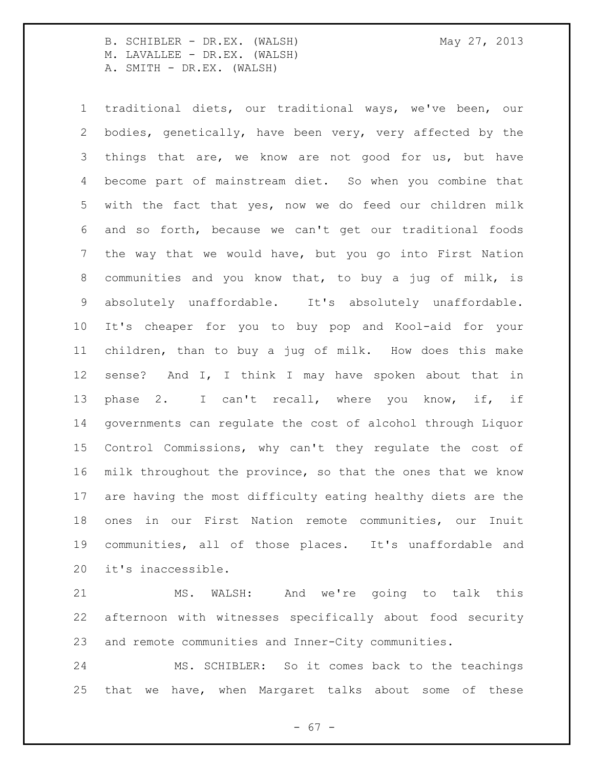traditional diets, our traditional ways, we've been, our bodies, genetically, have been very, very affected by the things that are, we know are not good for us, but have become part of mainstream diet. So when you combine that with the fact that yes, now we do feed our children milk and so forth, because we can't get our traditional foods the way that we would have, but you go into First Nation communities and you know that, to buy a jug of milk, is absolutely unaffordable. It's absolutely unaffordable. It's cheaper for you to buy pop and Kool-aid for your children, than to buy a jug of milk. How does this make sense? And I, I think I may have spoken about that in phase 2. I can't recall, where you know, if, if governments can regulate the cost of alcohol through Liquor Control Commissions, why can't they regulate the cost of milk throughout the province, so that the ones that we know are having the most difficulty eating healthy diets are the ones in our First Nation remote communities, our Inuit communities, all of those places. It's unaffordable and it's inaccessible.

MS. WALSH: And we're going to talk this afternoon with witnesses specifically about food security and remote communities and Inner-City communities.

MS. SCHIBLER: So it comes back to the teachings that we have, when Margaret talks about some of these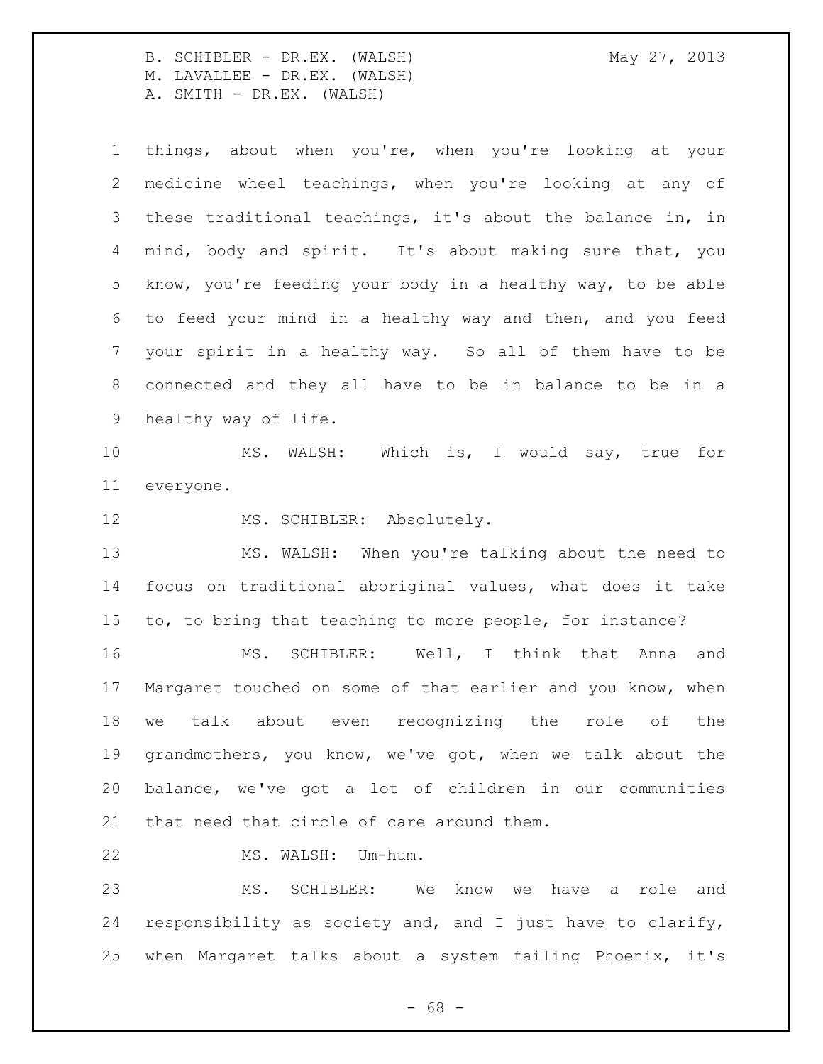things, about when you're, when you're looking at your medicine wheel teachings, when you're looking at any of these traditional teachings, it's about the balance in, in mind, body and spirit. It's about making sure that, you know, you're feeding your body in a healthy way, to be able to feed your mind in a healthy way and then, and you feed your spirit in a healthy way. So all of them have to be connected and they all have to be in balance to be in a healthy way of life.

MS. WALSH: Which is, I would say, true for everyone.

MS. SCHIBLER: Absolutely.

MS. WALSH: When you're talking about the need to focus on traditional aboriginal values, what does it take to, to bring that teaching to more people, for instance?

MS. SCHIBLER: Well, I think that Anna and Margaret touched on some of that earlier and you know, when we talk about even recognizing the role of the grandmothers, you know, we've got, when we talk about the balance, we've got a lot of children in our communities that need that circle of care around them.

MS. WALSH: Um-hum.

MS. SCHIBLER: We know we have a role and responsibility as society and, and I just have to clarify, when Margaret talks about a system failing Phoenix, it's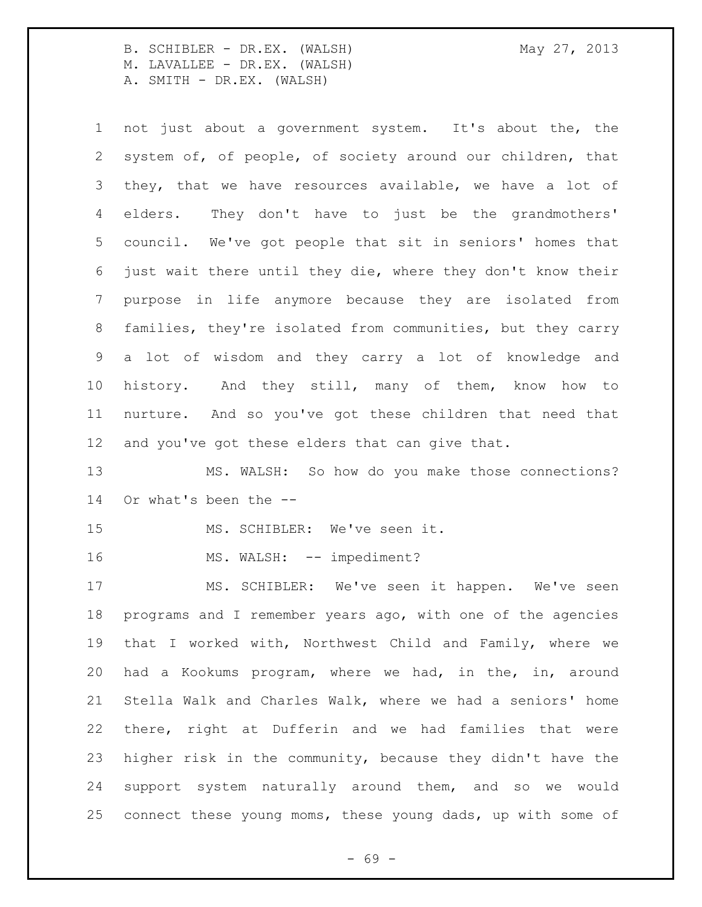not just about a government system. It's about the, the system of, of people, of society around our children, that they, that we have resources available, we have a lot of elders. They don't have to just be the grandmothers' council. We've got people that sit in seniors' homes that just wait there until they die, where they don't know their purpose in life anymore because they are isolated from families, they're isolated from communities, but they carry a lot of wisdom and they carry a lot of knowledge and history. And they still, many of them, know how to nurture. And so you've got these children that need that and you've got these elders that can give that.

MS. WALSH: So how do you make those connections? Or what's been the --

MS. SCHIBLER: We've seen it.

MS. WALSH: -- impediment?

MS. SCHIBLER: We've seen it happen. We've seen programs and I remember years ago, with one of the agencies that I worked with, Northwest Child and Family, where we had a Kookums program, where we had, in the, in, around Stella Walk and Charles Walk, where we had a seniors' home there, right at Dufferin and we had families that were higher risk in the community, because they didn't have the support system naturally around them, and so we would connect these young moms, these young dads, up with some of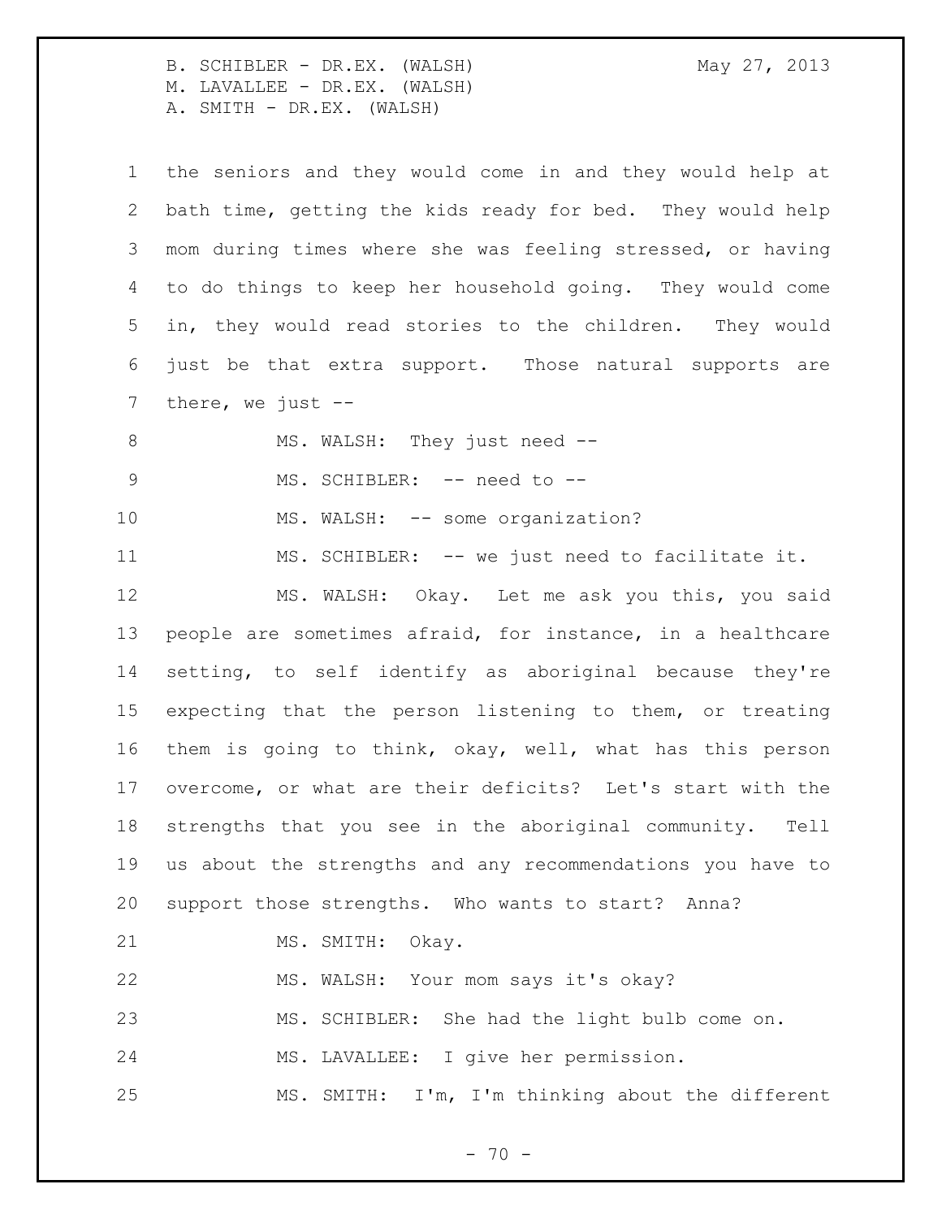the seniors and they would come in and they would help at bath time, getting the kids ready for bed. They would help mom during times where she was feeling stressed, or having to do things to keep her household going. They would come in, they would read stories to the children. They would just be that extra support. Those natural supports are there, we just --

MS. WALSH: They just need --

MS. SCHIBLER: -- need to --

MS. WALSH: -- some organization?

MS. SCHIBLER: -- we just need to facilitate it.

MS. WALSH: Okay. Let me ask you this, you said people are sometimes afraid, for instance, in a healthcare setting, to self identify as aboriginal because they're expecting that the person listening to them, or treating them is going to think, okay, well, what has this person overcome, or what are their deficits? Let's start with the strengths that you see in the aboriginal community. Tell us about the strengths and any recommendations you have to support those strengths. Who wants to start? Anna?

MS. SMITH: Okay.

MS. WALSH: Your mom says it's okay?

MS. SCHIBLER: She had the light bulb come on.

MS. LAVALLEE: I give her permission.

MS. SMITH: I'm, I'm thinking about the different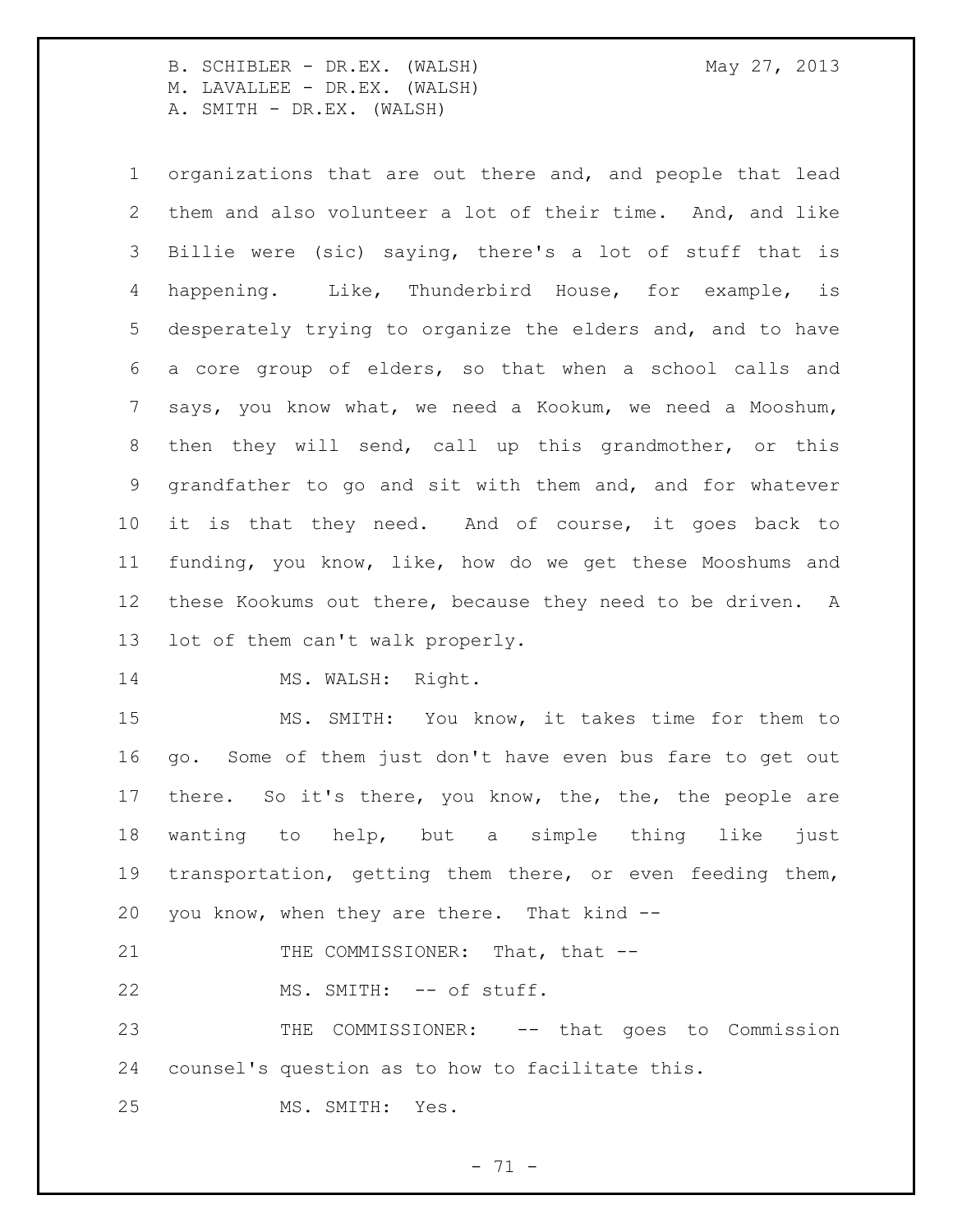organizations that are out there and, and people that lead them and also volunteer a lot of their time. And, and like Billie were (sic) saying, there's a lot of stuff that is happening. Like, Thunderbird House, for example, is desperately trying to organize the elders and, and to have a core group of elders, so that when a school calls and says, you know what, we need a Kookum, we need a Mooshum, then they will send, call up this grandmother, or this grandfather to go and sit with them and, and for whatever it is that they need. And of course, it goes back to funding, you know, like, how do we get these Mooshums and these Kookums out there, because they need to be driven. A lot of them can't walk properly.

MS. WALSH: Right.

MS. SMITH: You know, it takes time for them to go. Some of them just don't have even bus fare to get out there. So it's there, you know, the, the, the people are wanting to help, but a simple thing like just transportation, getting them there, or even feeding them, you know, when they are there. That kind --

THE COMMISSIONER: That, that --

MS. SMITH: -- of stuff.

THE COMMISSIONER: -- that goes to Commission counsel's question as to how to facilitate this.

MS. SMITH: Yes.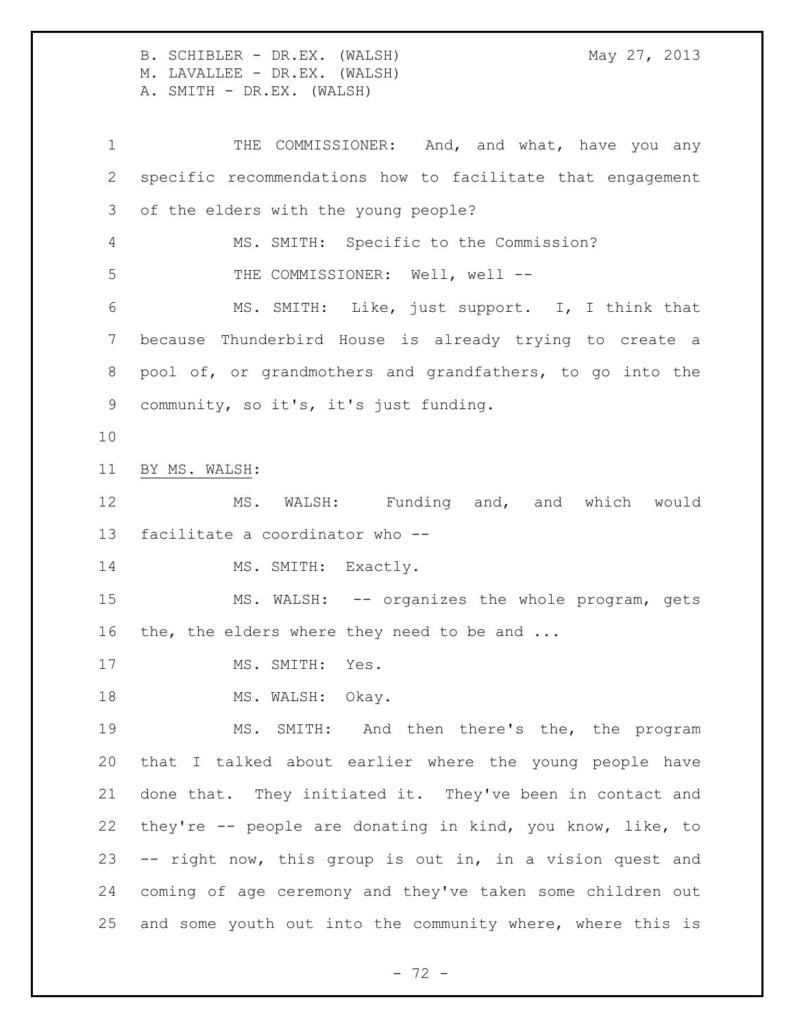THE COMMISSIONER: And, and what, have you any specific recommendations how to facilitate that engagement of the elders with the young people?

MS. SMITH: Specific to the Commission?

THE COMMISSIONER: Well, well --

MS. SMITH: Like, just support. I, I think that because Thunderbird House is already trying to create a pool of, or grandmothers and grandfathers, to go into the community, so it's, it's just funding.

BY MS. WALSH:

MS. WALSH: Funding and, and which would facilitate a coordinator who --

MS. SMITH: Exactly.

MS. WALSH: -- organizes the whole program, gets the, the elders where they need to be and ...

MS. SMITH: Yes.

MS. WALSH: Okay.

MS. SMITH: And then there's the, the program that I talked about earlier where the young people have done that. They initiated it. They've been in contact and they're -- people are donating in kind, you know, like, to -- right now, this group is out in, in a vision quest and coming of age ceremony and they've taken some children out and some youth out into the community where, where this is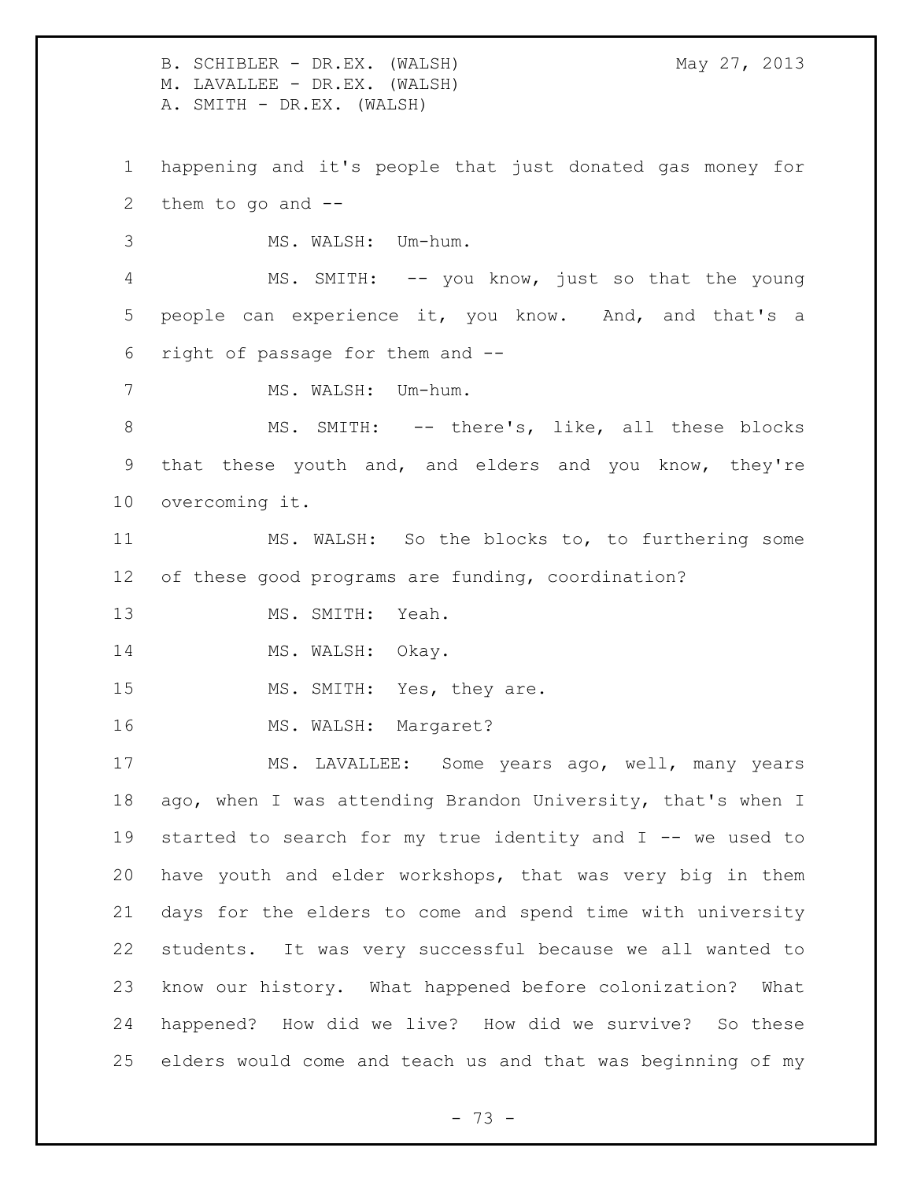happening and it's people that just donated gas money for them to go and --

MS. WALSH: Um-hum.

MS. SMITH: -- you know, just so that the young people can experience it, you know. And, and that's a right of passage for them and --

MS. WALSH: Um-hum.

MS. SMITH: -- there's, like, all these blocks that these youth and, and elders and you know, they're overcoming it.

MS. WALSH: So the blocks to, to furthering some of these good programs are funding, coordination?

MS. SMITH: Yeah.

MS. WALSH: Okay.

MS. SMITH: Yes, they are.

MS. WALSH: Margaret?

MS. LAVALLEE: Some years ago, well, many years ago, when I was attending Brandon University, that's when I started to search for my true identity and I -- we used to have youth and elder workshops, that was very big in them days for the elders to come and spend time with university students. It was very successful because we all wanted to know our history. What happened before colonization? What happened? How did we live? How did we survive? So these elders would come and teach us and that was beginning of my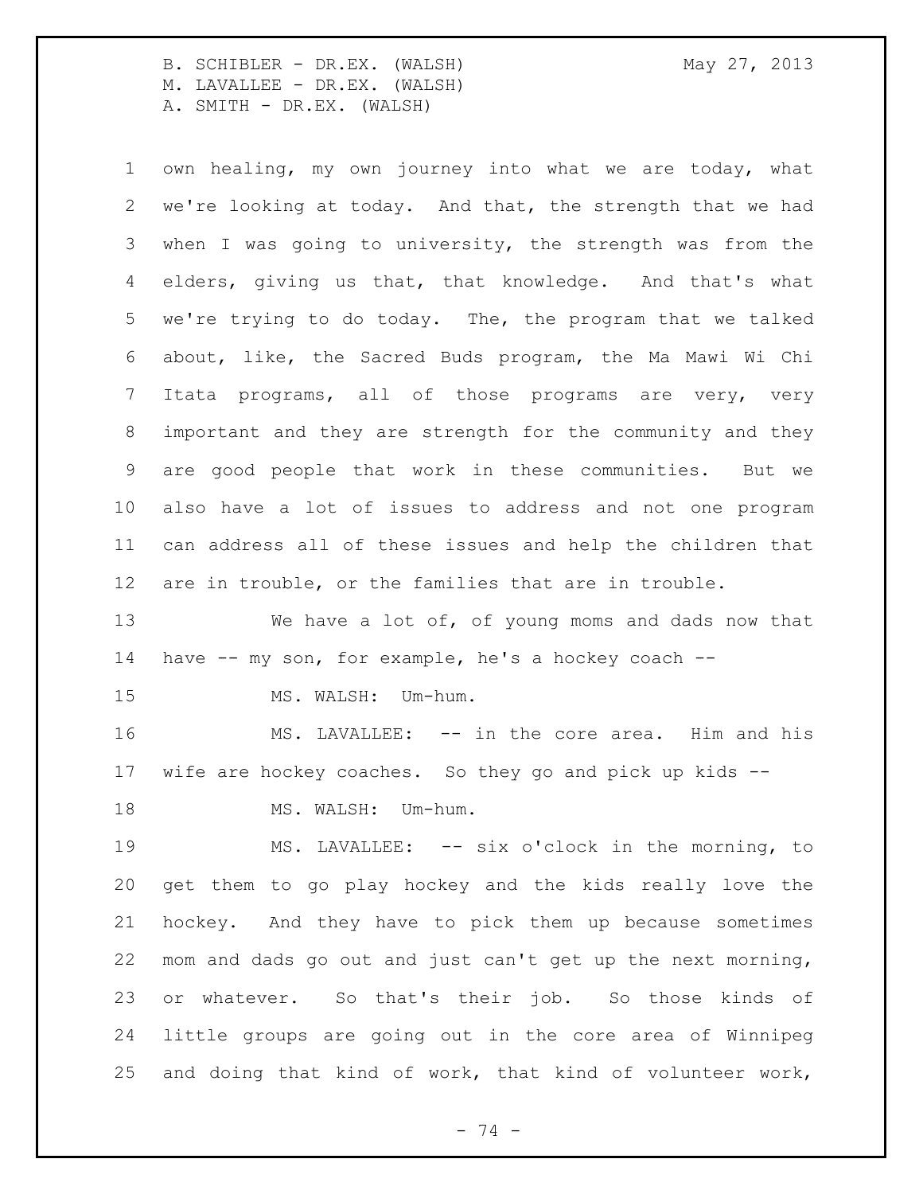own healing, my own journey into what we are today, what we're looking at today. And that, the strength that we had when I was going to university, the strength was from the elders, giving us that, that knowledge. And that's what we're trying to do today. The, the program that we talked about, like, the Sacred Buds program, the Ma Mawi Wi Chi Itata programs, all of those programs are very, very important and they are strength for the community and they are good people that work in these communities. But we also have a lot of issues to address and not one program can address all of these issues and help the children that are in trouble, or the families that are in trouble.

We have a lot of, of young moms and dads now that have -- my son, for example, he's a hockey coach --

MS. WALSH: Um-hum.

MS. LAVALLEE: -- in the core area. Him and his wife are hockey coaches. So they go and pick up kids --

MS. WALSH: Um-hum.

MS. LAVALLEE: -- six o'clock in the morning, to get them to go play hockey and the kids really love the hockey. And they have to pick them up because sometimes mom and dads go out and just can't get up the next morning, or whatever. So that's their job. So those kinds of little groups are going out in the core area of Winnipeg and doing that kind of work, that kind of volunteer work,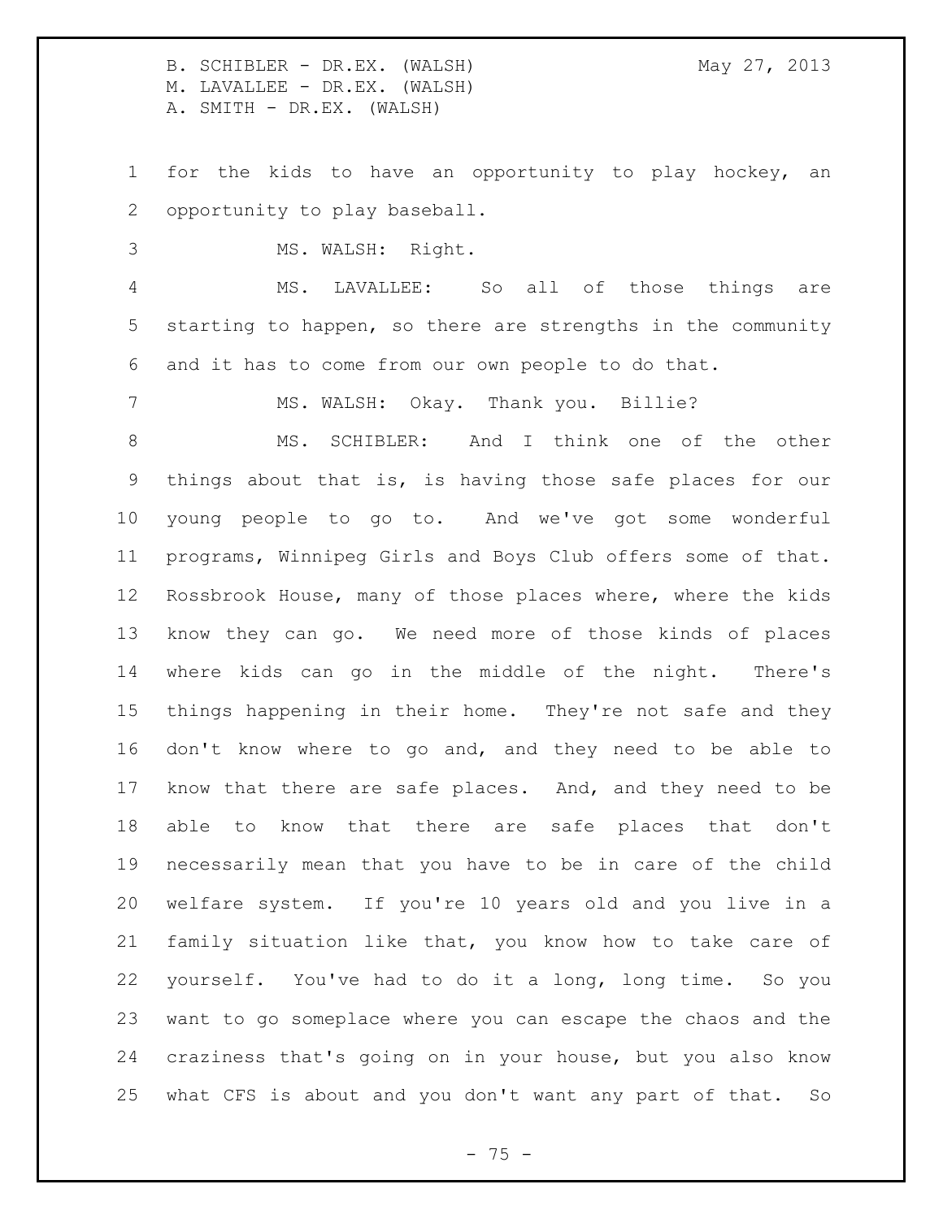for the kids to have an opportunity to play hockey, an opportunity to play baseball.

MS. WALSH: Right.

MS. LAVALLEE: So all of those things are starting to happen, so there are strengths in the community and it has to come from our own people to do that.

MS. WALSH: Okay. Thank you. Billie?

MS. SCHIBLER: And I think one of the other things about that is, is having those safe places for our young people to go to. And we've got some wonderful programs, Winnipeg Girls and Boys Club offers some of that. Rossbrook House, many of those places where, where the kids know they can go. We need more of those kinds of places where kids can go in the middle of the night. There's things happening in their home. They're not safe and they don't know where to go and, and they need to be able to know that there are safe places. And, and they need to be able to know that there are safe places that don't necessarily mean that you have to be in care of the child welfare system. If you're 10 years old and you live in a family situation like that, you know how to take care of yourself. You've had to do it a long, long time. So you want to go someplace where you can escape the chaos and the craziness that's going on in your house, but you also know what CFS is about and you don't want any part of that. So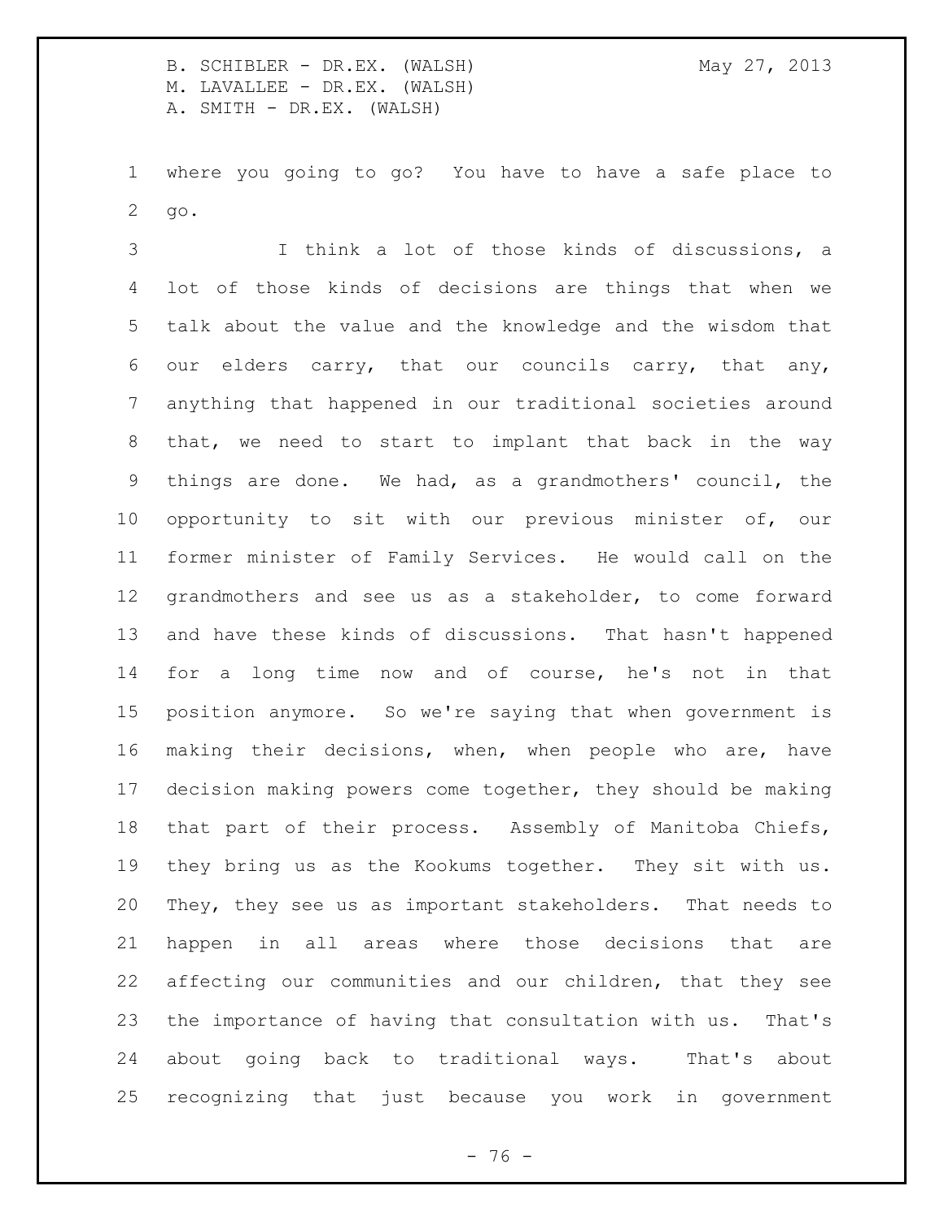where you going to go? You have to have a safe place to go.

I think a lot of those kinds of discussions, a lot of those kinds of decisions are things that when we talk about the value and the knowledge and the wisdom that our elders carry, that our councils carry, that any, anything that happened in our traditional societies around that, we need to start to implant that back in the way things are done. We had, as a grandmothers' council, the opportunity to sit with our previous minister of, our former minister of Family Services. He would call on the grandmothers and see us as a stakeholder, to come forward and have these kinds of discussions. That hasn't happened for a long time now and of course, he's not in that position anymore. So we're saying that when government is making their decisions, when, when people who are, have decision making powers come together, they should be making that part of their process. Assembly of Manitoba Chiefs, they bring us as the Kookums together. They sit with us. They, they see us as important stakeholders. That needs to happen in all areas where those decisions that are affecting our communities and our children, that they see the importance of having that consultation with us. That's about going back to traditional ways. That's about recognizing that just because you work in government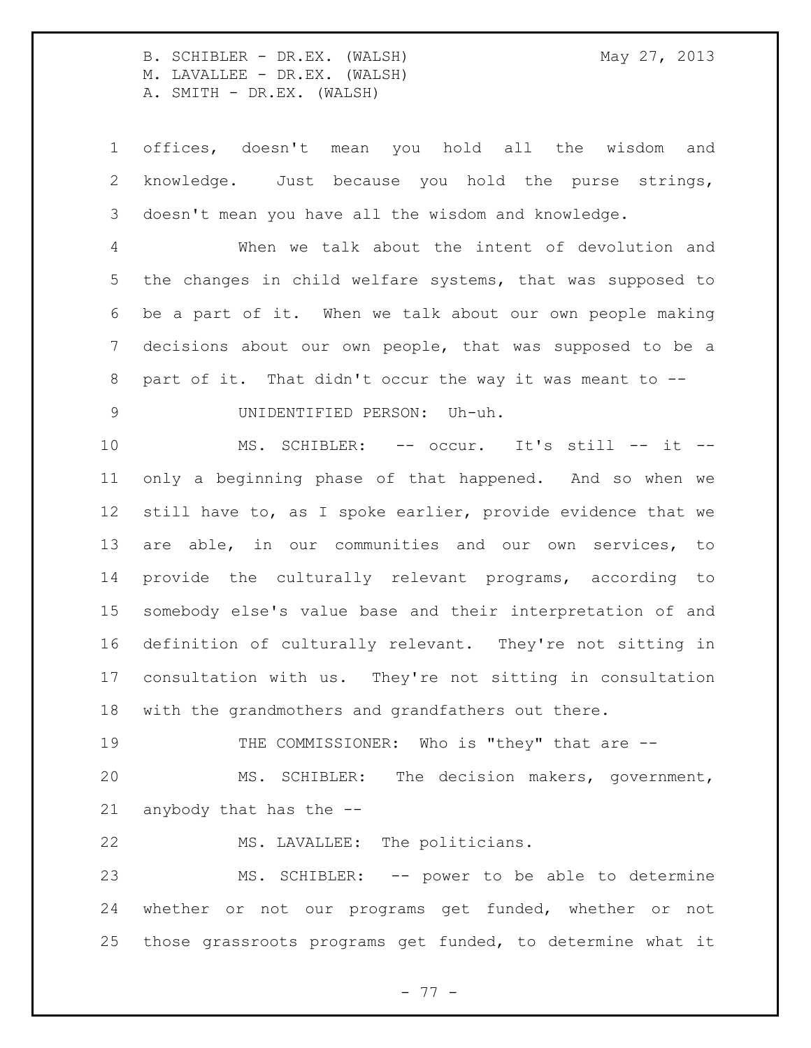offices, doesn't mean you hold all the wisdom and knowledge. Just because you hold the purse strings, doesn't mean you have all the wisdom and knowledge.

When we talk about the intent of devolution and the changes in child welfare systems, that was supposed to be a part of it. When we talk about our own people making decisions about our own people, that was supposed to be a part of it. That didn't occur the way it was meant to --

UNIDENTIFIED PERSON: Uh-uh.

MS. SCHIBLER: -- occur. It's still -- it -- only a beginning phase of that happened. And so when we still have to, as I spoke earlier, provide evidence that we are able, in our communities and our own services, to provide the culturally relevant programs, according to somebody else's value base and their interpretation of and definition of culturally relevant. They're not sitting in consultation with us. They're not sitting in consultation with the grandmothers and grandfathers out there.

THE COMMISSIONER: Who is "they" that are --

MS. SCHIBLER: The decision makers, government, anybody that has the --

MS. LAVALLEE: The politicians.

MS. SCHIBLER: -- power to be able to determine whether or not our programs get funded, whether or not those grassroots programs get funded, to determine what it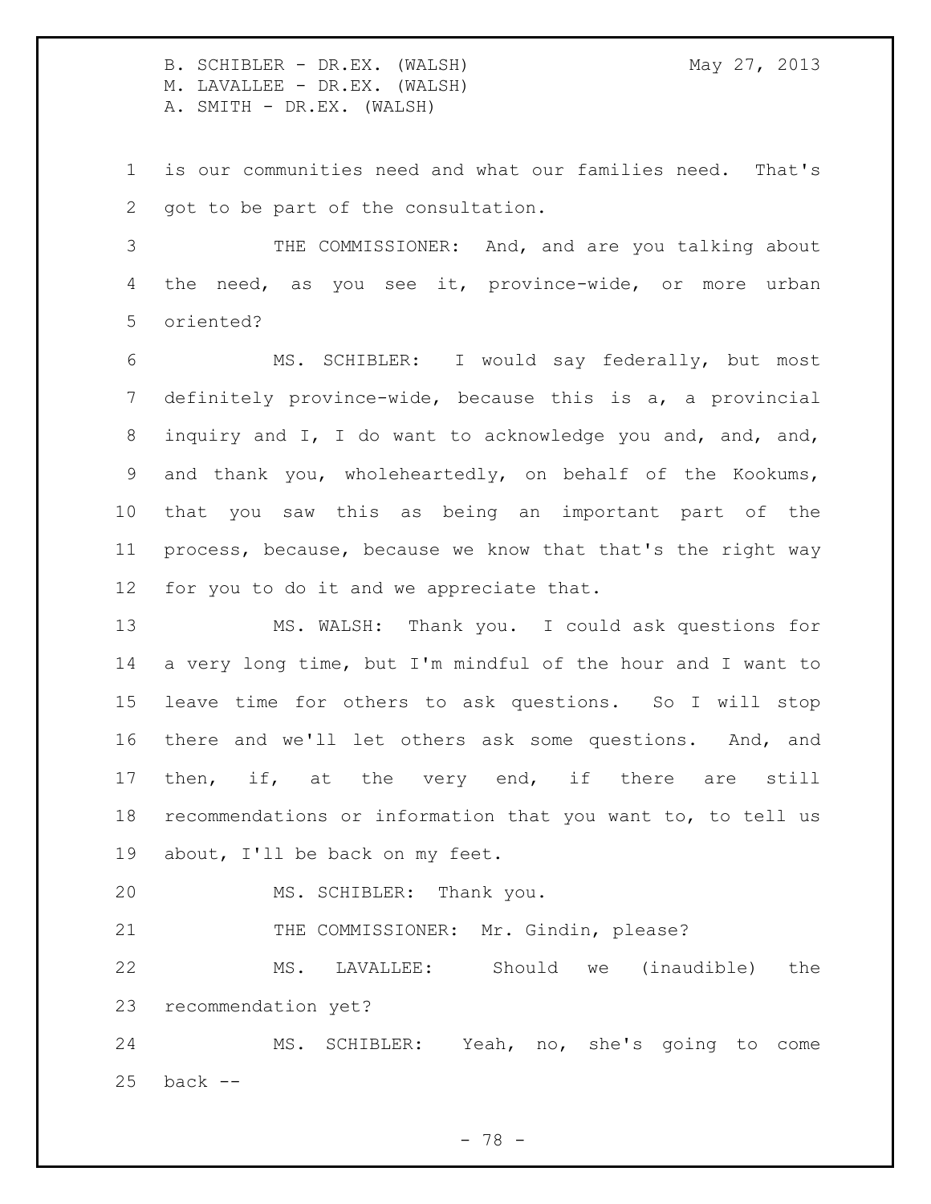is our communities need and what our families need. That's got to be part of the consultation.

THE COMMISSIONER: And, and are you talking about the need, as you see it, province-wide, or more urban oriented?

MS. SCHIBLER: I would say federally, but most definitely province-wide, because this is a, a provincial inquiry and I, I do want to acknowledge you and, and, and, and thank you, wholeheartedly, on behalf of the Kookums, that you saw this as being an important part of the process, because, because we know that that's the right way for you to do it and we appreciate that.

MS. WALSH: Thank you. I could ask questions for a very long time, but I'm mindful of the hour and I want to leave time for others to ask questions. So I will stop there and we'll let others ask some questions. And, and then, if, at the very end, if there are still recommendations or information that you want to, to tell us about, I'll be back on my feet.

MS. SCHIBLER: Thank you.

THE COMMISSIONER: Mr. Gindin, please?

MS. LAVALLEE: Should we (inaudible) the recommendation yet?

MS. SCHIBLER: Yeah, no, she's going to come back --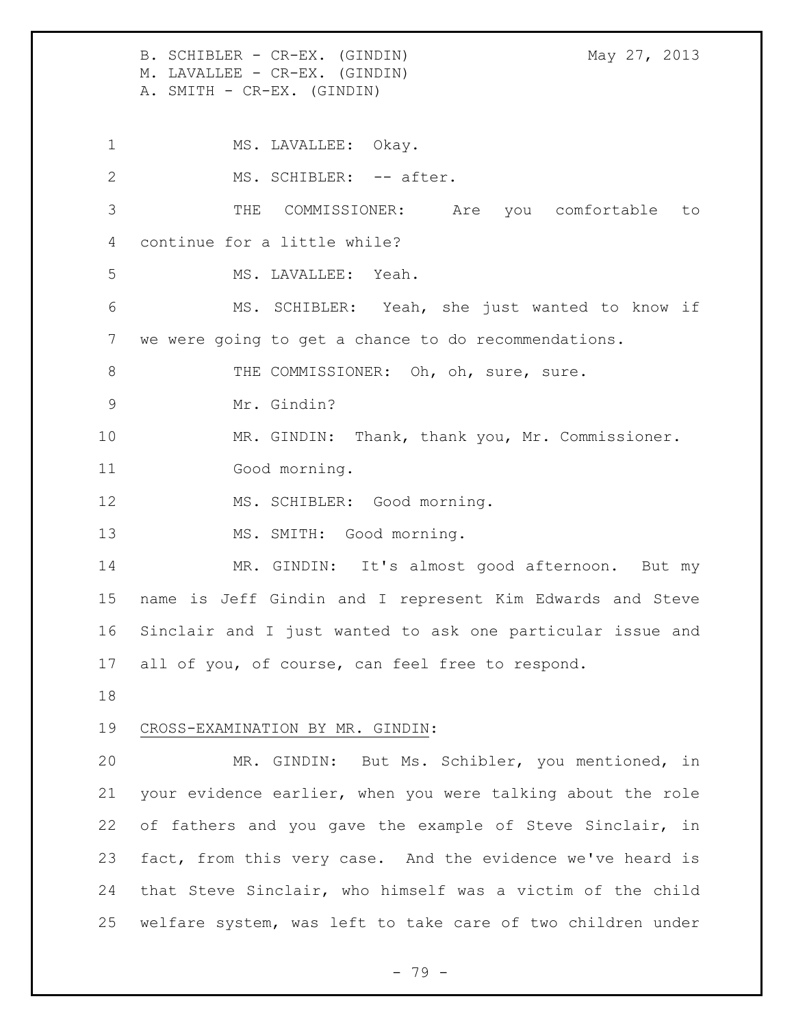MS. LAVALLEE: Okay.

MS. SCHIBLER: -- after.

THE COMMISSIONER: Are you comfortable to continue for a little while?

MS. LAVALLEE: Yeah.

MS. SCHIBLER: Yeah, she just wanted to know if we were going to get a chance to do recommendations.

THE COMMISSIONER: Oh, oh, sure, sure.

Mr. Gindin?

MR. GINDIN: Thank, thank you, Mr. Commissioner.

Good morning.

MS. SCHIBLER: Good morning.

MS. SMITH: Good morning.

MR. GINDIN: It's almost good afternoon. But my name is Jeff Gindin and I represent Kim Edwards and Steve Sinclair and I just wanted to ask one particular issue and all of you, of course, can feel free to respond.

CROSS-EXAMINATION BY MR. GINDIN:

MR. GINDIN: But Ms. Schibler, you mentioned, in your evidence earlier, when you were talking about the role of fathers and you gave the example of Steve Sinclair, in fact, from this very case. And the evidence we've heard is that Steve Sinclair, who himself was a victim of the child welfare system, was left to take care of two children under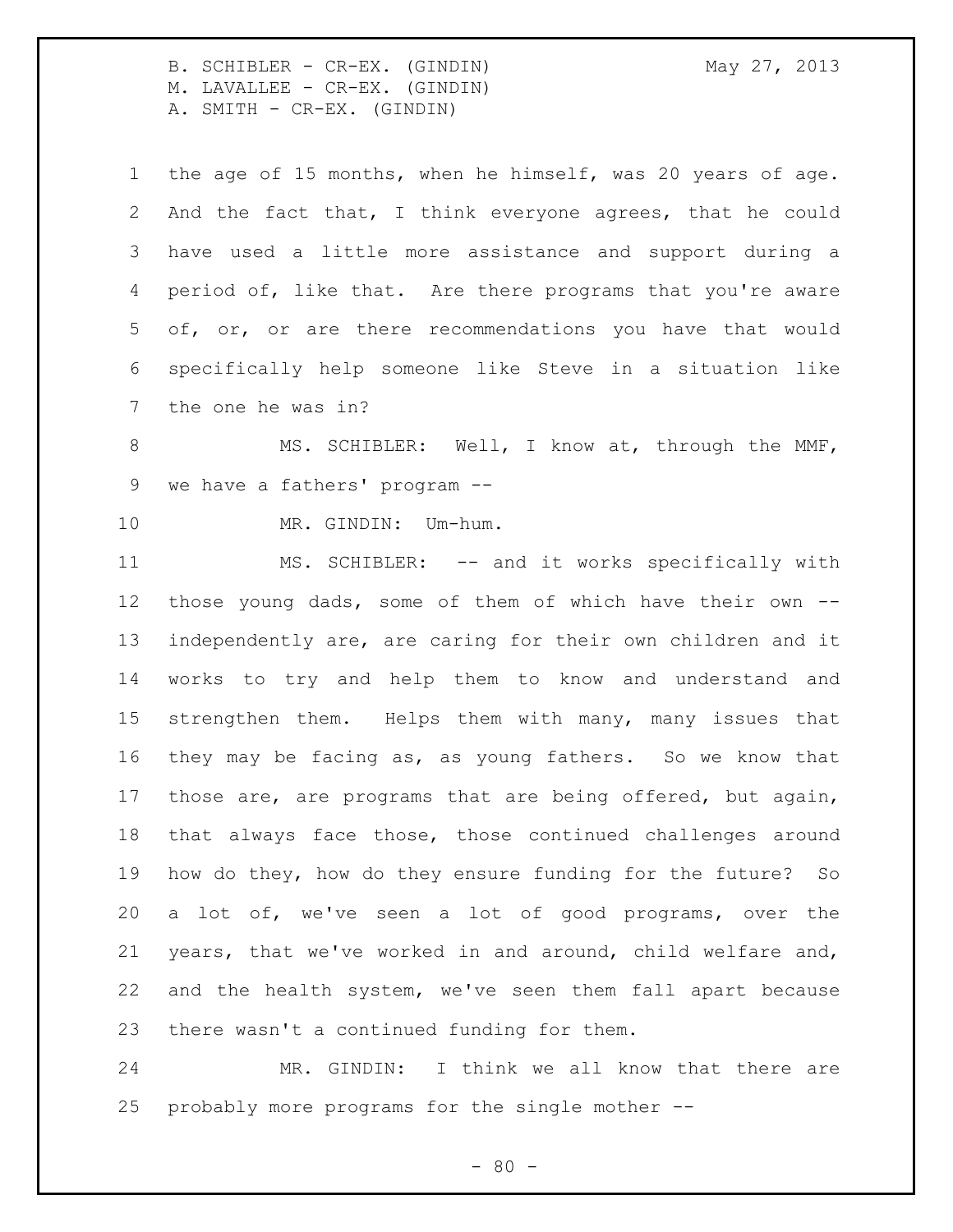the age of 15 months, when he himself, was 20 years of age. And the fact that, I think everyone agrees, that he could have used a little more assistance and support during a period of, like that. Are there programs that you're aware of, or, or are there recommendations you have that would specifically help someone like Steve in a situation like the one he was in?

MS. SCHIBLER: Well, I know at, through the MMF, we have a fathers' program --

MR. GINDIN: Um-hum.

MS. SCHIBLER: -- and it works specifically with those young dads, some of them of which have their own -- independently are, are caring for their own children and it works to try and help them to know and understand and strengthen them. Helps them with many, many issues that they may be facing as, as young fathers. So we know that those are, are programs that are being offered, but again, that always face those, those continued challenges around how do they, how do they ensure funding for the future? So a lot of, we've seen a lot of good programs, over the years, that we've worked in and around, child welfare and, and the health system, we've seen them fall apart because there wasn't a continued funding for them.

MR. GINDIN: I think we all know that there are probably more programs for the single mother --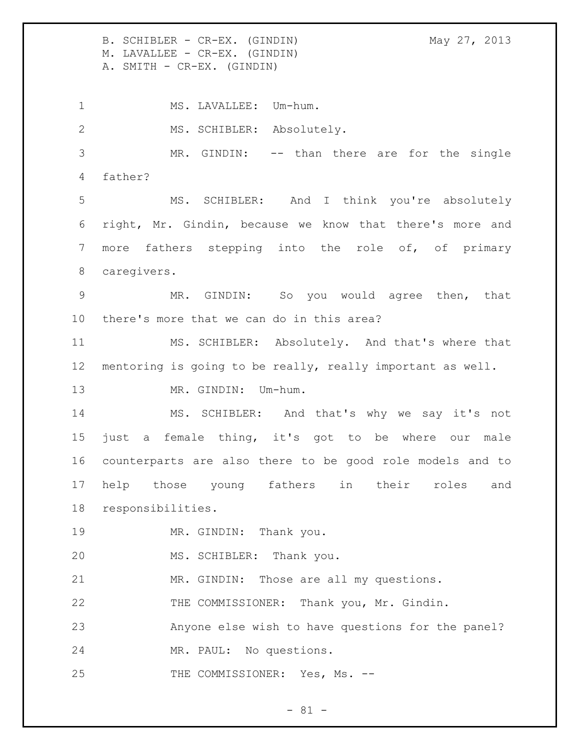MS. LAVALLEE: Um-hum.

MS. SCHIBLER: Absolutely.

MR. GINDIN: -- than there are for the single father?

MS. SCHIBLER: And I think you're absolutely right, Mr. Gindin, because we know that there's more and more fathers stepping into the role of, of primary caregivers.

MR. GINDIN: So you would agree then, that there's more that we can do in this area?

MS. SCHIBLER: Absolutely. And that's where that mentoring is going to be really, really important as well.

MR. GINDIN: Um-hum.

MS. SCHIBLER: And that's why we say it's not just a female thing, it's got to be where our male counterparts are also there to be good role models and to help those young fathers in their roles and responsibilities.

MR. GINDIN: Thank you.

MS. SCHIBLER: Thank you.

MR. GINDIN: Those are all my questions.

THE COMMISSIONER: Thank you, Mr. Gindin.

Anyone else wish to have questions for the panel?

MR. PAUL: No questions.

THE COMMISSIONER: Yes, Ms. --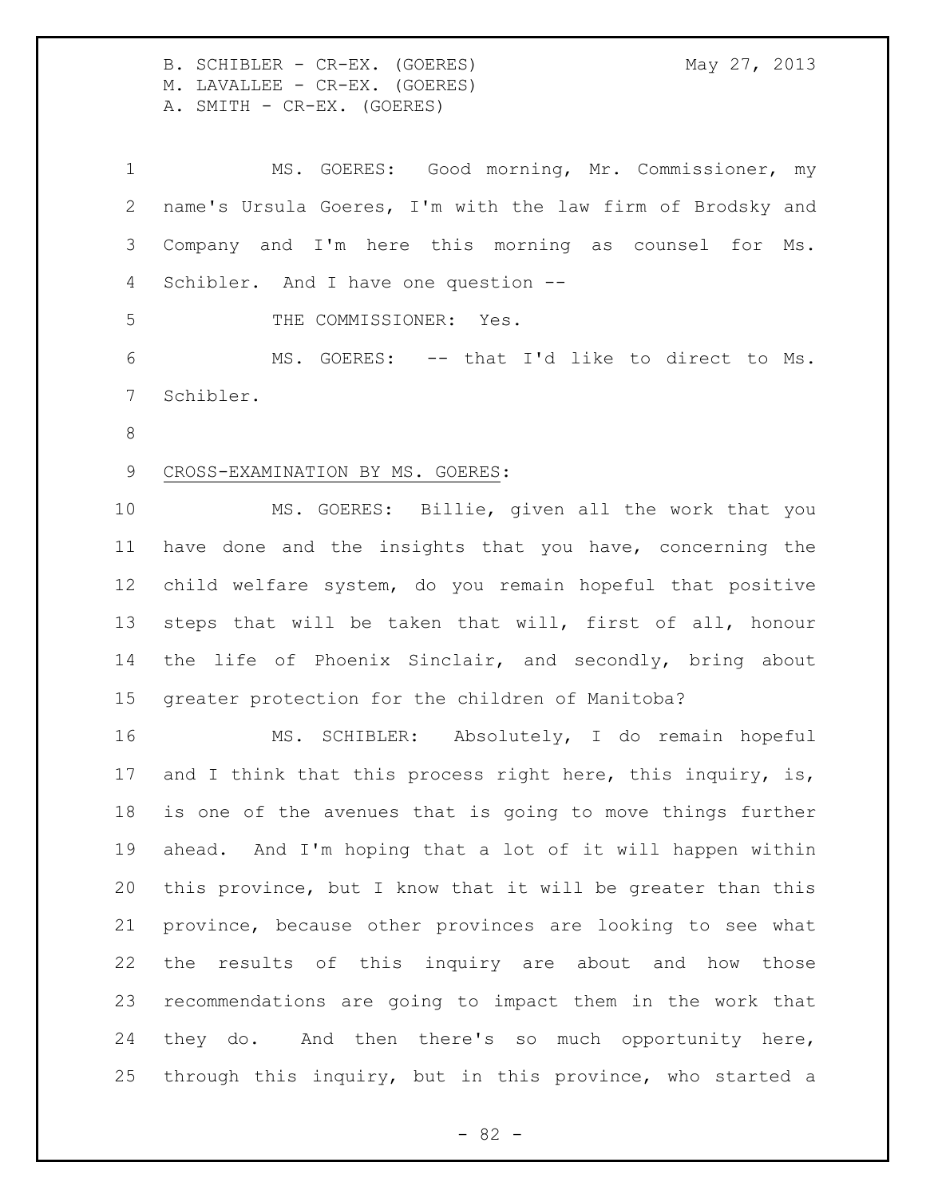MS. GOERES: Good morning, Mr. Commissioner, my name's Ursula Goeres, I'm with the law firm of Brodsky and Company and I'm here this morning as counsel for Ms. Schibler. And I have one question --

THE COMMISSIONER: Yes.

MS. GOERES: -- that I'd like to direct to Ms. Schibler.

CROSS-EXAMINATION BY MS. GOERES:

MS. GOERES: Billie, given all the work that you have done and the insights that you have, concerning the child welfare system, do you remain hopeful that positive steps that will be taken that will, first of all, honour the life of Phoenix Sinclair, and secondly, bring about greater protection for the children of Manitoba?

MS. SCHIBLER: Absolutely, I do remain hopeful and I think that this process right here, this inquiry, is, is one of the avenues that is going to move things further ahead. And I'm hoping that a lot of it will happen within this province, but I know that it will be greater than this province, because other provinces are looking to see what the results of this inquiry are about and how those recommendations are going to impact them in the work that they do. And then there's so much opportunity here, through this inquiry, but in this province, who started a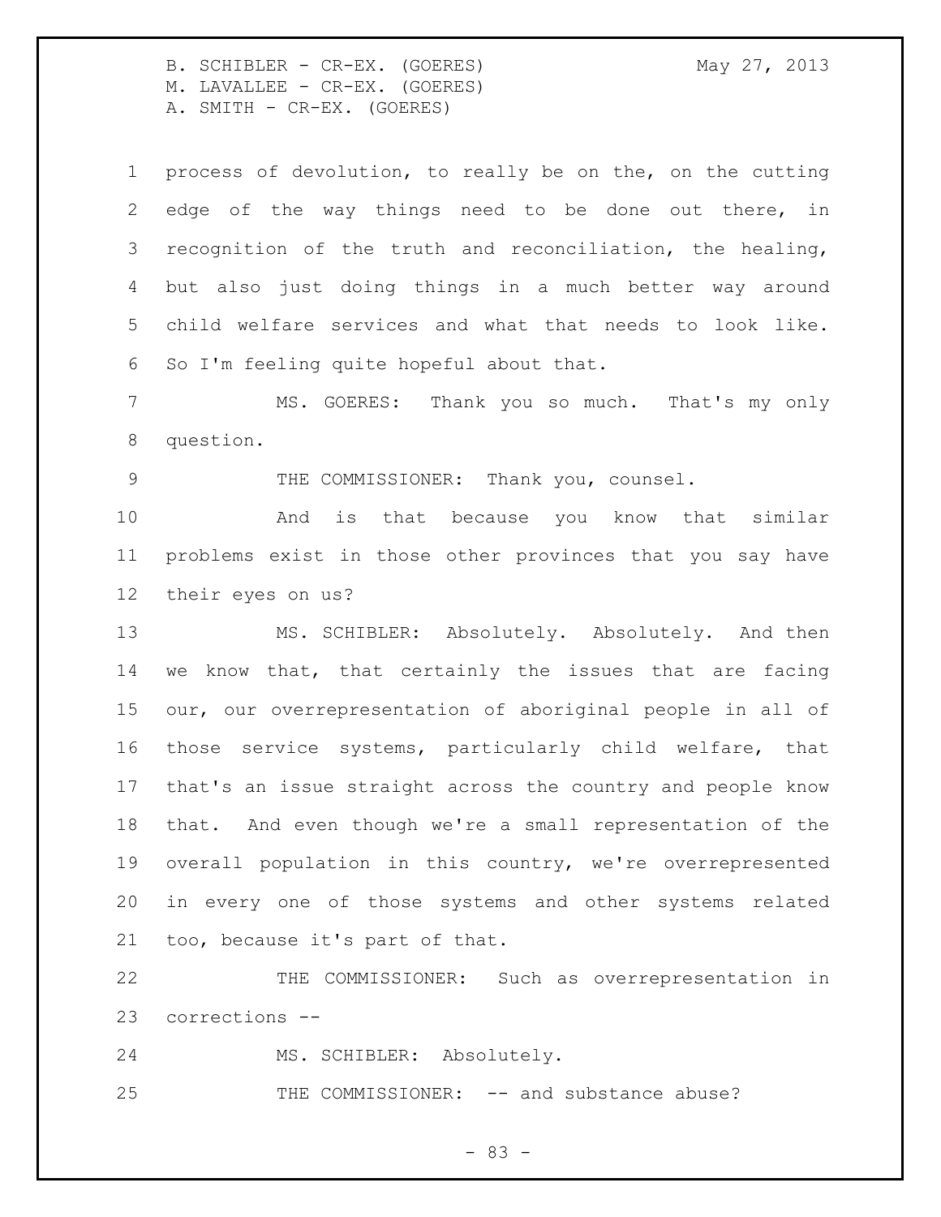process of devolution, to really be on the, on the cutting edge of the way things need to be done out there, in recognition of the truth and reconciliation, the healing, but also just doing things in a much better way around child welfare services and what that needs to look like. So I'm feeling quite hopeful about that.

MS. GOERES: Thank you so much. That's my only question.

THE COMMISSIONER: Thank you, counsel.

And is that because you know that similar problems exist in those other provinces that you say have their eyes on us?

MS. SCHIBLER: Absolutely. Absolutely. And then we know that, that certainly the issues that are facing our, our overrepresentation of aboriginal people in all of those service systems, particularly child welfare, that that's an issue straight across the country and people know that. And even though we're a small representation of the overall population in this country, we're overrepresented in every one of those systems and other systems related too, because it's part of that.

THE COMMISSIONER: Such as overrepresentation in corrections --

MS. SCHIBLER: Absolutely.

THE COMMISSIONER: -- and substance abuse?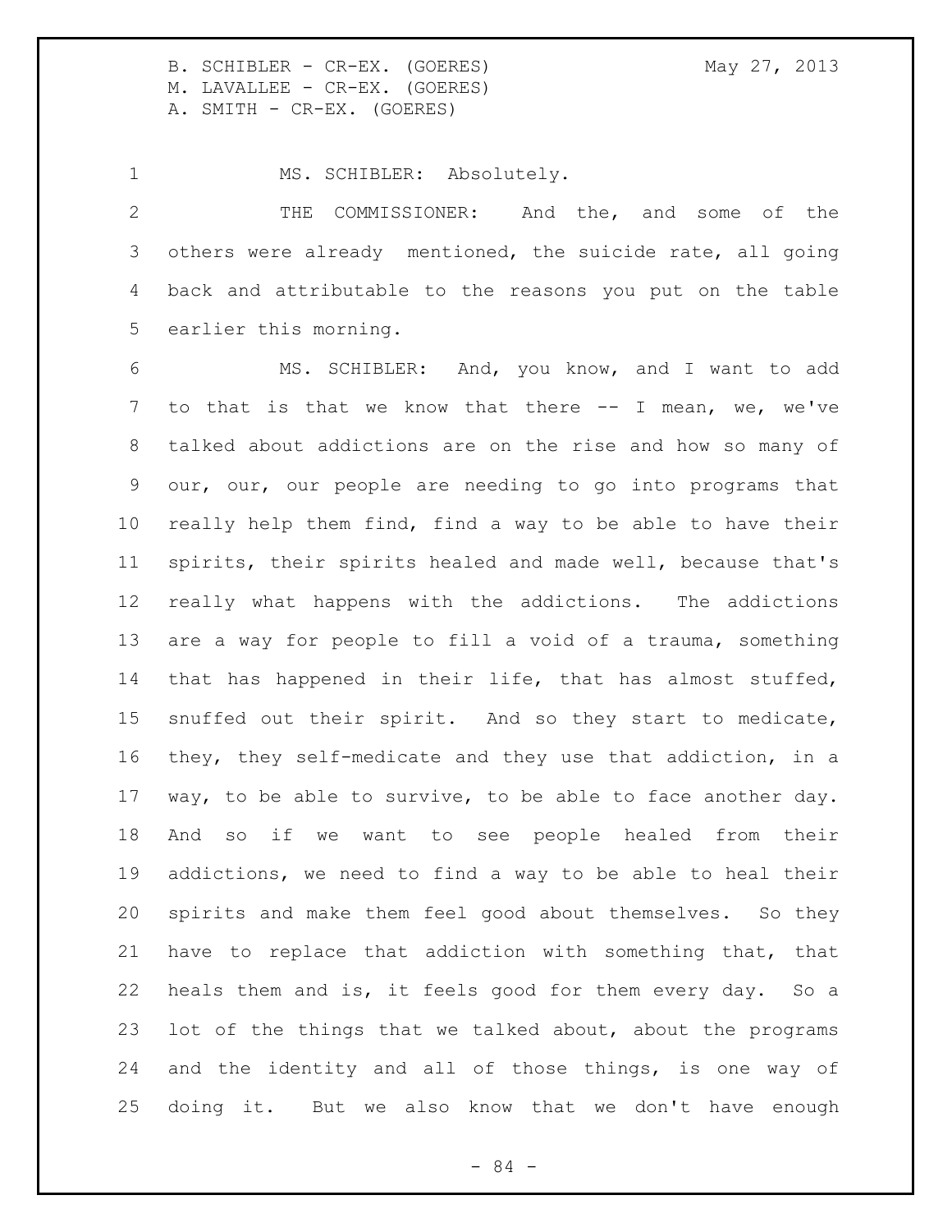MS. SCHIBLER: Absolutely.

THE COMMISSIONER: And the, and some of the others were already mentioned, the suicide rate, all going back and attributable to the reasons you put on the table earlier this morning.

MS. SCHIBLER: And, you know, and I want to add to that is that we know that there -- I mean, we, we've talked about addictions are on the rise and how so many of our, our, our people are needing to go into programs that really help them find, find a way to be able to have their spirits, their spirits healed and made well, because that's really what happens with the addictions. The addictions are a way for people to fill a void of a trauma, something that has happened in their life, that has almost stuffed, snuffed out their spirit. And so they start to medicate, they, they self-medicate and they use that addiction, in a way, to be able to survive, to be able to face another day. And so if we want to see people healed from their addictions, we need to find a way to be able to heal their spirits and make them feel good about themselves. So they have to replace that addiction with something that, that heals them and is, it feels good for them every day. So a lot of the things that we talked about, about the programs and the identity and all of those things, is one way of doing it. But we also know that we don't have enough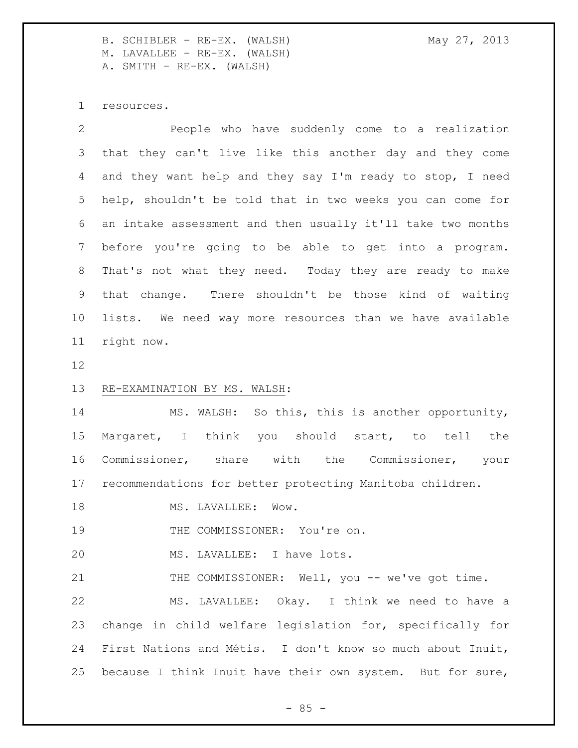resources.

People who have suddenly come to a realization that they can't live like this another day and they come and they want help and they say I'm ready to stop, I need help, shouldn't be told that in two weeks you can come for an intake assessment and then usually it'll take two months before you're going to be able to get into a program. That's not what they need. Today they are ready to make that change. There shouldn't be those kind of waiting lists. We need way more resources than we have available right now.

RE-EXAMINATION BY MS. WALSH:

MS. WALSH: So this, this is another opportunity, Margaret, I think you should start, to tell the Commissioner, share with the Commissioner, your recommendations for better protecting Manitoba children.

MS. LAVALLEE: Wow.

THE COMMISSIONER: You're on.

MS. LAVALLEE: I have lots.

THE COMMISSIONER: Well, you -- we've got time.

MS. LAVALLEE: Okay. I think we need to have a change in child welfare legislation for, specifically for First Nations and Métis. I don't know so much about Inuit, because I think Inuit have their own system. But for sure,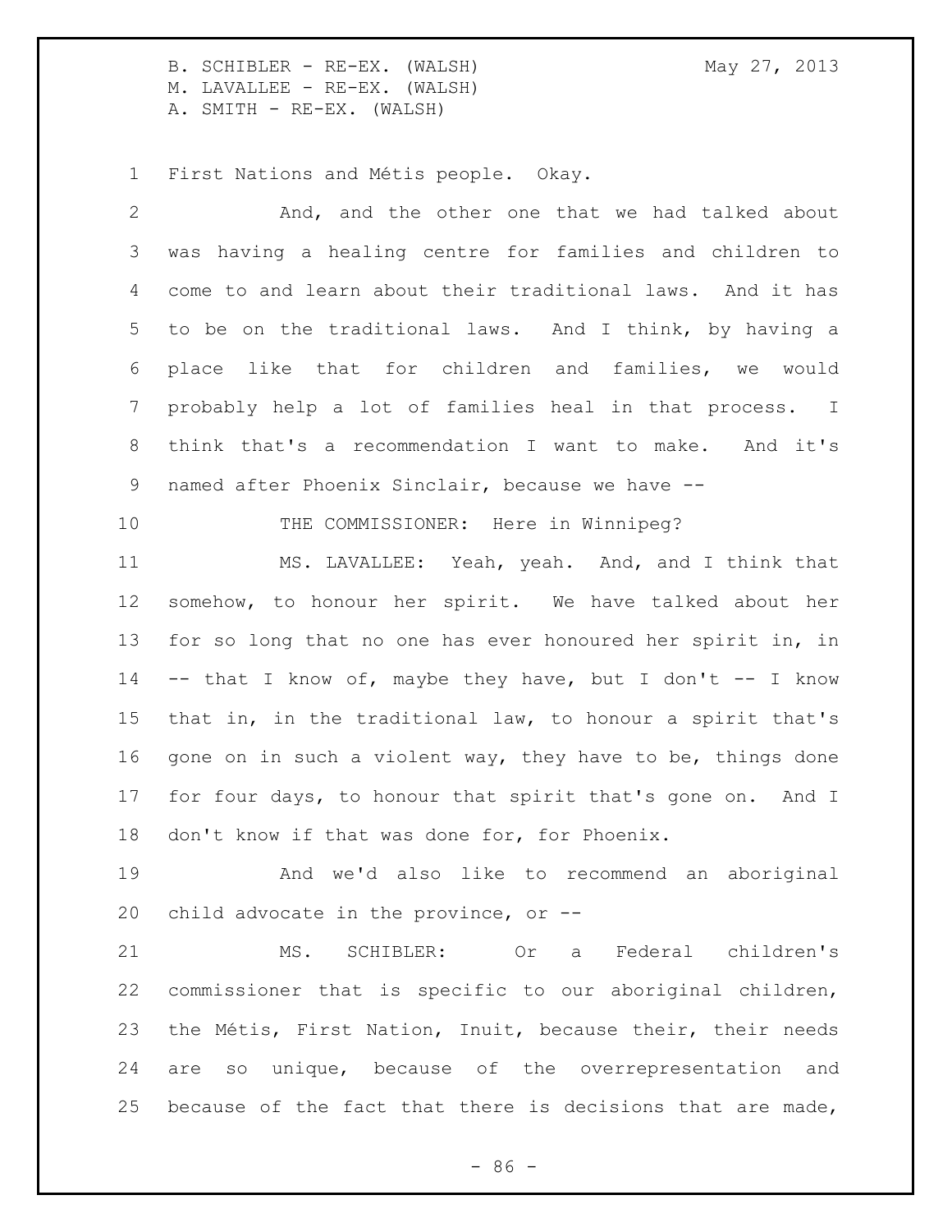First Nations and Métis people. Okay.

And, and the other one that we had talked about was having a healing centre for families and children to come to and learn about their traditional laws. And it has to be on the traditional laws. And I think, by having a place like that for children and families, we would probably help a lot of families heal in that process. I think that's a recommendation I want to make. And it's named after Phoenix Sinclair, because we have --

THE COMMISSIONER: Here in Winnipeg?

MS. LAVALLEE: Yeah, yeah. And, and I think that somehow, to honour her spirit. We have talked about her for so long that no one has ever honoured her spirit in, in -- that I know of, maybe they have, but I don't -- I know that in, in the traditional law, to honour a spirit that's gone on in such a violent way, they have to be, things done for four days, to honour that spirit that's gone on. And I don't know if that was done for, for Phoenix.

And we'd also like to recommend an aboriginal child advocate in the province, or --

MS. SCHIBLER: Or a Federal children's commissioner that is specific to our aboriginal children, the Métis, First Nation, Inuit, because their, their needs are so unique, because of the overrepresentation and because of the fact that there is decisions that are made,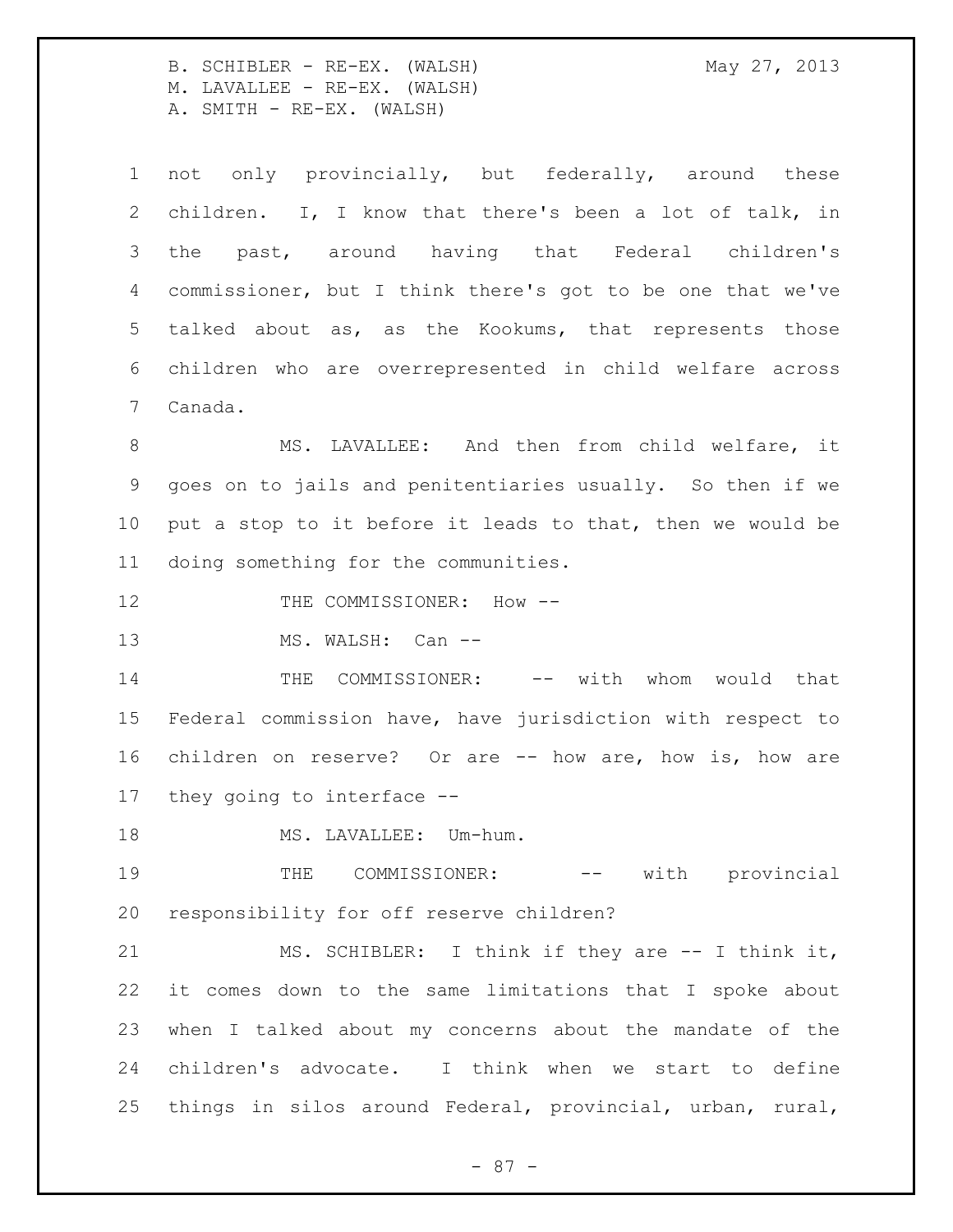not only provincially, but federally, around these children. I, I know that there's been a lot of talk, in the past, around having that Federal children's commissioner, but I think there's got to be one that we've talked about as, as the Kookums, that represents those children who are overrepresented in child welfare across Canada.

MS. LAVALLEE: And then from child welfare, it goes on to jails and penitentiaries usually. So then if we put a stop to it before it leads to that, then we would be doing something for the communities.

THE COMMISSIONER: How --

MS. WALSH: Can --

THE COMMISSIONER: -- with whom would that Federal commission have, have jurisdiction with respect to children on reserve? Or are -- how are, how is, how are they going to interface --

MS. LAVALLEE: Um-hum.

THE COMMISSIONER: -- with provincial responsibility for off reserve children?

MS. SCHIBLER: I think if they are -- I think it, it comes down to the same limitations that I spoke about when I talked about my concerns about the mandate of the children's advocate. I think when we start to define things in silos around Federal, provincial, urban, rural,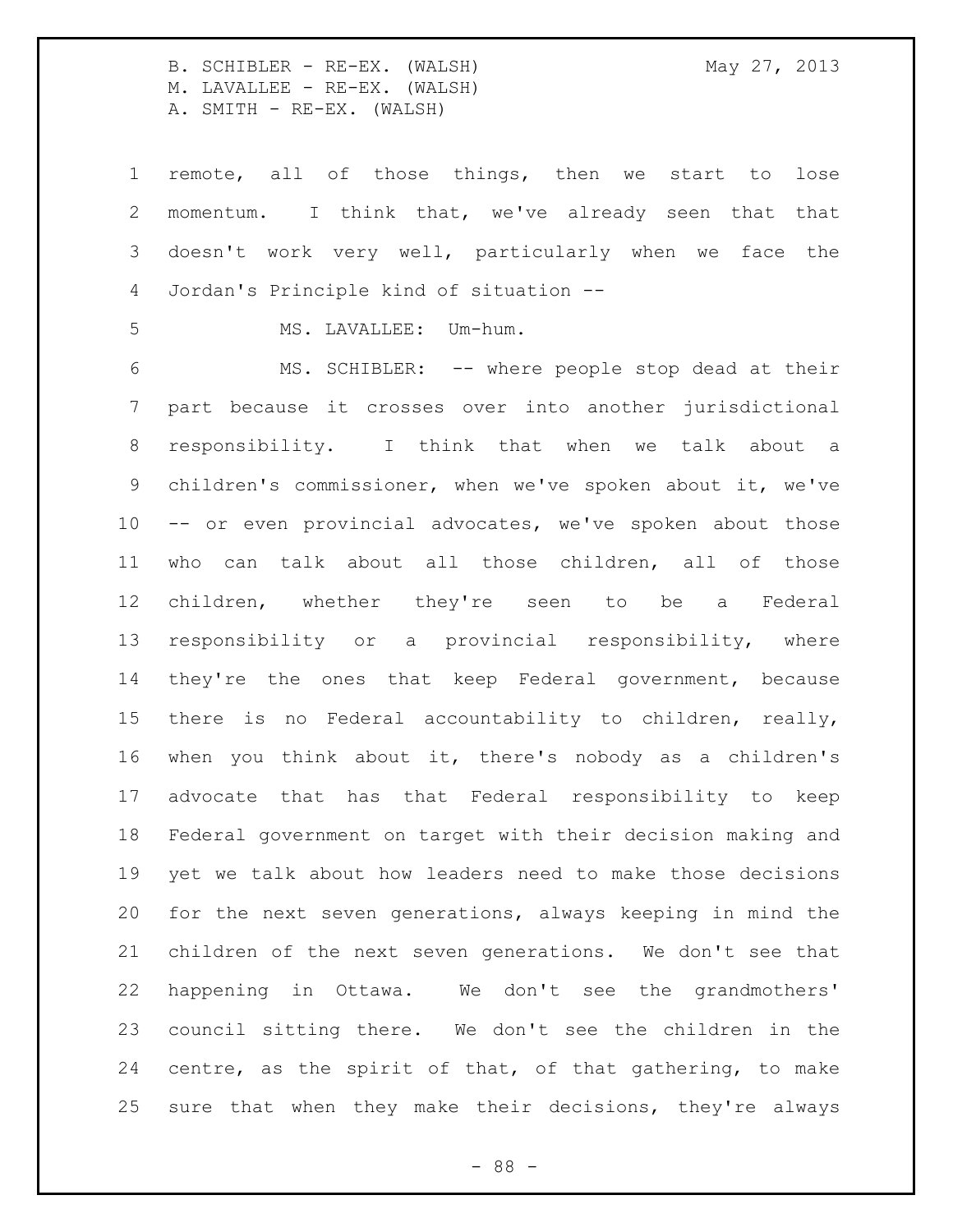remote, all of those things, then we start to lose momentum. I think that, we've already seen that that doesn't work very well, particularly when we face the Jordan's Principle kind of situation --

MS. LAVALLEE: Um-hum.

MS. SCHIBLER: -- where people stop dead at their part because it crosses over into another jurisdictional responsibility. I think that when we talk about a children's commissioner, when we've spoken about it, we've -- or even provincial advocates, we've spoken about those who can talk about all those children, all of those children, whether they're seen to be a Federal responsibility or a provincial responsibility, where they're the ones that keep Federal government, because there is no Federal accountability to children, really, when you think about it, there's nobody as a children's advocate that has that Federal responsibility to keep Federal government on target with their decision making and yet we talk about how leaders need to make those decisions for the next seven generations, always keeping in mind the children of the next seven generations. We don't see that happening in Ottawa. We don't see the grandmothers' council sitting there. We don't see the children in the centre, as the spirit of that, of that gathering, to make sure that when they make their decisions, they're always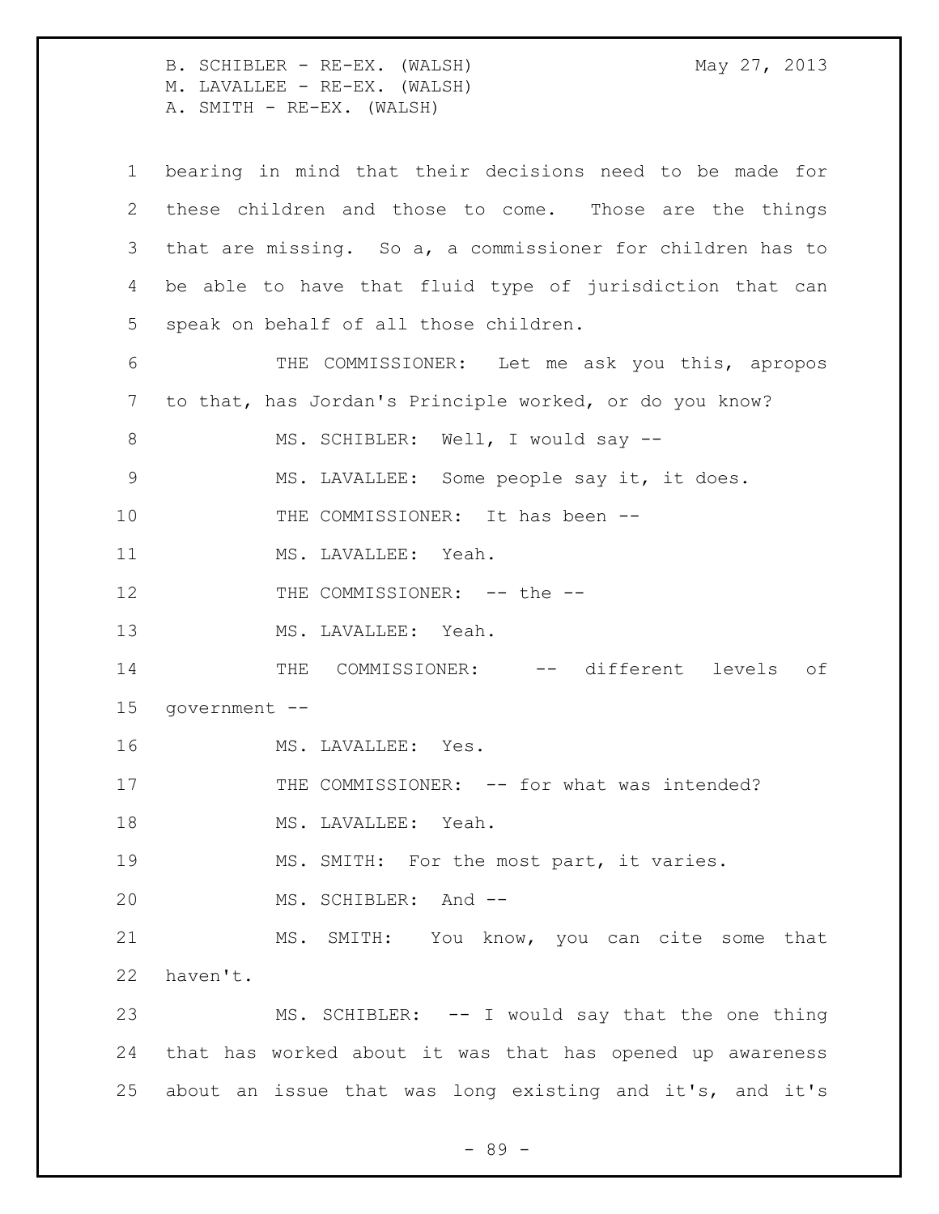bearing in mind that their decisions need to be made for these children and those to come. Those are the things that are missing. So a, a commissioner for children has to be able to have that fluid type of jurisdiction that can speak on behalf of all those children.

THE COMMISSIONER: Let me ask you this, apropos to that, has Jordan's Principle worked, or do you know?

MS. SCHIBLER: Well, I would say --

MS. LAVALLEE: Some people say it, it does.

THE COMMISSIONER: It has been --

MS. LAVALLEE: Yeah.

THE COMMISSIONER: -- the --

MS. LAVALLEE: Yeah.

THE COMMISSIONER: -- different levels of government --

MS. LAVALLEE: Yes.

THE COMMISSIONER: -- for what was intended?

MS. LAVALLEE: Yeah.

MS. SMITH: For the most part, it varies.

MS. SCHIBLER: And --

MS. SMITH: You know, you can cite some that haven't.

MS. SCHIBLER: -- I would say that the one thing that has worked about it was that has opened up awareness about an issue that was long existing and it's, and it's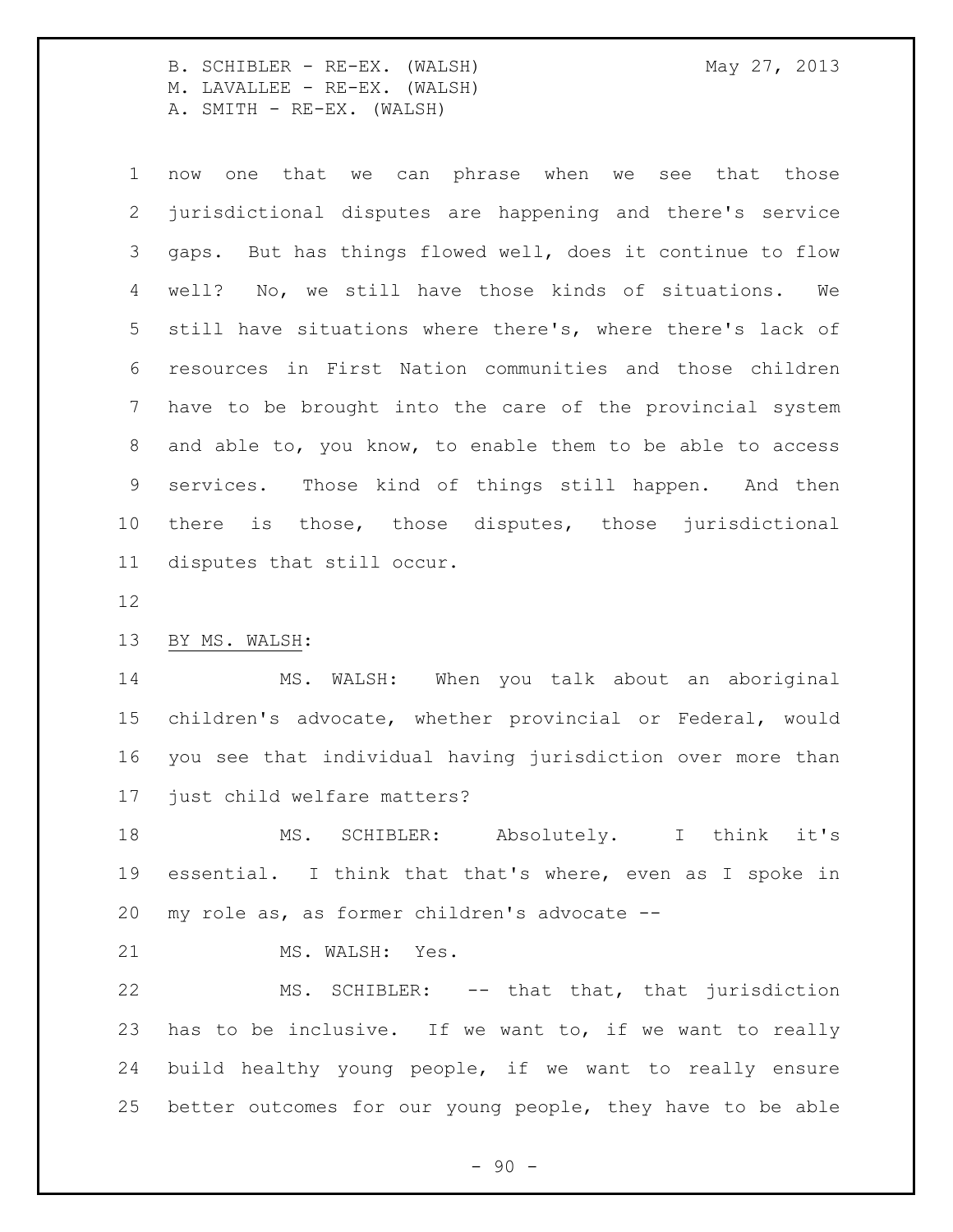now one that we can phrase when we see that those jurisdictional disputes are happening and there's service gaps. But has things flowed well, does it continue to flow well? No, we still have those kinds of situations. We still have situations where there's, where there's lack of resources in First Nation communities and those children have to be brought into the care of the provincial system and able to, you know, to enable them to be able to access services. Those kind of things still happen. And then there is those, those disputes, those jurisdictional disputes that still occur.

BY MS. WALSH:

MS. WALSH: When you talk about an aboriginal children's advocate, whether provincial or Federal, would you see that individual having jurisdiction over more than just child welfare matters?

MS. SCHIBLER: Absolutely. I think it's essential. I think that that's where, even as I spoke in my role as, as former children's advocate --

MS. WALSH: Yes.

MS. SCHIBLER: -- that that, that jurisdiction has to be inclusive. If we want to, if we want to really build healthy young people, if we want to really ensure better outcomes for our young people, they have to be able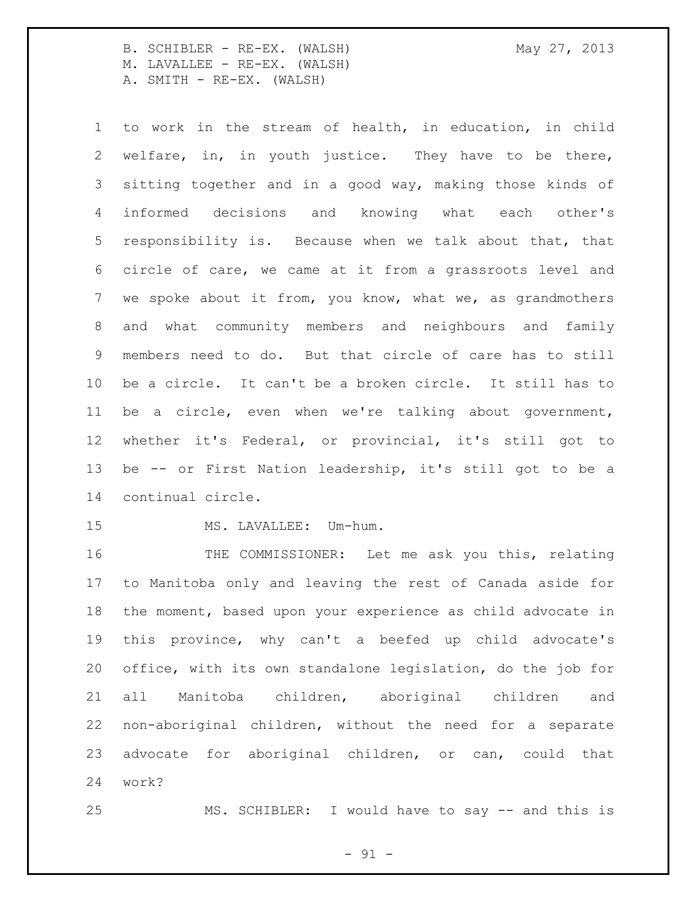to work in the stream of health, in education, in child welfare, in, in youth justice. They have to be there, sitting together and in a good way, making those kinds of informed decisions and knowing what each other's responsibility is. Because when we talk about that, that circle of care, we came at it from a grassroots level and we spoke about it from, you know, what we, as grandmothers and what community members and neighbours and family members need to do. But that circle of care has to still be a circle. It can't be a broken circle. It still has to be a circle, even when we're talking about government, whether it's Federal, or provincial, it's still got to be -- or First Nation leadership, it's still got to be a continual circle.

MS. LAVALLEE: Um-hum.

THE COMMISSIONER: Let me ask you this, relating to Manitoba only and leaving the rest of Canada aside for the moment, based upon your experience as child advocate in this province, why can't a beefed up child advocate's office, with its own standalone legislation, do the job for all Manitoba children, aboriginal children and non-aboriginal children, without the need for a separate advocate for aboriginal children, or can, could that work?

MS. SCHIBLER: I would have to say -- and this is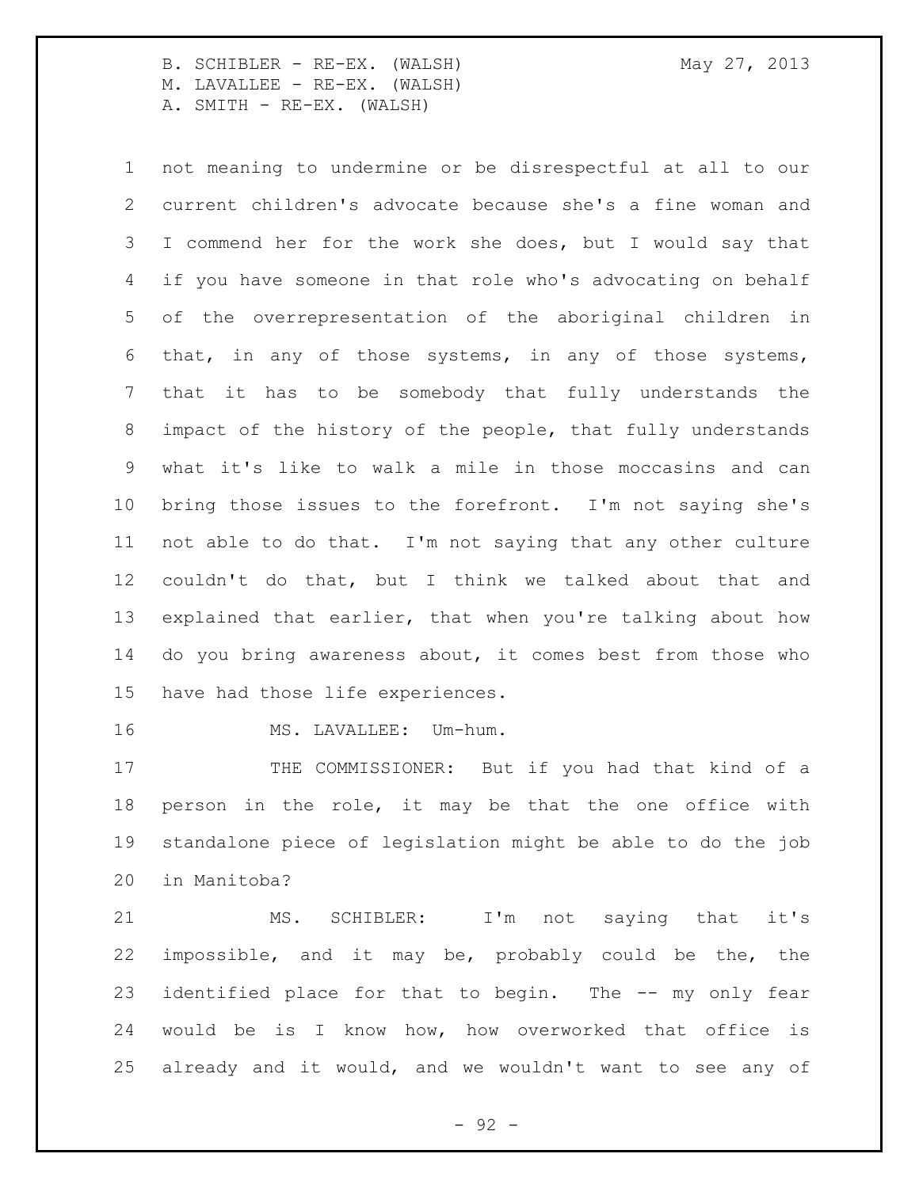not meaning to undermine or be disrespectful at all to our current children's advocate because she's a fine woman and I commend her for the work she does, but I would say that if you have someone in that role who's advocating on behalf of the overrepresentation of the aboriginal children in that, in any of those systems, in any of those systems, that it has to be somebody that fully understands the impact of the history of the people, that fully understands what it's like to walk a mile in those moccasins and can bring those issues to the forefront. I'm not saying she's not able to do that. I'm not saying that any other culture couldn't do that, but I think we talked about that and explained that earlier, that when you're talking about how do you bring awareness about, it comes best from those who have had those life experiences.

MS. LAVALLEE: Um-hum.

THE COMMISSIONER: But if you had that kind of a person in the role, it may be that the one office with standalone piece of legislation might be able to do the job in Manitoba?

MS. SCHIBLER: I'm not saying that it's impossible, and it may be, probably could be the, the identified place for that to begin. The -- my only fear would be is I know how, how overworked that office is already and it would, and we wouldn't want to see any of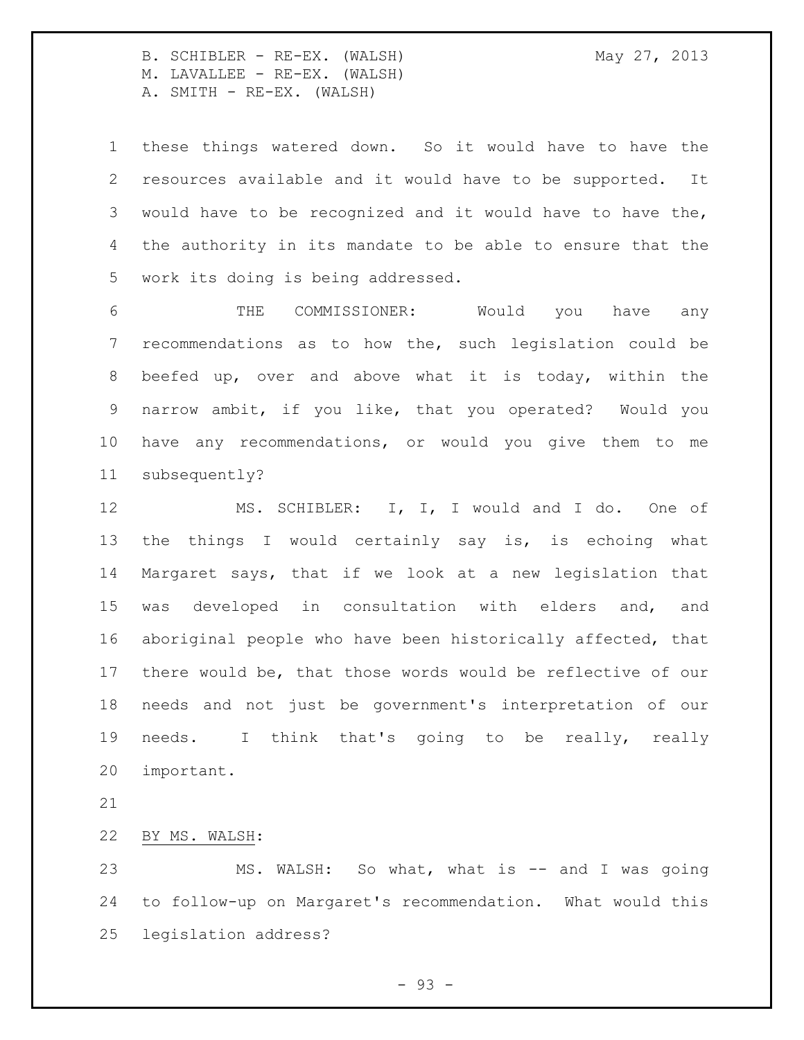these things watered down. So it would have to have the resources available and it would have to be supported. It would have to be recognized and it would have to have the, the authority in its mandate to be able to ensure that the work its doing is being addressed.

THE COMMISSIONER: Would you have any recommendations as to how the, such legislation could be beefed up, over and above what it is today, within the narrow ambit, if you like, that you operated? Would you have any recommendations, or would you give them to me subsequently?

MS. SCHIBLER: I, I, I would and I do. One of the things I would certainly say is, is echoing what Margaret says, that if we look at a new legislation that was developed in consultation with elders and, and aboriginal people who have been historically affected, that there would be, that those words would be reflective of our needs and not just be government's interpretation of our needs. I think that's going to be really, really important.

BY MS. WALSH:

MS. WALSH: So what, what is -- and I was going to follow-up on Margaret's recommendation. What would this legislation address?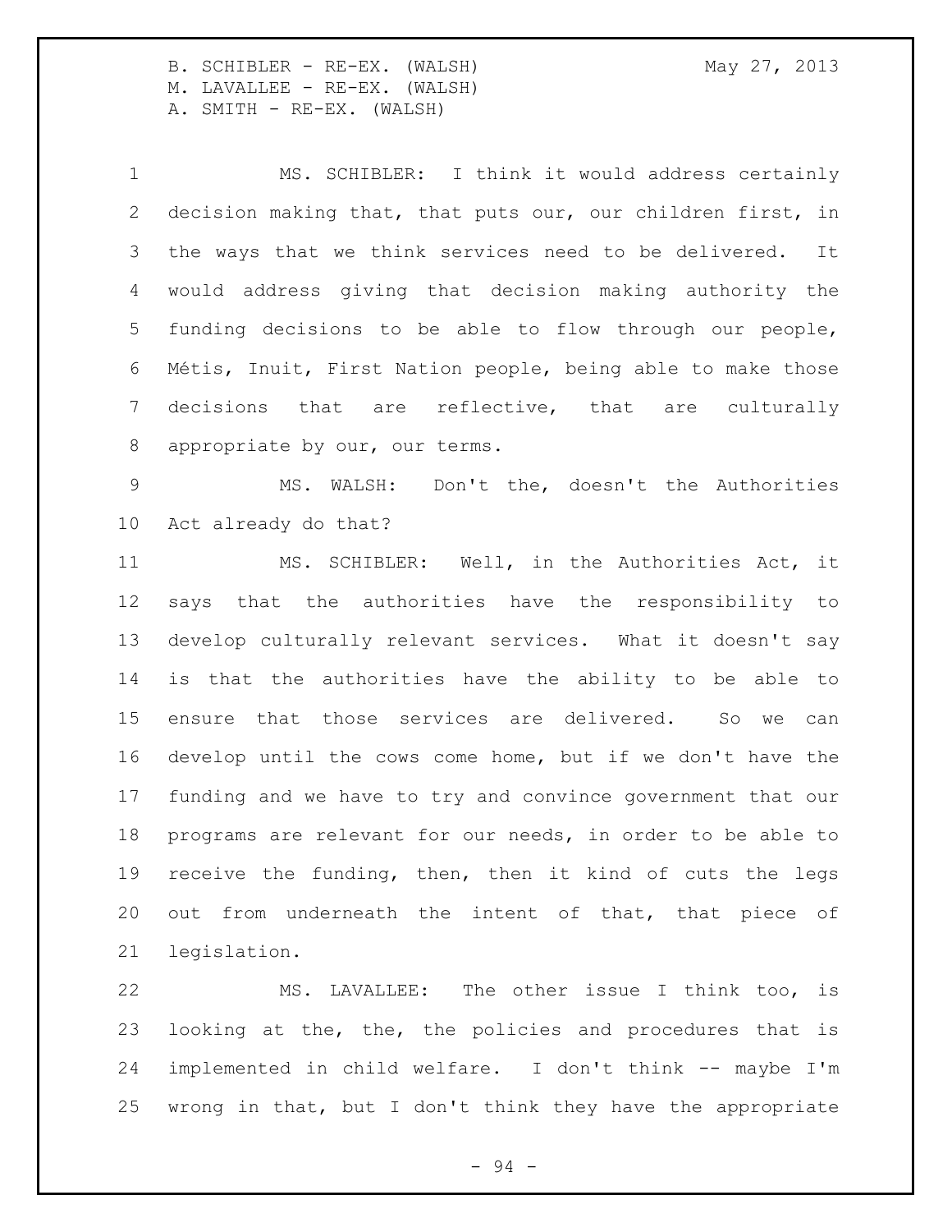MS. SCHIBLER: I think it would address certainly decision making that, that puts our, our children first, in the ways that we think services need to be delivered. It would address giving that decision making authority the funding decisions to be able to flow through our people, Métis, Inuit, First Nation people, being able to make those decisions that are reflective, that are culturally appropriate by our, our terms.

MS. WALSH: Don't the, doesn't the Authorities Act already do that?

MS. SCHIBLER: Well, in the Authorities Act, it says that the authorities have the responsibility to develop culturally relevant services. What it doesn't say is that the authorities have the ability to be able to ensure that those services are delivered. So we can develop until the cows come home, but if we don't have the funding and we have to try and convince government that our programs are relevant for our needs, in order to be able to receive the funding, then, then it kind of cuts the legs out from underneath the intent of that, that piece of legislation.

MS. LAVALLEE: The other issue I think too, is looking at the, the, the policies and procedures that is implemented in child welfare. I don't think -- maybe I'm wrong in that, but I don't think they have the appropriate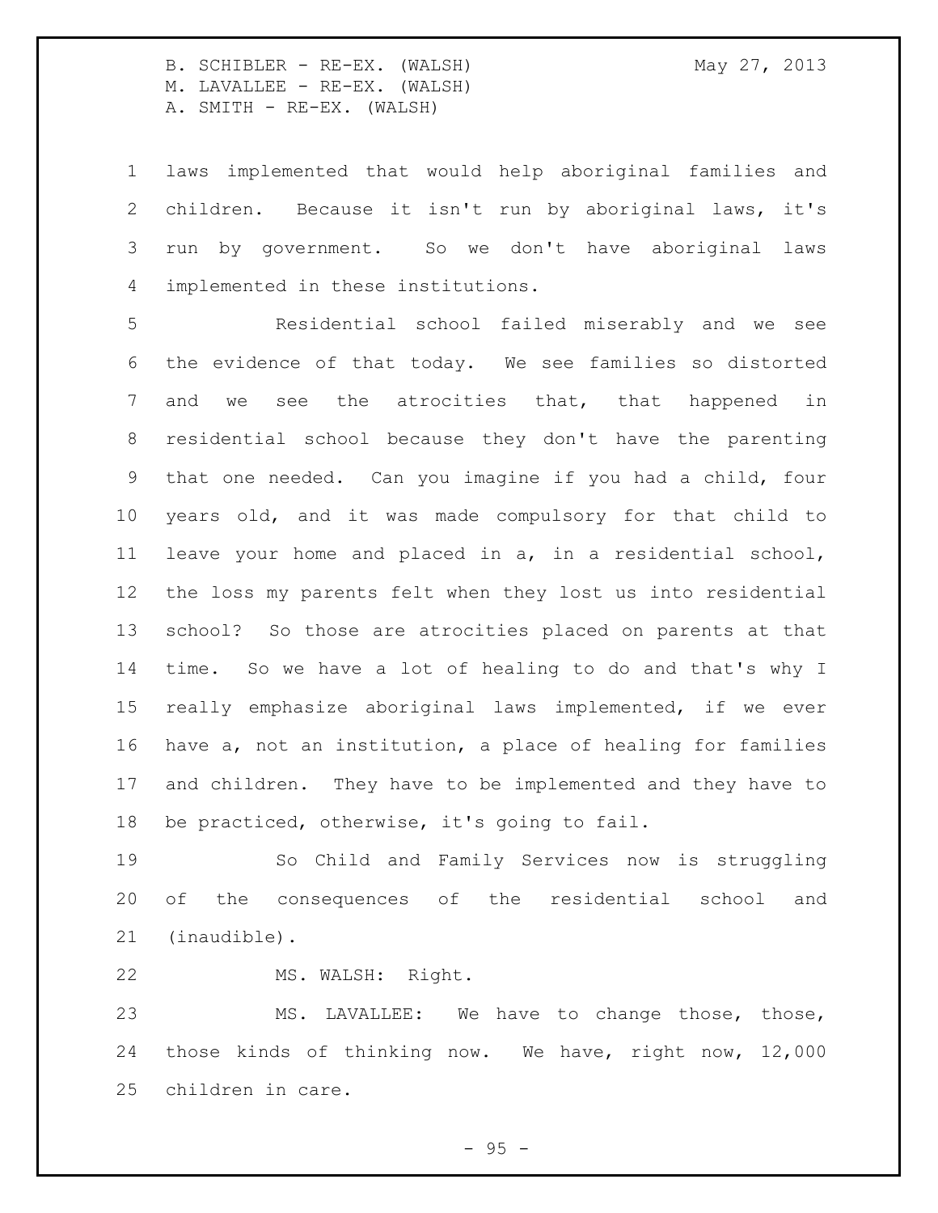laws implemented that would help aboriginal families and children. Because it isn't run by aboriginal laws, it's run by government. So we don't have aboriginal laws implemented in these institutions.

Residential school failed miserably and we see the evidence of that today. We see families so distorted and we see the atrocities that, that happened in residential school because they don't have the parenting that one needed. Can you imagine if you had a child, four years old, and it was made compulsory for that child to leave your home and placed in a, in a residential school, the loss my parents felt when they lost us into residential school? So those are atrocities placed on parents at that time. So we have a lot of healing to do and that's why I really emphasize aboriginal laws implemented, if we ever have a, not an institution, a place of healing for families and children. They have to be implemented and they have to be practiced, otherwise, it's going to fail.

So Child and Family Services now is struggling of the consequences of the residential school and (inaudible).

MS. WALSH: Right.

MS. LAVALLEE: We have to change those, those, those kinds of thinking now. We have, right now, 12,000 children in care.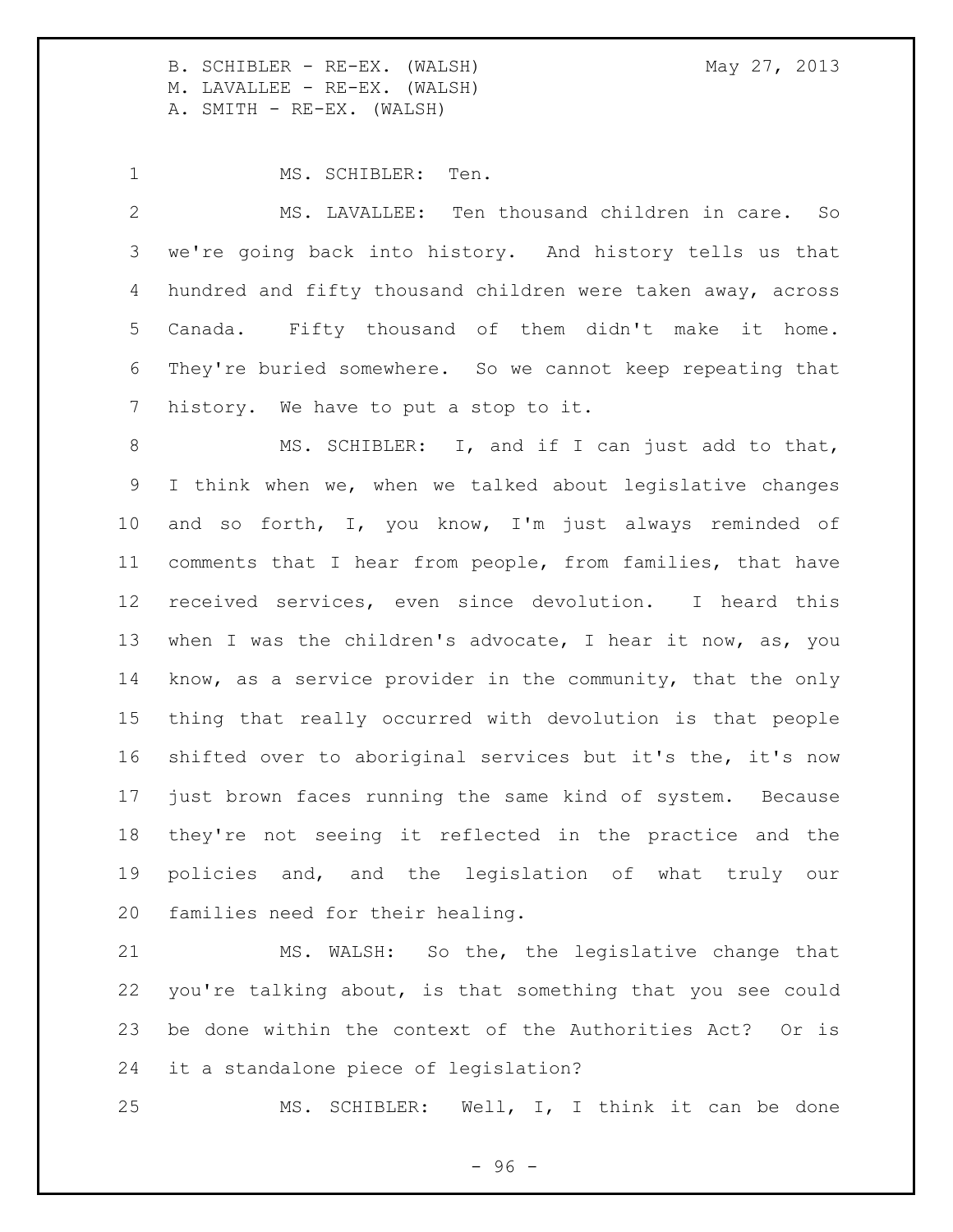MS. SCHIBLER: Ten.

MS. LAVALLEE: Ten thousand children in care. So we're going back into history. And history tells us that hundred and fifty thousand children were taken away, across Canada. Fifty thousand of them didn't make it home. They're buried somewhere. So we cannot keep repeating that history. We have to put a stop to it.

MS. SCHIBLER: I, and if I can just add to that, I think when we, when we talked about legislative changes and so forth, I, you know, I'm just always reminded of comments that I hear from people, from families, that have received services, even since devolution. I heard this when I was the children's advocate, I hear it now, as, you know, as a service provider in the community, that the only thing that really occurred with devolution is that people shifted over to aboriginal services but it's the, it's now just brown faces running the same kind of system. Because they're not seeing it reflected in the practice and the policies and, and the legislation of what truly our families need for their healing.

MS. WALSH: So the, the legislative change that you're talking about, is that something that you see could be done within the context of the Authorities Act? Or is it a standalone piece of legislation?

MS. SCHIBLER: Well, I, I think it can be done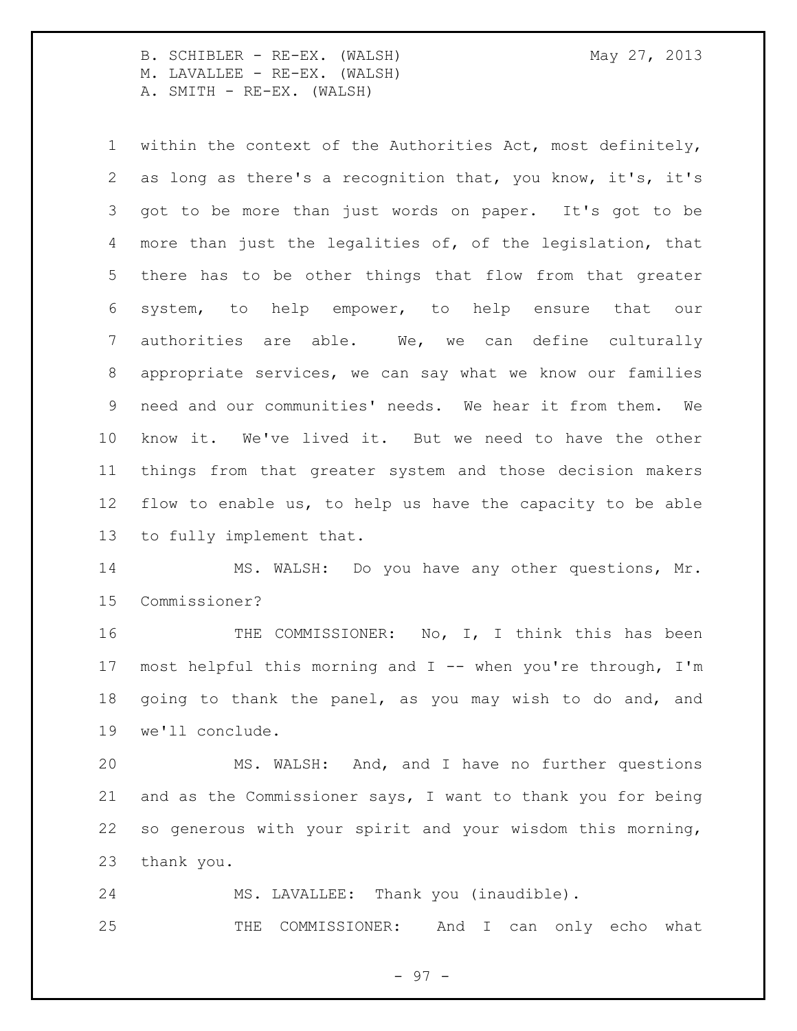within the context of the Authorities Act, most definitely, as long as there's a recognition that, you know, it's, it's got to be more than just words on paper. It's got to be more than just the legalities of, of the legislation, that there has to be other things that flow from that greater system, to help empower, to help ensure that our authorities are able. We, we can define culturally appropriate services, we can say what we know our families need and our communities' needs. We hear it from them. We know it. We've lived it. But we need to have the other things from that greater system and those decision makers flow to enable us, to help us have the capacity to be able to fully implement that.

MS. WALSH: Do you have any other questions, Mr. Commissioner?

THE COMMISSIONER: No, I, I think this has been most helpful this morning and I -- when you're through, I'm going to thank the panel, as you may wish to do and, and we'll conclude.

MS. WALSH: And, and I have no further questions and as the Commissioner says, I want to thank you for being so generous with your spirit and your wisdom this morning, thank you.

MS. LAVALLEE: Thank you (inaudible).

THE COMMISSIONER: And I can only echo what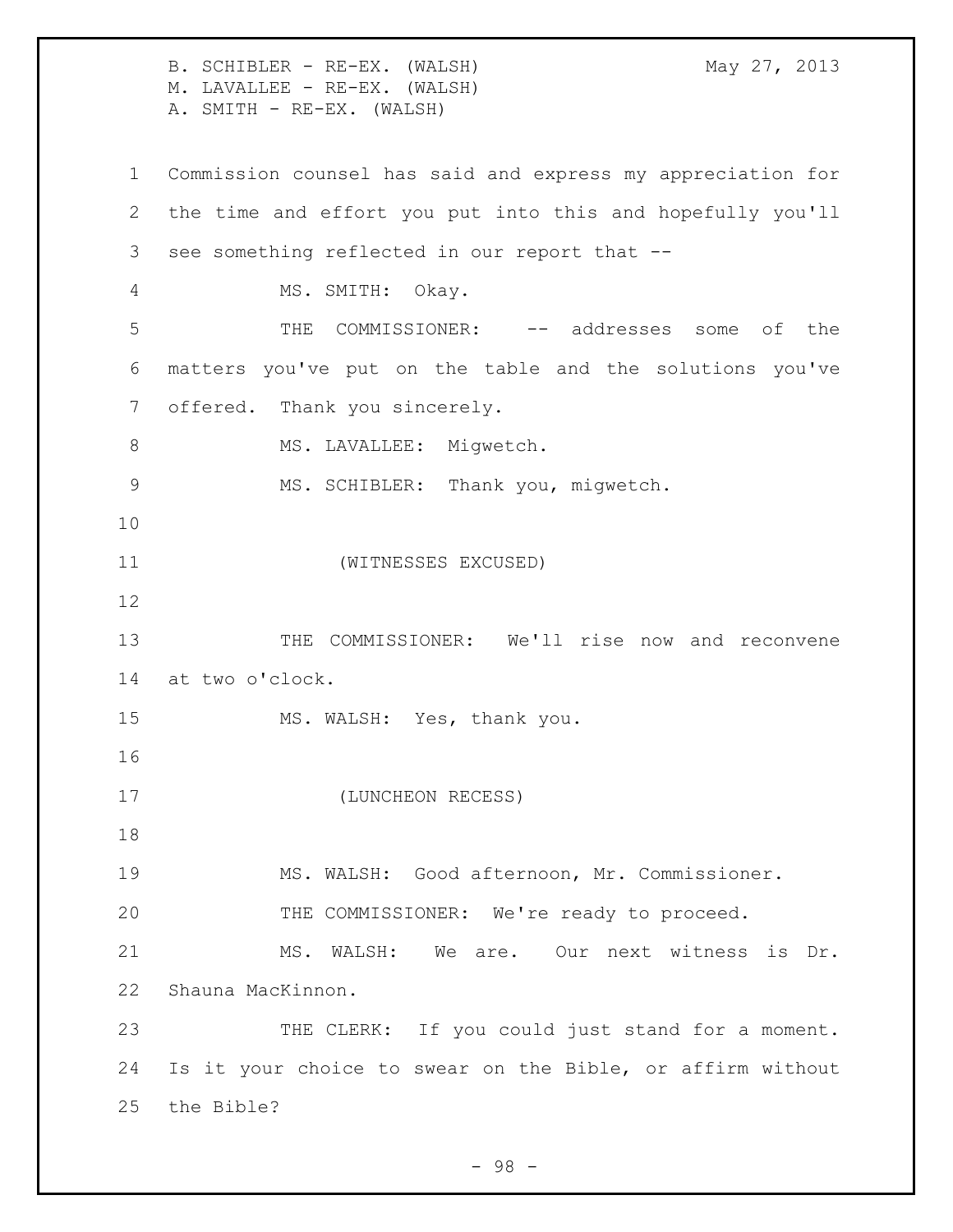Commission counsel has said and express my appreciation for the time and effort you put into this and hopefully you'll see something reflected in our report that --

MS. SMITH: Okay.

THE COMMISSIONER: -- addresses some of the matters you've put on the table and the solutions you've offered. Thank you sincerely.

MS. LAVALLEE: Migwetch.

MS. SCHIBLER: Thank you, migwetch.

(WITNESSES EXCUSED)

THE COMMISSIONER: We'll rise now and reconvene at two o'clock.

MS. WALSH: Yes, thank you.

(LUNCHEON RECESS)

MS. WALSH: Good afternoon, Mr. Commissioner.

THE COMMISSIONER: We're ready to proceed.

MS. WALSH: We are. Our next witness is Dr. Shauna MacKinnon.

THE CLERK: If you could just stand for a moment. Is it your choice to swear on the Bible, or affirm without the Bible?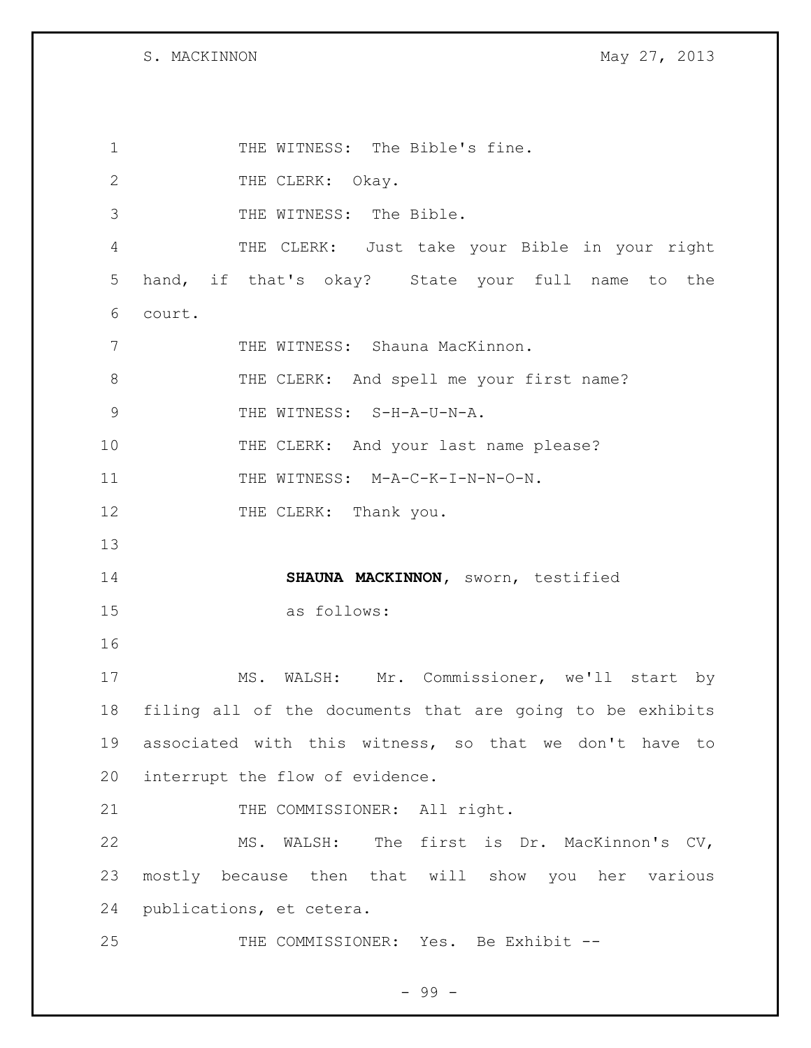THE WITNESS: The Bible's fine.

THE CLERK: Okay.

THE WITNESS: The Bible.

THE CLERK: Just take your Bible in your right hand, if that's okay? State your full name to the court.

THE WITNESS: Shauna MacKinnon.

THE CLERK: And spell me your first name?

THE WITNESS: S-H-A-U-N-A.

THE CLERK: And your last name please?

THE WITNESS: M-A-C-K-I-N-N-O-N.

THE CLERK: Thank you.

**SHAUNA MACKINNON**, sworn, testified as follows:

MS. WALSH: Mr. Commissioner, we'll start by filing all of the documents that are going to be exhibits associated with this witness, so that we don't have to interrupt the flow of evidence.

THE COMMISSIONER: All right.

MS. WALSH: The first is Dr. MacKinnon's CV, mostly because then that will show you her various publications, et cetera.

THE COMMISSIONER: Yes. Be Exhibit --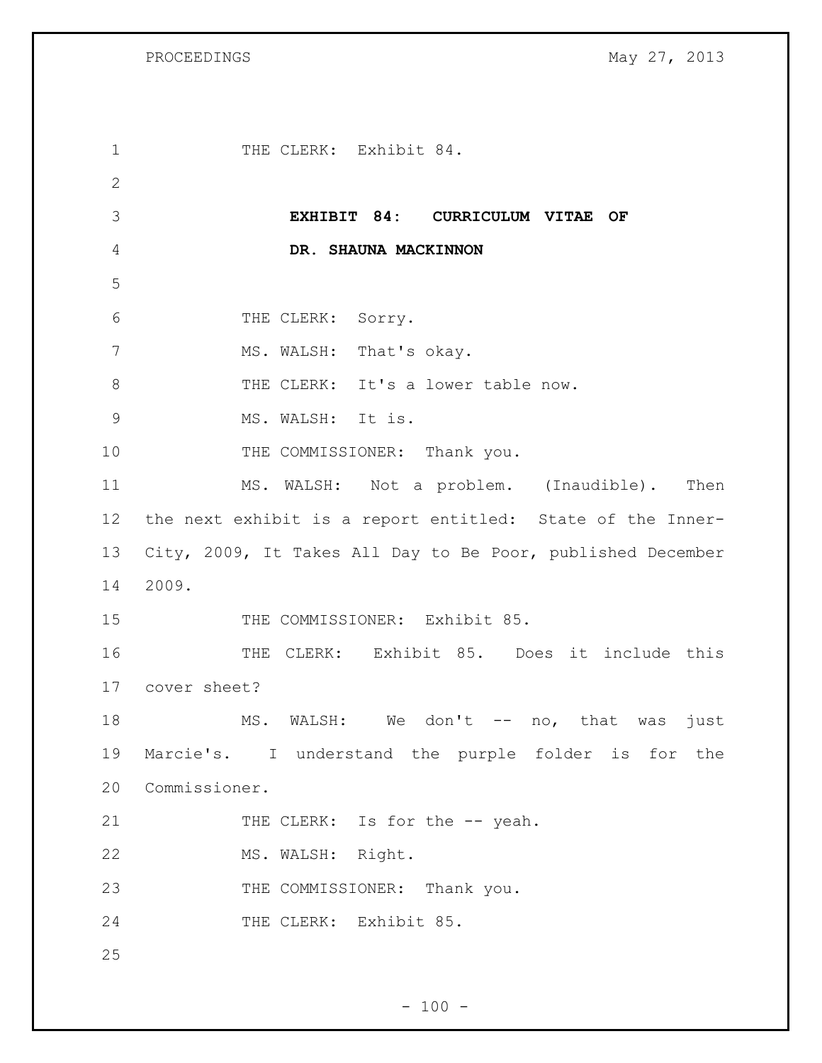THE CLERK: Exhibit 84.

**EXHIBIT 84: CURRICULUM VITAE OF DR. SHAUNA MACKINNON**

THE CLERK: Sorry.

MS. WALSH: That's okay.

THE CLERK: It's a lower table now.

MS. WALSH: It is.

THE COMMISSIONER: Thank you.

MS. WALSH: Not a problem. (Inaudible). Then the next exhibit is a report entitled: State of the Inner-City, 2009, It Takes All Day to Be Poor, published December 2009.

THE COMMISSIONER: Exhibit 85.

THE CLERK: Exhibit 85. Does it include this cover sheet?

MS. WALSH: We don't -- no, that was just Marcie's. I understand the purple folder is for the Commissioner.

THE CLERK: Is for the -- yeah.

MS. WALSH: Right.

THE COMMISSIONER: Thank you.

THE CLERK: Exhibit 85.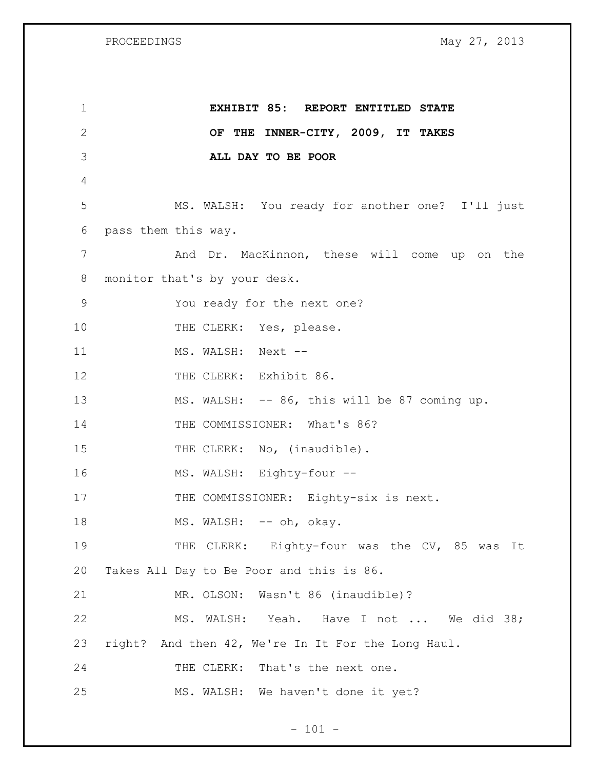**EXHIBIT 85: REPORT ENTITLED STATE OF THE INNER-CITY, 2009, IT TAKES ALL DAY TO BE POOR**

MS. WALSH: You ready for another one? I'll just pass them this way.

And Dr. MacKinnon, these will come up on the monitor that's by your desk.

You ready for the next one?

THE CLERK: Yes, please.

MS. WALSH: Next --

THE CLERK: Exhibit 86.

MS. WALSH: -- 86, this will be 87 coming up.

THE COMMISSIONER: What's 86?

THE CLERK: No, (inaudible).

MS. WALSH: Eighty-four --

THE COMMISSIONER: Eighty-six is next.

MS. WALSH: -- oh, okay.

THE CLERK: Eighty-four was the CV, 85 was It Takes All Day to Be Poor and this is 86.

MR. OLSON: Wasn't 86 (inaudible)?

MS. WALSH: Yeah. Have I not ... We did 38; right? And then 42, We're In It For the Long Haul.

THE CLERK: That's the next one.

MS. WALSH: We haven't done it yet?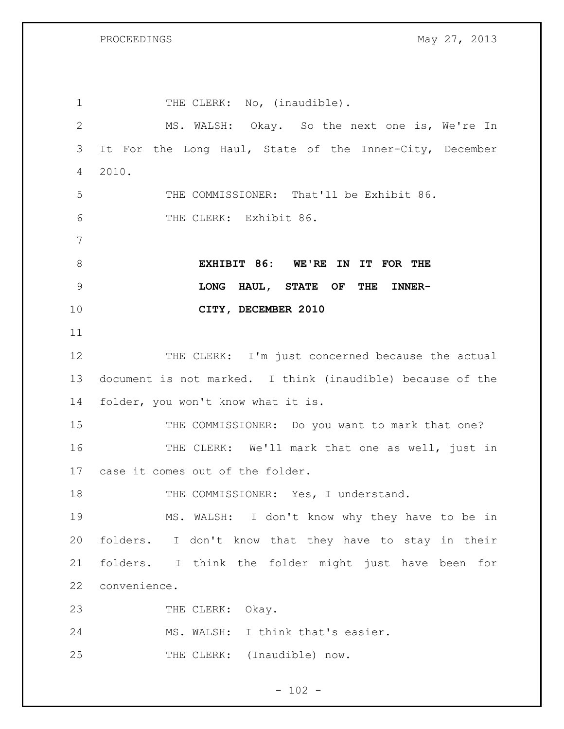THE CLERK: No, (inaudible).

MS. WALSH: Okay. So the next one is, We're In It For the Long Haul, State of the Inner-City, December 2010.

THE COMMISSIONER: That'll be Exhibit 86.

THE CLERK: Exhibit 86.

**EXHIBIT 86: WE'RE IN IT FOR THE LONG HAUL, STATE OF THE INNER-CITY, DECEMBER 2010**

THE CLERK: I'm just concerned because the actual document is not marked. I think (inaudible) because of the folder, you won't know what it is.

THE COMMISSIONER: Do you want to mark that one?

THE CLERK: We'll mark that one as well, just in case it comes out of the folder.

THE COMMISSIONER: Yes, I understand.

MS. WALSH: I don't know why they have to be in folders. I don't know that they have to stay in their folders. I think the folder might just have been for convenience.

THE CLERK: Okay.

MS. WALSH: I think that's easier.

THE CLERK: (Inaudible) now.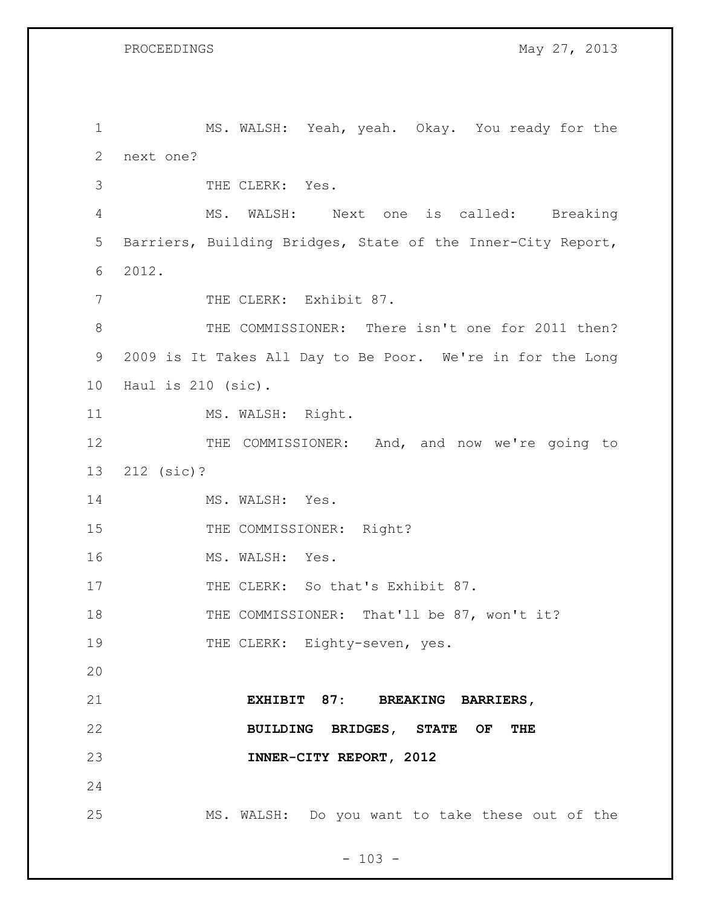MS. WALSH: Yeah, yeah. Okay. You ready for the next one?

THE CLERK: Yes.

MS. WALSH: Next one is called: Breaking Barriers, Building Bridges, State of the Inner-City Report, 2012.

THE CLERK: Exhibit 87.

THE COMMISSIONER: There isn't one for 2011 then? 2009 is It Takes All Day to Be Poor. We're in for the Long Haul is 210 (sic).

MS. WALSH: Right.

THE COMMISSIONER: And, and now we're going to 212 (sic)?

MS. WALSH: Yes.

THE COMMISSIONER: Right?

MS. WALSH: Yes.

THE CLERK: So that's Exhibit 87.

THE COMMISSIONER: That'll be 87, won't it?

THE CLERK: Eighty-seven, yes.

**EXHIBIT 87: BREAKING BARRIERS, BUILDING BRIDGES, STATE OF THE INNER-CITY REPORT, 2012**

MS. WALSH: Do you want to take these out of the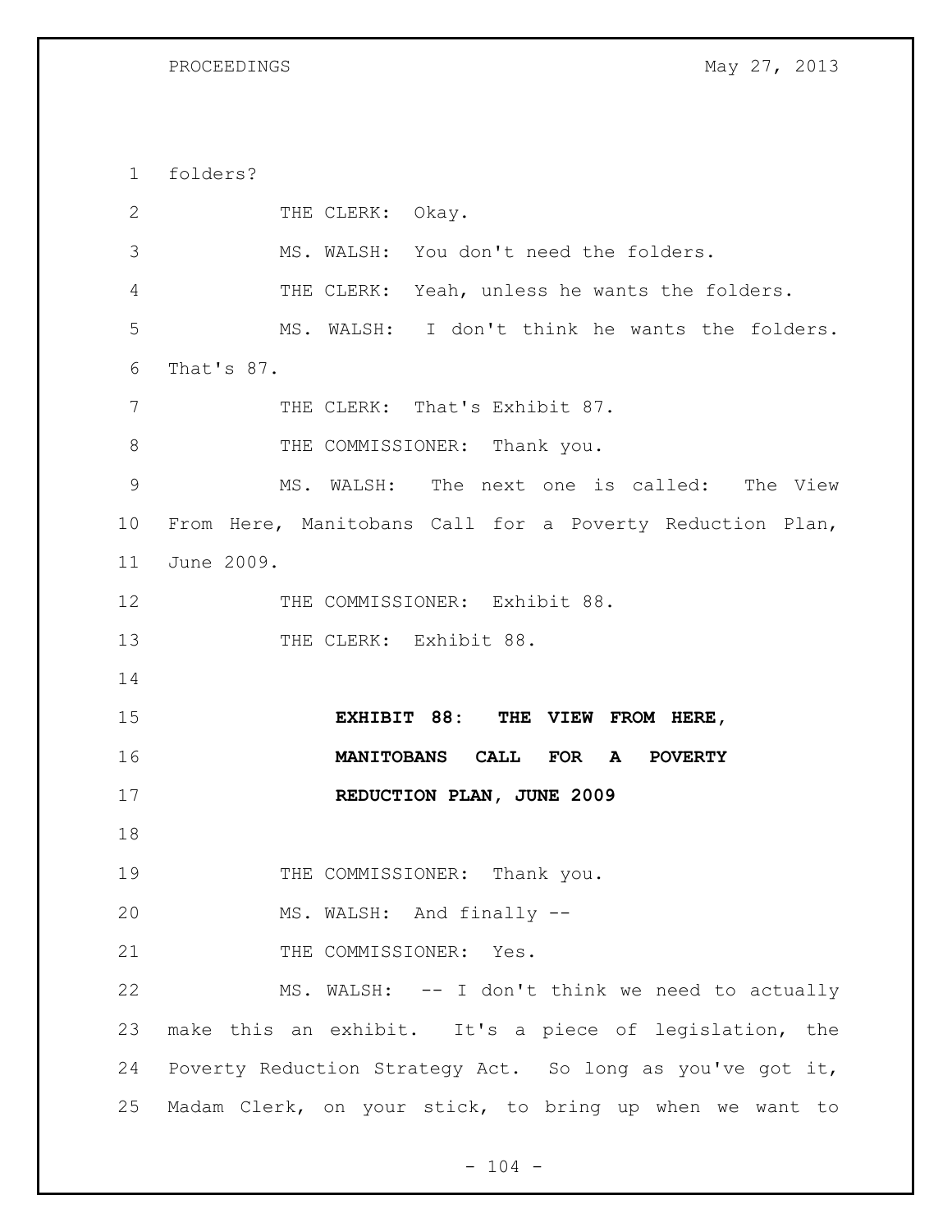folders?

THE CLERK: Okay.

MS. WALSH: You don't need the folders.

THE CLERK: Yeah, unless he wants the folders.

MS. WALSH: I don't think he wants the folders. That's 87.

THE CLERK: That's Exhibit 87.

THE COMMISSIONER: Thank you.

MS. WALSH: The next one is called: The View From Here, Manitobans Call for a Poverty Reduction Plan, June 2009.

THE COMMISSIONER: Exhibit 88.

THE CLERK: Exhibit 88.

**EXHIBIT 88: THE VIEW FROM HERE, MANITOBANS CALL FOR A POVERTY REDUCTION PLAN, JUNE 2009**

THE COMMISSIONER: Thank you.

MS. WALSH: And finally --

THE COMMISSIONER: Yes.

MS. WALSH: -- I don't think we need to actually make this an exhibit. It's a piece of legislation, the Poverty Reduction Strategy Act. So long as you've got it, Madam Clerk, on your stick, to bring up when we want to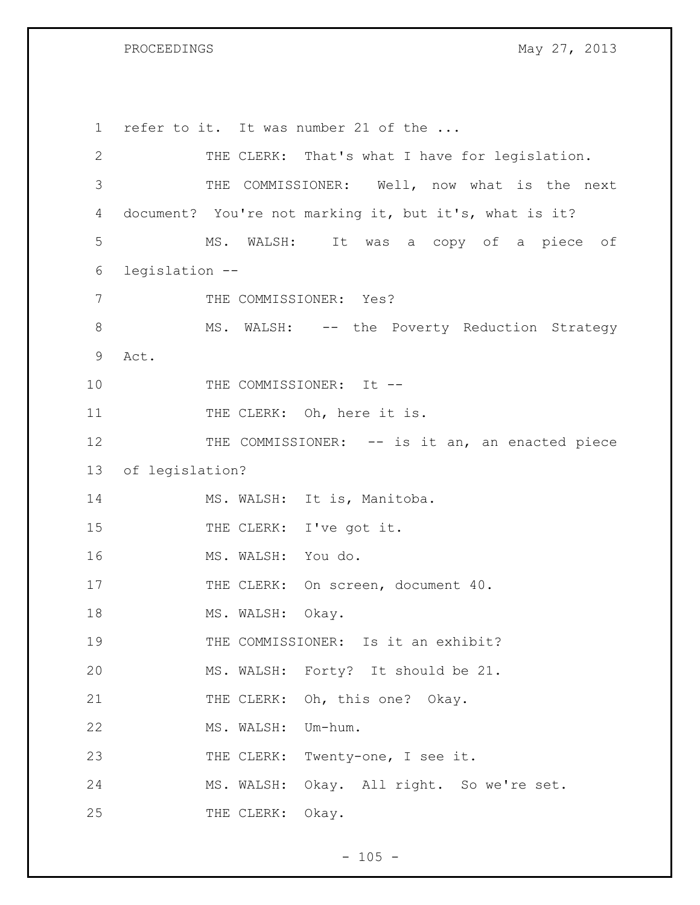refer to it. It was number 21 of the ...

THE CLERK: That's what I have for legislation.

THE COMMISSIONER: Well, now what is the next document? You're not marking it, but it's, what is it?

MS. WALSH: It was a copy of a piece of legislation --

THE COMMISSIONER: Yes?

MS. WALSH: -- the Poverty Reduction Strategy Act.

THE COMMISSIONER: It --

THE CLERK: Oh, here it is.

THE COMMISSIONER: -- is it an, an enacted piece of legislation?

MS. WALSH: It is, Manitoba.

THE CLERK: I've got it.

MS. WALSH: You do.

THE CLERK: On screen, document 40.

MS. WALSH: Okay.

THE COMMISSIONER: Is it an exhibit?

MS. WALSH: Forty? It should be 21.

THE CLERK: Oh, this one? Okay.

MS. WALSH: Um-hum.

THE CLERK: Twenty-one, I see it.

MS. WALSH: Okay. All right. So we're set.

THE CLERK: Okay.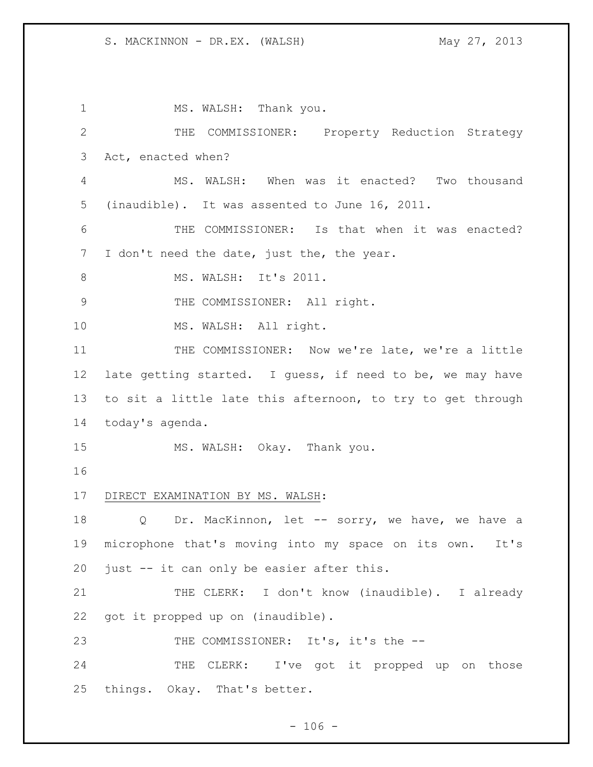MS. WALSH: Thank you.

THE COMMISSIONER: Property Reduction Strategy Act, enacted when?

MS. WALSH: When was it enacted? Two thousand (inaudible). It was assented to June 16, 2011.

THE COMMISSIONER: Is that when it was enacted? I don't need the date, just the, the year.

MS. WALSH: It's 2011.

THE COMMISSIONER: All right.

MS. WALSH: All right.

THE COMMISSIONER: Now we're late, we're a little late getting started. I guess, if need to be, we may have to sit a little late this afternoon, to try to get through today's agenda.

MS. WALSH: Okay. Thank you.

DIRECT EXAMINATION BY MS. WALSH:

Q Dr. MacKinnon, let -- sorry, we have, we have a microphone that's moving into my space on its own. It's just -- it can only be easier after this.

THE CLERK: I don't know (inaudible). I already got it propped up on (inaudible).

THE COMMISSIONER: It's, it's the --

THE CLERK: I've got it propped up on those things. Okay. That's better.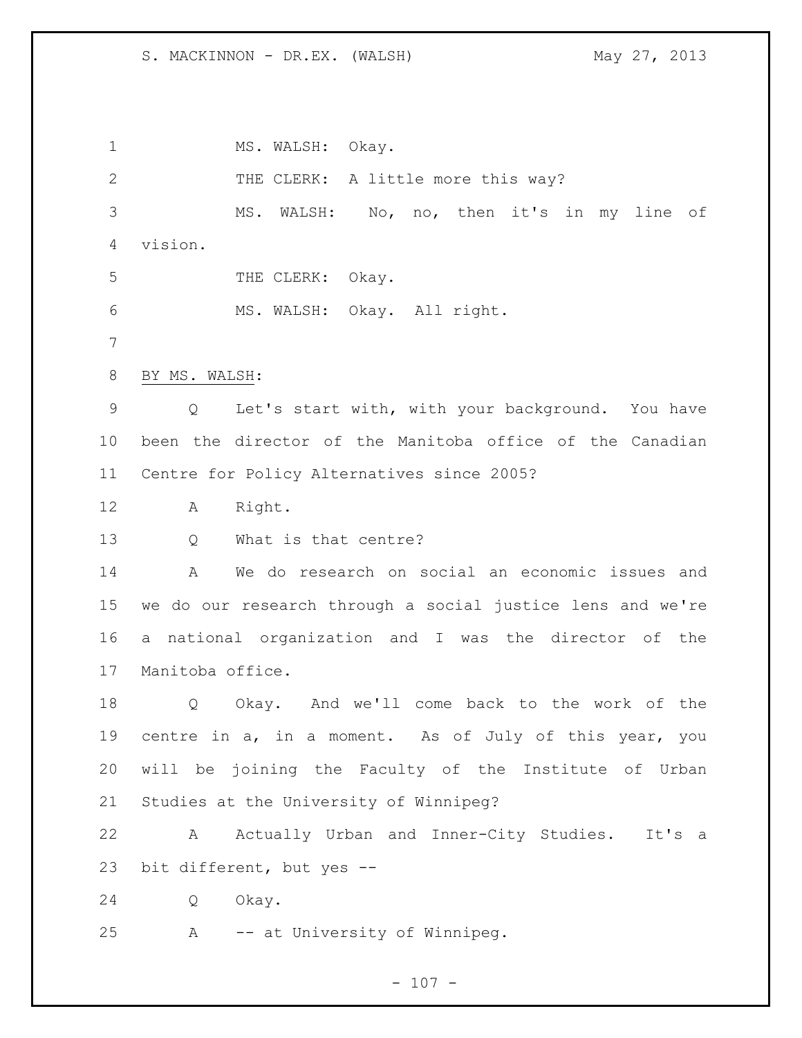MS. WALSH: Okay.

THE CLERK: A little more this way?

MS. WALSH: No, no, then it's in my line of vision.

THE CLERK: Okay.

MS. WALSH: Okay. All right.

BY MS. WALSH:

Q Let's start with, with your background. You have been the director of the Manitoba office of the Canadian Centre for Policy Alternatives since 2005?

A Right.

Q What is that centre?

A We do research on social an economic issues and we do our research through a social justice lens and we're a national organization and I was the director of the Manitoba office.

Q Okay. And we'll come back to the work of the centre in a, in a moment. As of July of this year, you will be joining the Faculty of the Institute of Urban Studies at the University of Winnipeg?

A Actually Urban and Inner-City Studies. It's a bit different, but yes --

Q Okay.

A -- at University of Winnipeg.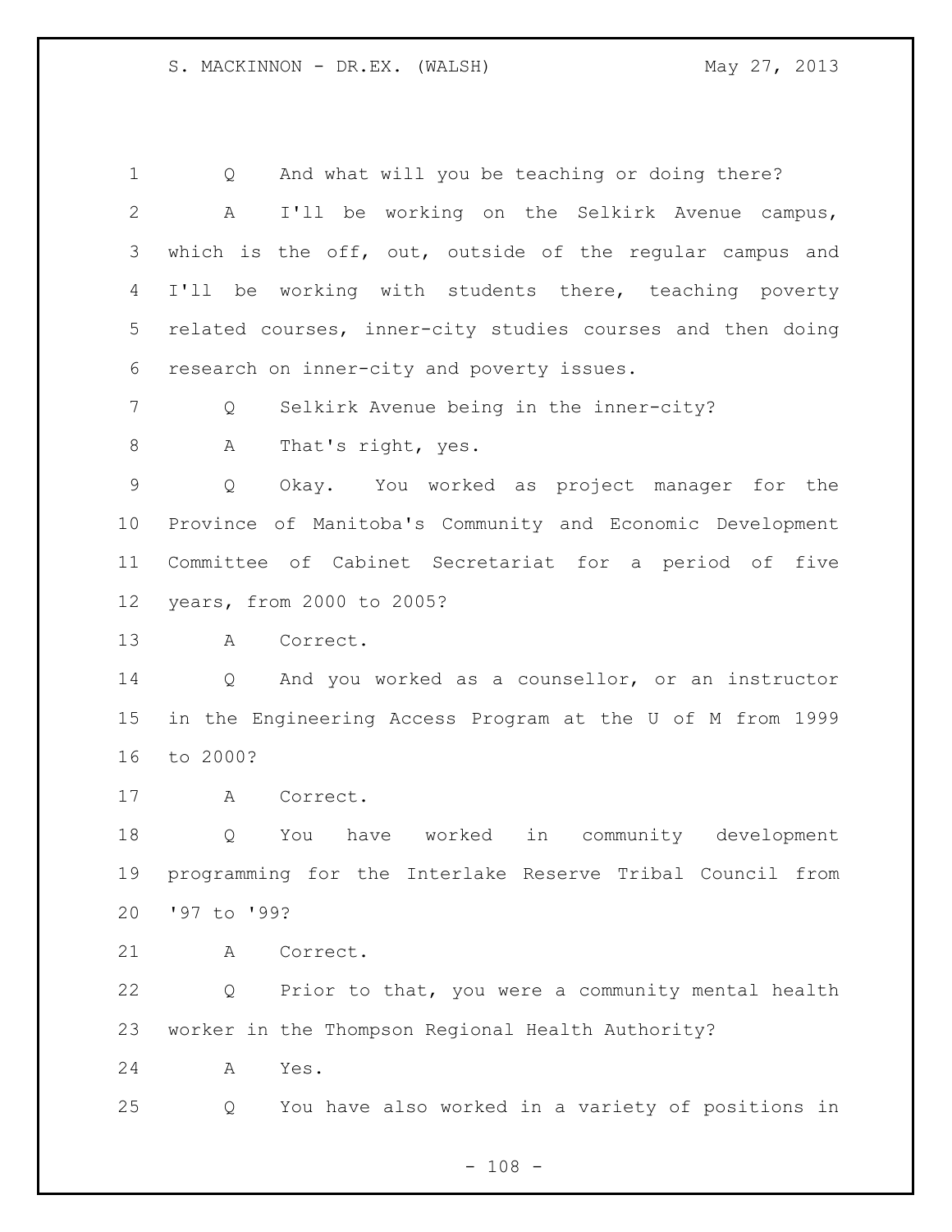Q And what will you be teaching or doing there?

A I'll be working on the Selkirk Avenue campus, which is the off, out, outside of the regular campus and I'll be working with students there, teaching poverty related courses, inner-city studies courses and then doing research on inner-city and poverty issues.

Q Selkirk Avenue being in the inner-city?

A That's right, yes.

Q Okay. You worked as project manager for the Province of Manitoba's Community and Economic Development Committee of Cabinet Secretariat for a period of five years, from 2000 to 2005?

A Correct.

Q And you worked as a counsellor, or an instructor in the Engineering Access Program at the U of M from 1999 to 2000?

A Correct.

Q You have worked in community development programming for the Interlake Reserve Tribal Council from '97 to '99?

A Correct.

Q Prior to that, you were a community mental health worker in the Thompson Regional Health Authority?

A Yes.

Q You have also worked in a variety of positions in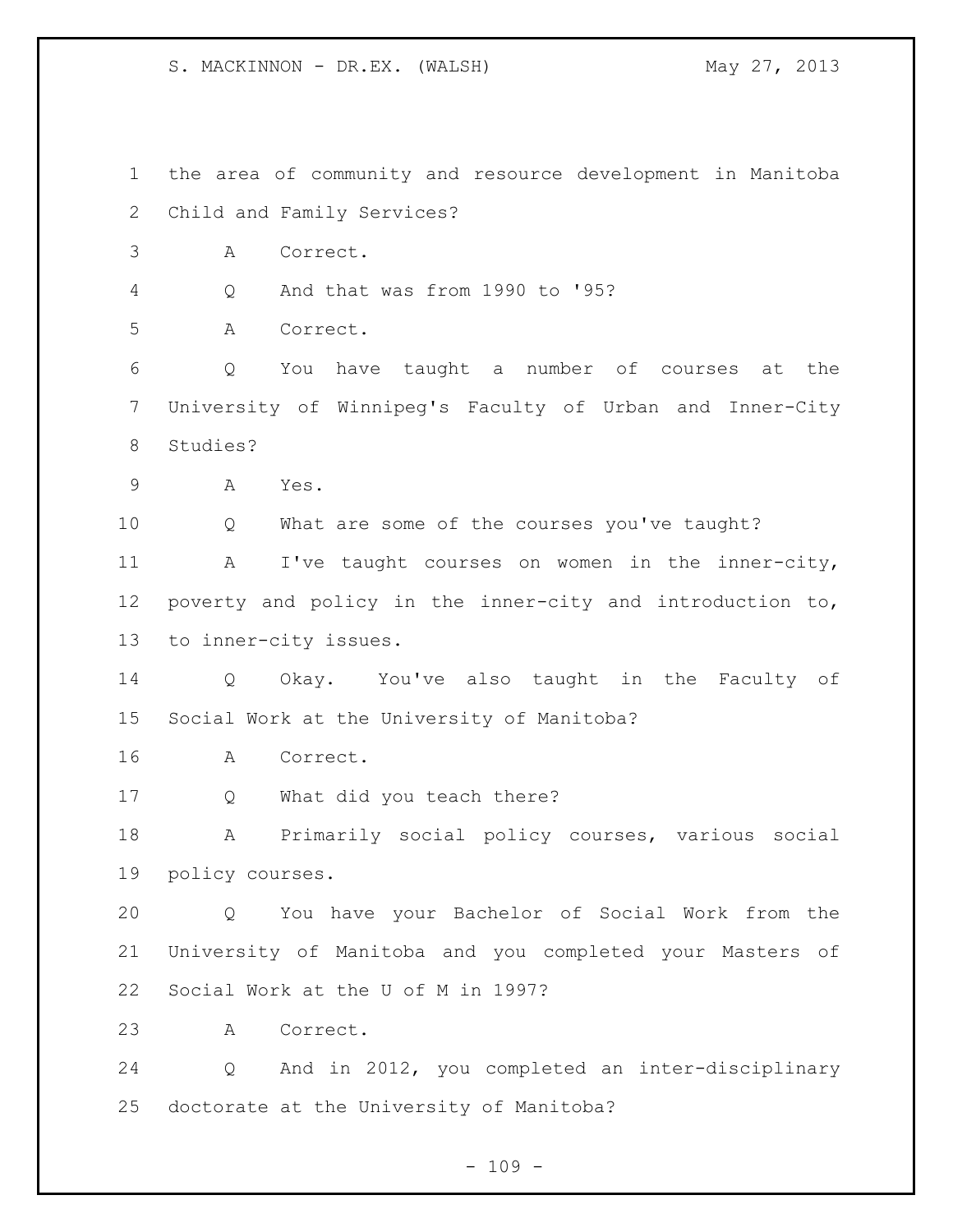the area of community and resource development in Manitoba Child and Family Services?

A Correct.

Q And that was from 1990 to '95?

A Correct.

Q You have taught a number of courses at the University of Winnipeg's Faculty of Urban and Inner-City Studies?

A Yes.

Q What are some of the courses you've taught?

A I've taught courses on women in the inner-city, poverty and policy in the inner-city and introduction to, to inner-city issues.

Q Okay. You've also taught in the Faculty of Social Work at the University of Manitoba?

A Correct.

Q What did you teach there?

A Primarily social policy courses, various social policy courses.

Q You have your Bachelor of Social Work from the University of Manitoba and you completed your Masters of Social Work at the U of M in 1997?

A Correct.

Q And in 2012, you completed an inter-disciplinary doctorate at the University of Manitoba?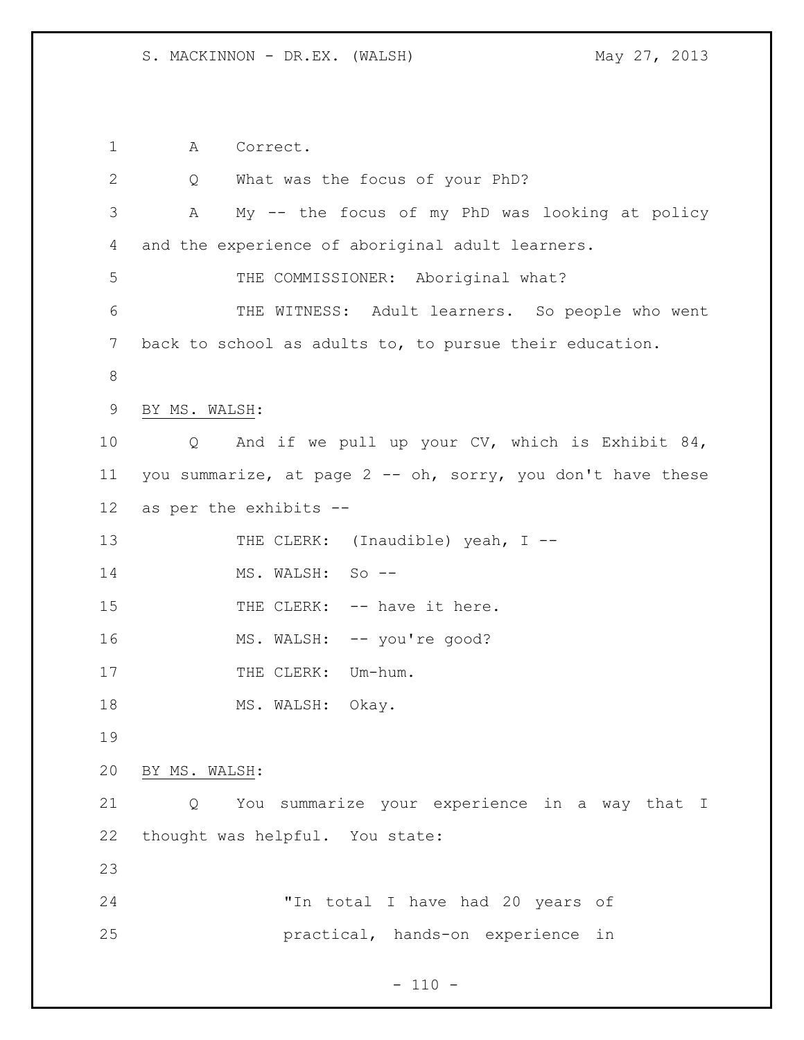A Correct.

Q What was the focus of your PhD?

A My -- the focus of my PhD was looking at policy and the experience of aboriginal adult learners.

THE COMMISSIONER: Aboriginal what?

THE WITNESS: Adult learners. So people who went back to school as adults to, to pursue their education.

BY MS. WALSH:

Q And if we pull up your CV, which is Exhibit 84, you summarize, at page 2 -- oh, sorry, you don't have these as per the exhibits --

THE CLERK: (Inaudible) yeah, I --

MS. WALSH: So --

THE CLERK: -- have it here.

MS. WALSH: -- you're good?

THE CLERK: Um-hum.

MS. WALSH: Okay.

BY MS. WALSH:

Q You summarize your experience in a way that I thought was helpful. You state:

> "In total I have had 20 years of practical, hands-on experience in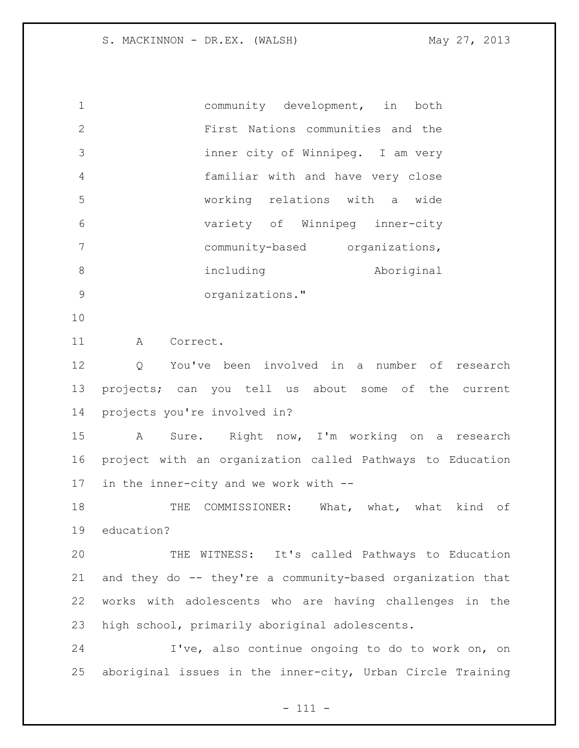community development, in both First Nations communities and the inner city of Winnipeg. I am very familiar with and have very close working relations with a wide variety of Winnipeg inner-city community-based organizations, including Aboriginal organizations."

A Correct.

Q You've been involved in a number of research projects; can you tell us about some of the current projects you're involved in?

A Sure. Right now, I'm working on a research project with an organization called Pathways to Education in the inner-city and we work with --

THE COMMISSIONER: What, what, what kind of education?

THE WITNESS: It's called Pathways to Education and they do -- they're a community-based organization that works with adolescents who are having challenges in the high school, primarily aboriginal adolescents.

I've, also continue ongoing to do to work on, on aboriginal issues in the inner-city, Urban Circle Training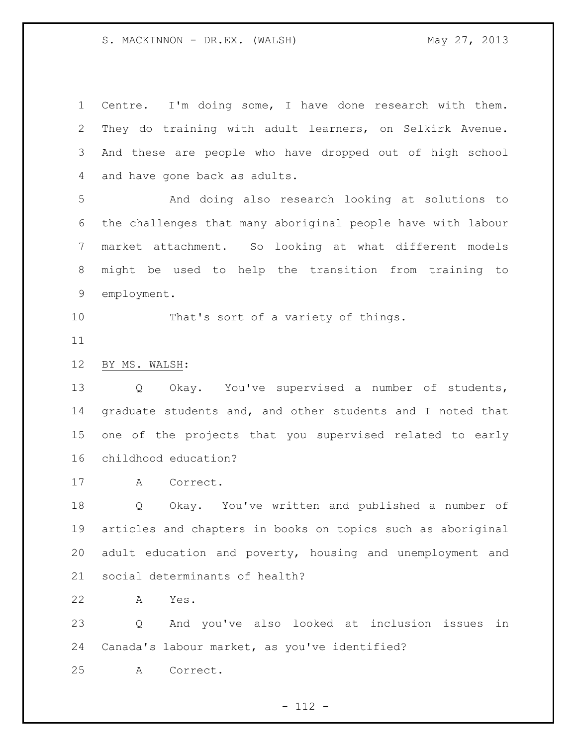Centre. I'm doing some, I have done research with them. They do training with adult learners, on Selkirk Avenue. And these are people who have dropped out of high school and have gone back as adults.

And doing also research looking at solutions to the challenges that many aboriginal people have with labour market attachment. So looking at what different models might be used to help the transition from training to employment.

That's sort of a variety of things.

BY MS. WALSH:

Q Okay. You've supervised a number of students, graduate students and, and other students and I noted that one of the projects that you supervised related to early childhood education?

A Correct.

Q Okay. You've written and published a number of articles and chapters in books on topics such as aboriginal adult education and poverty, housing and unemployment and social determinants of health?

A Yes.

Q And you've also looked at inclusion issues in Canada's labour market, as you've identified?

A Correct.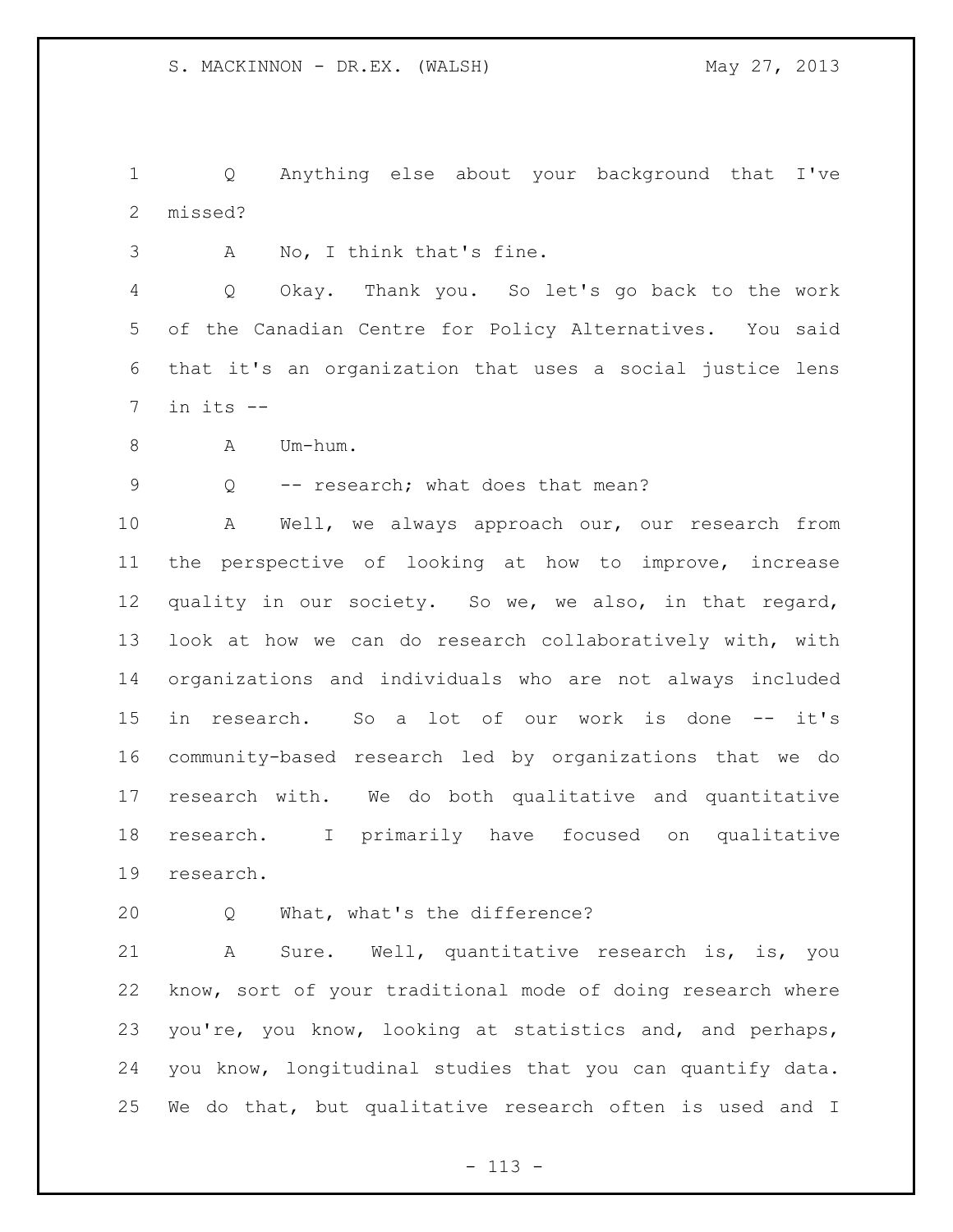Q Anything else about your background that I've missed?

A No, I think that's fine.

Q Okay. Thank you. So let's go back to the work of the Canadian Centre for Policy Alternatives. You said that it's an organization that uses a social justice lens in its --

A Um-hum.

Q -- research; what does that mean?

A Well, we always approach our, our research from the perspective of looking at how to improve, increase quality in our society. So we, we also, in that regard, look at how we can do research collaboratively with, with organizations and individuals who are not always included in research. So a lot of our work is done -- it's community-based research led by organizations that we do research with. We do both qualitative and quantitative research. I primarily have focused on qualitative research.

Q What, what's the difference?

A Sure. Well, quantitative research is, is, you know, sort of your traditional mode of doing research where you're, you know, looking at statistics and, and perhaps, you know, longitudinal studies that you can quantify data. We do that, but qualitative research often is used and I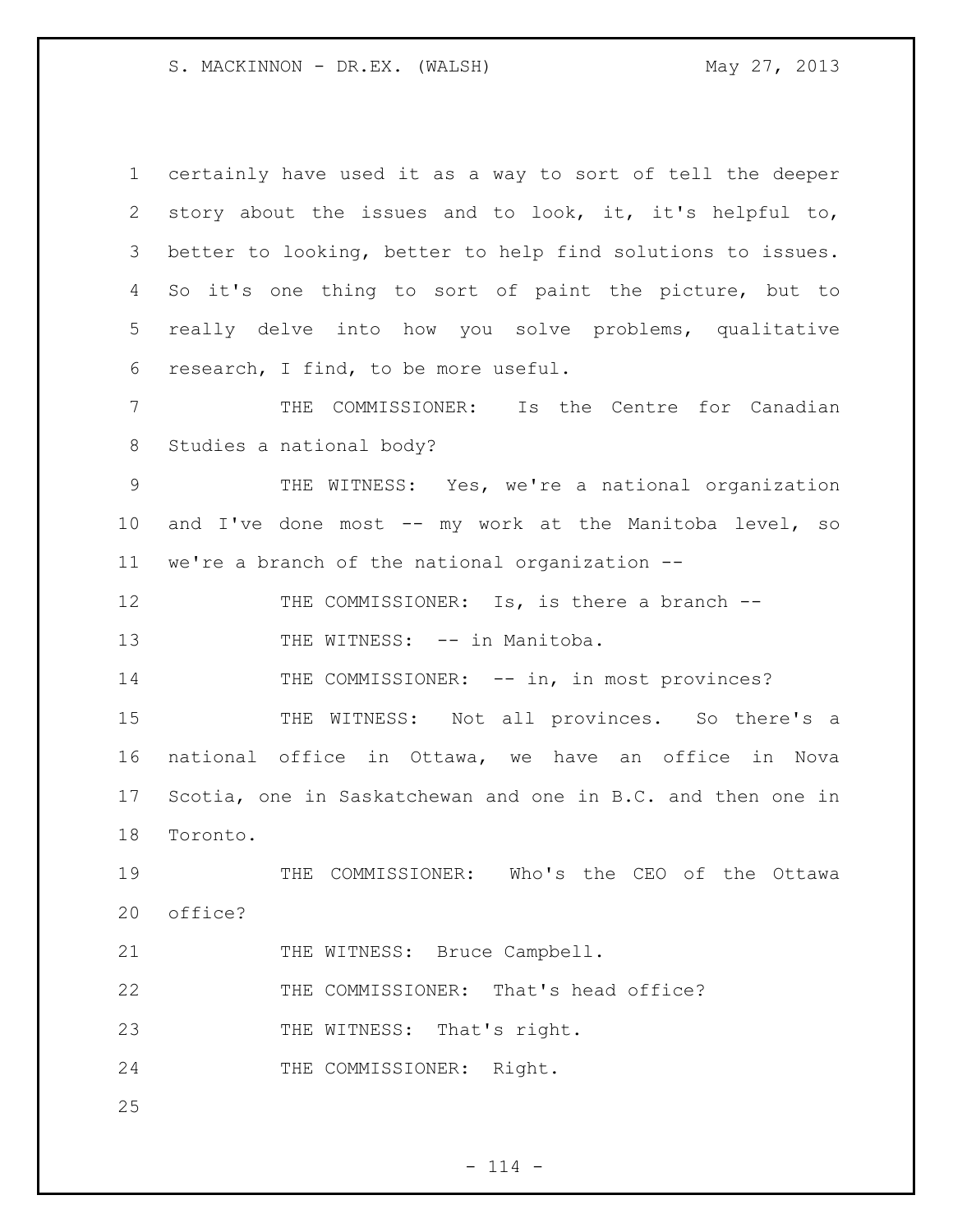certainly have used it as a way to sort of tell the deeper story about the issues and to look, it, it's helpful to, better to looking, better to help find solutions to issues. So it's one thing to sort of paint the picture, but to really delve into how you solve problems, qualitative research, I find, to be more useful.

THE COMMISSIONER: Is the Centre for Canadian Studies a national body?

THE WITNESS: Yes, we're a national organization and I've done most -- my work at the Manitoba level, so we're a branch of the national organization --

THE COMMISSIONER: Is, is there a branch --

THE WITNESS: -- in Manitoba.

THE COMMISSIONER: -- in, in most provinces?

THE WITNESS: Not all provinces. So there's a national office in Ottawa, we have an office in Nova Scotia, one in Saskatchewan and one in B.C. and then one in Toronto.

THE COMMISSIONER: Who's the CEO of the Ottawa office?

THE WITNESS: Bruce Campbell.

THE COMMISSIONER: That's head office?

THE WITNESS: That's right.

THE COMMISSIONER: Right.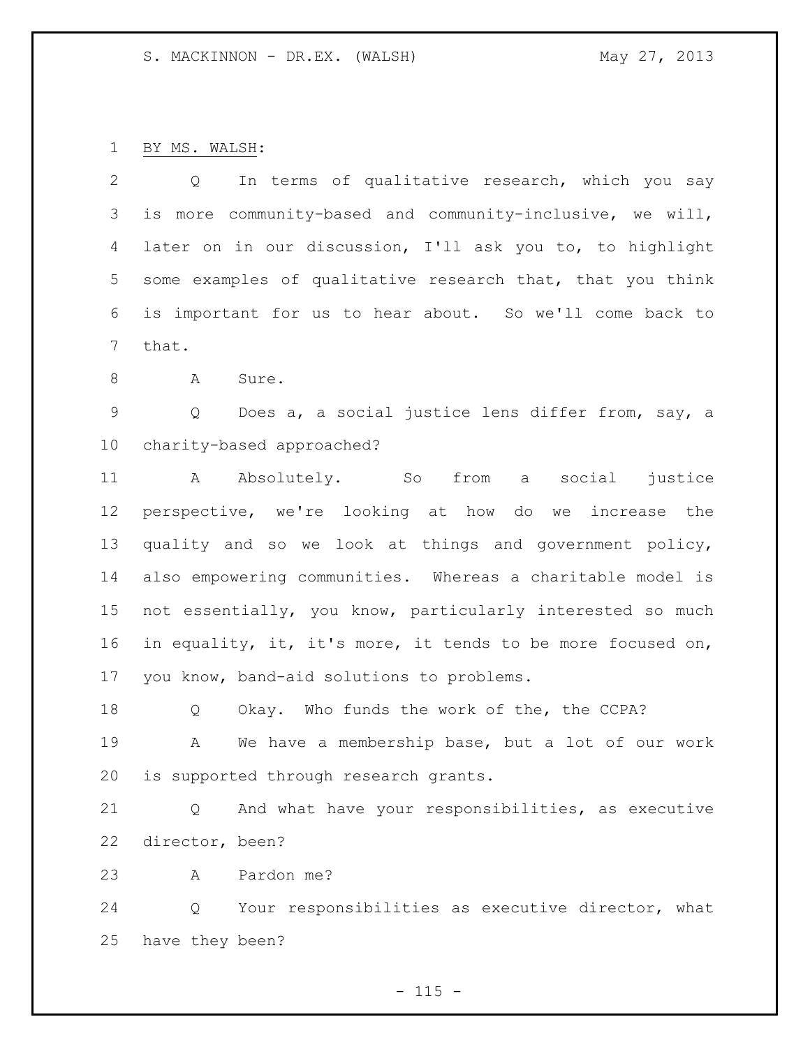BY MS. WALSH:

Q In terms of qualitative research, which you say is more community-based and community-inclusive, we will, later on in our discussion, I'll ask you to, to highlight some examples of qualitative research that, that you think is important for us to hear about. So we'll come back to that.

A Sure.

Q Does a, a social justice lens differ from, say, a charity-based approached?

A Absolutely. So from a social justice perspective, we're looking at how do we increase the quality and so we look at things and government policy, also empowering communities. Whereas a charitable model is not essentially, you know, particularly interested so much in equality, it, it's more, it tends to be more focused on, you know, band-aid solutions to problems.

Q Okay. Who funds the work of the, the CCPA?

A We have a membership base, but a lot of our work is supported through research grants.

Q And what have your responsibilities, as executive director, been?

A Pardon me?

Q Your responsibilities as executive director, what have they been?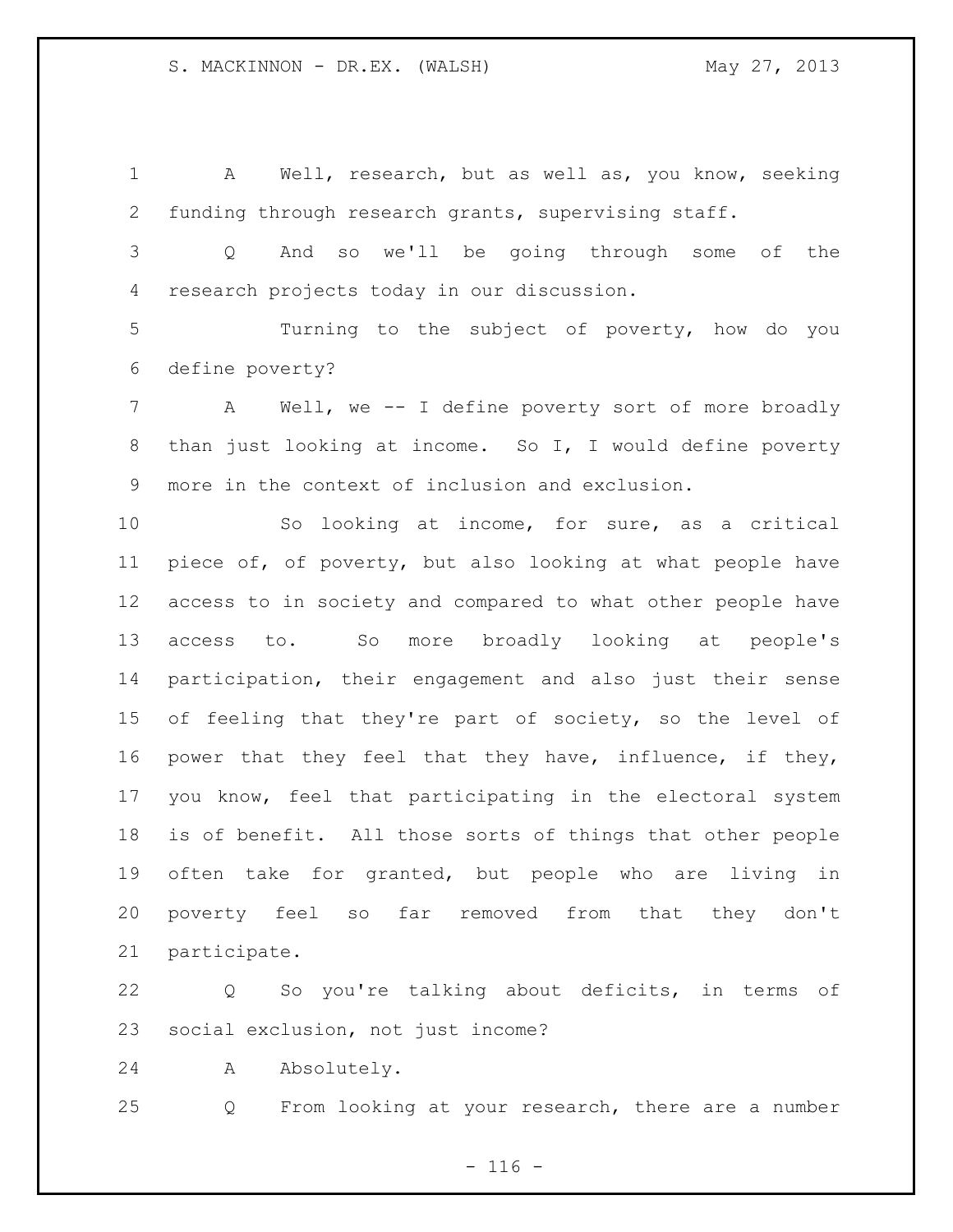A Well, research, but as well as, you know, seeking funding through research grants, supervising staff.

Q And so we'll be going through some of the research projects today in our discussion.

Turning to the subject of poverty, how do you define poverty?

A Well, we -- I define poverty sort of more broadly than just looking at income. So I, I would define poverty more in the context of inclusion and exclusion.

So looking at income, for sure, as a critical piece of, of poverty, but also looking at what people have access to in society and compared to what other people have access to. So more broadly looking at people's participation, their engagement and also just their sense of feeling that they're part of society, so the level of power that they feel that they have, influence, if they, you know, feel that participating in the electoral system is of benefit. All those sorts of things that other people often take for granted, but people who are living in poverty feel so far removed from that they don't participate.

Q So you're talking about deficits, in terms of social exclusion, not just income?

A Absolutely.

Q From looking at your research, there are a number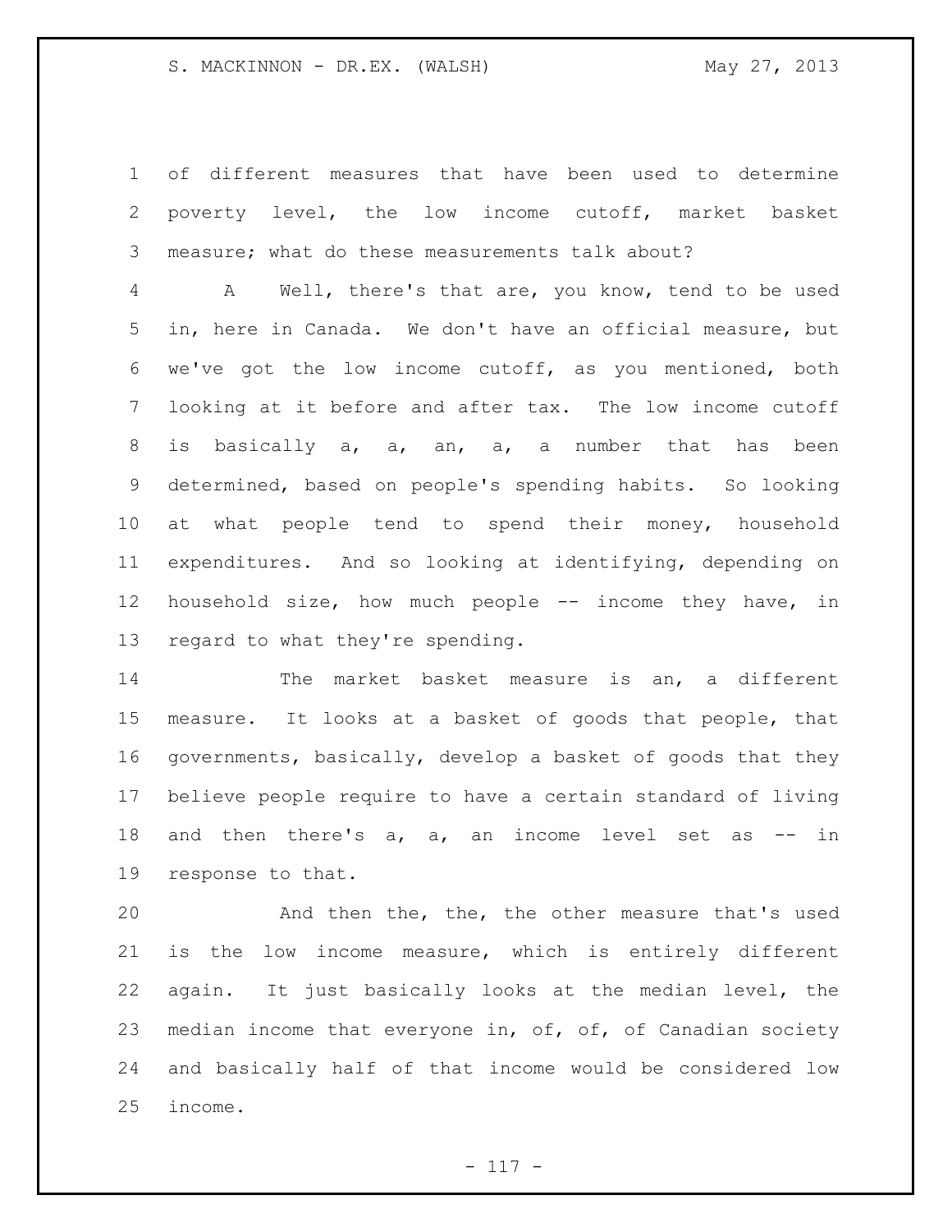of different measures that have been used to determine poverty level, the low income cutoff, market basket measure; what do these measurements talk about?

A Well, there's that are, you know, tend to be used in, here in Canada. We don't have an official measure, but we've got the low income cutoff, as you mentioned, both looking at it before and after tax. The low income cutoff is basically a, a, an, a, a number that has been determined, based on people's spending habits. So looking at what people tend to spend their money, household expenditures. And so looking at identifying, depending on household size, how much people -- income they have, in regard to what they're spending.

The market basket measure is an, a different measure. It looks at a basket of goods that people, that governments, basically, develop a basket of goods that they believe people require to have a certain standard of living and then there's a, a, an income level set as -- in response to that.

And then the, the, the other measure that's used is the low income measure, which is entirely different again. It just basically looks at the median level, the median income that everyone in, of, of, of Canadian society and basically half of that income would be considered low income.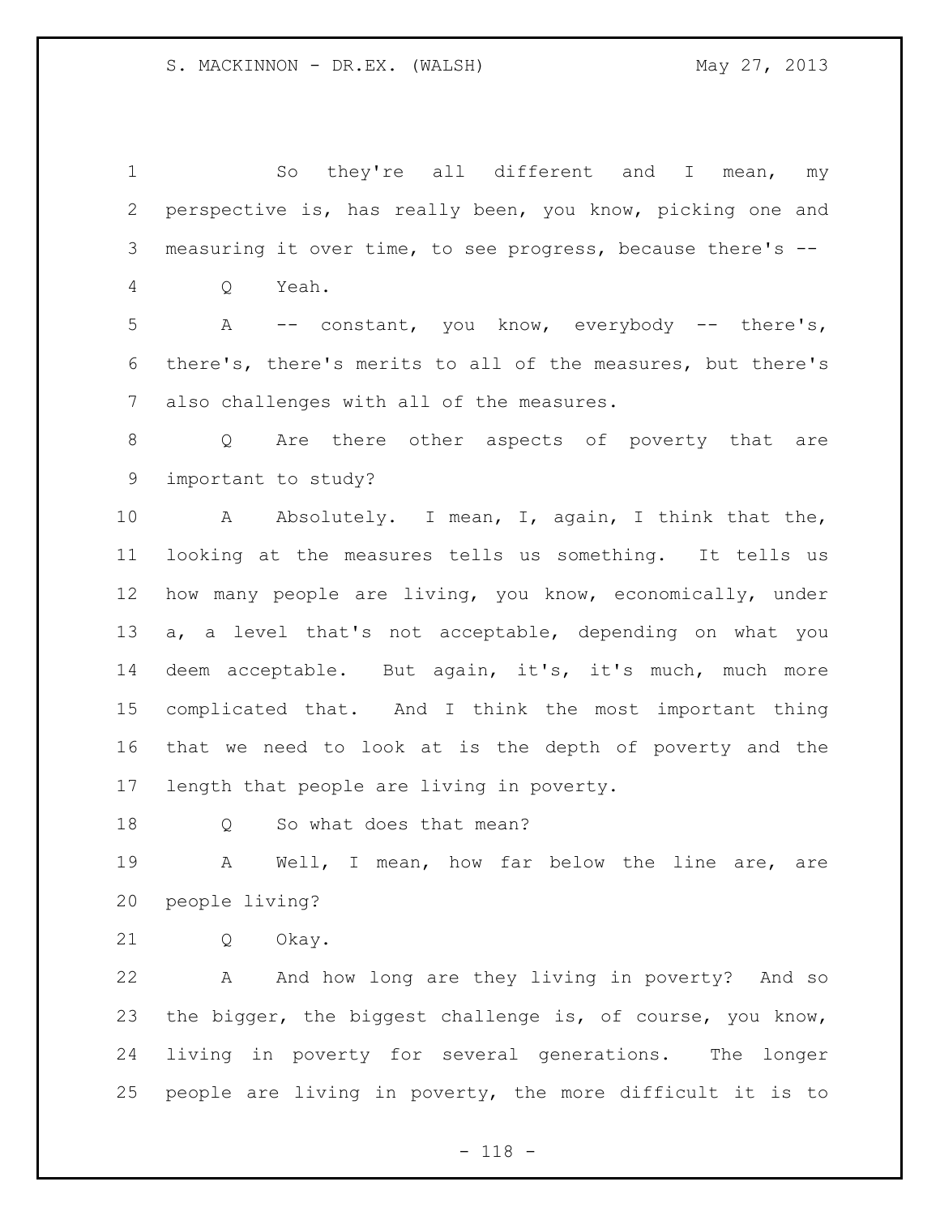So they're all different and I mean, my perspective is, has really been, you know, picking one and measuring it over time, to see progress, because there's --

Q Yeah.

A -- constant, you know, everybody -- there's, there's, there's merits to all of the measures, but there's also challenges with all of the measures.

Q Are there other aspects of poverty that are important to study?

A Absolutely. I mean, I, again, I think that the, looking at the measures tells us something. It tells us how many people are living, you know, economically, under a, a level that's not acceptable, depending on what you deem acceptable. But again, it's, it's much, much more complicated that. And I think the most important thing that we need to look at is the depth of poverty and the length that people are living in poverty.

Q So what does that mean?

A Well, I mean, how far below the line are, are people living?

Q Okay.

A And how long are they living in poverty? And so the bigger, the biggest challenge is, of course, you know, living in poverty for several generations. The longer people are living in poverty, the more difficult it is to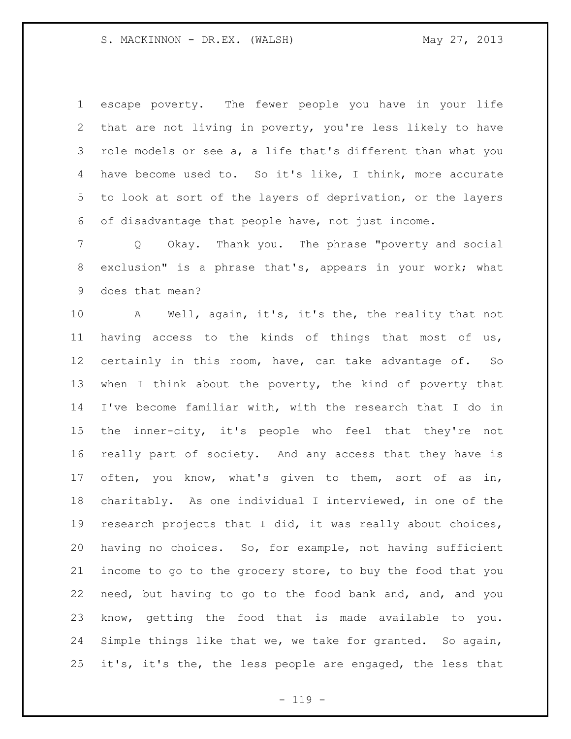escape poverty. The fewer people you have in your life that are not living in poverty, you're less likely to have role models or see a, a life that's different than what you have become used to. So it's like, I think, more accurate to look at sort of the layers of deprivation, or the layers of disadvantage that people have, not just income.

Q Okay. Thank you. The phrase "poverty and social exclusion" is a phrase that's, appears in your work; what does that mean?

A Well, again, it's, it's the, the reality that not having access to the kinds of things that most of us, certainly in this room, have, can take advantage of. So when I think about the poverty, the kind of poverty that I've become familiar with, with the research that I do in the inner-city, it's people who feel that they're not really part of society. And any access that they have is often, you know, what's given to them, sort of as in, charitably. As one individual I interviewed, in one of the research projects that I did, it was really about choices, having no choices. So, for example, not having sufficient income to go to the grocery store, to buy the food that you need, but having to go to the food bank and, and, and you know, getting the food that is made available to you. Simple things like that we, we take for granted. So again, it's, it's the, the less people are engaged, the less that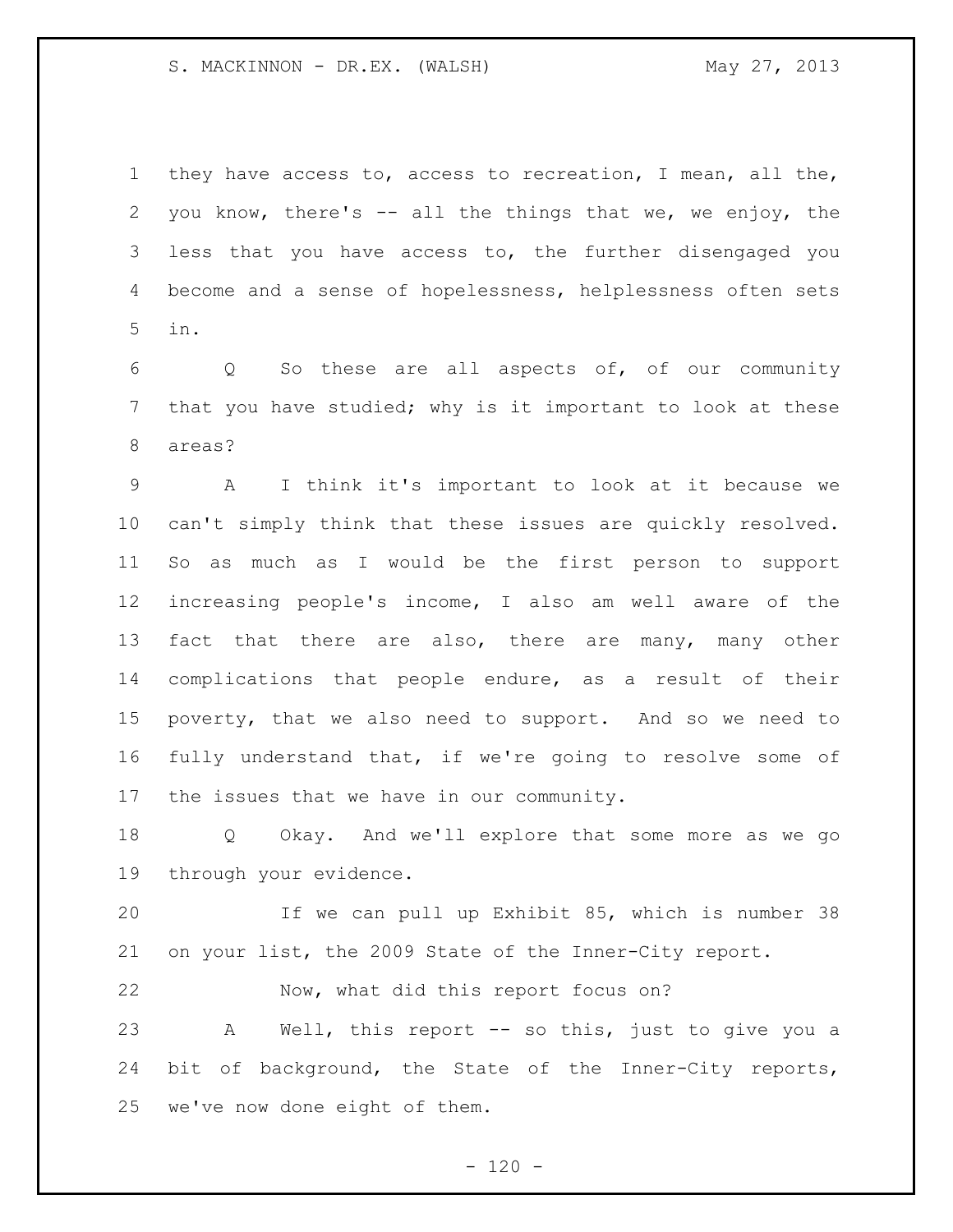they have access to, access to recreation, I mean, all the, you know, there's -- all the things that we, we enjoy, the less that you have access to, the further disengaged you become and a sense of hopelessness, helplessness often sets in.

Q So these are all aspects of, of our community that you have studied; why is it important to look at these areas?

A I think it's important to look at it because we can't simply think that these issues are quickly resolved. So as much as I would be the first person to support increasing people's income, I also am well aware of the fact that there are also, there are many, many other complications that people endure, as a result of their poverty, that we also need to support. And so we need to fully understand that, if we're going to resolve some of the issues that we have in our community.

Q Okay. And we'll explore that some more as we go through your evidence.

If we can pull up Exhibit 85, which is number 38 on your list, the 2009 State of the Inner-City report.

Now, what did this report focus on?

A Well, this report -- so this, just to give you a bit of background, the State of the Inner-City reports, we've now done eight of them.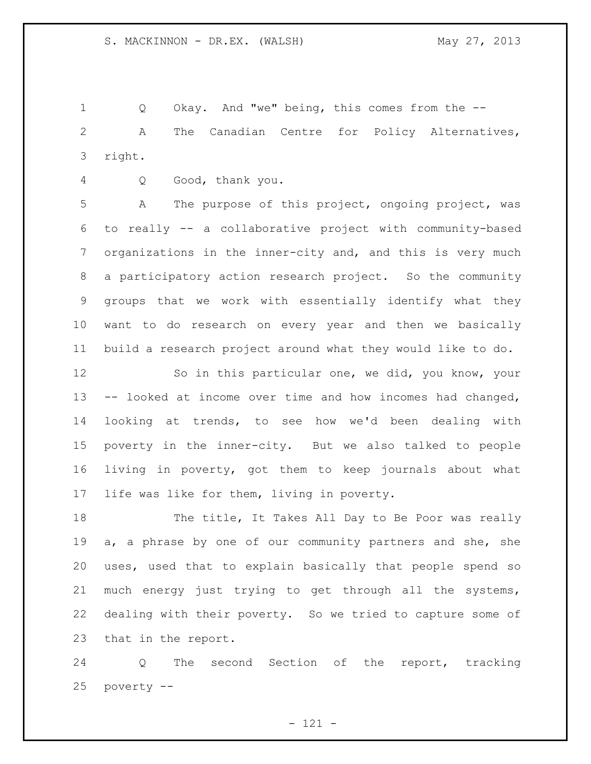Q Okay. And "we" being, this comes from the --

A The Canadian Centre for Policy Alternatives, right.

Q Good, thank you.

A The purpose of this project, ongoing project, was to really -- a collaborative project with community-based organizations in the inner-city and, and this is very much a participatory action research project. So the community groups that we work with essentially identify what they want to do research on every year and then we basically build a research project around what they would like to do.

So in this particular one, we did, you know, your -- looked at income over time and how incomes had changed, looking at trends, to see how we'd been dealing with poverty in the inner-city. But we also talked to people living in poverty, got them to keep journals about what life was like for them, living in poverty.

The title, It Takes All Day to Be Poor was really a, a phrase by one of our community partners and she, she uses, used that to explain basically that people spend so much energy just trying to get through all the systems, dealing with their poverty. So we tried to capture some of that in the report.

Q The second Section of the report, tracking poverty --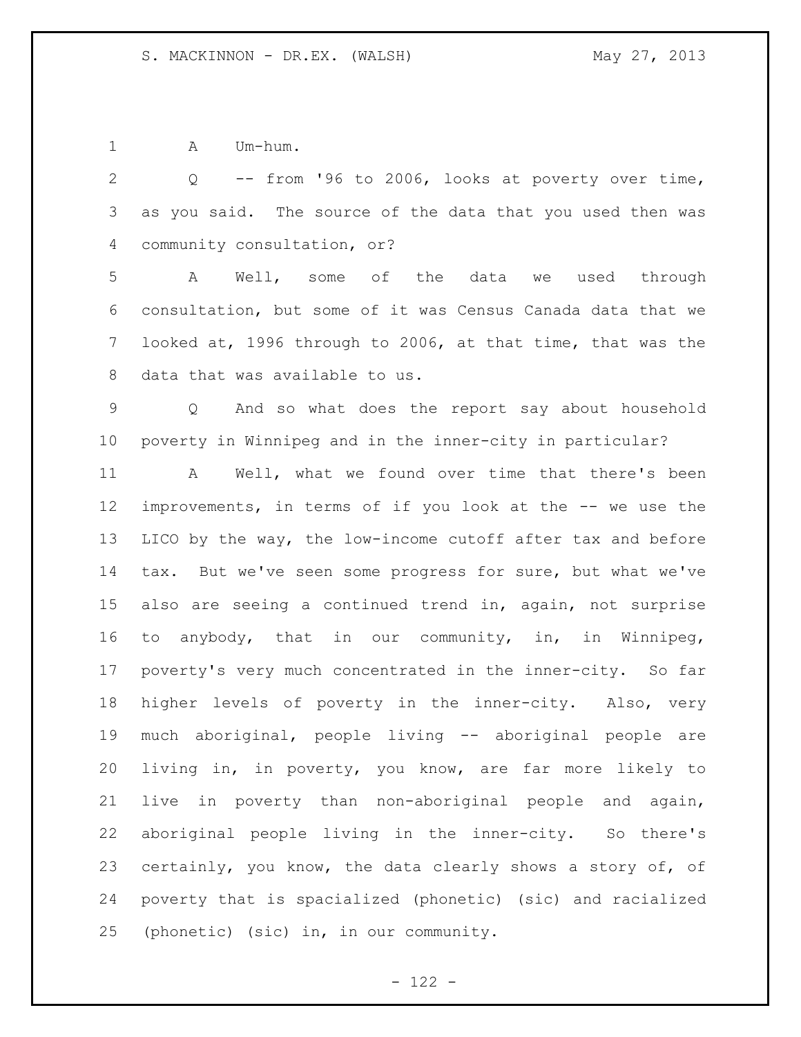A Um-hum.

Q -- from '96 to 2006, looks at poverty over time, as you said. The source of the data that you used then was community consultation, or?

A Well, some of the data we used through consultation, but some of it was Census Canada data that we looked at, 1996 through to 2006, at that time, that was the data that was available to us.

Q And so what does the report say about household poverty in Winnipeg and in the inner-city in particular?

A Well, what we found over time that there's been improvements, in terms of if you look at the -- we use the LICO by the way, the low-income cutoff after tax and before tax. But we've seen some progress for sure, but what we've also are seeing a continued trend in, again, not surprise to anybody, that in our community, in, in Winnipeg, poverty's very much concentrated in the inner-city. So far higher levels of poverty in the inner-city. Also, very much aboriginal, people living -- aboriginal people are living in, in poverty, you know, are far more likely to live in poverty than non-aboriginal people and again, aboriginal people living in the inner-city. So there's certainly, you know, the data clearly shows a story of, of poverty that is spacialized (phonetic) (sic) and racialized (phonetic) (sic) in, in our community.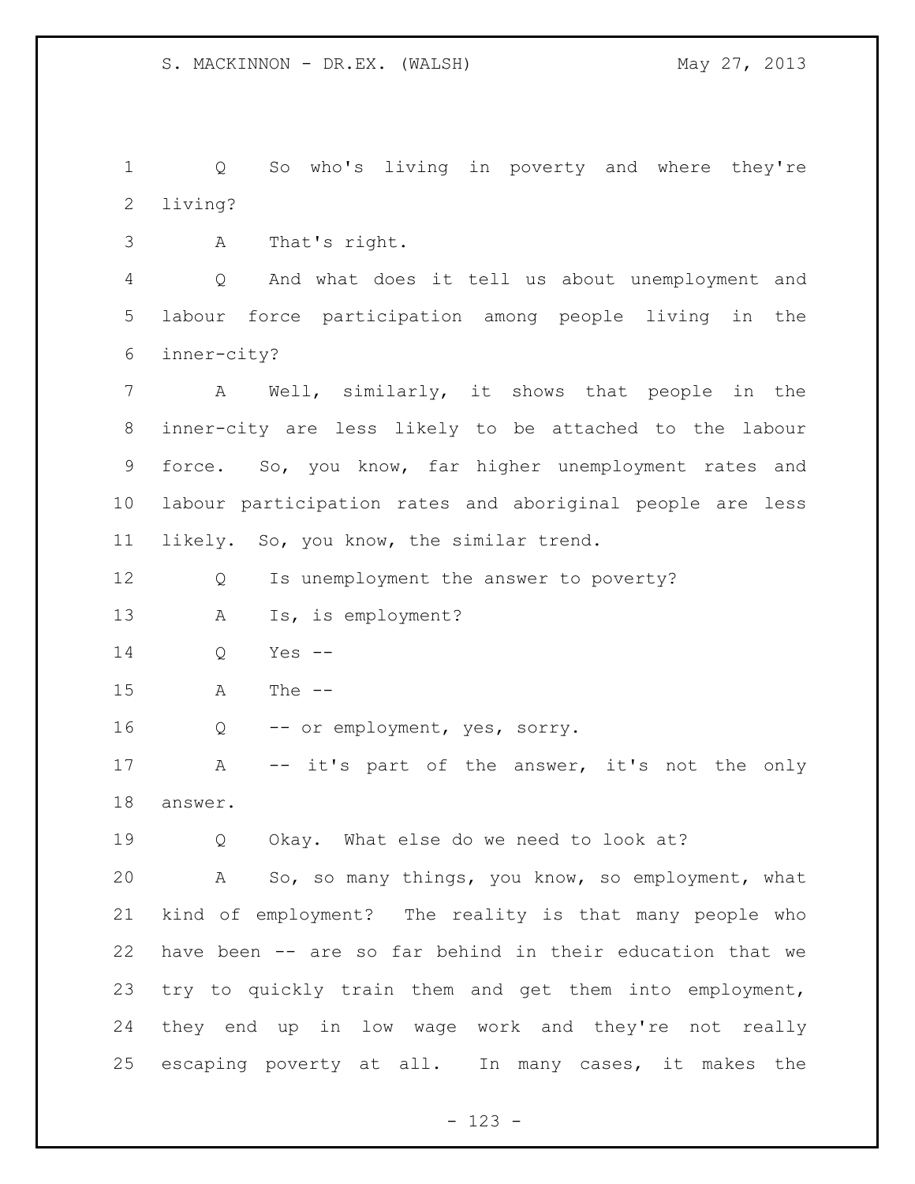Q So who's living in poverty and where they're living?

A That's right.

Q And what does it tell us about unemployment and labour force participation among people living in the inner-city?

A Well, similarly, it shows that people in the inner-city are less likely to be attached to the labour force. So, you know, far higher unemployment rates and labour participation rates and aboriginal people are less likely. So, you know, the similar trend.

Q Is unemployment the answer to poverty?

A Is, is employment?

Q Yes --

A The --

Q -- or employment, yes, sorry.

A -- it's part of the answer, it's not the only answer.

Q Okay. What else do we need to look at?

A So, so many things, you know, so employment, what kind of employment? The reality is that many people who have been -- are so far behind in their education that we try to quickly train them and get them into employment, they end up in low wage work and they're not really escaping poverty at all. In many cases, it makes the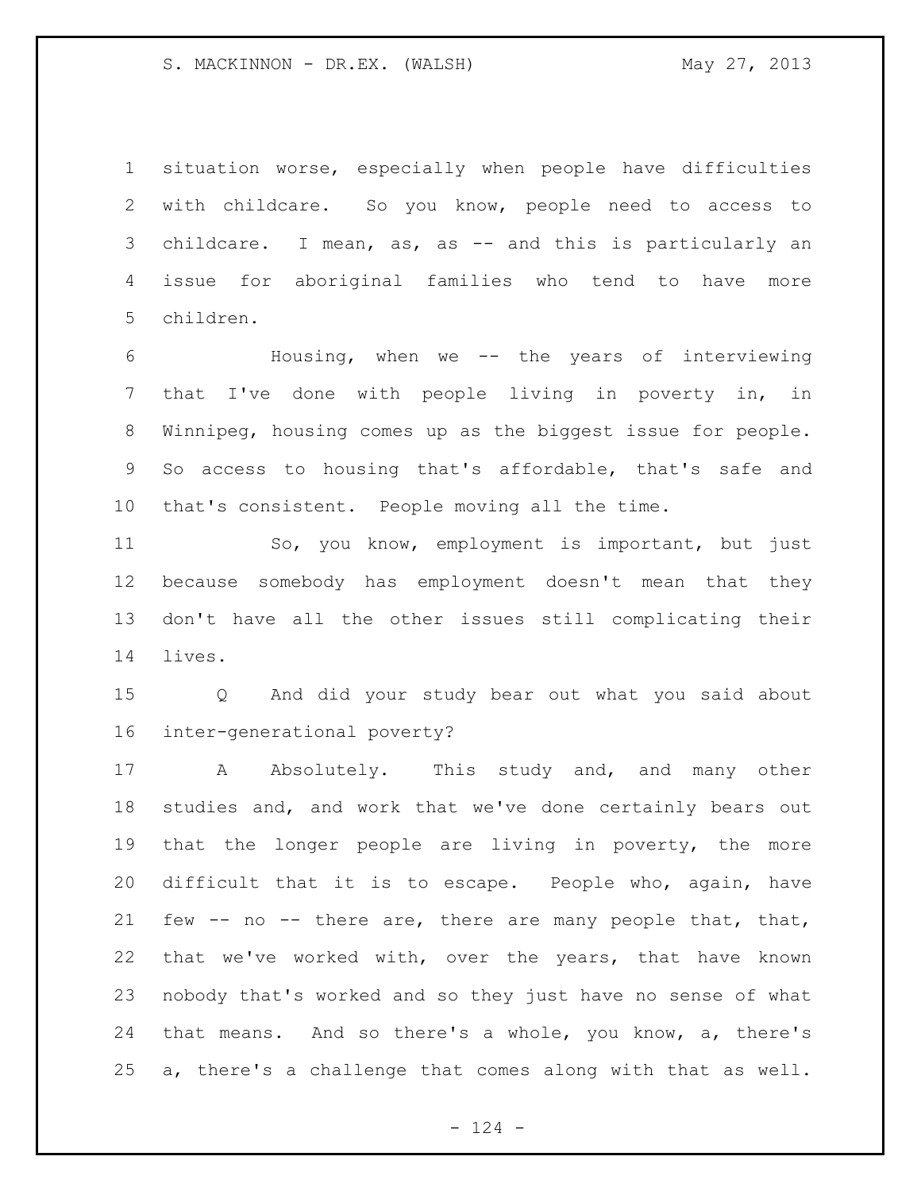situation worse, especially when people have difficulties with childcare. So you know, people need to access to childcare. I mean, as, as -- and this is particularly an issue for aboriginal families who tend to have more children.

Housing, when we -- the years of interviewing that I've done with people living in poverty in, in Winnipeg, housing comes up as the biggest issue for people. So access to housing that's affordable, that's safe and that's consistent. People moving all the time.

So, you know, employment is important, but just because somebody has employment doesn't mean that they don't have all the other issues still complicating their lives.

Q And did your study bear out what you said about inter-generational poverty?

A Absolutely. This study and, and many other studies and, and work that we've done certainly bears out that the longer people are living in poverty, the more difficult that it is to escape. People who, again, have few -- no -- there are, there are many people that, that, that we've worked with, over the years, that have known nobody that's worked and so they just have no sense of what that means. And so there's a whole, you know, a, there's a, there's a challenge that comes along with that as well.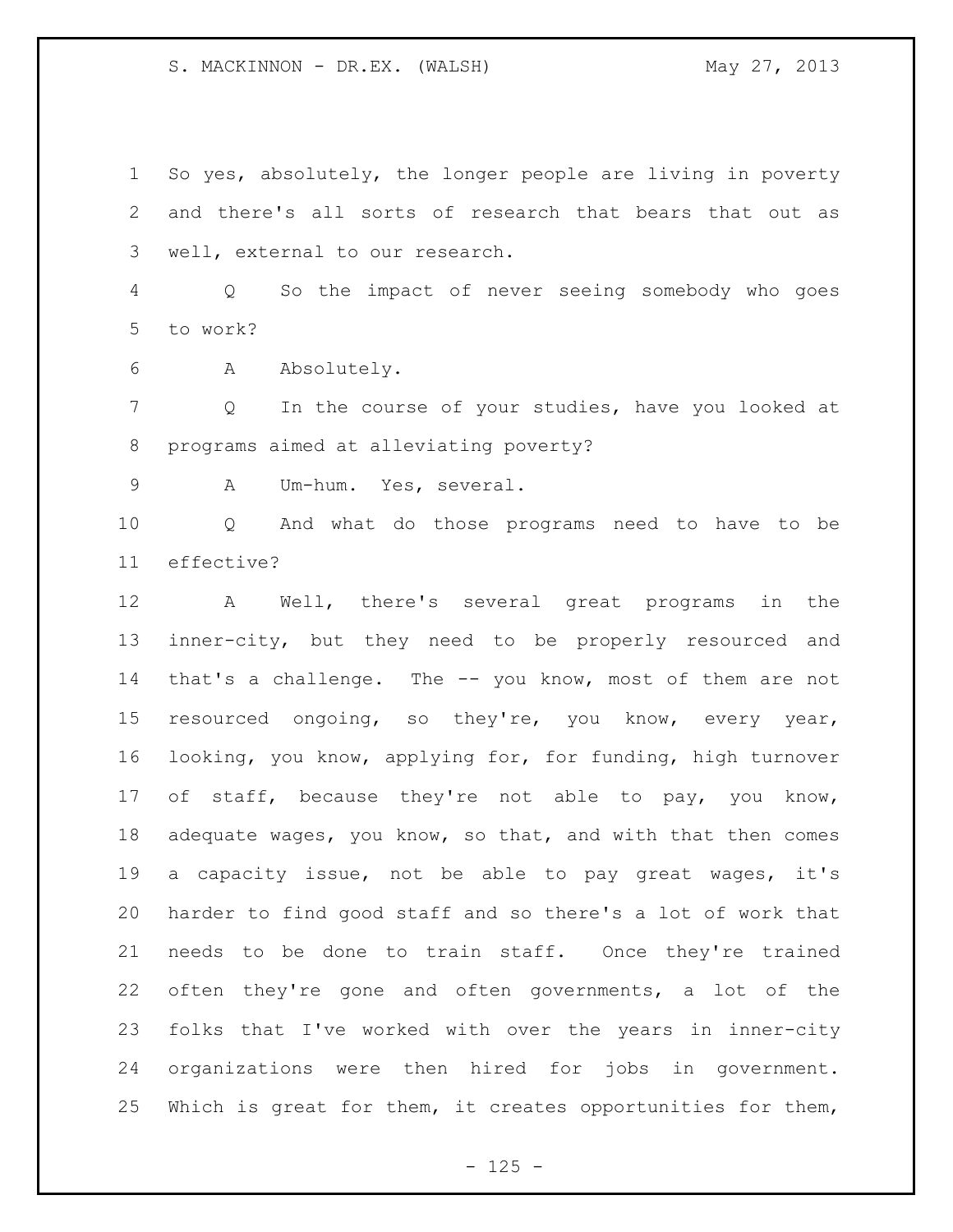So yes, absolutely, the longer people are living in poverty and there's all sorts of research that bears that out as well, external to our research.

Q So the impact of never seeing somebody who goes to work?

A Absolutely.

Q In the course of your studies, have you looked at programs aimed at alleviating poverty?

A Um-hum. Yes, several.

Q And what do those programs need to have to be effective?

A Well, there's several great programs in the inner-city, but they need to be properly resourced and that's a challenge. The -- you know, most of them are not resourced ongoing, so they're, you know, every year, looking, you know, applying for, for funding, high turnover of staff, because they're not able to pay, you know, adequate wages, you know, so that, and with that then comes a capacity issue, not be able to pay great wages, it's harder to find good staff and so there's a lot of work that needs to be done to train staff. Once they're trained often they're gone and often governments, a lot of the folks that I've worked with over the years in inner-city organizations were then hired for jobs in government. Which is great for them, it creates opportunities for them,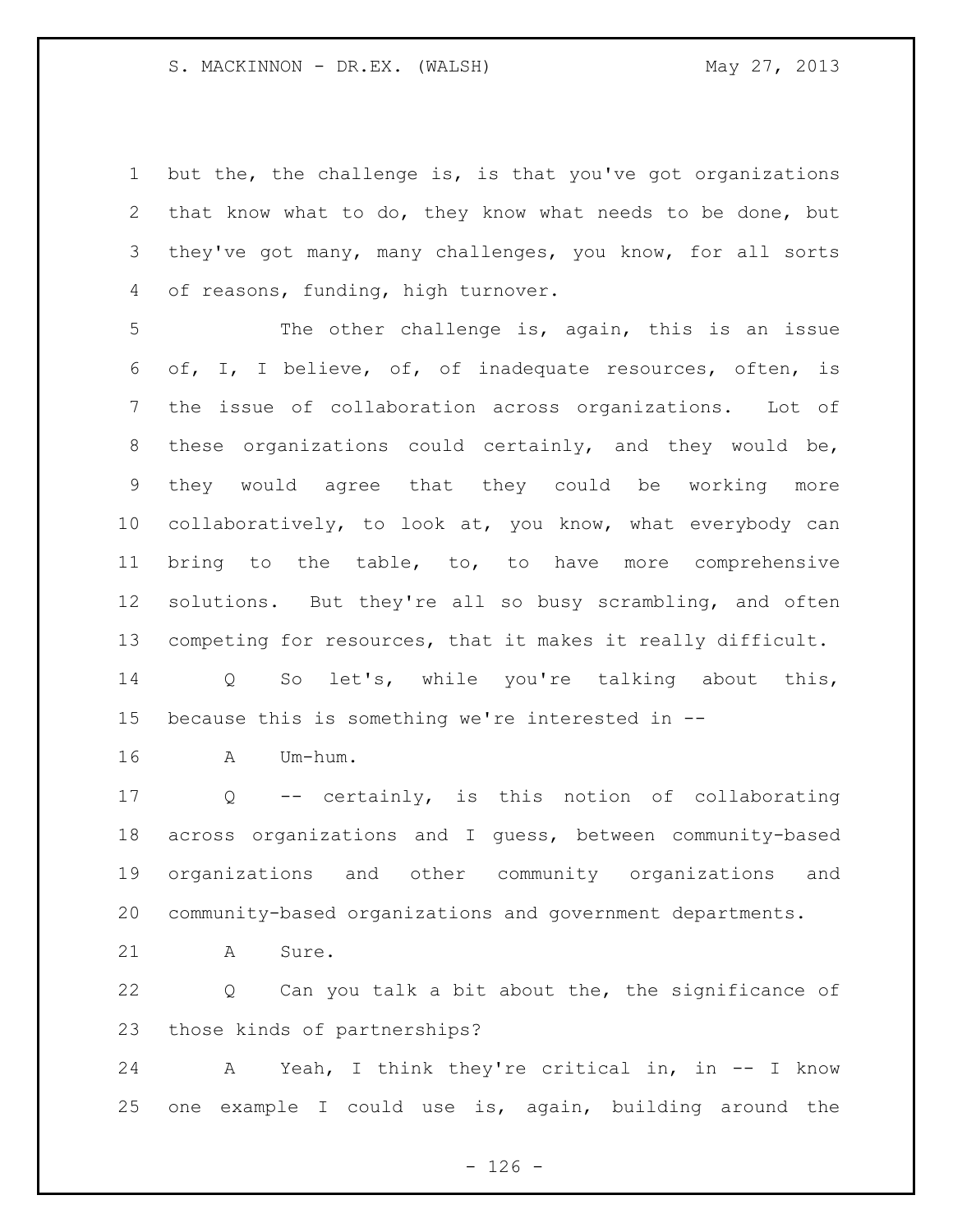but the, the challenge is, is that you've got organizations that know what to do, they know what needs to be done, but they've got many, many challenges, you know, for all sorts of reasons, funding, high turnover.

The other challenge is, again, this is an issue of, I, I believe, of, of inadequate resources, often, is the issue of collaboration across organizations. Lot of these organizations could certainly, and they would be, they would agree that they could be working more collaboratively, to look at, you know, what everybody can bring to the table, to, to have more comprehensive solutions. But they're all so busy scrambling, and often competing for resources, that it makes it really difficult.

Q So let's, while you're talking about this, because this is something we're interested in --

A Um-hum.

Q -- certainly, is this notion of collaborating across organizations and I guess, between community-based organizations and other community organizations and community-based organizations and government departments.

A Sure.

Q Can you talk a bit about the, the significance of those kinds of partnerships?

A Yeah, I think they're critical in, in -- I know one example I could use is, again, building around the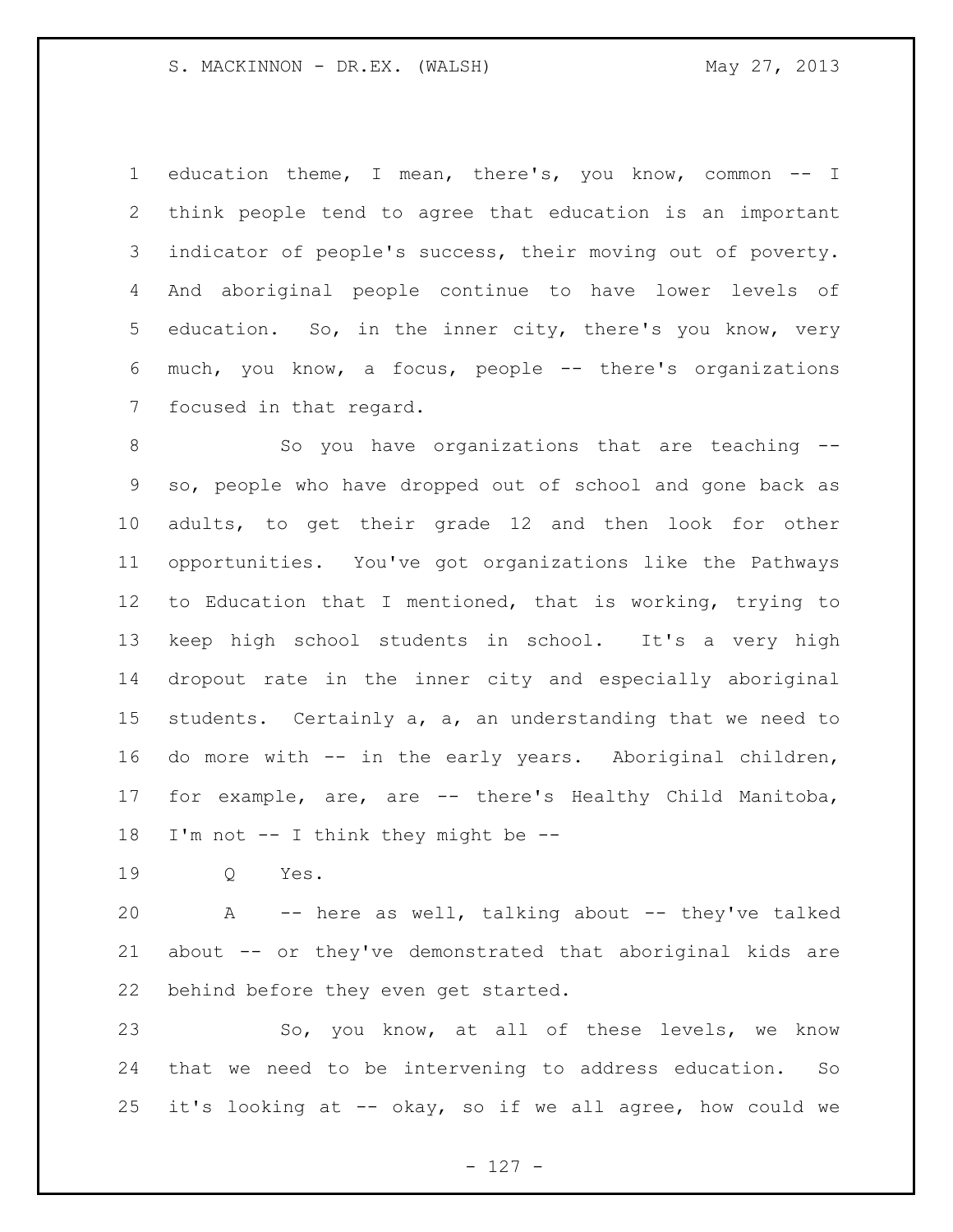education theme, I mean, there's, you know, common -- I think people tend to agree that education is an important indicator of people's success, their moving out of poverty. And aboriginal people continue to have lower levels of education. So, in the inner city, there's you know, very much, you know, a focus, people -- there's organizations focused in that regard.

So you have organizations that are teaching -- so, people who have dropped out of school and gone back as adults, to get their grade 12 and then look for other opportunities. You've got organizations like the Pathways to Education that I mentioned, that is working, trying to keep high school students in school. It's a very high dropout rate in the inner city and especially aboriginal students. Certainly a, a, an understanding that we need to do more with -- in the early years. Aboriginal children, for example, are, are -- there's Healthy Child Manitoba, I'm not -- I think they might be --

Q Yes.

A -- here as well, talking about -- they've talked about -- or they've demonstrated that aboriginal kids are behind before they even get started.

So, you know, at all of these levels, we know that we need to be intervening to address education. So it's looking at -- okay, so if we all agree, how could we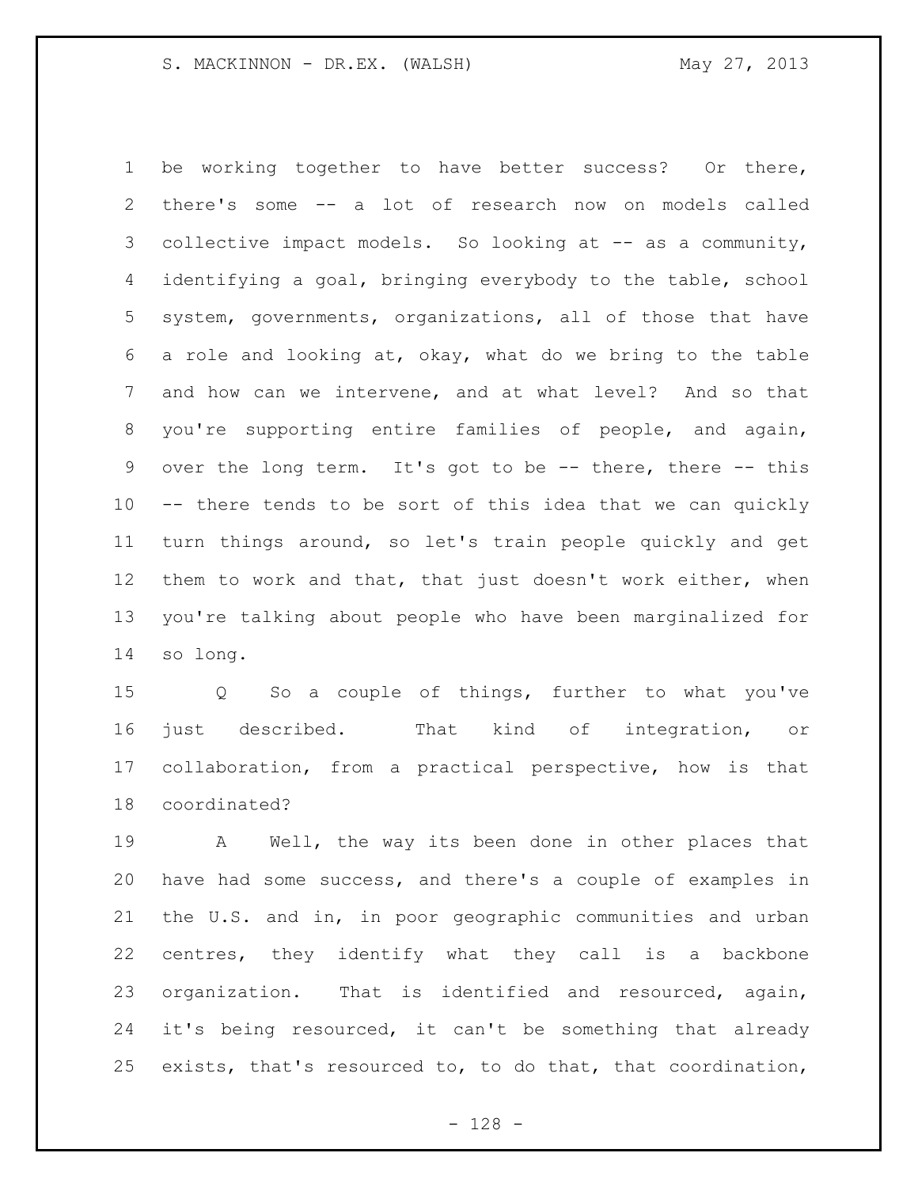be working together to have better success? Or there, there's some -- a lot of research now on models called collective impact models. So looking at -- as a community, identifying a goal, bringing everybody to the table, school system, governments, organizations, all of those that have a role and looking at, okay, what do we bring to the table and how can we intervene, and at what level? And so that you're supporting entire families of people, and again, over the long term. It's got to be -- there, there -- this -- there tends to be sort of this idea that we can quickly turn things around, so let's train people quickly and get them to work and that, that just doesn't work either, when you're talking about people who have been marginalized for so long.

Q So a couple of things, further to what you've just described. That kind of integration, or collaboration, from a practical perspective, how is that coordinated?

A Well, the way its been done in other places that have had some success, and there's a couple of examples in the U.S. and in, in poor geographic communities and urban centres, they identify what they call is a backbone organization. That is identified and resourced, again, it's being resourced, it can't be something that already exists, that's resourced to, to do that, that coordination,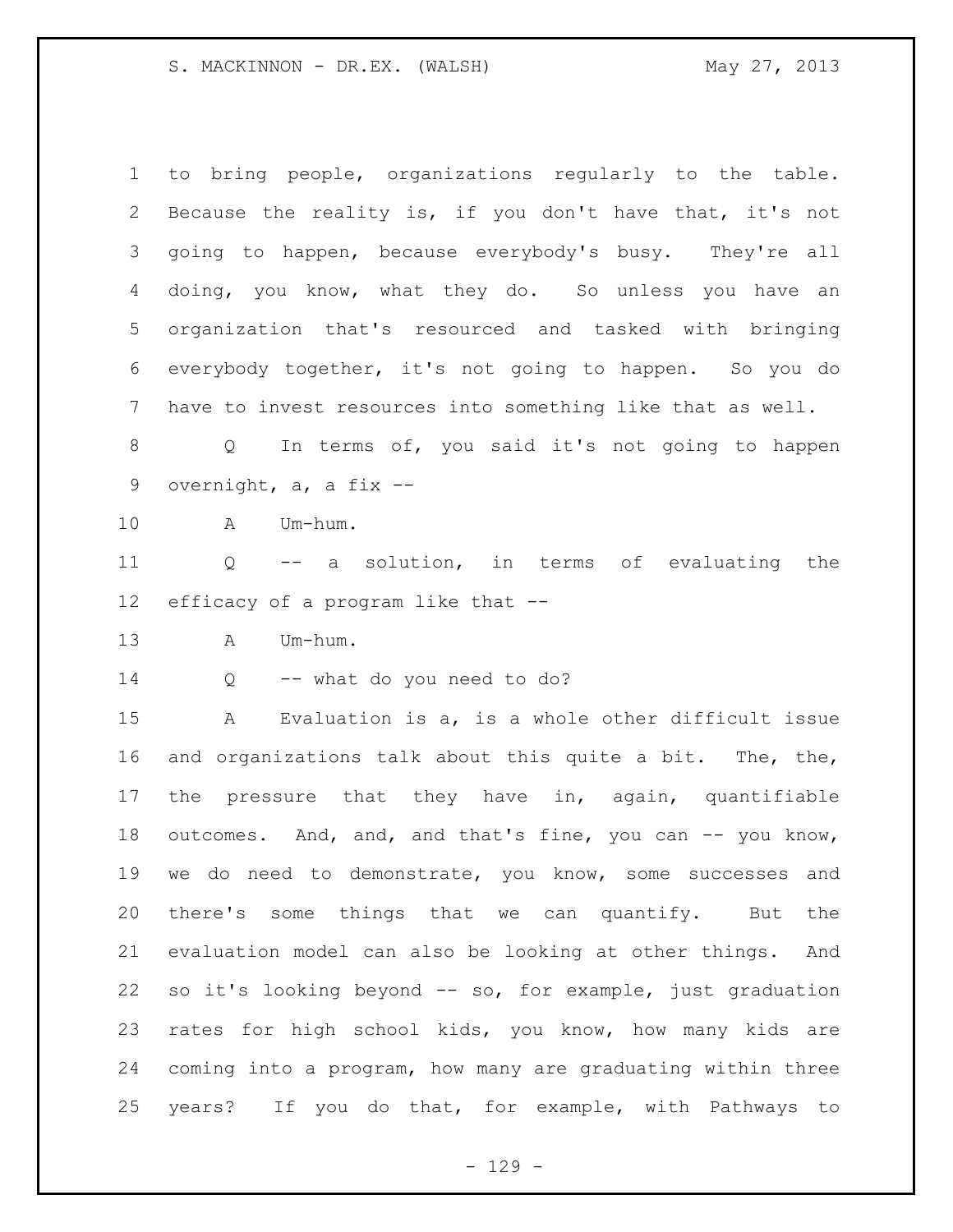to bring people, organizations regularly to the table. Because the reality is, if you don't have that, it's not going to happen, because everybody's busy. They're all doing, you know, what they do. So unless you have an organization that's resourced and tasked with bringing everybody together, it's not going to happen. So you do have to invest resources into something like that as well.

Q In terms of, you said it's not going to happen overnight, a, a fix --

A Um-hum.

Q -- a solution, in terms of evaluating the efficacy of a program like that --

A Um-hum.

Q -- what do you need to do?

A Evaluation is a, is a whole other difficult issue and organizations talk about this quite a bit. The, the, the pressure that they have in, again, quantifiable outcomes. And, and, and that's fine, you can -- you know, we do need to demonstrate, you know, some successes and there's some things that we can quantify. But the evaluation model can also be looking at other things. And so it's looking beyond -- so, for example, just graduation rates for high school kids, you know, how many kids are coming into a program, how many are graduating within three years? If you do that, for example, with Pathways to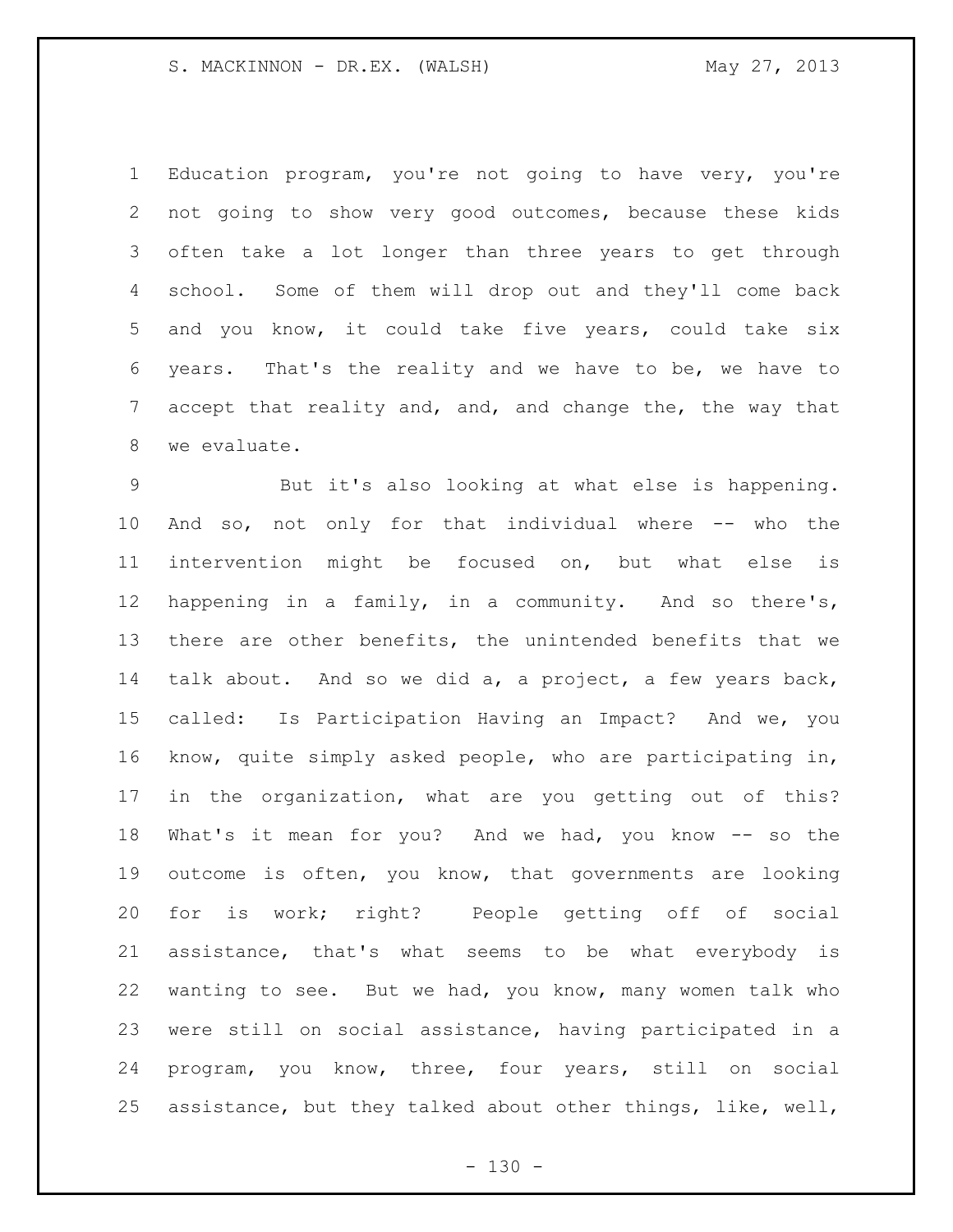Education program, you're not going to have very, you're not going to show very good outcomes, because these kids often take a lot longer than three years to get through school. Some of them will drop out and they'll come back and you know, it could take five years, could take six years. That's the reality and we have to be, we have to accept that reality and, and, and change the, the way that we evaluate.

But it's also looking at what else is happening. And so, not only for that individual where -- who the intervention might be focused on, but what else is happening in a family, in a community. And so there's, there are other benefits, the unintended benefits that we talk about. And so we did a, a project, a few years back, called: Is Participation Having an Impact? And we, you know, quite simply asked people, who are participating in, in the organization, what are you getting out of this? What's it mean for you? And we had, you know -- so the outcome is often, you know, that governments are looking for is work; right? People getting off of social assistance, that's what seems to be what everybody is wanting to see. But we had, you know, many women talk who were still on social assistance, having participated in a program, you know, three, four years, still on social assistance, but they talked about other things, like, well,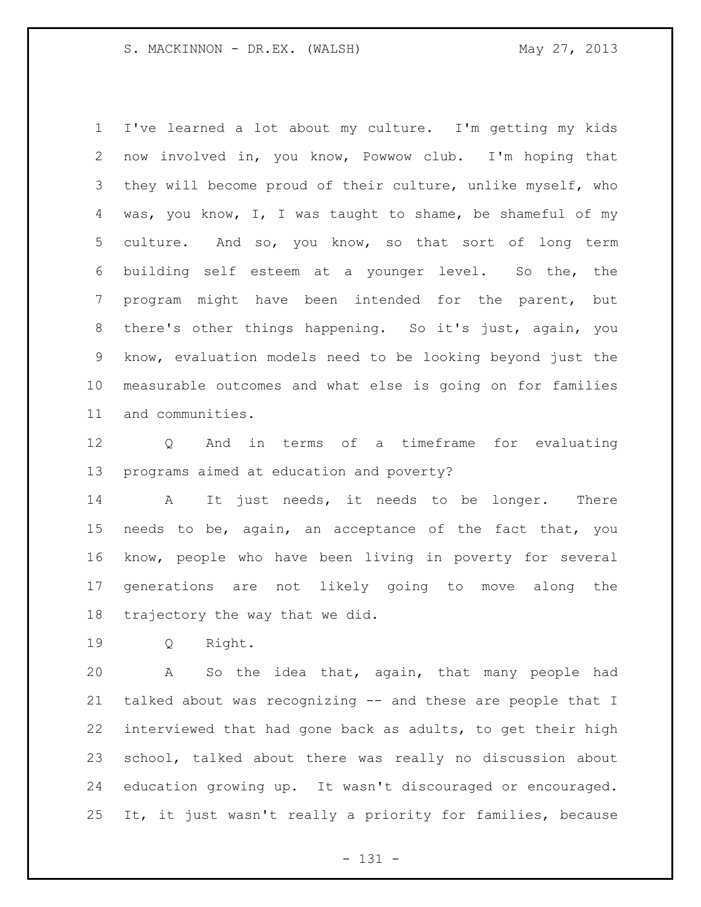I've learned a lot about my culture. I'm getting my kids now involved in, you know, Powwow club. I'm hoping that they will become proud of their culture, unlike myself, who was, you know, I, I was taught to shame, be shameful of my culture. And so, you know, so that sort of long term building self esteem at a younger level. So the, the program might have been intended for the parent, but there's other things happening. So it's just, again, you know, evaluation models need to be looking beyond just the measurable outcomes and what else is going on for families and communities.

Q And in terms of a timeframe for evaluating programs aimed at education and poverty?

A It just needs, it needs to be longer. There needs to be, again, an acceptance of the fact that, you know, people who have been living in poverty for several generations are not likely going to move along the trajectory the way that we did.

Q Right.

A So the idea that, again, that many people had talked about was recognizing -- and these are people that I interviewed that had gone back as adults, to get their high school, talked about there was really no discussion about education growing up. It wasn't discouraged or encouraged. It, it just wasn't really a priority for families, because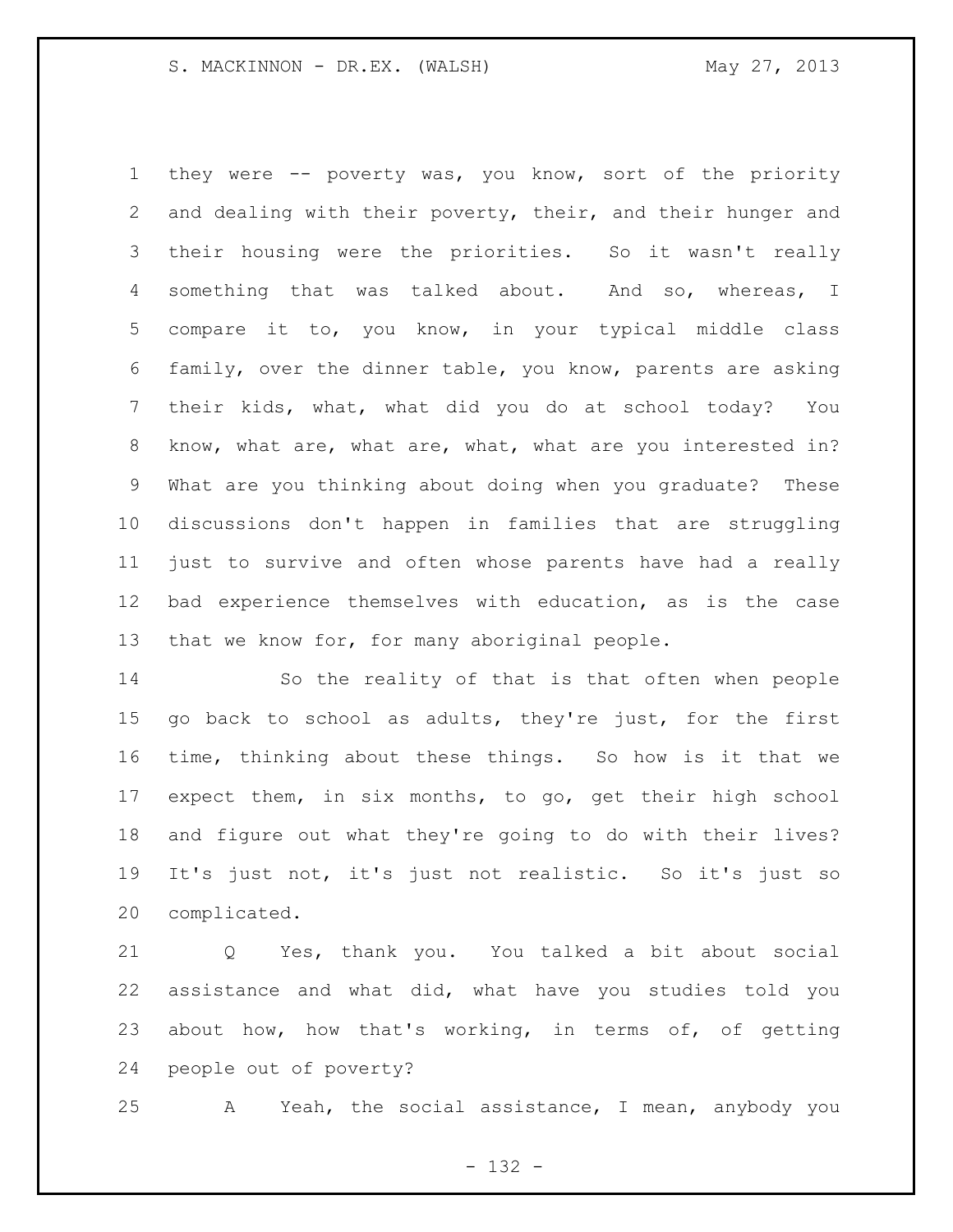they were -- poverty was, you know, sort of the priority and dealing with their poverty, their, and their hunger and their housing were the priorities. So it wasn't really something that was talked about. And so, whereas, I compare it to, you know, in your typical middle class family, over the dinner table, you know, parents are asking their kids, what, what did you do at school today? You know, what are, what are, what, what are you interested in? What are you thinking about doing when you graduate? These discussions don't happen in families that are struggling just to survive and often whose parents have had a really bad experience themselves with education, as is the case that we know for, for many aboriginal people.

So the reality of that is that often when people go back to school as adults, they're just, for the first time, thinking about these things. So how is it that we expect them, in six months, to go, get their high school and figure out what they're going to do with their lives? It's just not, it's just not realistic. So it's just so complicated.

Q Yes, thank you. You talked a bit about social assistance and what did, what have you studies told you about how, how that's working, in terms of, of getting people out of poverty?

A Yeah, the social assistance, I mean, anybody you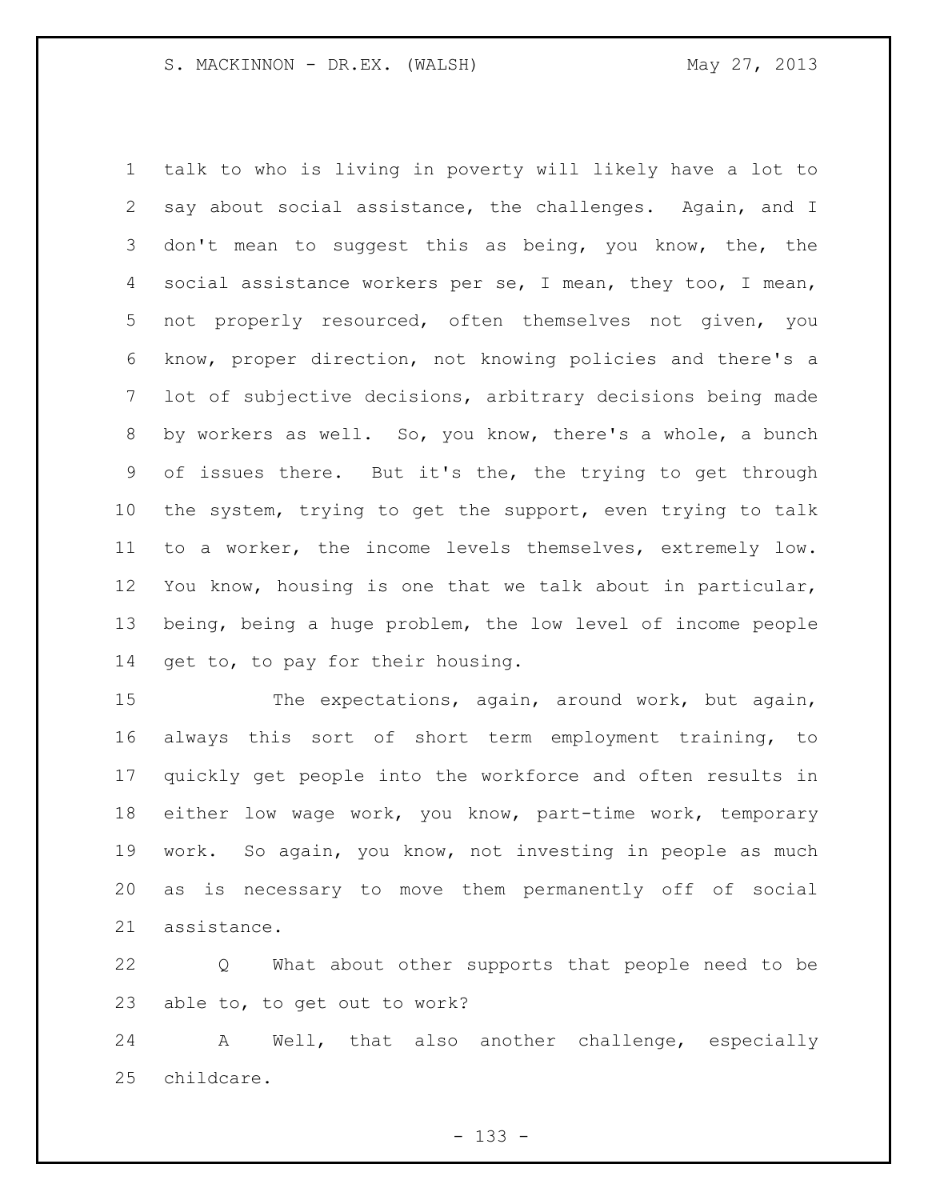talk to who is living in poverty will likely have a lot to say about social assistance, the challenges. Again, and I don't mean to suggest this as being, you know, the, the social assistance workers per se, I mean, they too, I mean, not properly resourced, often themselves not given, you know, proper direction, not knowing policies and there's a lot of subjective decisions, arbitrary decisions being made by workers as well. So, you know, there's a whole, a bunch of issues there. But it's the, the trying to get through the system, trying to get the support, even trying to talk to a worker, the income levels themselves, extremely low. You know, housing is one that we talk about in particular, being, being a huge problem, the low level of income people get to, to pay for their housing.

The expectations, again, around work, but again, always this sort of short term employment training, to quickly get people into the workforce and often results in either low wage work, you know, part-time work, temporary work. So again, you know, not investing in people as much as is necessary to move them permanently off of social assistance.

Q What about other supports that people need to be able to, to get out to work?

A Well, that also another challenge, especially childcare.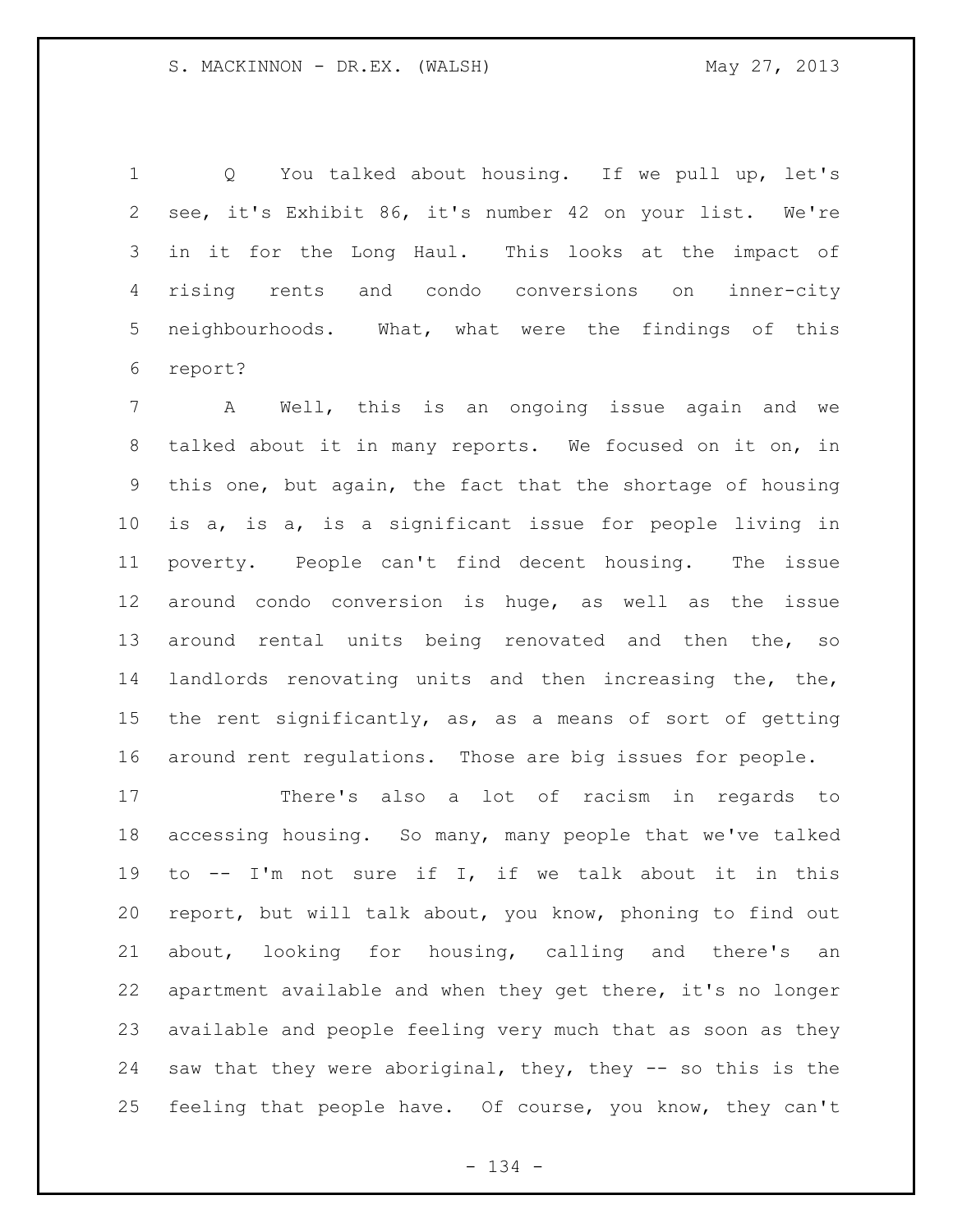Q You talked about housing. If we pull up, let's see, it's Exhibit 86, it's number 42 on your list. We're in it for the Long Haul. This looks at the impact of rising rents and condo conversions on inner-city neighbourhoods. What, what were the findings of this report?

A Well, this is an ongoing issue again and we talked about it in many reports. We focused on it on, in this one, but again, the fact that the shortage of housing is a, is a, is a significant issue for people living in poverty. People can't find decent housing. The issue around condo conversion is huge, as well as the issue around rental units being renovated and then the, so landlords renovating units and then increasing the, the, the rent significantly, as, as a means of sort of getting around rent regulations. Those are big issues for people.

There's also a lot of racism in regards to accessing housing. So many, many people that we've talked to -- I'm not sure if I, if we talk about it in this report, but will talk about, you know, phoning to find out about, looking for housing, calling and there's an apartment available and when they get there, it's no longer available and people feeling very much that as soon as they saw that they were aboriginal, they, they -- so this is the feeling that people have. Of course, you know, they can't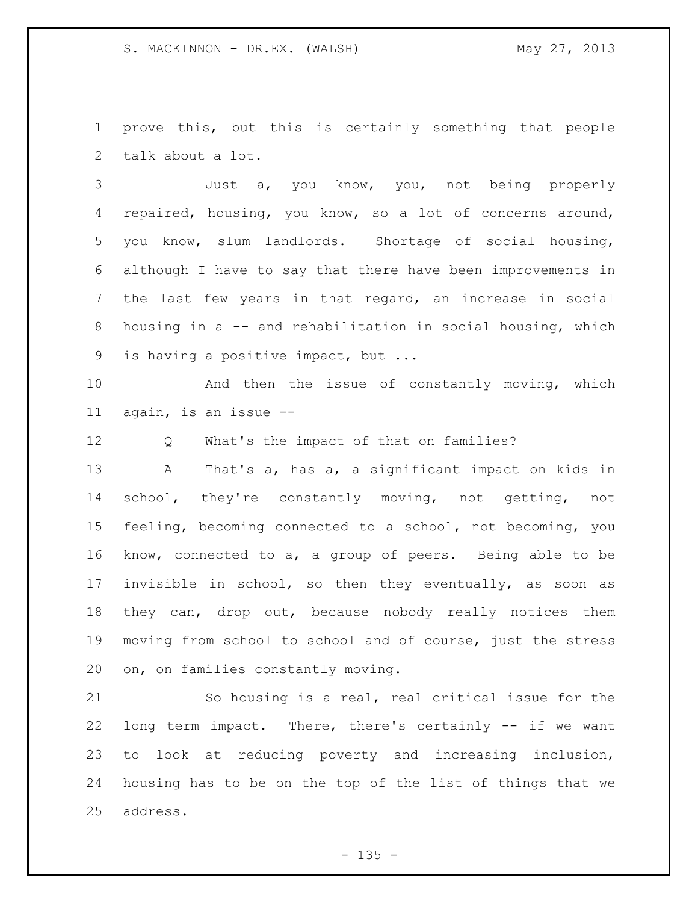prove this, but this is certainly something that people talk about a lot.

Just a, you know, you, not being properly repaired, housing, you know, so a lot of concerns around, you know, slum landlords. Shortage of social housing, although I have to say that there have been improvements in the last few years in that regard, an increase in social housing in a -- and rehabilitation in social housing, which is having a positive impact, but ...

And then the issue of constantly moving, which again, is an issue --

Q What's the impact of that on families?

A That's a, has a, a significant impact on kids in school, they're constantly moving, not getting, not feeling, becoming connected to a school, not becoming, you know, connected to a, a group of peers. Being able to be invisible in school, so then they eventually, as soon as they can, drop out, because nobody really notices them moving from school to school and of course, just the stress on, on families constantly moving.

So housing is a real, real critical issue for the long term impact. There, there's certainly -- if we want to look at reducing poverty and increasing inclusion, housing has to be on the top of the list of things that we address.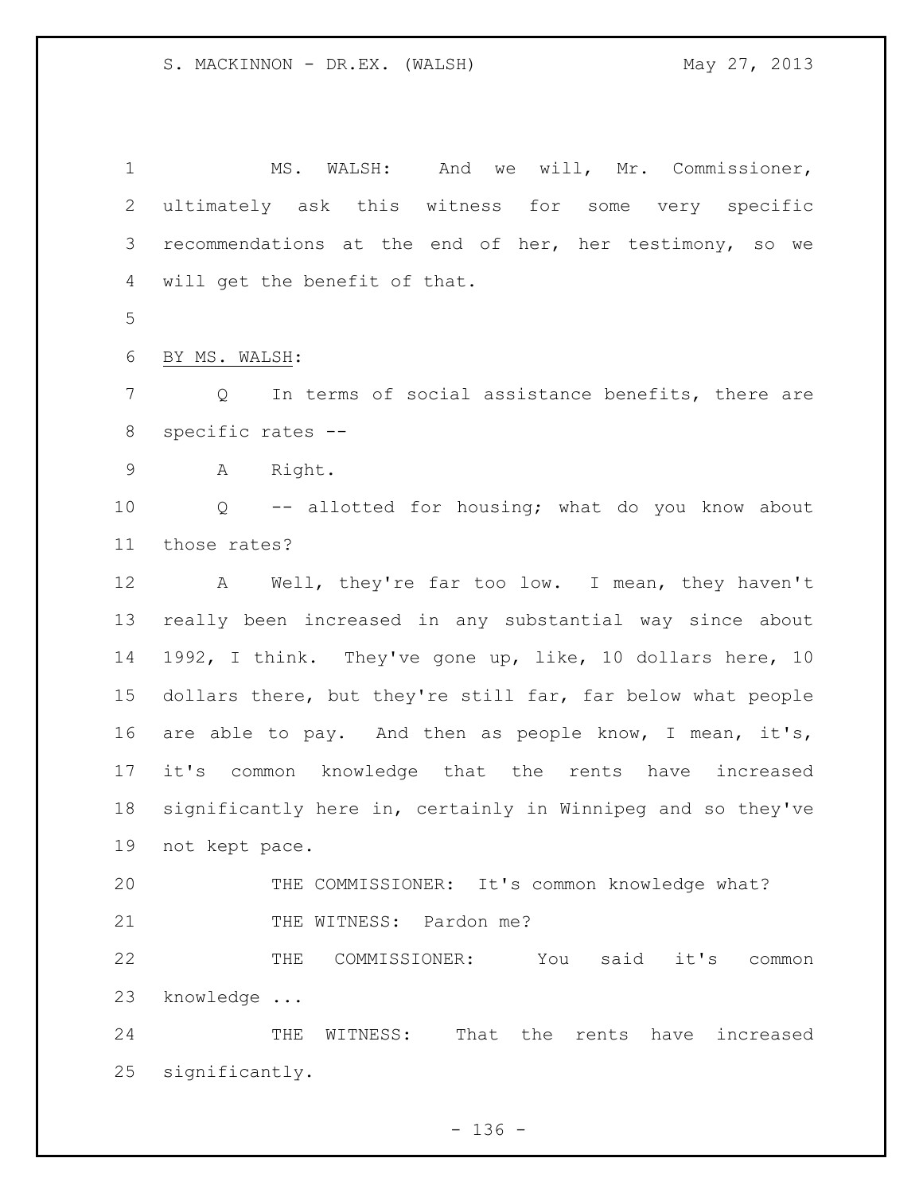MS. WALSH: And we will, Mr. Commissioner, ultimately ask this witness for some very specific recommendations at the end of her, her testimony, so we will get the benefit of that.

BY MS. WALSH:

Q In terms of social assistance benefits, there are specific rates --

A Right.

Q -- allotted for housing; what do you know about those rates?

A Well, they're far too low. I mean, they haven't really been increased in any substantial way since about 1992, I think. They've gone up, like, 10 dollars here, 10 dollars there, but they're still far, far below what people are able to pay. And then as people know, I mean, it's, it's common knowledge that the rents have increased significantly here in, certainly in Winnipeg and so they've not kept pace.

THE COMMISSIONER: It's common knowledge what?

THE WITNESS: Pardon me?

THE COMMISSIONER: You said it's common knowledge ...

THE WITNESS: That the rents have increased significantly.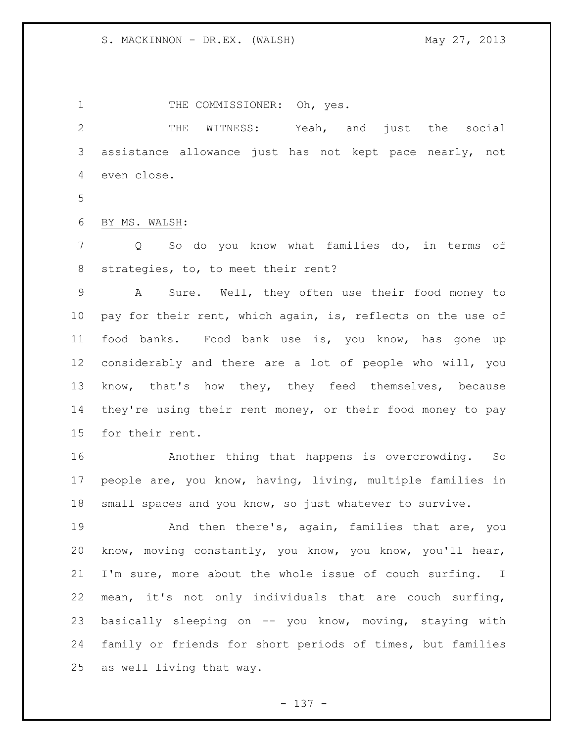THE COMMISSIONER: Oh, yes.

THE WITNESS: Yeah, and just the social assistance allowance just has not kept pace nearly, not even close.

BY MS. WALSH:

Q So do you know what families do, in terms of strategies, to, to meet their rent?

A Sure. Well, they often use their food money to pay for their rent, which again, is, reflects on the use of food banks. Food bank use is, you know, has gone up considerably and there are a lot of people who will, you know, that's how they, they feed themselves, because they're using their rent money, or their food money to pay for their rent.

Another thing that happens is overcrowding. So people are, you know, having, living, multiple families in small spaces and you know, so just whatever to survive.

And then there's, again, families that are, you know, moving constantly, you know, you know, you'll hear, I'm sure, more about the whole issue of couch surfing. I mean, it's not only individuals that are couch surfing, basically sleeping on -- you know, moving, staying with family or friends for short periods of times, but families as well living that way.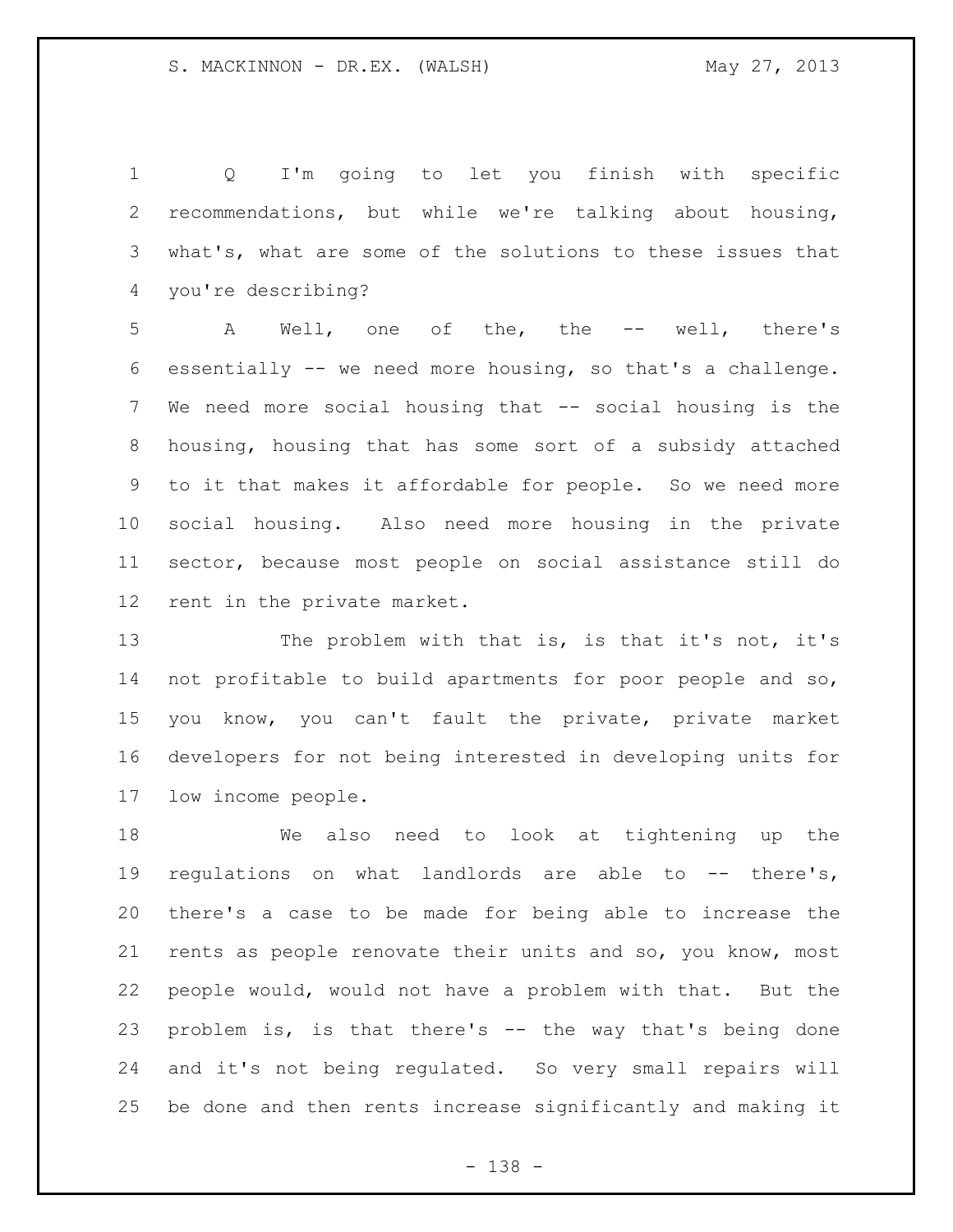Q I'm going to let you finish with specific recommendations, but while we're talking about housing, what's, what are some of the solutions to these issues that you're describing?

A Well, one of the, the -- well, there's essentially -- we need more housing, so that's a challenge. We need more social housing that -- social housing is the housing, housing that has some sort of a subsidy attached to it that makes it affordable for people. So we need more social housing. Also need more housing in the private sector, because most people on social assistance still do rent in the private market.

The problem with that is, is that it's not, it's not profitable to build apartments for poor people and so, you know, you can't fault the private, private market developers for not being interested in developing units for low income people.

We also need to look at tightening up the regulations on what landlords are able to -- there's, there's a case to be made for being able to increase the rents as people renovate their units and so, you know, most people would, would not have a problem with that. But the problem is, is that there's -- the way that's being done and it's not being regulated. So very small repairs will be done and then rents increase significantly and making it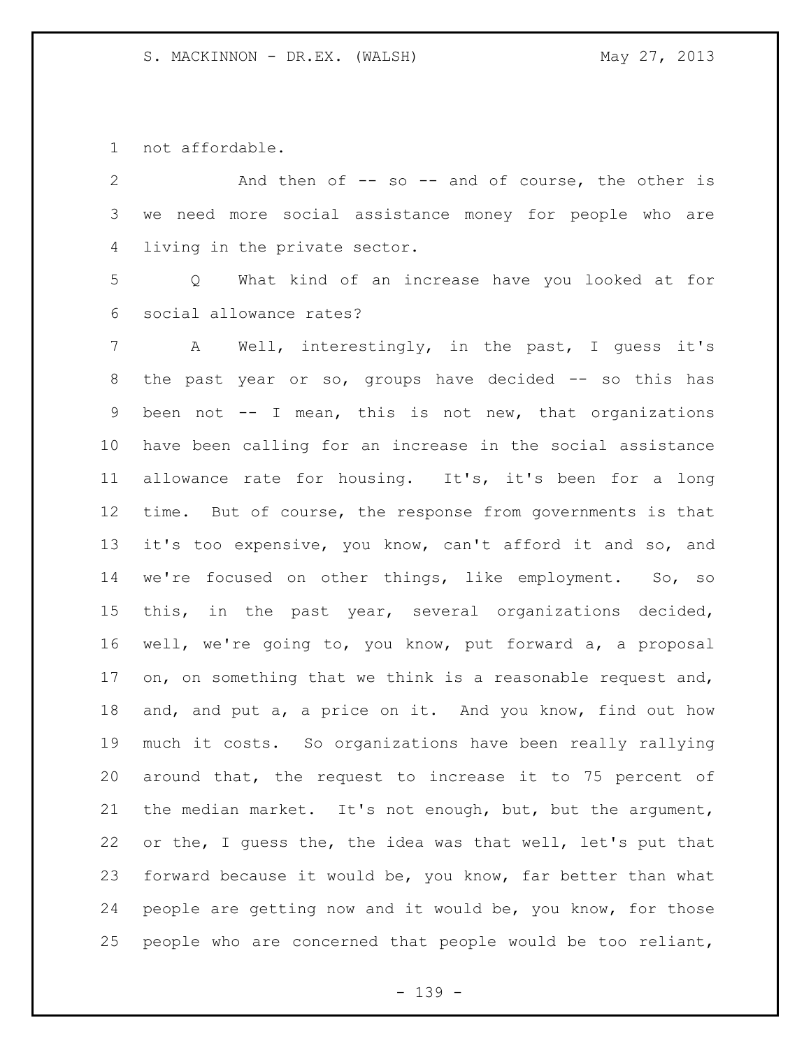not affordable.

And then of -- so -- and of course, the other is we need more social assistance money for people who are living in the private sector.

Q What kind of an increase have you looked at for social allowance rates?

A Well, interestingly, in the past, I guess it's the past year or so, groups have decided -- so this has been not -- I mean, this is not new, that organizations have been calling for an increase in the social assistance allowance rate for housing. It's, it's been for a long time. But of course, the response from governments is that it's too expensive, you know, can't afford it and so, and we're focused on other things, like employment. So, so this, in the past year, several organizations decided, well, we're going to, you know, put forward a, a proposal on, on something that we think is a reasonable request and, and, and put a, a price on it. And you know, find out how much it costs. So organizations have been really rallying around that, the request to increase it to 75 percent of the median market. It's not enough, but, but the argument, or the, I guess the, the idea was that well, let's put that forward because it would be, you know, far better than what people are getting now and it would be, you know, for those people who are concerned that people would be too reliant,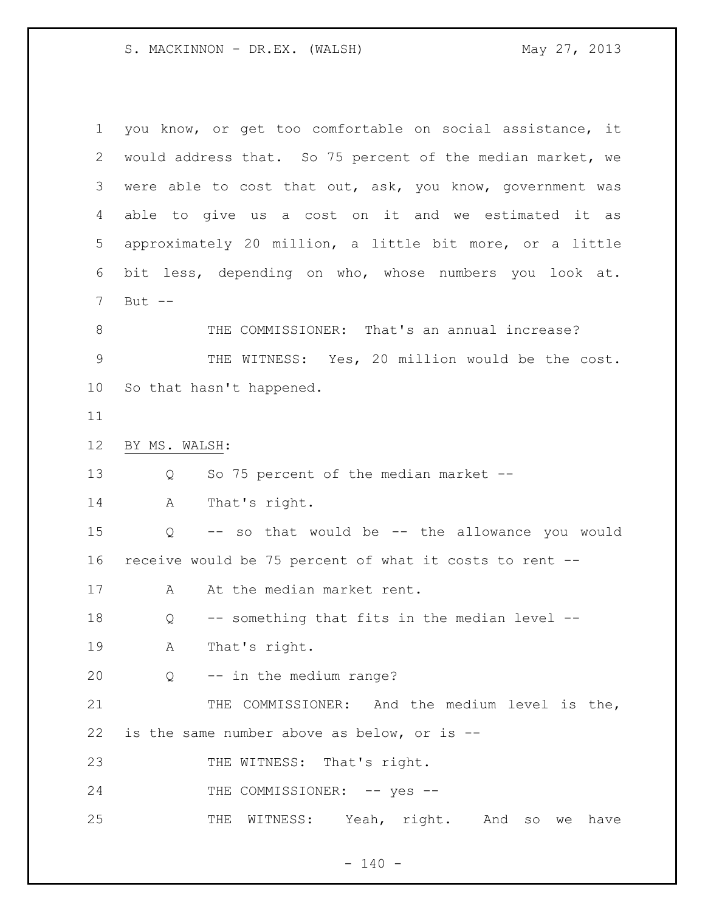you know, or get too comfortable on social assistance, it would address that. So 75 percent of the median market, we were able to cost that out, ask, you know, government was able to give us a cost on it and we estimated it as approximately 20 million, a little bit more, or a little bit less, depending on who, whose numbers you look at. But --

THE COMMISSIONER: That's an annual increase?

THE WITNESS: Yes, 20 million would be the cost. So that hasn't happened.

BY MS. WALSH:

Q So 75 percent of the median market --

A That's right.

Q -- so that would be -- the allowance you would receive would be 75 percent of what it costs to rent --

A At the median market rent.

Q -- something that fits in the median level --

A That's right.

Q -- in the medium range?

THE COMMISSIONER: And the medium level is the, is the same number above as below, or is --

THE WITNESS: That's right.

THE COMMISSIONER: -- yes --

THE WITNESS: Yeah, right. And so we have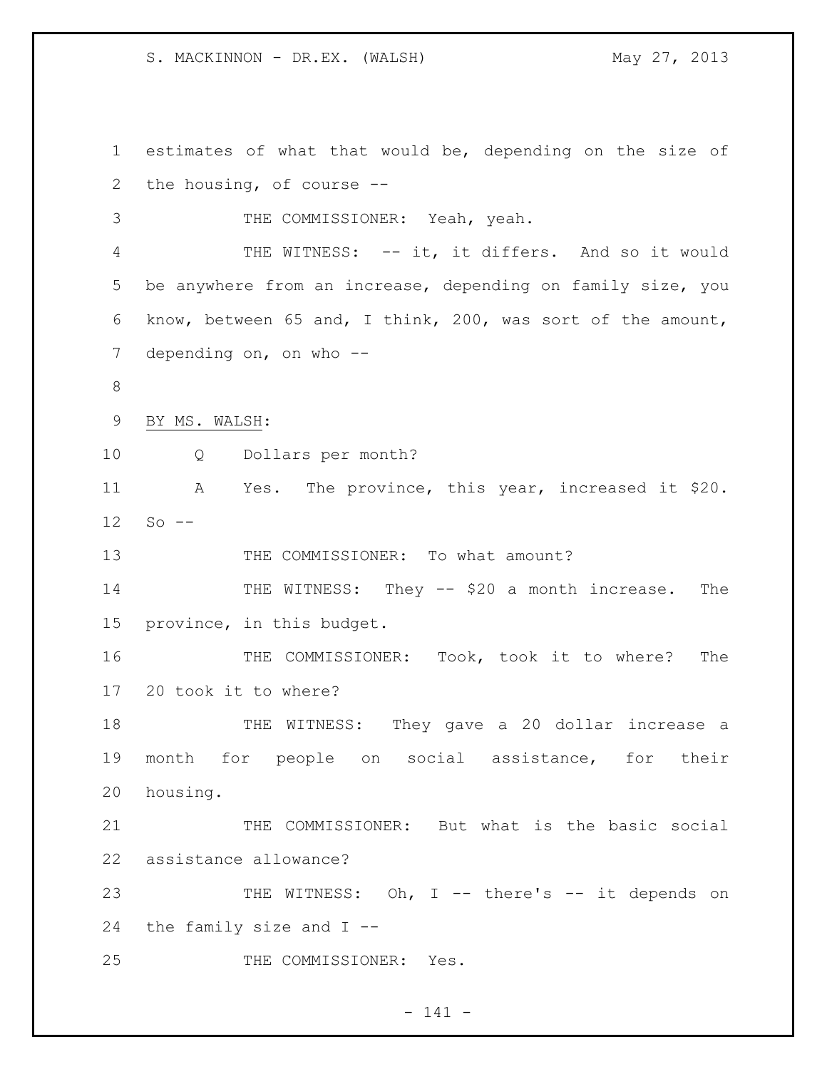estimates of what that would be, depending on the size of the housing, of course --

THE COMMISSIONER: Yeah, yeah.

THE WITNESS: -- it, it differs. And so it would be anywhere from an increase, depending on family size, you know, between 65 and, I think, 200, was sort of the amount, depending on, on who --

BY MS. WALSH:

Q Dollars per month?

A Yes. The province, this year, increased it $20. So --

THE COMMISSIONER: To what amount?

THE WITNESS: They -- $20 a month increase. The province, in this budget.

THE COMMISSIONER: Took, took it to where? The 20 took it to where?

THE WITNESS: They gave a 20 dollar increase a month for people on social assistance, for their housing.

THE COMMISSIONER: But what is the basic social assistance allowance?

THE WITNESS: Oh, I -- there's -- it depends on the family size and I --

THE COMMISSIONER: Yes.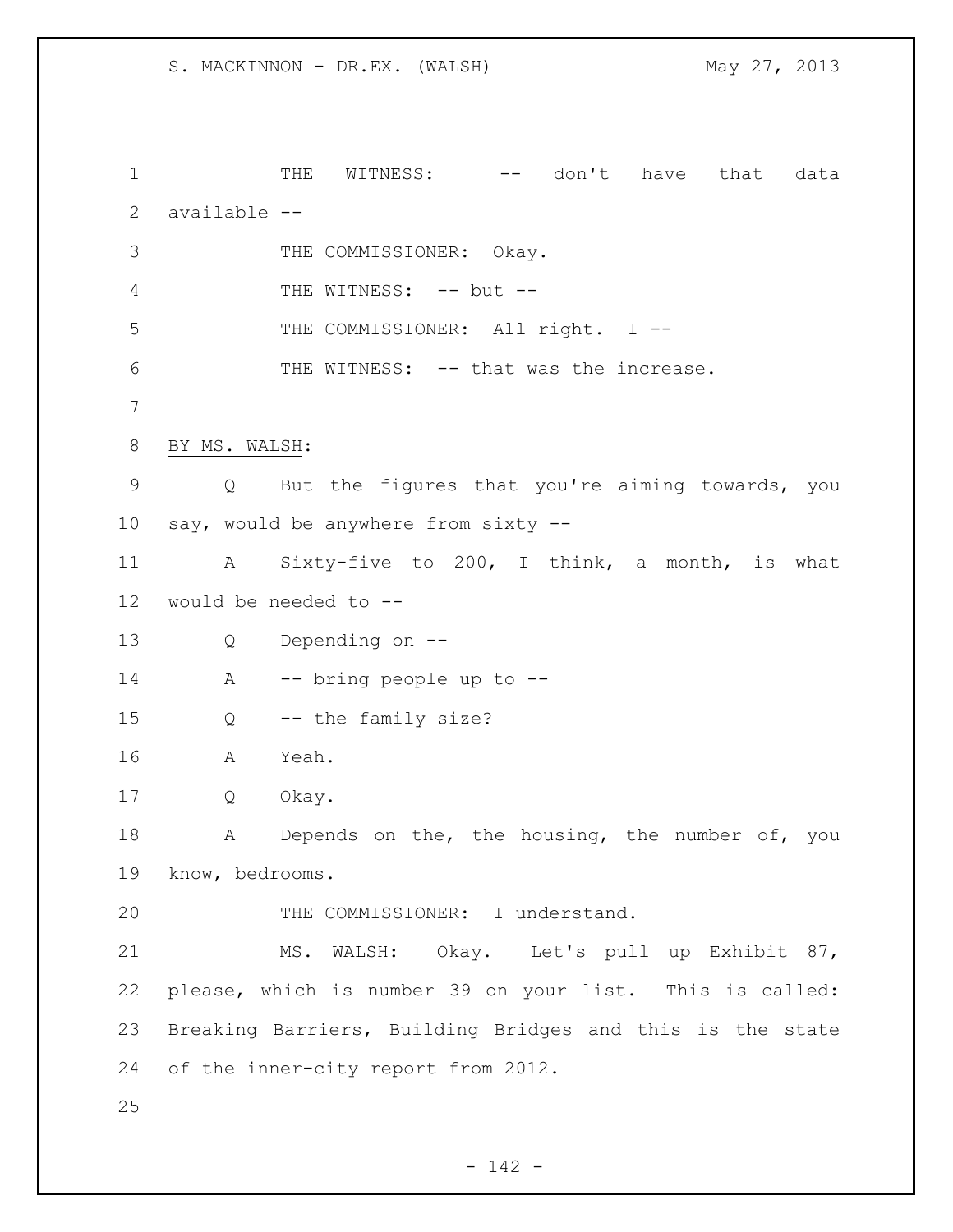THE WITNESS: -- don't have that data available --

THE COMMISSIONER: Okay.

THE WITNESS: -- but --

THE COMMISSIONER: All right. I --

THE WITNESS: -- that was the increase.

BY MS. WALSH:

Q But the figures that you're aiming towards, you say, would be anywhere from sixty --

A Sixty-five to 200, I think, a month, is what would be needed to --

Q Depending on --

A -- bring people up to --

Q -- the family size?

A Yeah.

Q Okay.

A Depends on the, the housing, the number of, you know, bedrooms.

THE COMMISSIONER: I understand.

MS. WALSH: Okay. Let's pull up Exhibit 87, please, which is number 39 on your list. This is called: Breaking Barriers, Building Bridges and this is the state of the inner-city report from 2012.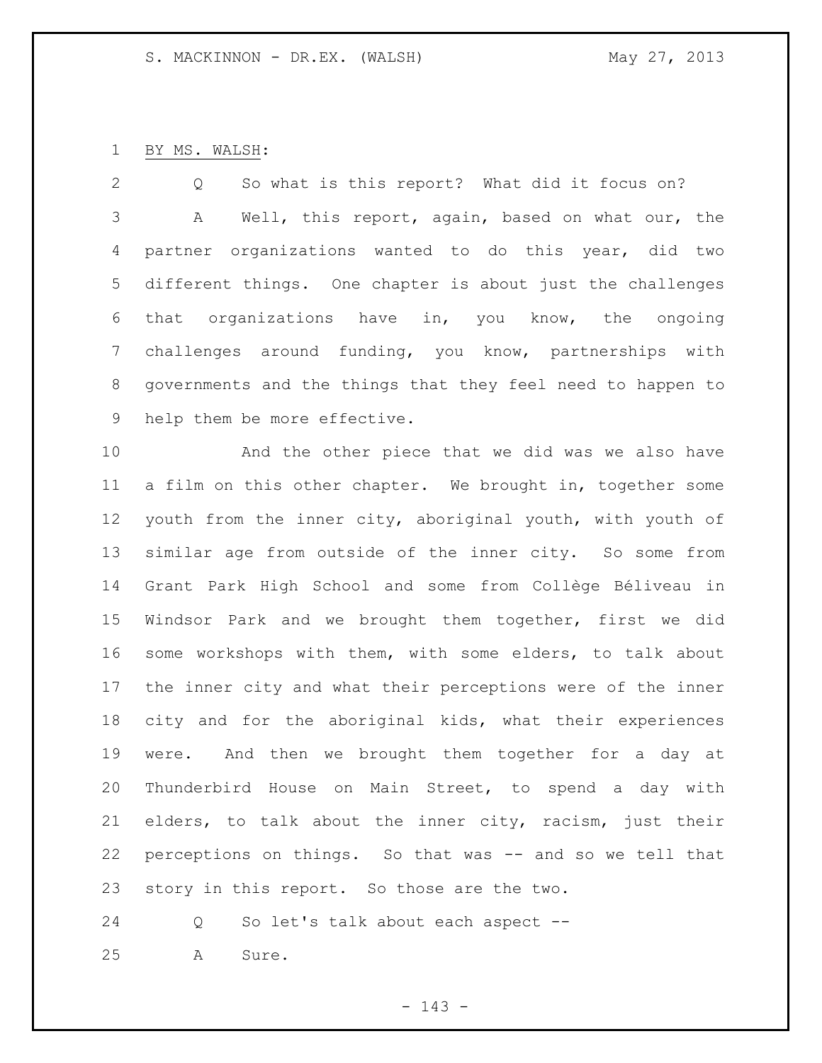BY MS. WALSH:

Q So what is this report? What did it focus on?

A Well, this report, again, based on what our, the partner organizations wanted to do this year, did two different things. One chapter is about just the challenges that organizations have in, you know, the ongoing challenges around funding, you know, partnerships with governments and the things that they feel need to happen to help them be more effective.

And the other piece that we did was we also have a film on this other chapter. We brought in, together some youth from the inner city, aboriginal youth, with youth of similar age from outside of the inner city. So some from Grant Park High School and some from Collège Béliveau in Windsor Park and we brought them together, first we did some workshops with them, with some elders, to talk about the inner city and what their perceptions were of the inner city and for the aboriginal kids, what their experiences were. And then we brought them together for a day at Thunderbird House on Main Street, to spend a day with elders, to talk about the inner city, racism, just their perceptions on things. So that was -- and so we tell that story in this report. So those are the two.

Q So let's talk about each aspect --

A Sure.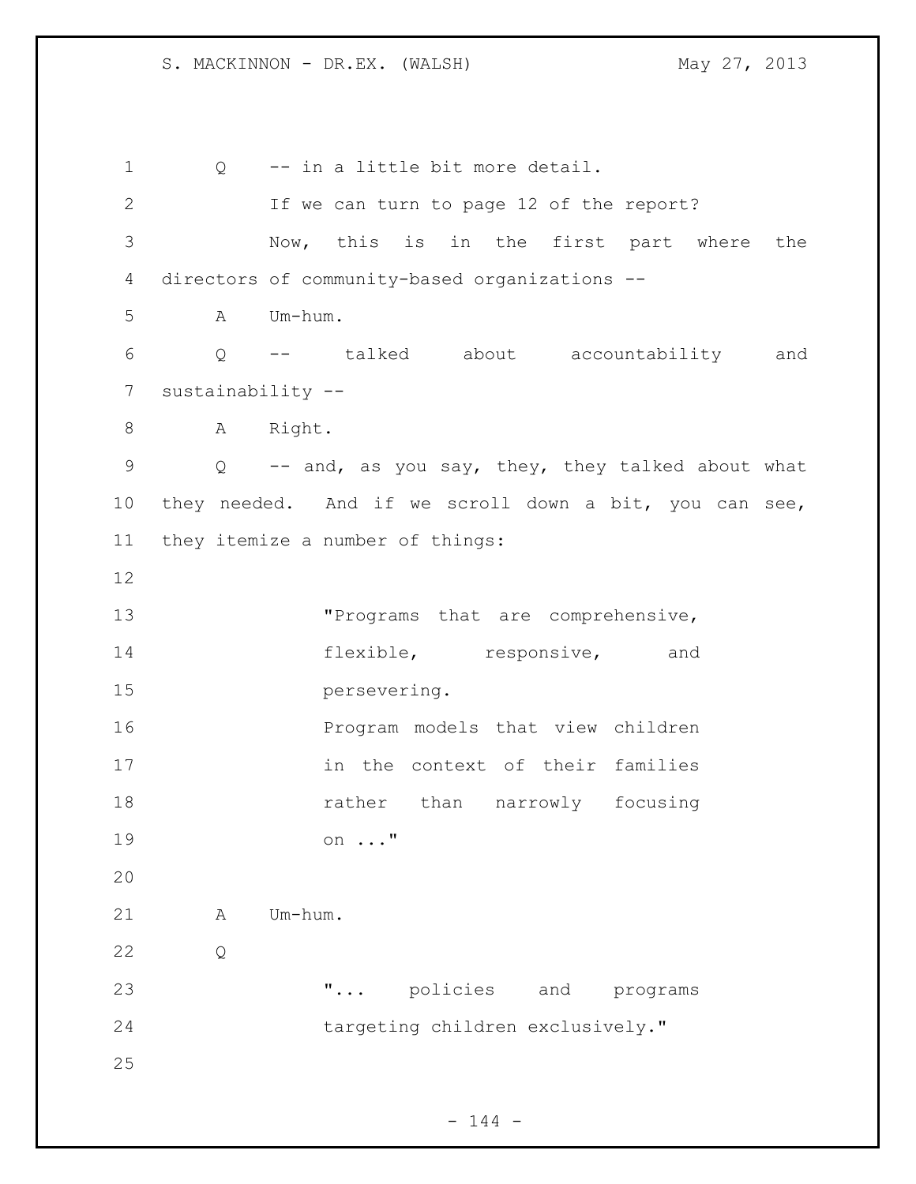Q -- in a little bit more detail.

If we can turn to page 12 of the report?

Now, this is in the first part where the directors of community-based organizations --

A Um-hum.

Q -- talked about accountability and sustainability --

A Right.

Q -- and, as you say, they, they talked about what they needed. And if we scroll down a bit, you can see, they itemize a number of things:

> "Programs that are comprehensive, flexible, responsive, and persevering.
> Program models that view children in the context of their families rather than narrowly focusing on ..."

A Um-hum.

Q

> "... policies and programs targeting children exclusively."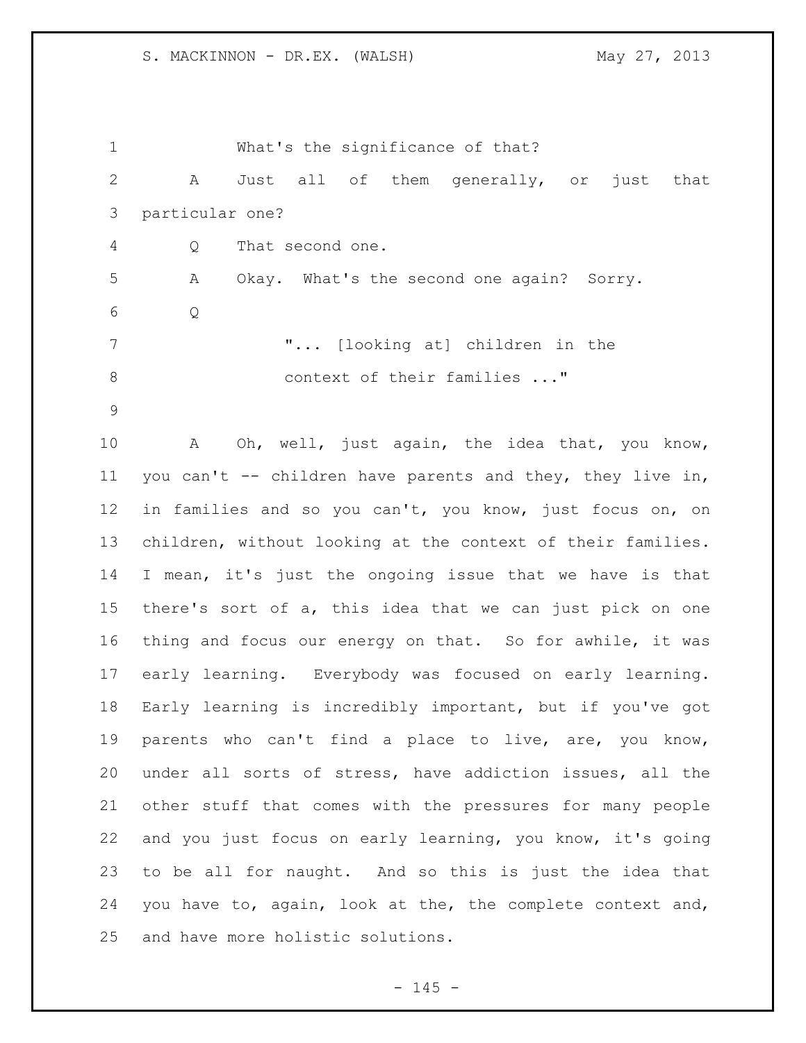What's the significance of that?

A Just all of them generally, or just that particular one?

Q That second one.

A Okay. What's the second one again? Sorry.

Q

> "... [looking at] children in the context of their families ..."

A Oh, well, just again, the idea that, you know, you can't -- children have parents and they, they live in, in families and so you can't, you know, just focus on, on children, without looking at the context of their families. I mean, it's just the ongoing issue that we have is that there's sort of a, this idea that we can just pick on one thing and focus our energy on that. So for awhile, it was early learning. Everybody was focused on early learning. Early learning is incredibly important, but if you've got parents who can't find a place to live, are, you know, under all sorts of stress, have addiction issues, all the other stuff that comes with the pressures for many people and you just focus on early learning, you know, it's going to be all for naught. And so this is just the idea that you have to, again, look at the, the complete context and, and have more holistic solutions.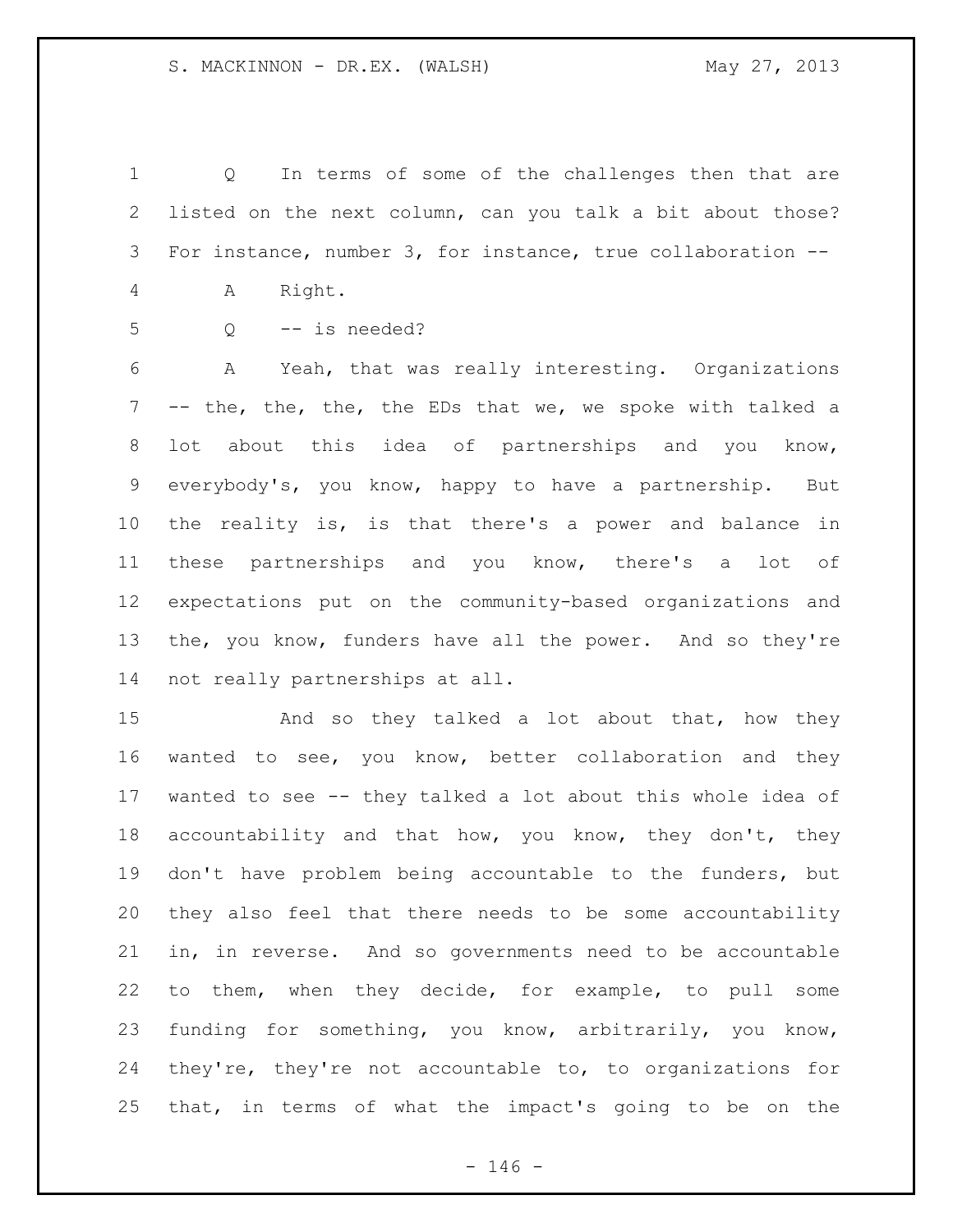Q In terms of some of the challenges then that are listed on the next column, can you talk a bit about those? For instance, number 3, for instance, true collaboration --

A Right.

Q -- is needed?

A Yeah, that was really interesting. Organizations -- the, the, the, the EDs that we, we spoke with talked a lot about this idea of partnerships and you know, everybody's, you know, happy to have a partnership. But the reality is, is that there's a power and balance in these partnerships and you know, there's a lot of expectations put on the community-based organizations and the, you know, funders have all the power. And so they're not really partnerships at all.

And so they talked a lot about that, how they wanted to see, you know, better collaboration and they wanted to see -- they talked a lot about this whole idea of accountability and that how, you know, they don't, they don't have problem being accountable to the funders, but they also feel that there needs to be some accountability in, in reverse. And so governments need to be accountable to them, when they decide, for example, to pull some funding for something, you know, arbitrarily, you know, they're, they're not accountable to, to organizations for that, in terms of what the impact's going to be on the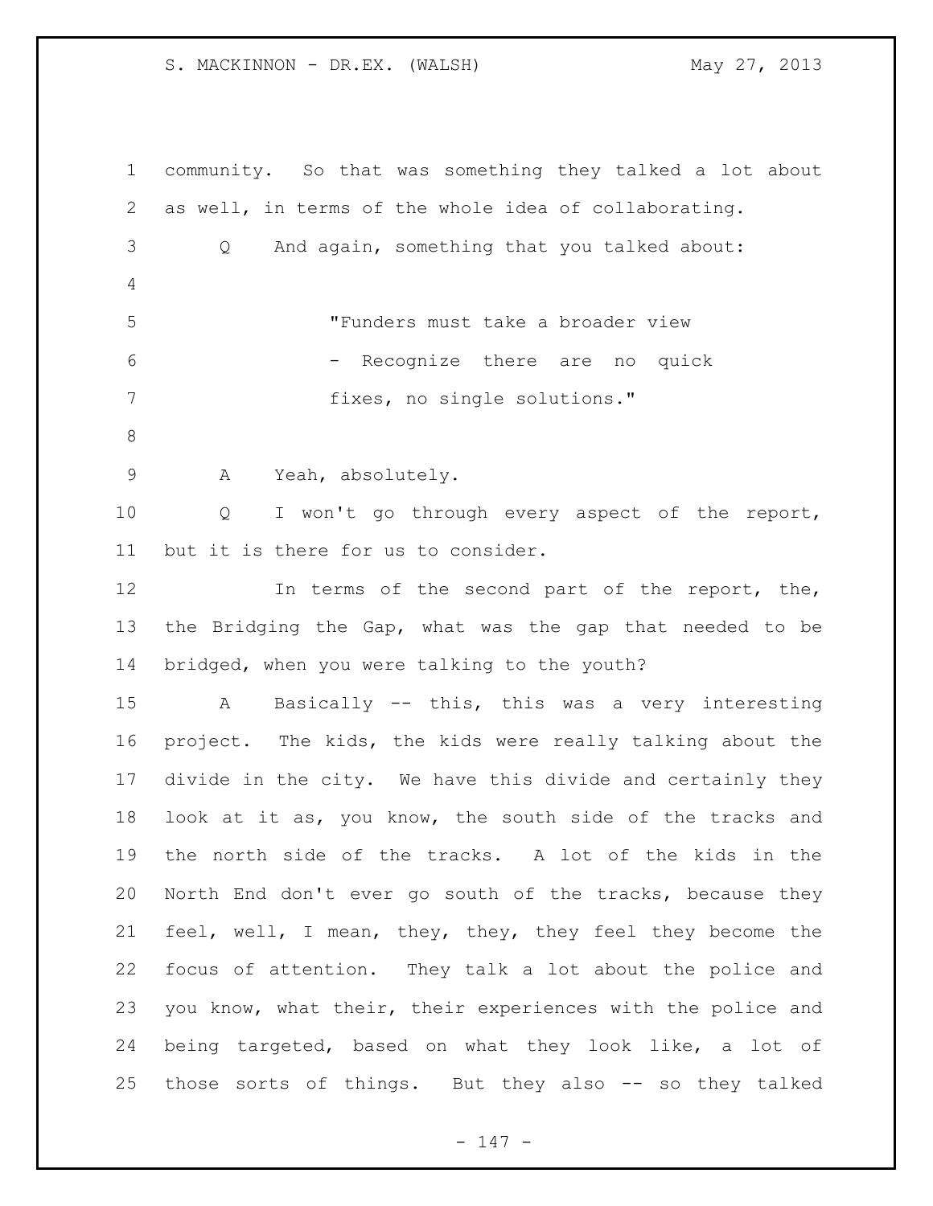community. So that was something they talked a lot about as well, in terms of the whole idea of collaborating.

Q And again, something that you talked about:

> "Funders must take a broader view
> - Recognize there are no quick fixes, no single solutions."

A Yeah, absolutely.

Q I won't go through every aspect of the report, but it is there for us to consider.

In terms of the second part of the report, the, the Bridging the Gap, what was the gap that needed to be bridged, when you were talking to the youth?

A Basically -- this, this was a very interesting project. The kids, the kids were really talking about the divide in the city. We have this divide and certainly they look at it as, you know, the south side of the tracks and the north side of the tracks. A lot of the kids in the North End don't ever go south of the tracks, because they feel, well, I mean, they, they, they feel they become the focus of attention. They talk a lot about the police and you know, what their, their experiences with the police and being targeted, based on what they look like, a lot of those sorts of things. But they also -- so they talked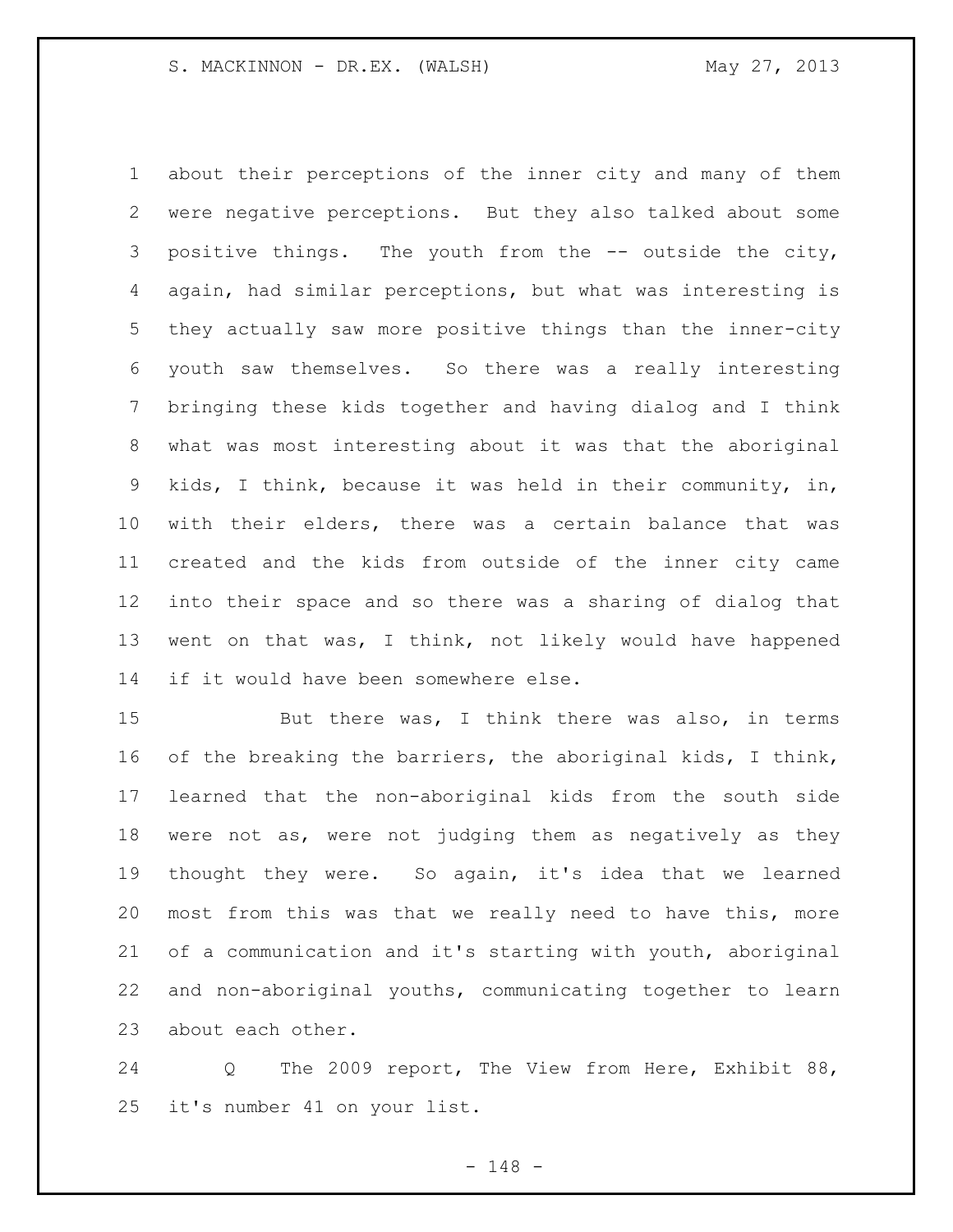about their perceptions of the inner city and many of them were negative perceptions. But they also talked about some positive things. The youth from the -- outside the city, again, had similar perceptions, but what was interesting is they actually saw more positive things than the inner-city youth saw themselves. So there was a really interesting bringing these kids together and having dialog and I think what was most interesting about it was that the aboriginal kids, I think, because it was held in their community, in, with their elders, there was a certain balance that was created and the kids from outside of the inner city came into their space and so there was a sharing of dialog that went on that was, I think, not likely would have happened if it would have been somewhere else.

But there was, I think there was also, in terms of the breaking the barriers, the aboriginal kids, I think, learned that the non-aboriginal kids from the south side were not as, were not judging them as negatively as they thought they were. So again, it's idea that we learned most from this was that we really need to have this, more of a communication and it's starting with youth, aboriginal and non-aboriginal youths, communicating together to learn about each other.

Q The 2009 report, The View from Here, Exhibit 88, it's number 41 on your list.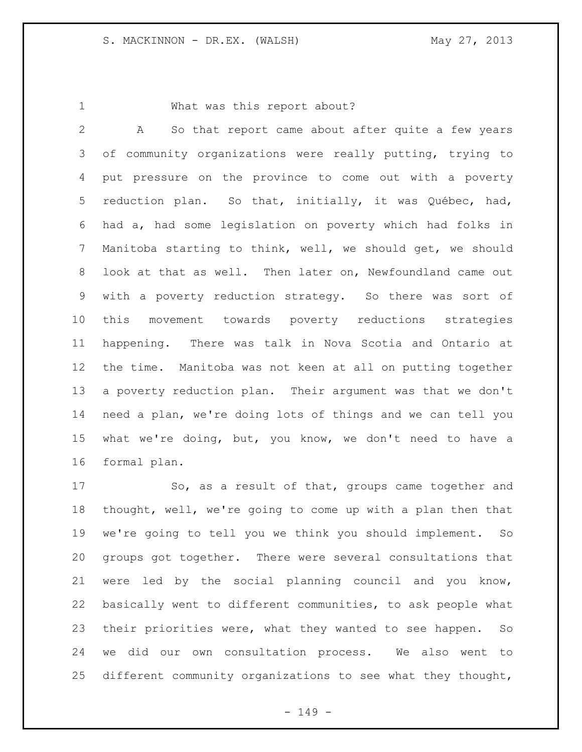What was this report about?

A So that report came about after quite a few years of community organizations were really putting, trying to put pressure on the province to come out with a poverty reduction plan. So that, initially, it was Québec, had, had a, had some legislation on poverty which had folks in Manitoba starting to think, well, we should get, we should look at that as well. Then later on, Newfoundland came out with a poverty reduction strategy. So there was sort of this movement towards poverty reductions strategies happening. There was talk in Nova Scotia and Ontario at the time. Manitoba was not keen at all on putting together a poverty reduction plan. Their argument was that we don't need a plan, we're doing lots of things and we can tell you what we're doing, but, you know, we don't need to have a formal plan.

So, as a result of that, groups came together and thought, well, we're going to come up with a plan then that we're going to tell you we think you should implement. So groups got together. There were several consultations that were led by the social planning council and you know, basically went to different communities, to ask people what their priorities were, what they wanted to see happen. So we did our own consultation process. We also went to different community organizations to see what they thought,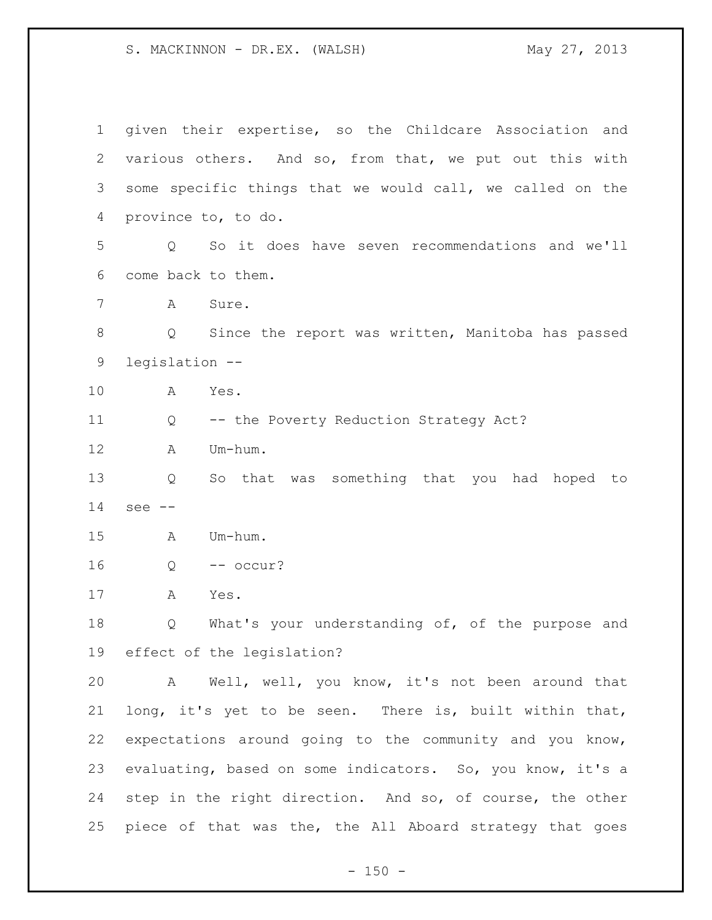given their expertise, so the Childcare Association and various others. And so, from that, we put out this with some specific things that we would call, we called on the province to, to do.

Q So it does have seven recommendations and we'll come back to them.

A Sure.

Q Since the report was written, Manitoba has passed legislation --

A Yes.

Q -- the Poverty Reduction Strategy Act?

A Um-hum.

Q So that was something that you had hoped to see --

A Um-hum.

Q -- occur?

A Yes.

Q What's your understanding of, of the purpose and effect of the legislation?

A Well, well, you know, it's not been around that long, it's yet to be seen. There is, built within that, expectations around going to the community and you know, evaluating, based on some indicators. So, you know, it's a step in the right direction. And so, of course, the other piece of that was the, the All Aboard strategy that goes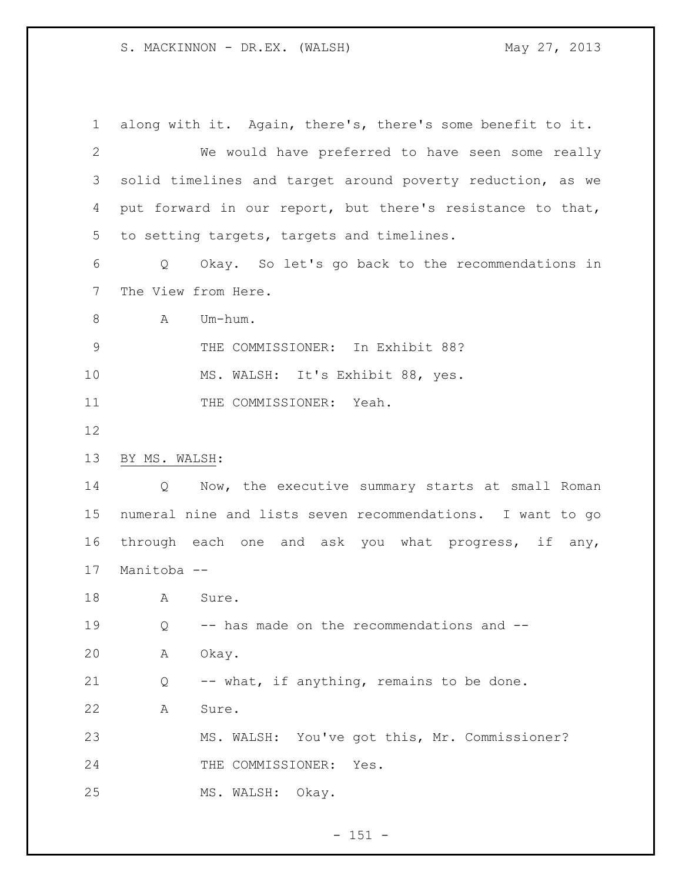along with it. Again, there's, there's some benefit to it.

We would have preferred to have seen some really solid timelines and target around poverty reduction, as we put forward in our report, but there's resistance to that, to setting targets, targets and timelines.

Q Okay. So let's go back to the recommendations in The View from Here.

A Um-hum.

THE COMMISSIONER: In Exhibit 88?

MS. WALSH: It's Exhibit 88, yes.

THE COMMISSIONER: Yeah.

BY MS. WALSH:

Q Now, the executive summary starts at small Roman numeral nine and lists seven recommendations. I want to go through each one and ask you what progress, if any, Manitoba --

A Sure.

Q -- has made on the recommendations and --

A Okay.

Q -- what, if anything, remains to be done.

A Sure.

MS. WALSH: You've got this, Mr. Commissioner?

THE COMMISSIONER: Yes.

MS. WALSH: Okay.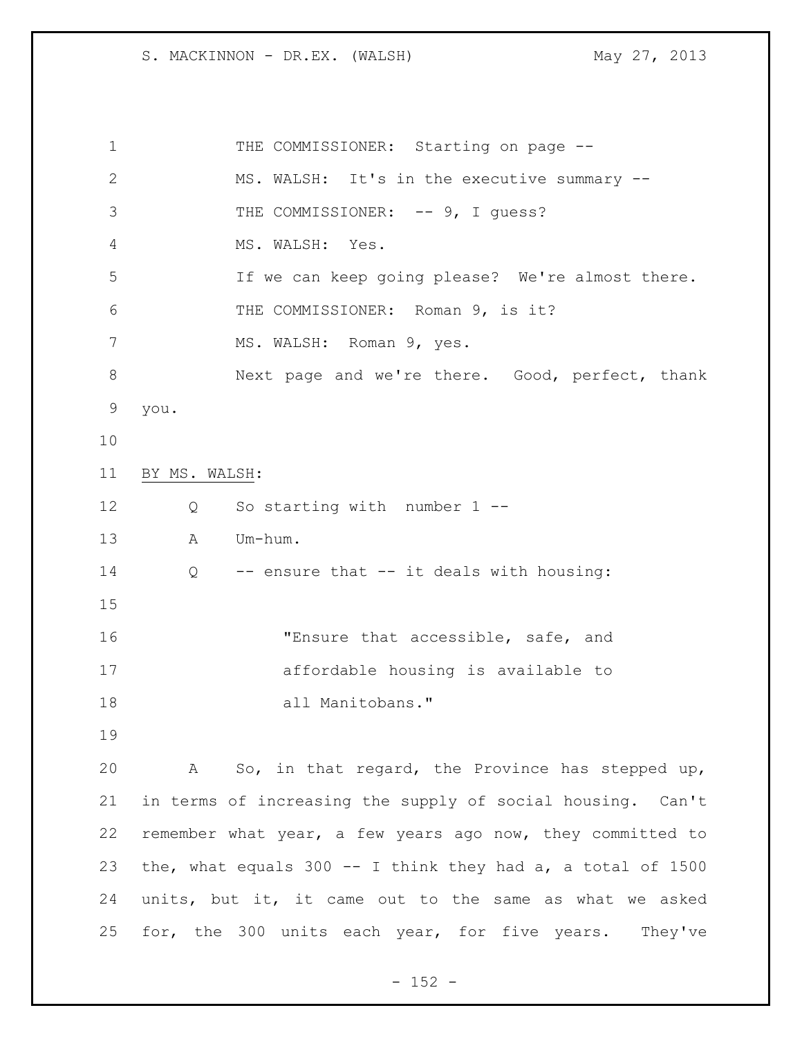THE COMMISSIONER: Starting on page --

MS. WALSH: It's in the executive summary --

THE COMMISSIONER: -- 9, I guess?

MS. WALSH: Yes.

If we can keep going please? We're almost there.

THE COMMISSIONER: Roman 9, is it?

MS. WALSH: Roman 9, yes.

Next page and we're there. Good, perfect, thank you.

BY MS. WALSH:

Q So starting with number 1 --

A Um-hum.

Q -- ensure that -- it deals with housing:

> "Ensure that accessible, safe, and affordable housing is available to all Manitobans."

A So, in that regard, the Province has stepped up, in terms of increasing the supply of social housing. Can't remember what year, a few years ago now, they committed to the, what equals 300 -- I think they had a, a total of 1500 units, but it, it came out to the same as what we asked for, the 300 units each year, for five years. They've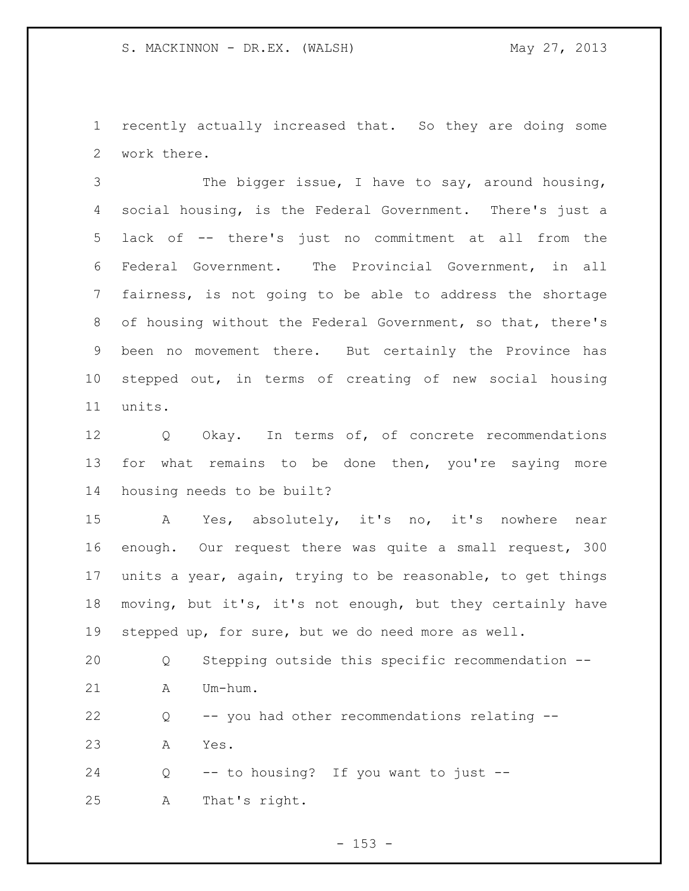recently actually increased that. So they are doing some work there.

The bigger issue, I have to say, around housing, social housing, is the Federal Government. There's just a lack of -- there's just no commitment at all from the Federal Government. The Provincial Government, in all fairness, is not going to be able to address the shortage of housing without the Federal Government, so that, there's been no movement there. But certainly the Province has stepped out, in terms of creating of new social housing units.

Q Okay. In terms of, of concrete recommendations for what remains to be done then, you're saying more housing needs to be built?

A Yes, absolutely, it's no, it's nowhere near enough. Our request there was quite a small request, 300 units a year, again, trying to be reasonable, to get things moving, but it's, it's not enough, but they certainly have stepped up, for sure, but we do need more as well.

Q Stepping outside this specific recommendation --

A Um-hum.

Q -- you had other recommendations relating --

A Yes.

Q -- to housing? If you want to just --

A That's right.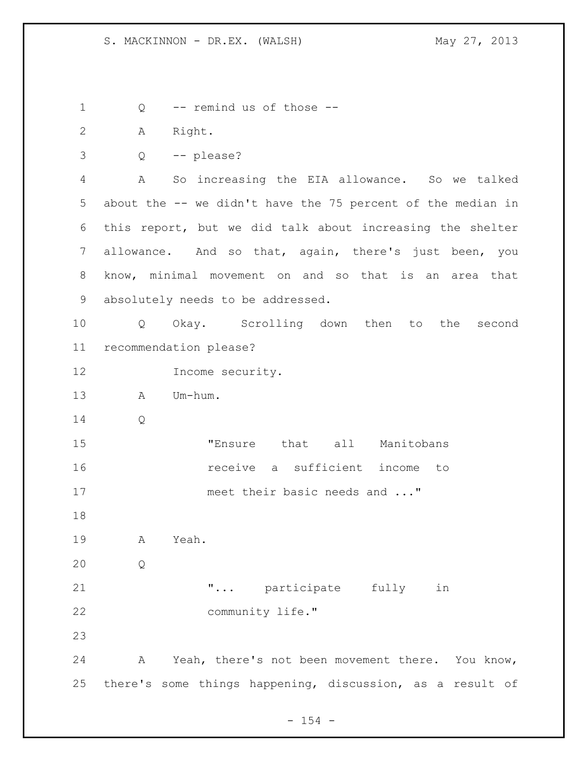Q -- remind us of those --

A Right.

Q -- please?

A So increasing the EIA allowance. So we talked about the -- we didn't have the 75 percent of the median in this report, but we did talk about increasing the shelter allowance. And so that, again, there's just been, you know, minimal movement on and so that is an area that absolutely needs to be addressed.

Q Okay. Scrolling down then to the second recommendation please?

Income security.

A Um-hum.

Q

> "Ensure that all Manitobans receive a sufficient income to meet their basic needs and ..."

A Yeah.

Q

> "... participate fully in community life."

A Yeah, there's not been movement there. You know, there's some things happening, discussion, as a result of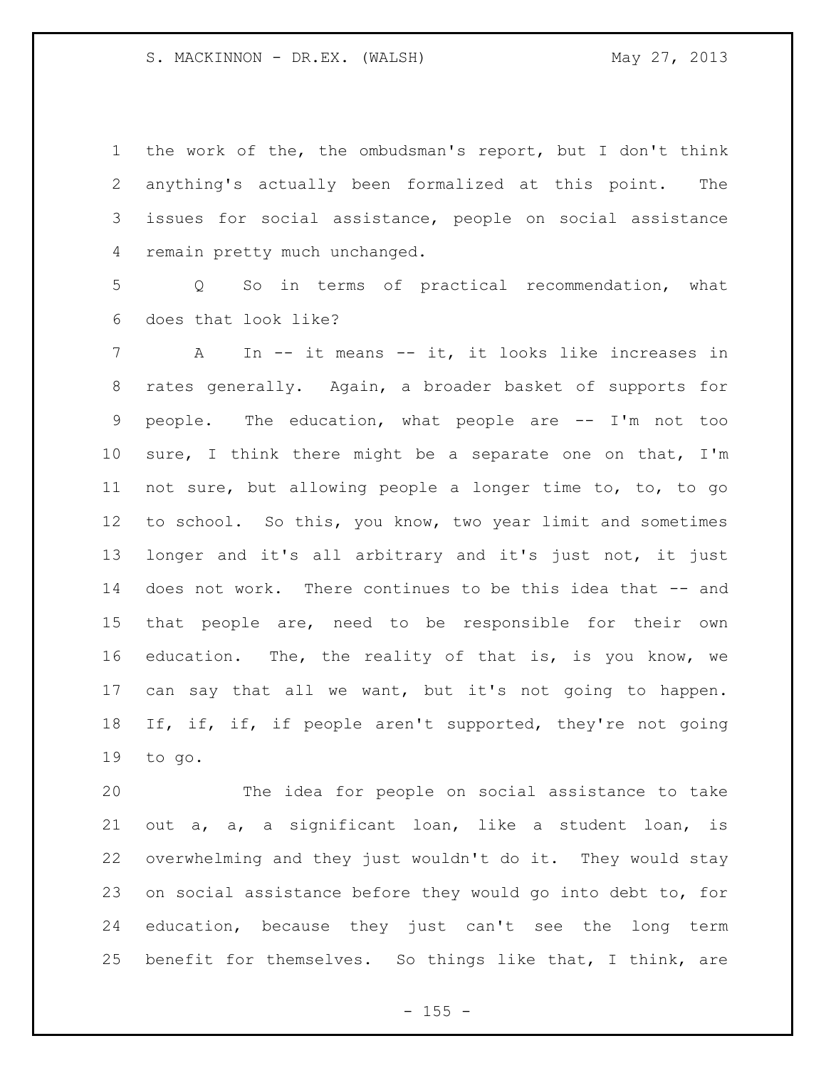the work of the, the ombudsman's report, but I don't think anything's actually been formalized at this point. The issues for social assistance, people on social assistance remain pretty much unchanged.

Q So in terms of practical recommendation, what does that look like?

A In -- it means -- it, it looks like increases in rates generally. Again, a broader basket of supports for people. The education, what people are -- I'm not too sure, I think there might be a separate one on that, I'm not sure, but allowing people a longer time to, to, to go to school. So this, you know, two year limit and sometimes longer and it's all arbitrary and it's just not, it just does not work. There continues to be this idea that -- and that people are, need to be responsible for their own education. The, the reality of that is, is you know, we can say that all we want, but it's not going to happen. If, if, if, if people aren't supported, they're not going to go.

The idea for people on social assistance to take out a, a, a significant loan, like a student loan, is overwhelming and they just wouldn't do it. They would stay on social assistance before they would go into debt to, for education, because they just can't see the long term benefit for themselves. So things like that, I think, are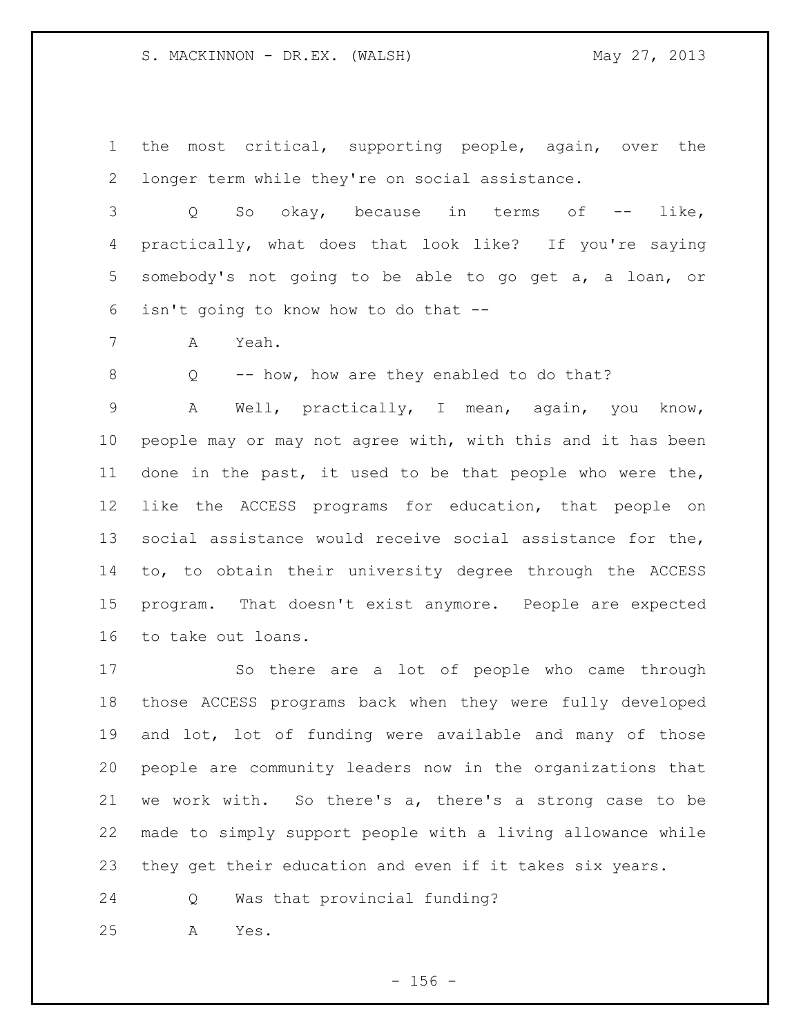the most critical, supporting people, again, over the longer term while they're on social assistance.

Q So okay, because in terms of -- like, practically, what does that look like? If you're saying somebody's not going to be able to go get a, a loan, or isn't going to know how to do that --

A Yeah.

Q -- how, how are they enabled to do that?

A Well, practically, I mean, again, you know, people may or may not agree with, with this and it has been done in the past, it used to be that people who were the, like the ACCESS programs for education, that people on social assistance would receive social assistance for the, to, to obtain their university degree through the ACCESS program. That doesn't exist anymore. People are expected to take out loans.

So there are a lot of people who came through those ACCESS programs back when they were fully developed and lot, lot of funding were available and many of those people are community leaders now in the organizations that we work with. So there's a, there's a strong case to be made to simply support people with a living allowance while they get their education and even if it takes six years.

Q Was that provincial funding?

A Yes.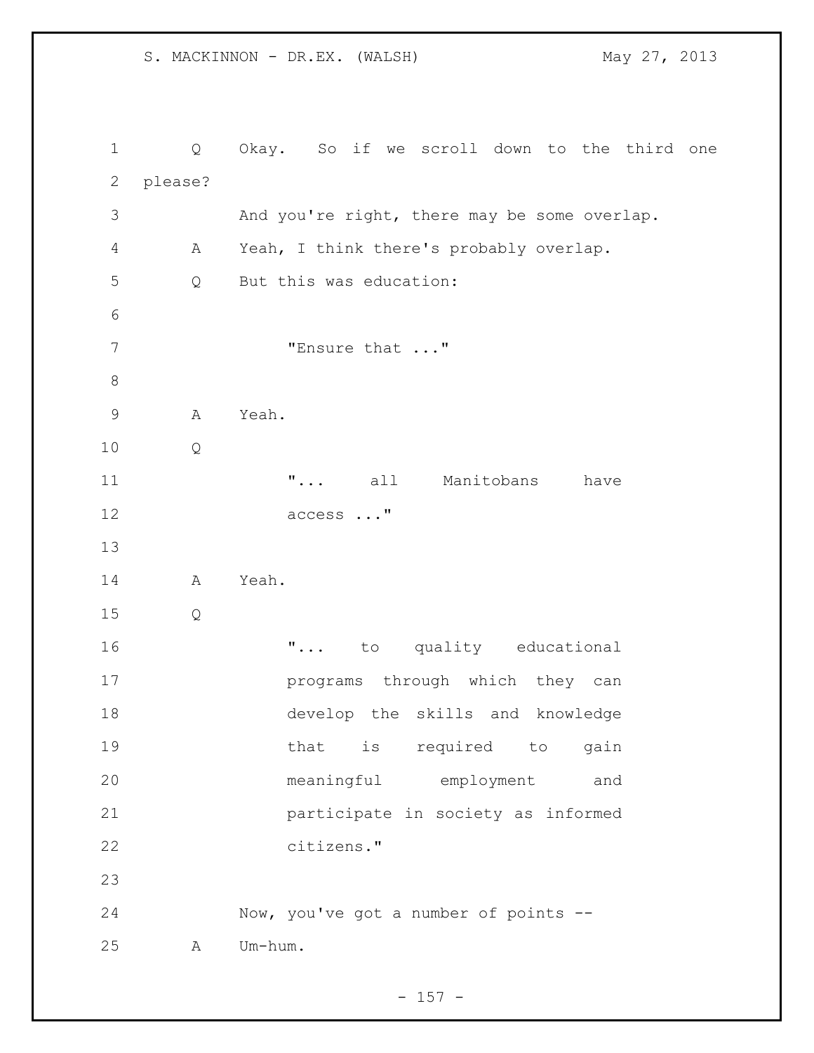Q Okay. So if we scroll down to the third one please?

And you're right, there may be some overlap.

A Yeah, I think there's probably overlap.

Q But this was education:

> "Ensure that ..."

A Yeah.

Q

> "... all Manitobans have access ..."

A Yeah.

Q

> "... to quality educational programs through which they can develop the skills and knowledge that is required to gain meaningful employment and participate in society as informed citizens."

Now, you've got a number of points --

A Um-hum.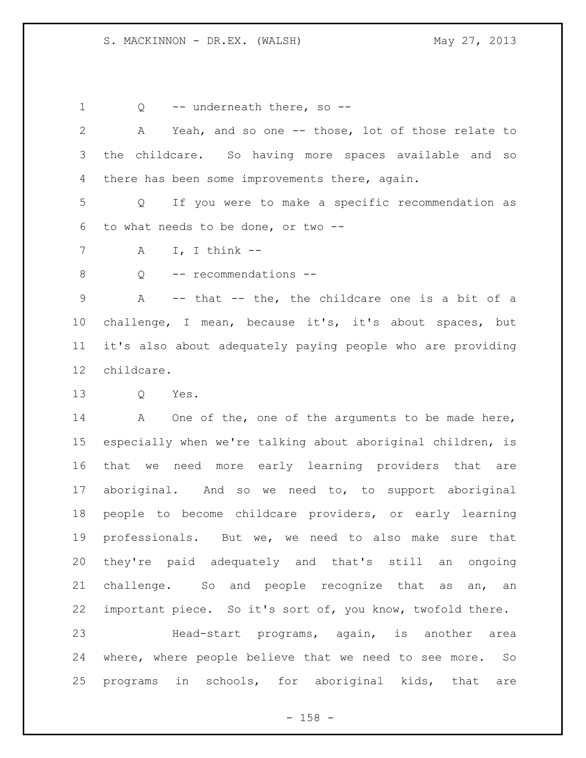Q -- underneath there, so --

A Yeah, and so one -- those, lot of those relate to the childcare. So having more spaces available and so there has been some improvements there, again.

Q If you were to make a specific recommendation as to what needs to be done, or two --

A I, I think --

Q -- recommendations --

A -- that -- the, the childcare one is a bit of a challenge, I mean, because it's, it's about spaces, but it's also about adequately paying people who are providing childcare.

Q Yes.

A One of the, one of the arguments to be made here, especially when we're talking about aboriginal children, is that we need more early learning providers that are aboriginal. And so we need to, to support aboriginal people to become childcare providers, or early learning professionals. But we, we need to also make sure that they're paid adequately and that's still an ongoing challenge. So and people recognize that as an, an important piece. So it's sort of, you know, twofold there.

Head-start programs, again, is another area where, where people believe that we need to see more. So programs in schools, for aboriginal kids, that are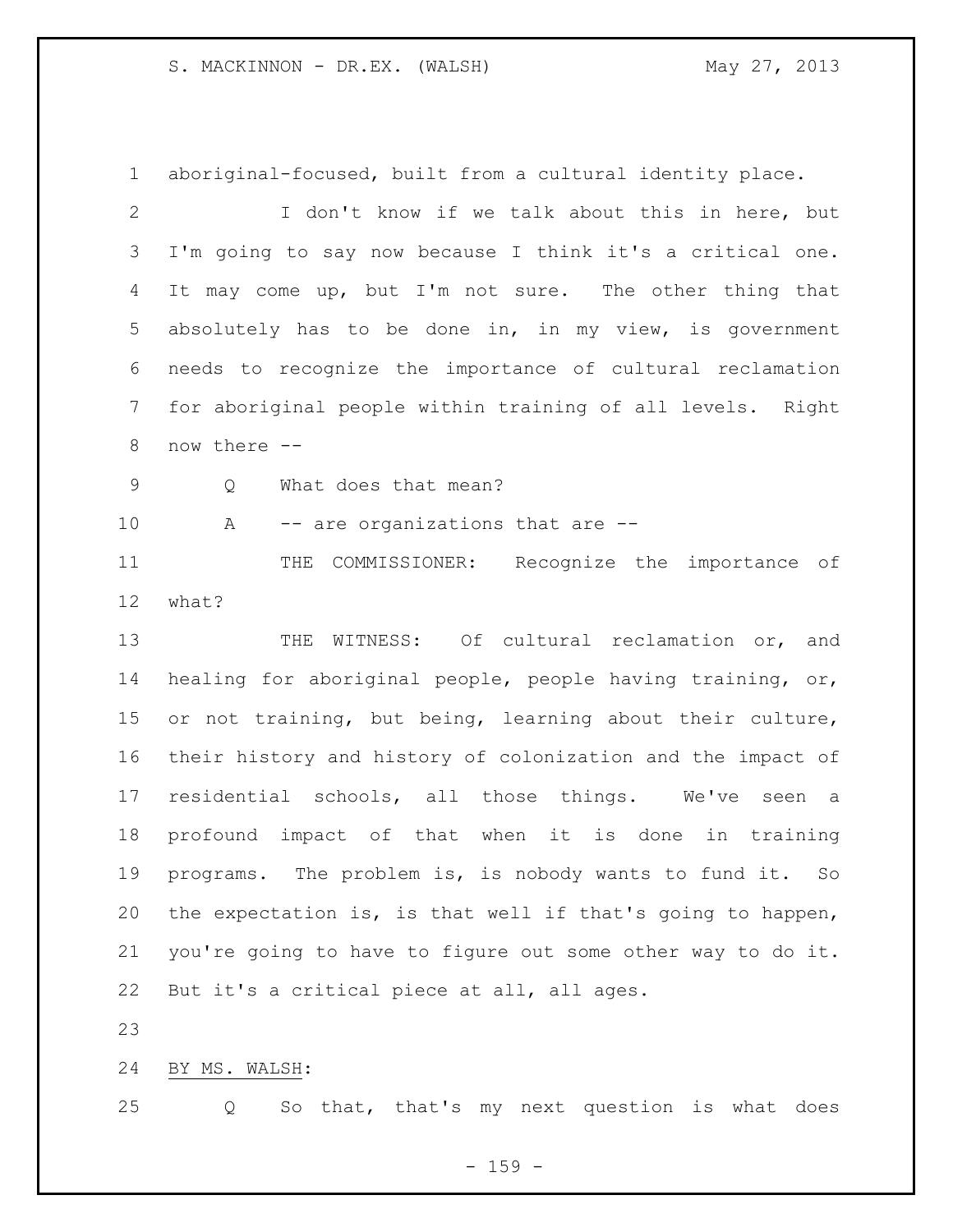aboriginal-focused, built from a cultural identity place.

I don't know if we talk about this in here, but I'm going to say now because I think it's a critical one. It may come up, but I'm not sure. The other thing that absolutely has to be done in, in my view, is government needs to recognize the importance of cultural reclamation for aboriginal people within training of all levels. Right now there --

Q What does that mean?

A -- are organizations that are --

THE COMMISSIONER: Recognize the importance of what?

THE WITNESS: Of cultural reclamation or, and healing for aboriginal people, people having training, or, or not training, but being, learning about their culture, their history and history of colonization and the impact of residential schools, all those things. We've seen a profound impact of that when it is done in training programs. The problem is, is nobody wants to fund it. So the expectation is, is that well if that's going to happen, you're going to have to figure out some other way to do it. But it's a critical piece at all, all ages.

BY MS. WALSH:

Q So that, that's my next question is what does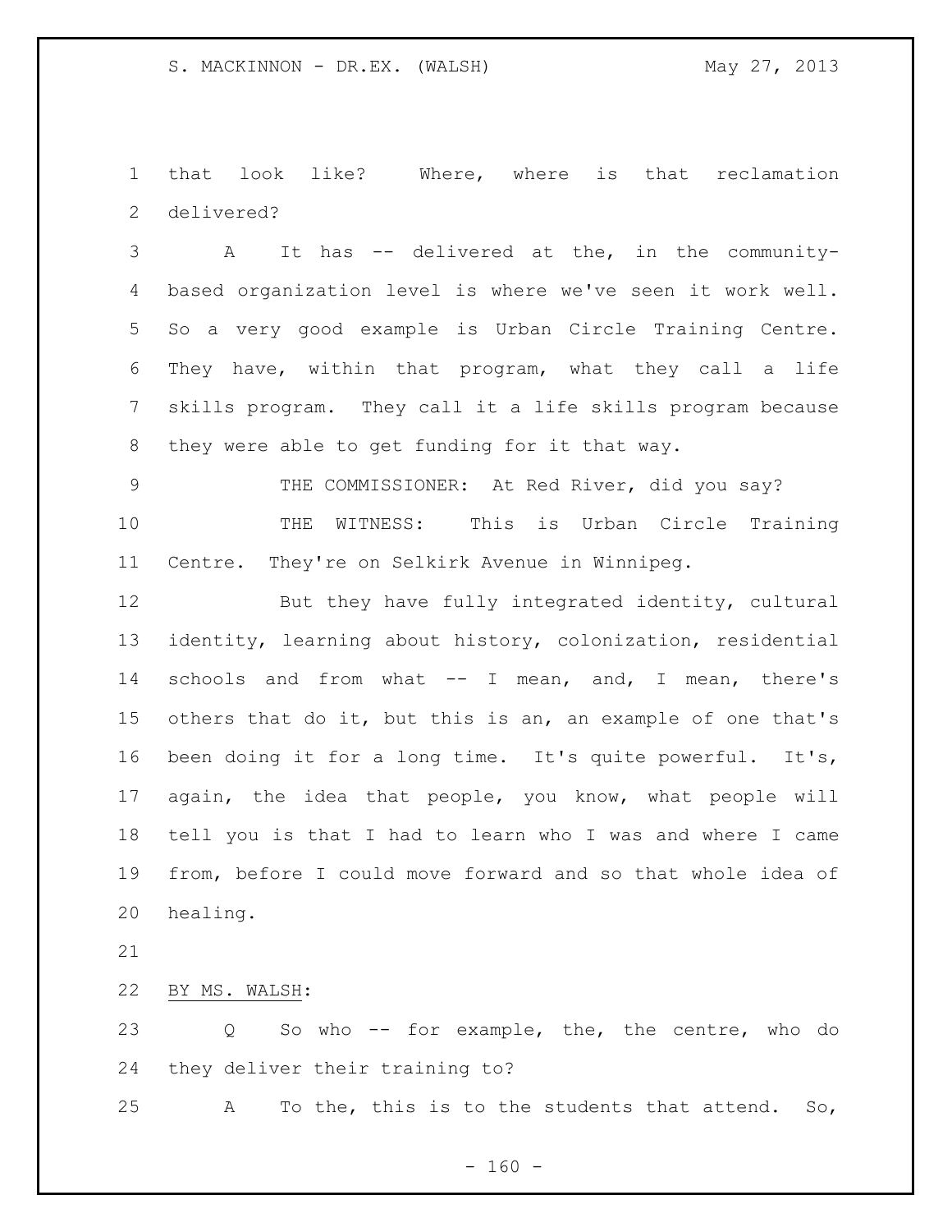that look like? Where, where is that reclamation delivered?

A It has -- delivered at the, in the community-based organization level is where we've seen it work well. So a very good example is Urban Circle Training Centre. They have, within that program, what they call a life skills program. They call it a life skills program because they were able to get funding for it that way.

THE COMMISSIONER: At Red River, did you say?

THE WITNESS: This is Urban Circle Training Centre. They're on Selkirk Avenue in Winnipeg.

But they have fully integrated identity, cultural identity, learning about history, colonization, residential schools and from what -- I mean, and, I mean, there's others that do it, but this is an, an example of one that's been doing it for a long time. It's quite powerful. It's, again, the idea that people, you know, what people will tell you is that I had to learn who I was and where I came from, before I could move forward and so that whole idea of healing.

BY MS. WALSH:

Q So who -- for example, the, the centre, who do they deliver their training to?

A To the, this is to the students that attend. So,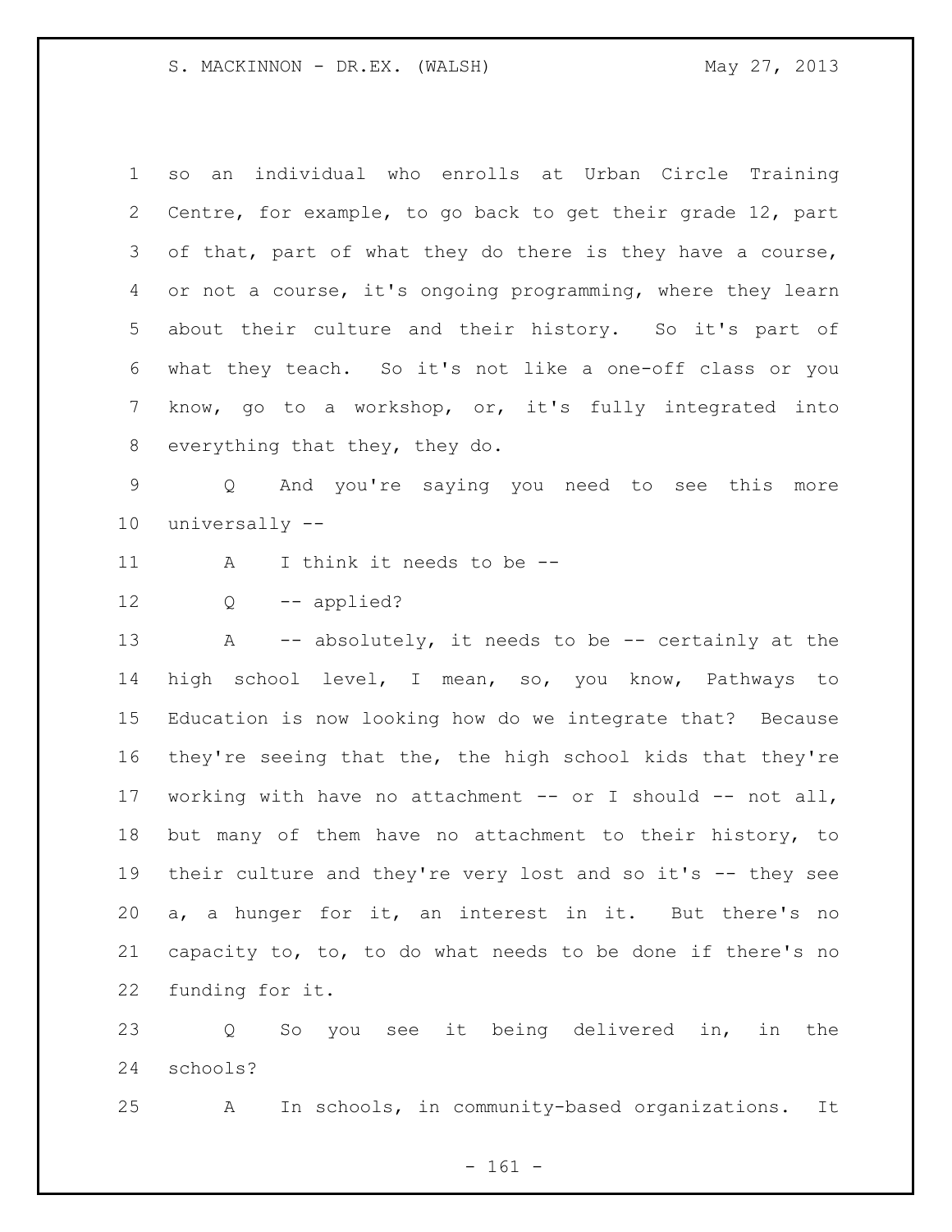so an individual who enrolls at Urban Circle Training Centre, for example, to go back to get their grade 12, part of that, part of what they do there is they have a course, or not a course, it's ongoing programming, where they learn about their culture and their history. So it's part of what they teach. So it's not like a one-off class or you know, go to a workshop, or, it's fully integrated into everything that they, they do.

Q And you're saying you need to see this more universally --

A I think it needs to be --

Q -- applied?

A -- absolutely, it needs to be -- certainly at the high school level, I mean, so, you know, Pathways to Education is now looking how do we integrate that? Because they're seeing that the, the high school kids that they're working with have no attachment -- or I should -- not all, but many of them have no attachment to their history, to their culture and they're very lost and so it's -- they see a, a hunger for it, an interest in it. But there's no capacity to, to, to do what needs to be done if there's no funding for it.

Q So you see it being delivered in, in the schools?

A In schools, in community-based organizations. It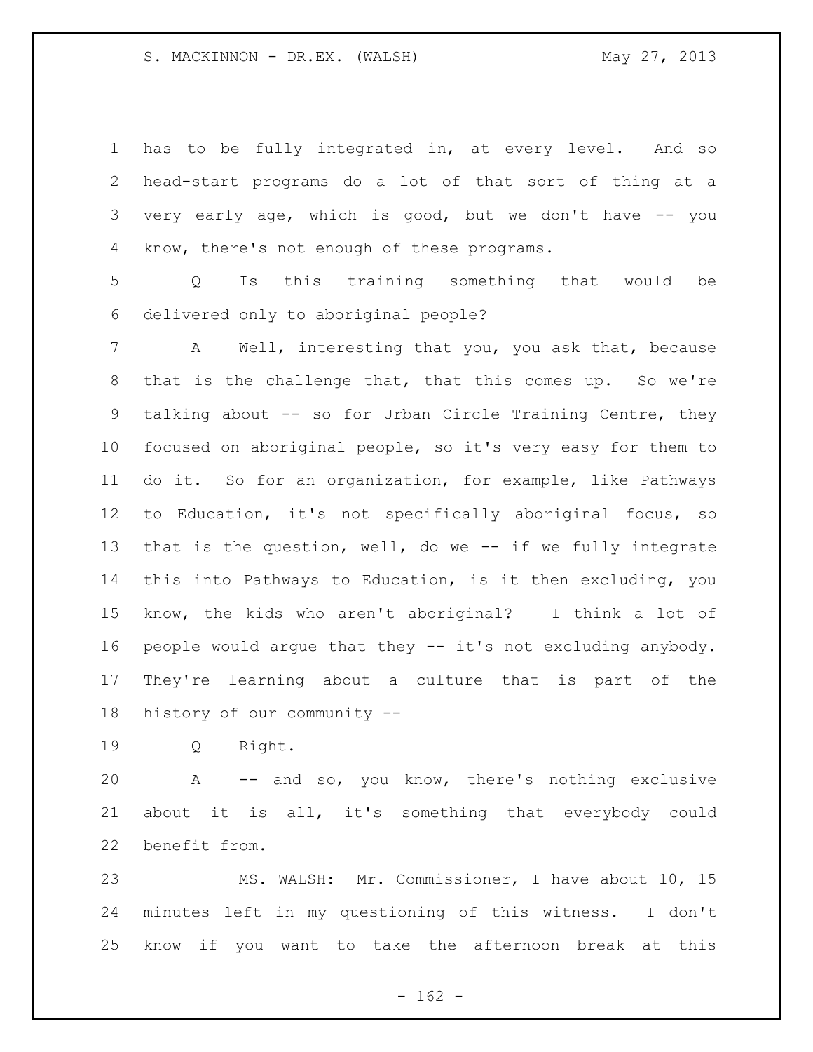has to be fully integrated in, at every level. And so head-start programs do a lot of that sort of thing at a very early age, which is good, but we don't have -- you know, there's not enough of these programs.

Q Is this training something that would be delivered only to aboriginal people?

A Well, interesting that you, you ask that, because that is the challenge that, that this comes up. So we're talking about -- so for Urban Circle Training Centre, they focused on aboriginal people, so it's very easy for them to do it. So for an organization, for example, like Pathways to Education, it's not specifically aboriginal focus, so that is the question, well, do we -- if we fully integrate this into Pathways to Education, is it then excluding, you know, the kids who aren't aboriginal? I think a lot of people would argue that they -- it's not excluding anybody. They're learning about a culture that is part of the history of our community --

Q Right.

A -- and so, you know, there's nothing exclusive about it is all, it's something that everybody could benefit from.

MS. WALSH: Mr. Commissioner, I have about 10, 15 minutes left in my questioning of this witness. I don't know if you want to take the afternoon break at this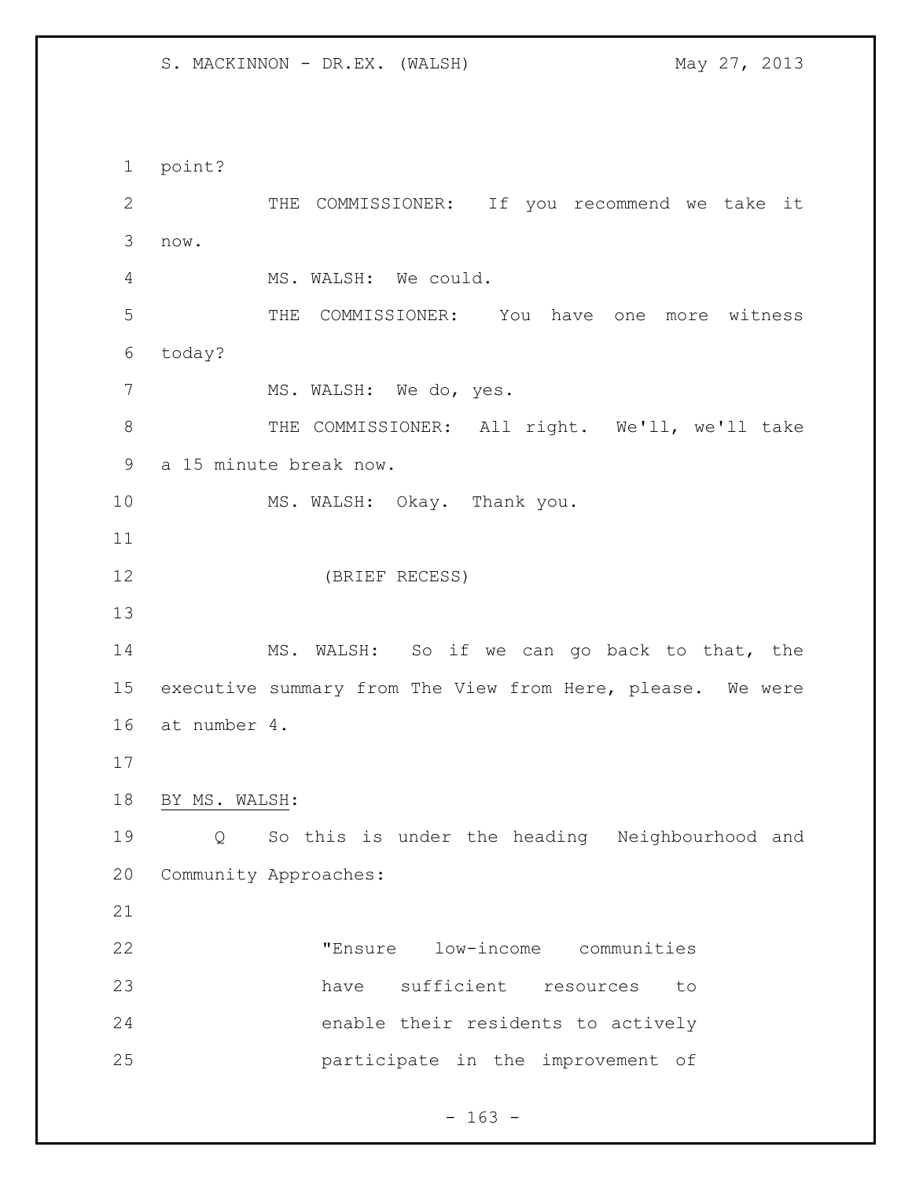point?

THE COMMISSIONER: If you recommend we take it now.

MS. WALSH: We could.

THE COMMISSIONER: You have one more witness today?

MS. WALSH: We do, yes.

THE COMMISSIONER: All right. We'll, we'll take a 15 minute break now.

MS. WALSH: Okay. Thank you.

(BRIEF RECESS)

MS. WALSH: So if we can go back to that, the executive summary from The View from Here, please. We were at number 4.

BY MS. WALSH:

Q So this is under the heading Neighbourhood and Community Approaches:

> "Ensure low-income communities have sufficient resources to enable their residents to actively participate in the improvement of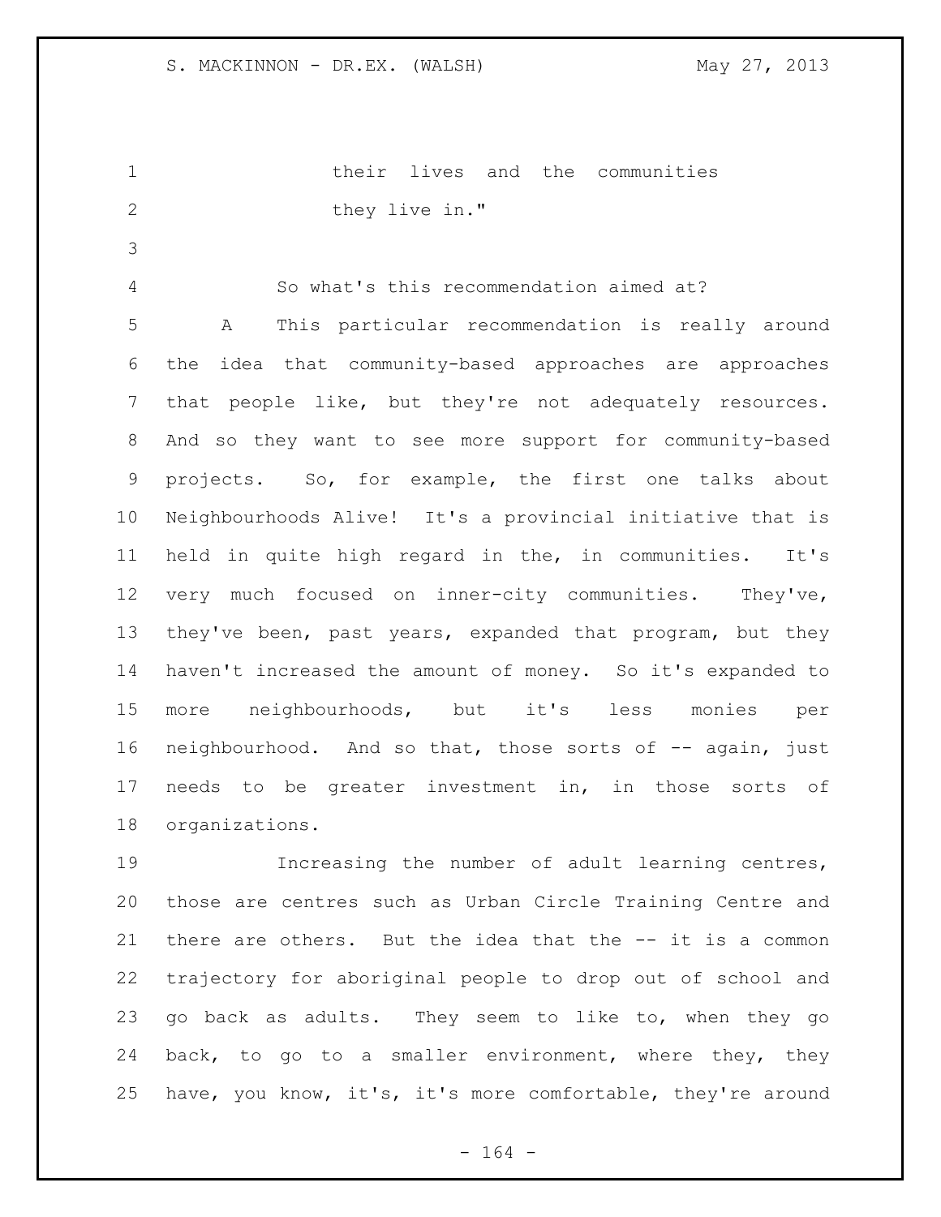their lives and the communities they live in."

So what's this recommendation aimed at?

A This particular recommendation is really around the idea that community-based approaches are approaches that people like, but they're not adequately resources. And so they want to see more support for community-based projects. So, for example, the first one talks about Neighbourhoods Alive! It's a provincial initiative that is held in quite high regard in the, in communities. It's very much focused on inner-city communities. They've, they've been, past years, expanded that program, but they haven't increased the amount of money. So it's expanded to more neighbourhoods, but it's less monies per neighbourhood. And so that, those sorts of -- again, just needs to be greater investment in, in those sorts of organizations.

Increasing the number of adult learning centres, those are centres such as Urban Circle Training Centre and there are others. But the idea that the -- it is a common trajectory for aboriginal people to drop out of school and go back as adults. They seem to like to, when they go back, to go to a smaller environment, where they, they have, you know, it's, it's more comfortable, they're around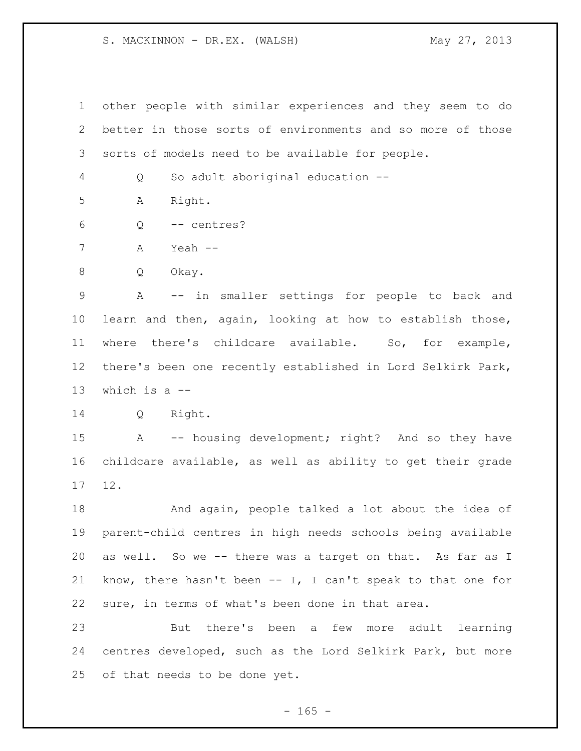other people with similar experiences and they seem to do better in those sorts of environments and so more of those sorts of models need to be available for people.

Q So adult aboriginal education --

A Right.

Q -- centres?

A Yeah --

Q Okay.

A -- in smaller settings for people to back and learn and then, again, looking at how to establish those, where there's childcare available. So, for example, there's been one recently established in Lord Selkirk Park, which is a --

Q Right.

A -- housing development; right? And so they have childcare available, as well as ability to get their grade 12.

And again, people talked a lot about the idea of parent-child centres in high needs schools being available as well. So we -- there was a target on that. As far as I know, there hasn't been -- I, I can't speak to that one for sure, in terms of what's been done in that area.

But there's been a few more adult learning centres developed, such as the Lord Selkirk Park, but more of that needs to be done yet.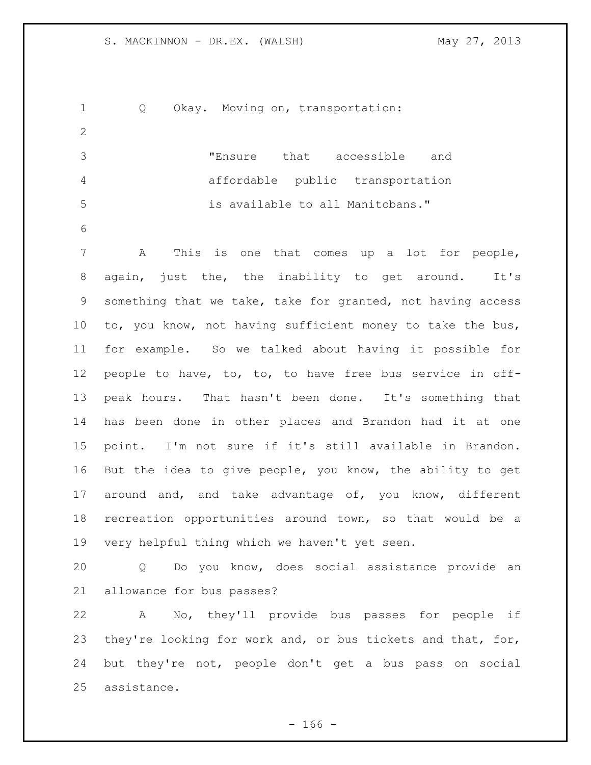Q Okay. Moving on, transportation:

> "Ensure that accessible and affordable public transportation is available to all Manitobans."

A This is one that comes up a lot for people, again, just the, the inability to get around. It's something that we take, take for granted, not having access to, you know, not having sufficient money to take the bus, for example. So we talked about having it possible for people to have, to, to, to have free bus service in off-peak hours. That hasn't been done. It's something that has been done in other places and Brandon had it at one point. I'm not sure if it's still available in Brandon. But the idea to give people, you know, the ability to get around and, and take advantage of, you know, different recreation opportunities around town, so that would be a very helpful thing which we haven't yet seen.

Q Do you know, does social assistance provide an allowance for bus passes?

A No, they'll provide bus passes for people if they're looking for work and, or bus tickets and that, for, but they're not, people don't get a bus pass on social assistance.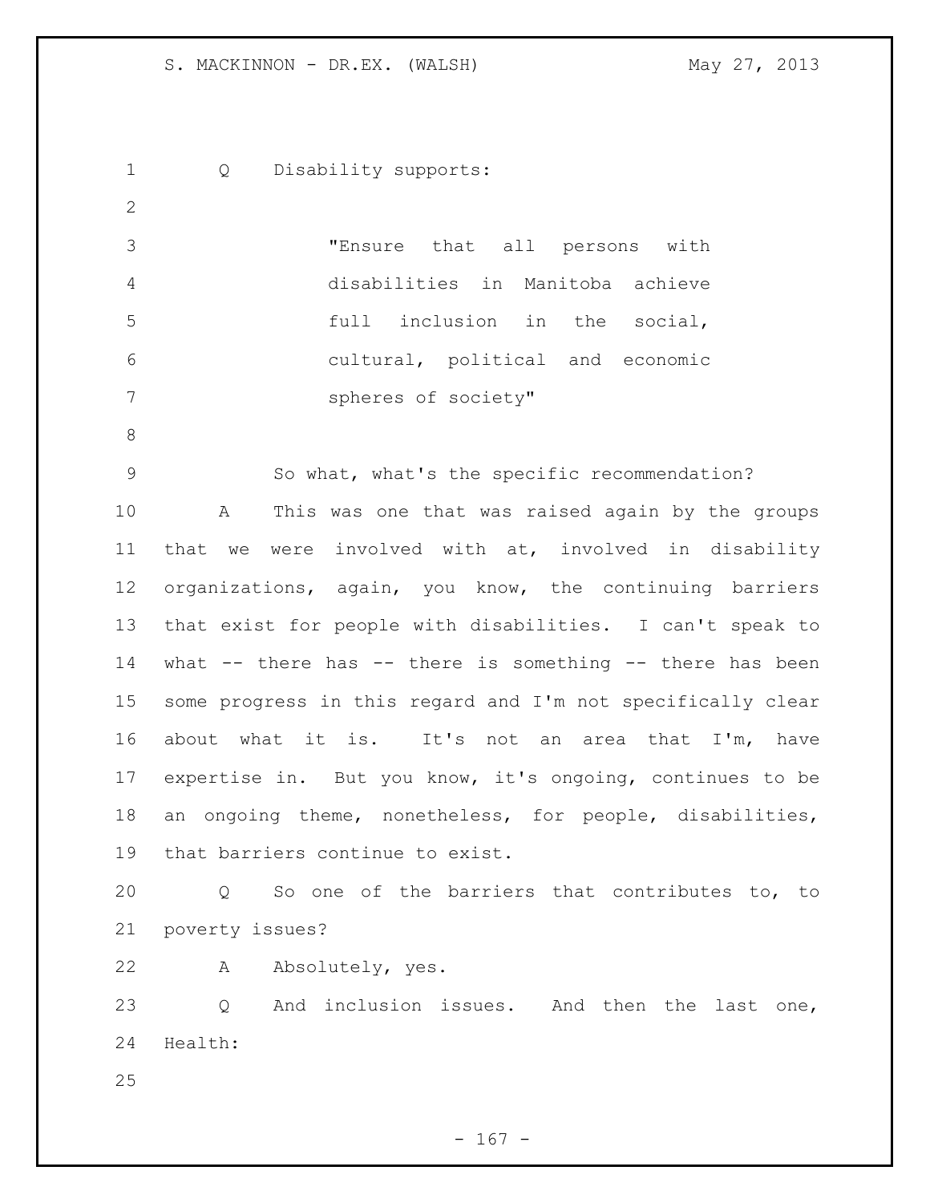Q Disability supports:

> "Ensure that all persons with disabilities in Manitoba achieve full inclusion in the social, cultural, political and economic spheres of society"

So what, what's the specific recommendation?

A This was one that was raised again by the groups that we were involved with at, involved in disability organizations, again, you know, the continuing barriers that exist for people with disabilities. I can't speak to what -- there has -- there is something -- there has been some progress in this regard and I'm not specifically clear about what it is. It's not an area that I'm, have expertise in. But you know, it's ongoing, continues to be an ongoing theme, nonetheless, for people, disabilities, that barriers continue to exist.

Q So one of the barriers that contributes to, to poverty issues?

A Absolutely, yes.

Q And inclusion issues. And then the last one, Health: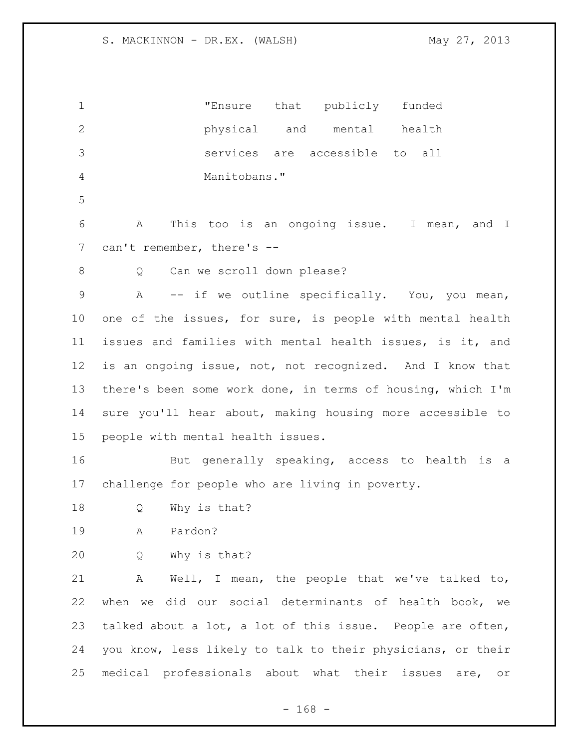"Ensure that publicly funded physical and mental health services are accessible to all Manitobans."

A This too is an ongoing issue. I mean, and I can't remember, there's --

Q Can we scroll down please?

A -- if we outline specifically. You, you mean, one of the issues, for sure, is people with mental health issues and families with mental health issues, is it, and is an ongoing issue, not, not recognized. And I know that there's been some work done, in terms of housing, which I'm sure you'll hear about, making housing more accessible to people with mental health issues.

But generally speaking, access to health is a challenge for people who are living in poverty.

Q Why is that?

A Pardon?

Q Why is that?

A Well, I mean, the people that we've talked to, when we did our social determinants of health book, we talked about a lot, a lot of this issue. People are often, you know, less likely to talk to their physicians, or their medical professionals about what their issues are, or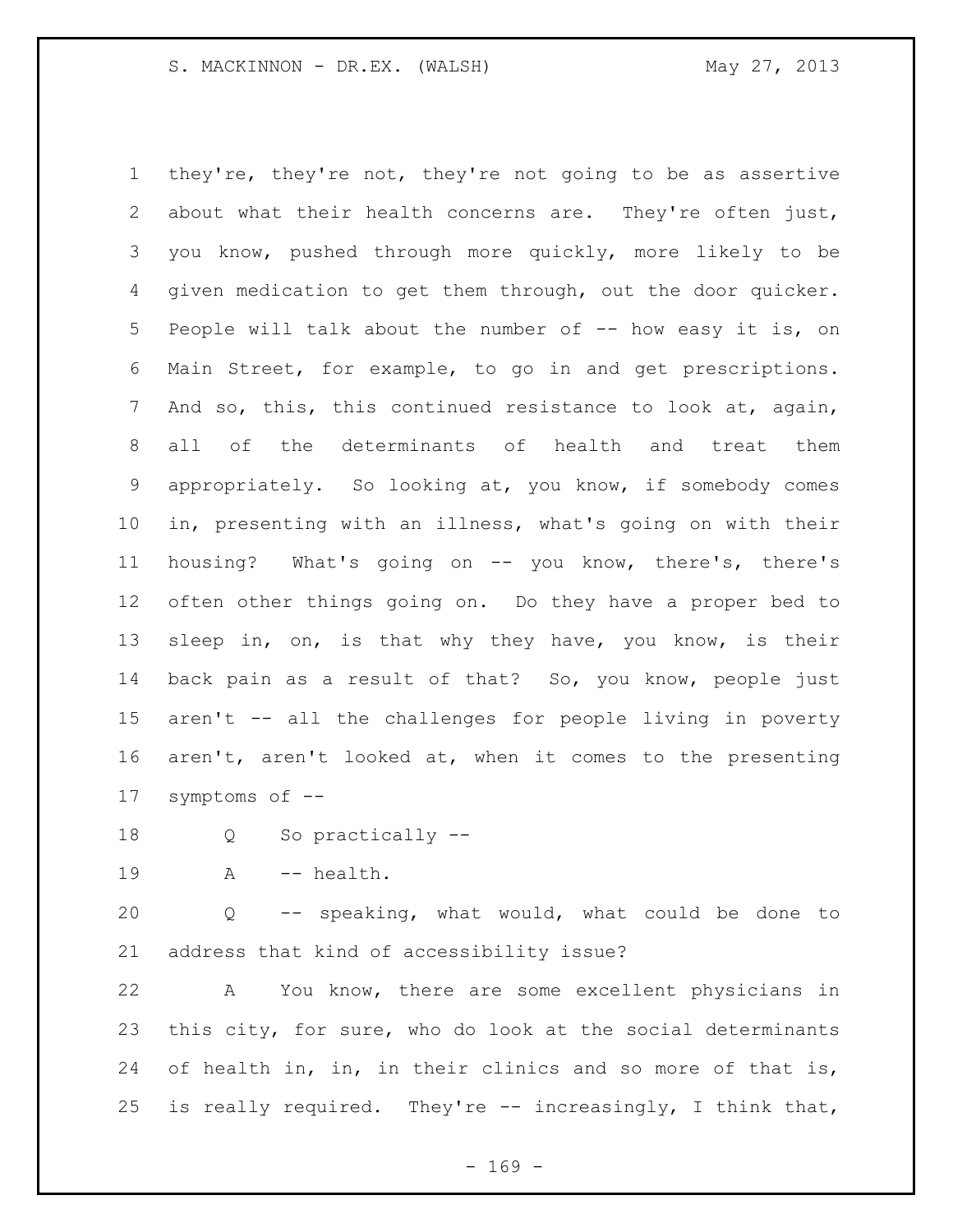they're, they're not, they're not going to be as assertive about what their health concerns are. They're often just, you know, pushed through more quickly, more likely to be given medication to get them through, out the door quicker. People will talk about the number of -- how easy it is, on Main Street, for example, to go in and get prescriptions. And so, this, this continued resistance to look at, again, all of the determinants of health and treat them appropriately. So looking at, you know, if somebody comes in, presenting with an illness, what's going on with their housing? What's going on -- you know, there's, there's often other things going on. Do they have a proper bed to sleep in, on, is that why they have, you know, is their back pain as a result of that? So, you know, people just aren't -- all the challenges for people living in poverty aren't, aren't looked at, when it comes to the presenting symptoms of --

Q So practically --

A -- health.

Q -- speaking, what would, what could be done to address that kind of accessibility issue?

A You know, there are some excellent physicians in this city, for sure, who do look at the social determinants of health in, in, in their clinics and so more of that is, is really required. They're -- increasingly, I think that,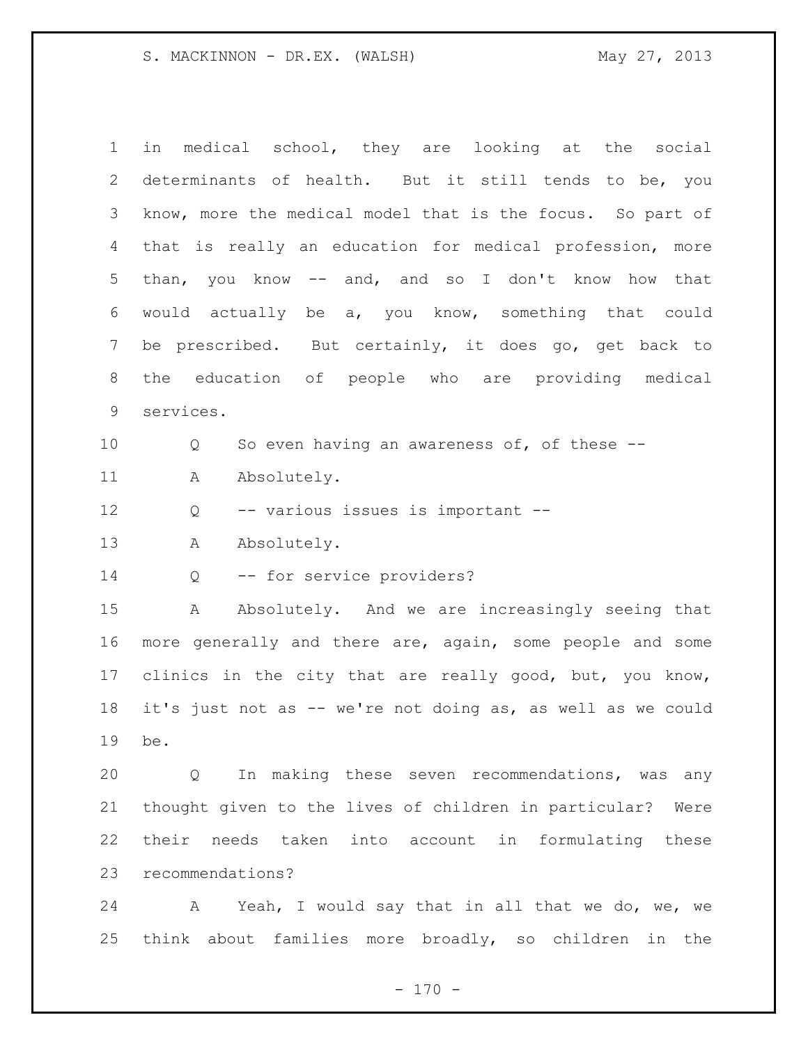in medical school, they are looking at the social determinants of health. But it still tends to be, you know, more the medical model that is the focus. So part of that is really an education for medical profession, more than, you know -- and, and so I don't know how that would actually be a, you know, something that could be prescribed. But certainly, it does go, get back to the education of people who are providing medical services.

Q So even having an awareness of, of these --

A Absolutely.

Q -- various issues is important --

A Absolutely.

Q -- for service providers?

A Absolutely. And we are increasingly seeing that more generally and there are, again, some people and some clinics in the city that are really good, but, you know, it's just not as -- we're not doing as, as well as we could be.

Q In making these seven recommendations, was any thought given to the lives of children in particular? Were their needs taken into account in formulating these recommendations?

A Yeah, I would say that in all that we do, we, we think about families more broadly, so children in the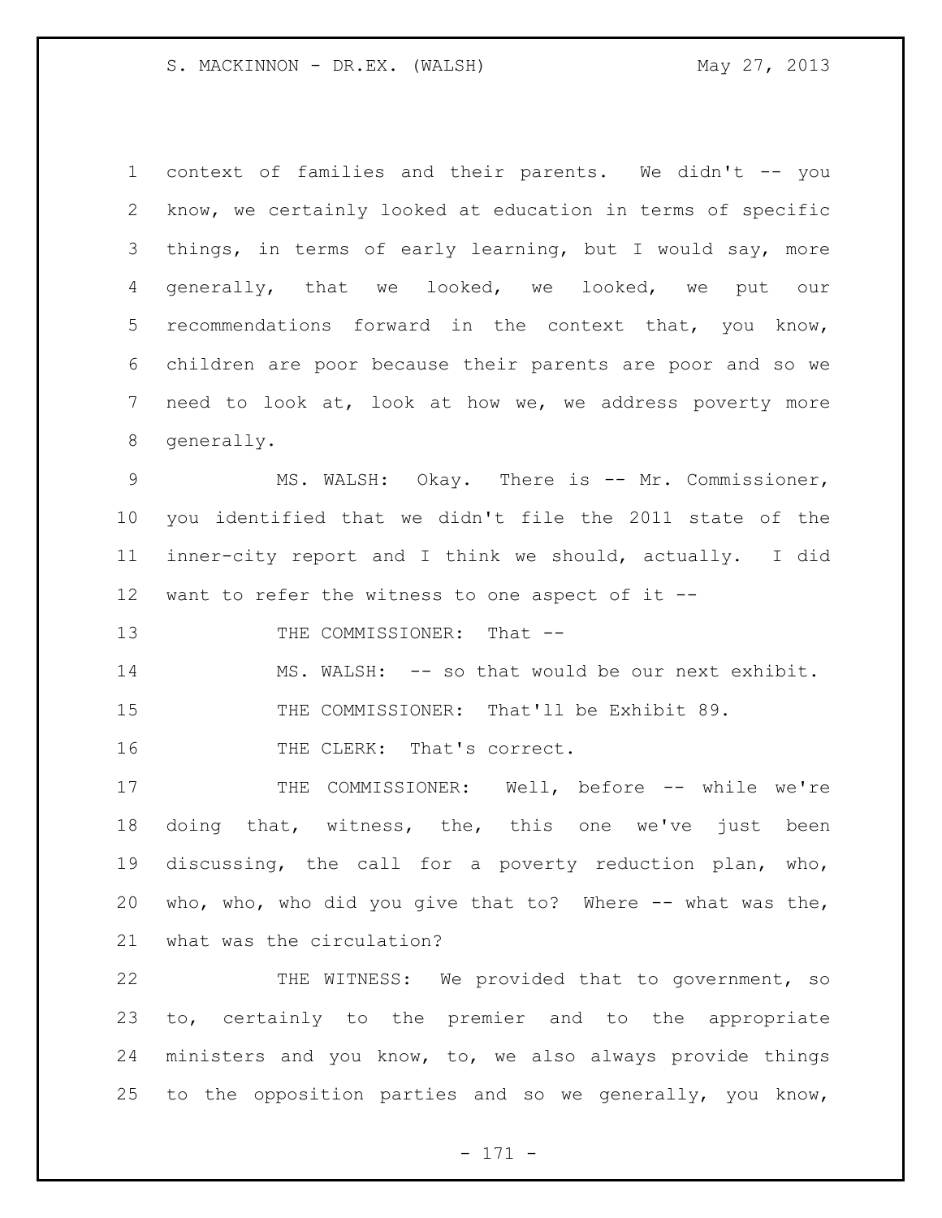context of families and their parents. We didn't -- you know, we certainly looked at education in terms of specific things, in terms of early learning, but I would say, more generally, that we looked, we looked, we put our recommendations forward in the context that, you know, children are poor because their parents are poor and so we need to look at, look at how we, we address poverty more generally.

MS. WALSH: Okay. There is -- Mr. Commissioner, you identified that we didn't file the 2011 state of the inner-city report and I think we should, actually. I did want to refer the witness to one aspect of it --

THE COMMISSIONER: That --

MS. WALSH: -- so that would be our next exhibit.

THE COMMISSIONER: That'll be Exhibit 89.

THE CLERK: That's correct.

THE COMMISSIONER: Well, before -- while we're doing that, witness, the, this one we've just been discussing, the call for a poverty reduction plan, who, who, who, who did you give that to? Where -- what was the, what was the circulation?

THE WITNESS: We provided that to government, so to, certainly to the premier and to the appropriate ministers and you know, to, we also always provide things to the opposition parties and so we generally, you know,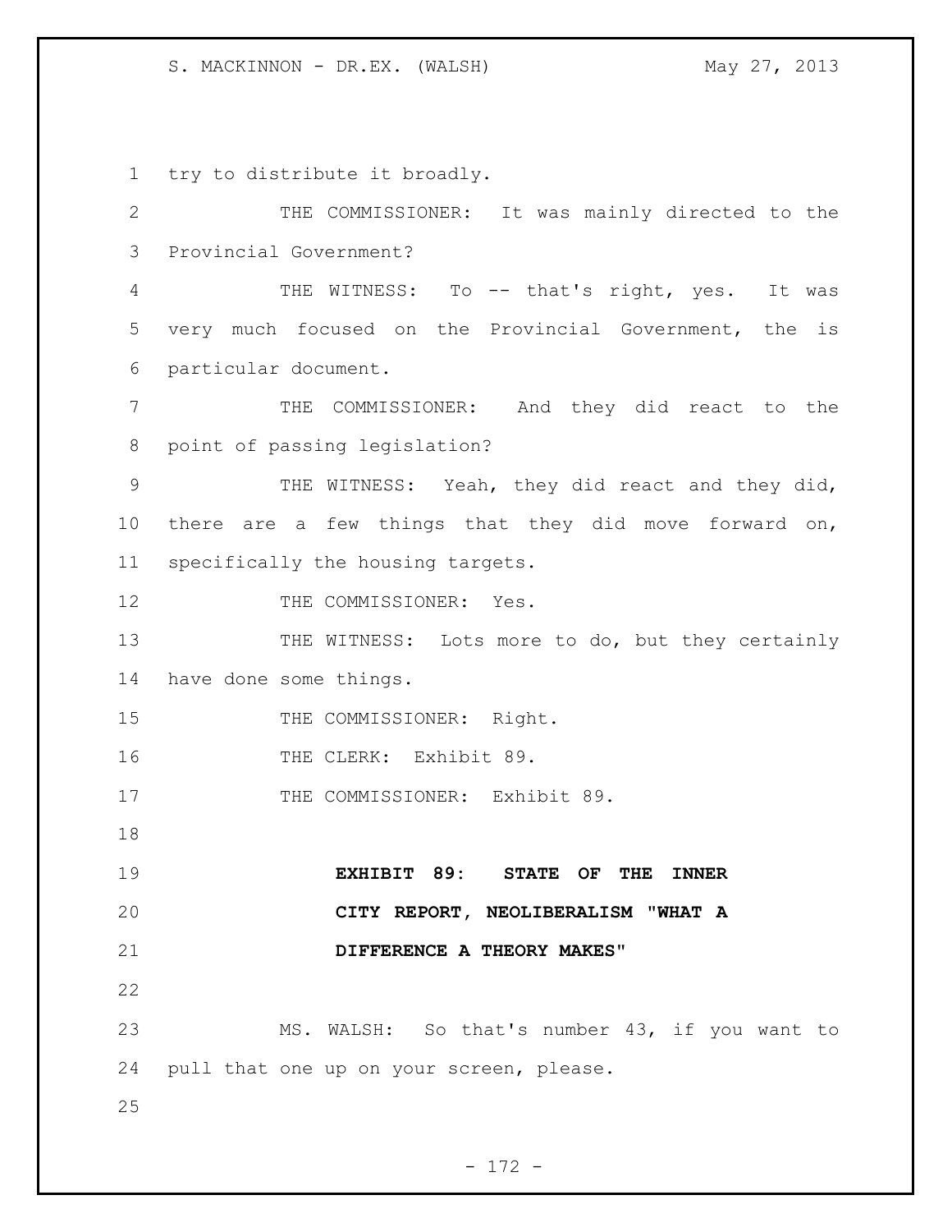try to distribute it broadly.

THE COMMISSIONER: It was mainly directed to the Provincial Government?

THE WITNESS: To -- that's right, yes. It was very much focused on the Provincial Government, the is particular document.

THE COMMISSIONER: And they did react to the point of passing legislation?

THE WITNESS: Yeah, they did react and they did, there are a few things that they did move forward on, specifically the housing targets.

THE COMMISSIONER: Yes.

THE WITNESS: Lots more to do, but they certainly have done some things.

THE COMMISSIONER: Right.

THE CLERK: Exhibit 89.

THE COMMISSIONER: Exhibit 89.

**EXHIBIT 89: STATE OF THE INNER CITY REPORT, NEOLIBERALISM "WHAT A DIFFERENCE A THEORY MAKES"**

MS. WALSH: So that's number 43, if you want to pull that one up on your screen, please.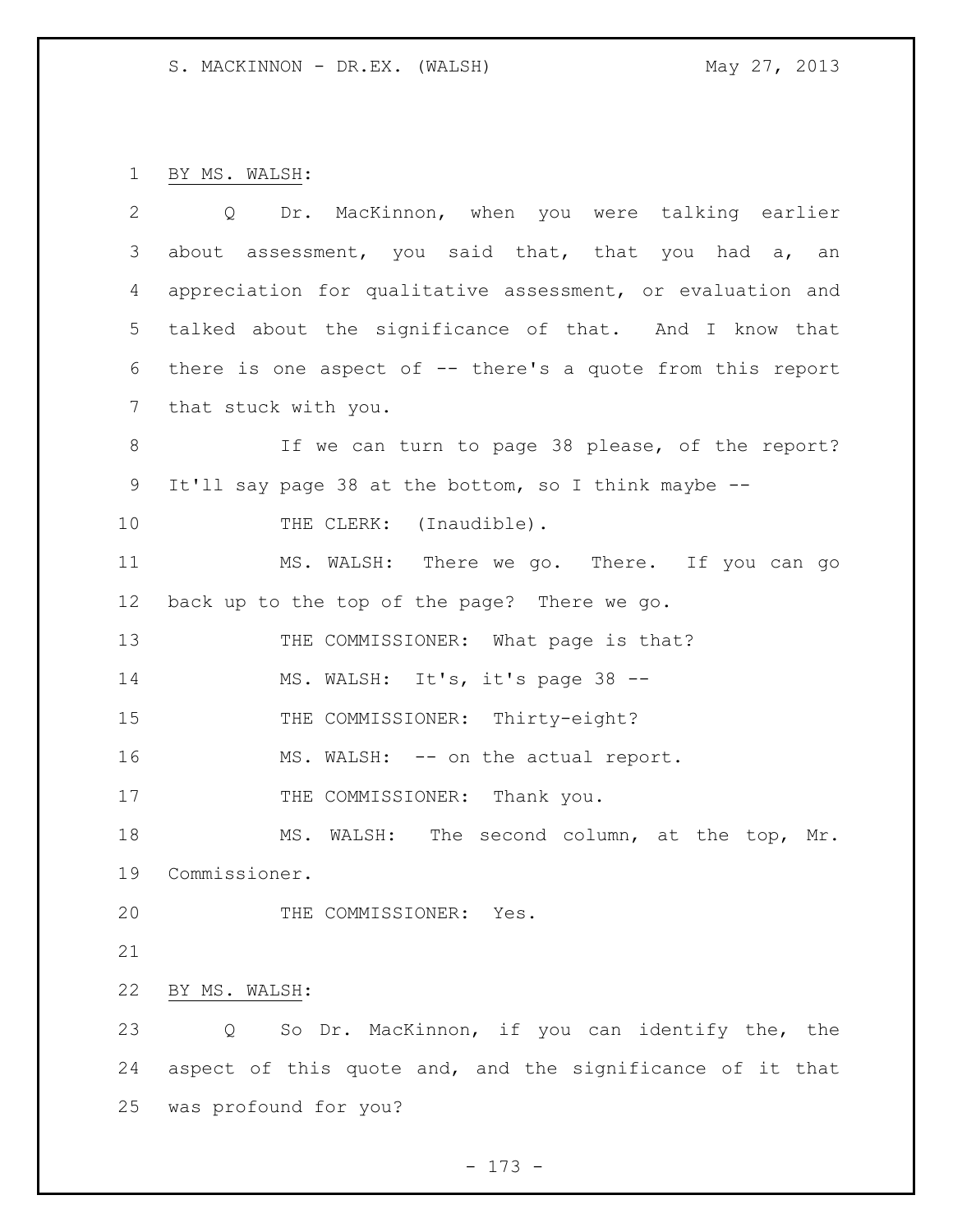BY MS. WALSH:

Q Dr. MacKinnon, when you were talking earlier about assessment, you said that, that you had a, an appreciation for qualitative assessment, or evaluation and talked about the significance of that. And I know that there is one aspect of -- there's a quote from this report that stuck with you.

If we can turn to page 38 please, of the report? It'll say page 38 at the bottom, so I think maybe --

THE CLERK: (Inaudible).

MS. WALSH: There we go. There. If you can go back up to the top of the page? There we go.

THE COMMISSIONER: What page is that?

MS. WALSH: It's, it's page 38 --

THE COMMISSIONER: Thirty-eight?

MS. WALSH: -- on the actual report.

THE COMMISSIONER: Thank you.

MS. WALSH: The second column, at the top, Mr. Commissioner.

THE COMMISSIONER: Yes.

BY MS. WALSH:

Q So Dr. MacKinnon, if you can identify the, the aspect of this quote and, and the significance of it that was profound for you?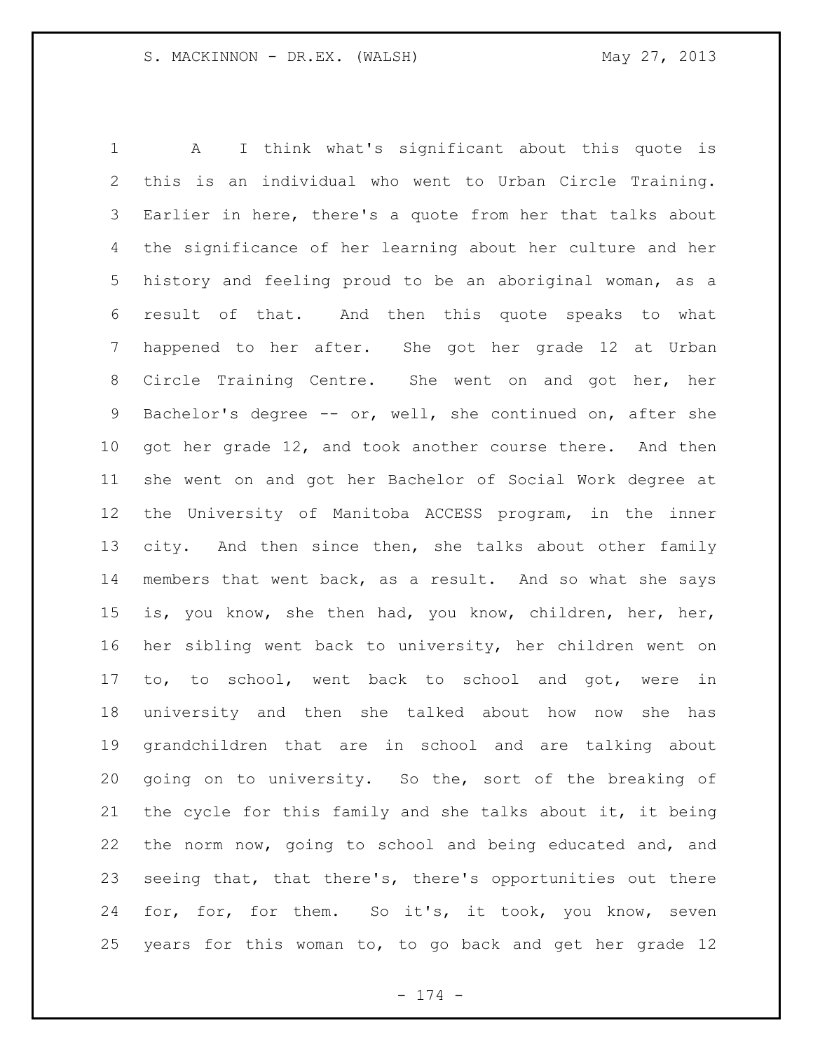A I think what's significant about this quote is this is an individual who went to Urban Circle Training. Earlier in here, there's a quote from her that talks about the significance of her learning about her culture and her history and feeling proud to be an aboriginal woman, as a result of that. And then this quote speaks to what happened to her after. She got her grade 12 at Urban Circle Training Centre. She went on and got her, her Bachelor's degree -- or, well, she continued on, after she got her grade 12, and took another course there. And then she went on and got her Bachelor of Social Work degree at the University of Manitoba ACCESS program, in the inner city. And then since then, she talks about other family members that went back, as a result. And so what she says is, you know, she then had, you know, children, her, her, her sibling went back to university, her children went on to, to school, went back to school and got, were in university and then she talked about how now she has grandchildren that are in school and are talking about going on to university. So the, sort of the breaking of the cycle for this family and she talks about it, it being the norm now, going to school and being educated and, and seeing that, that there's, there's opportunities out there for, for, for them. So it's, it took, you know, seven years for this woman to, to go back and get her grade 12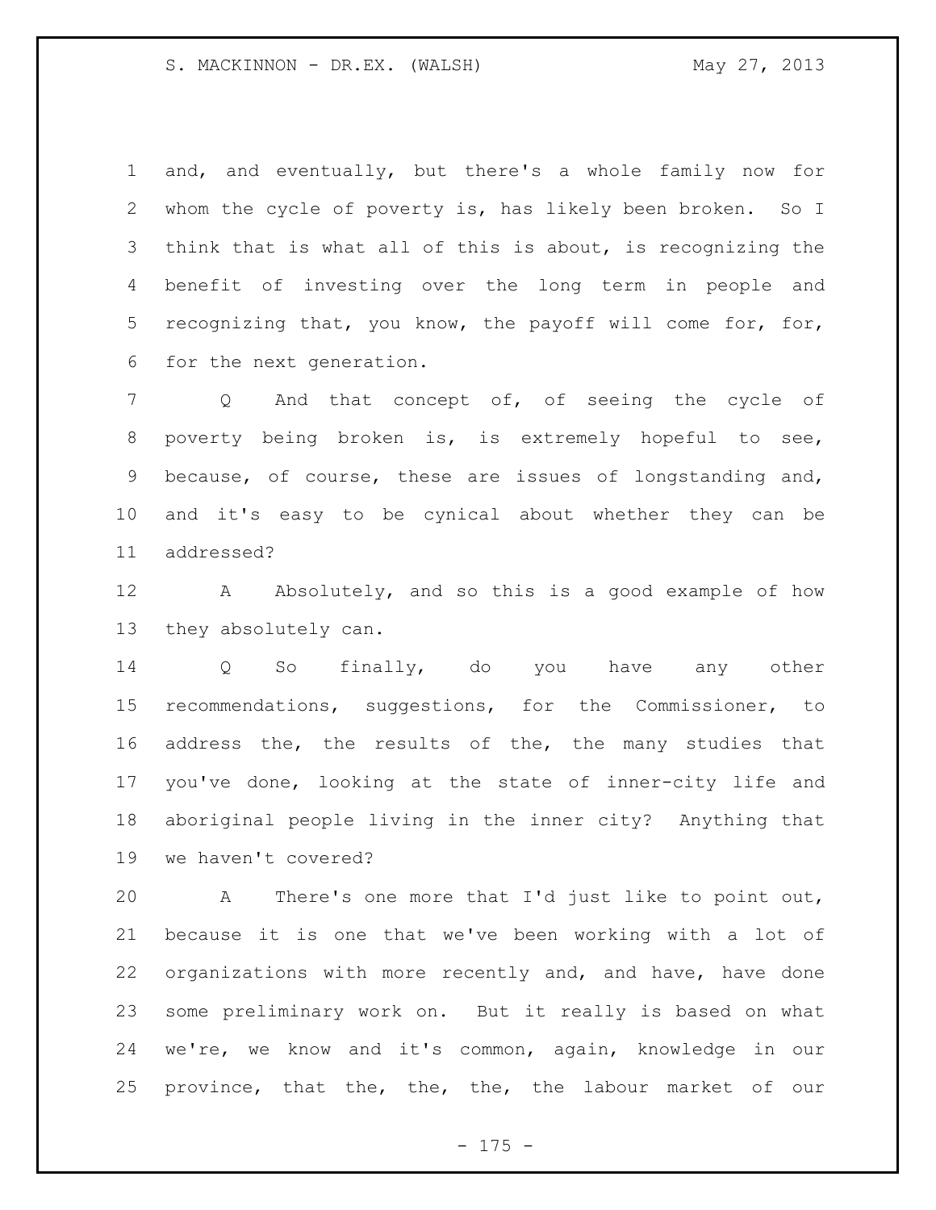and, and eventually, but there's a whole family now for whom the cycle of poverty is, has likely been broken. So I think that is what all of this is about, is recognizing the benefit of investing over the long term in people and recognizing that, you know, the payoff will come for, for, for the next generation.

Q And that concept of, of seeing the cycle of poverty being broken is, is extremely hopeful to see, because, of course, these are issues of longstanding and, and it's easy to be cynical about whether they can be addressed?

A Absolutely, and so this is a good example of how they absolutely can.

Q So finally, do you have any other recommendations, suggestions, for the Commissioner, to address the, the results of the, the many studies that you've done, looking at the state of inner-city life and aboriginal people living in the inner city? Anything that we haven't covered?

A There's one more that I'd just like to point out, because it is one that we've been working with a lot of organizations with more recently and, and have, have done some preliminary work on. But it really is based on what we're, we know and it's common, again, knowledge in our province, that the, the, the, the labour market of our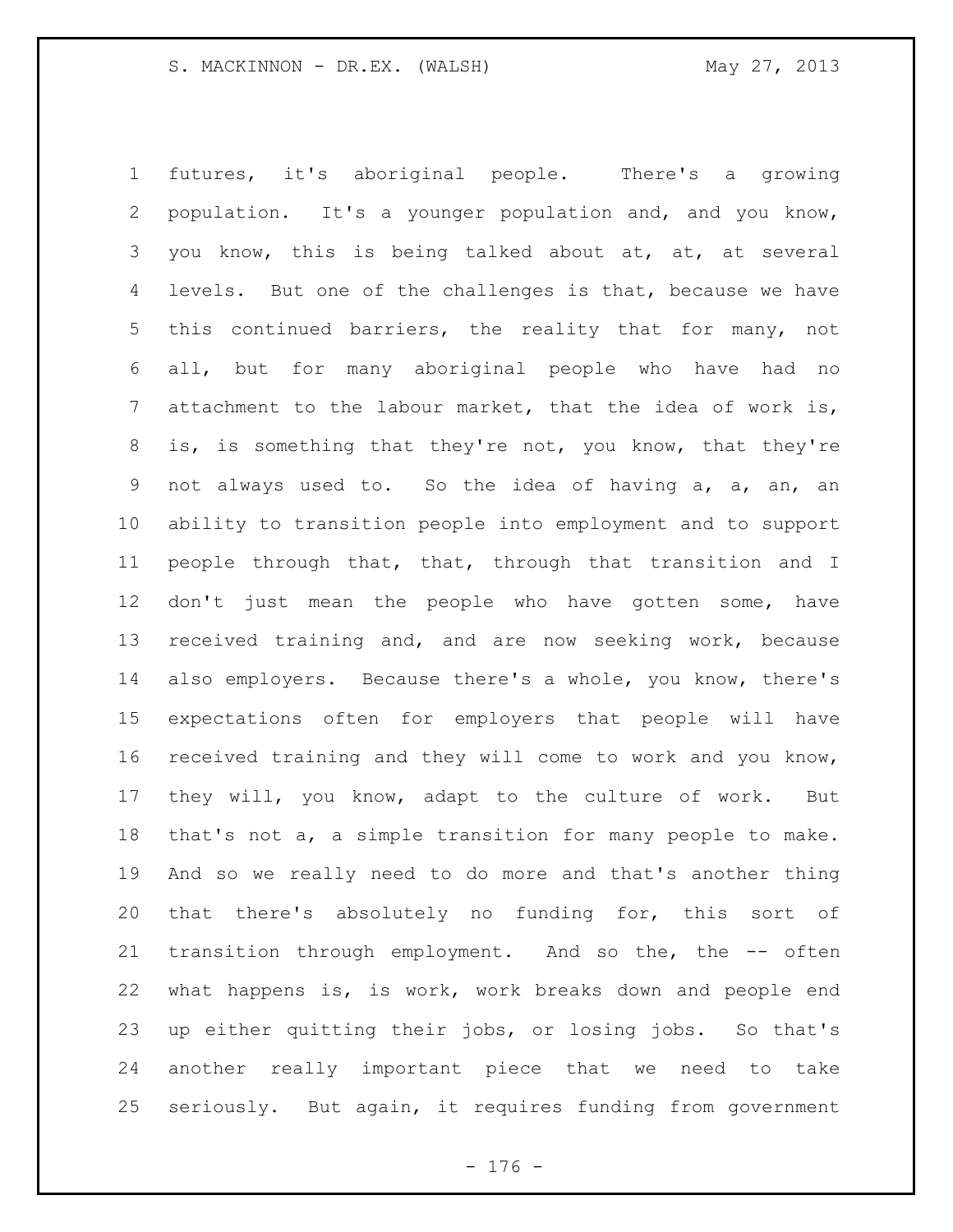futures, it's aboriginal people. There's a growing population. It's a younger population and, and you know, you know, this is being talked about at, at, at several levels. But one of the challenges is that, because we have this continued barriers, the reality that for many, not all, but for many aboriginal people who have had no attachment to the labour market, that the idea of work is, is, is something that they're not, you know, that they're not always used to. So the idea of having a, a, an, an ability to transition people into employment and to support people through that, that, through that transition and I don't just mean the people who have gotten some, have received training and, and are now seeking work, because also employers. Because there's a whole, you know, there's expectations often for employers that people will have received training and they will come to work and you know, they will, you know, adapt to the culture of work. But that's not a, a simple transition for many people to make. And so we really need to do more and that's another thing that there's absolutely no funding for, this sort of transition through employment. And so the, the -- often what happens is, is work, work breaks down and people end up either quitting their jobs, or losing jobs. So that's another really important piece that we need to take seriously. But again, it requires funding from government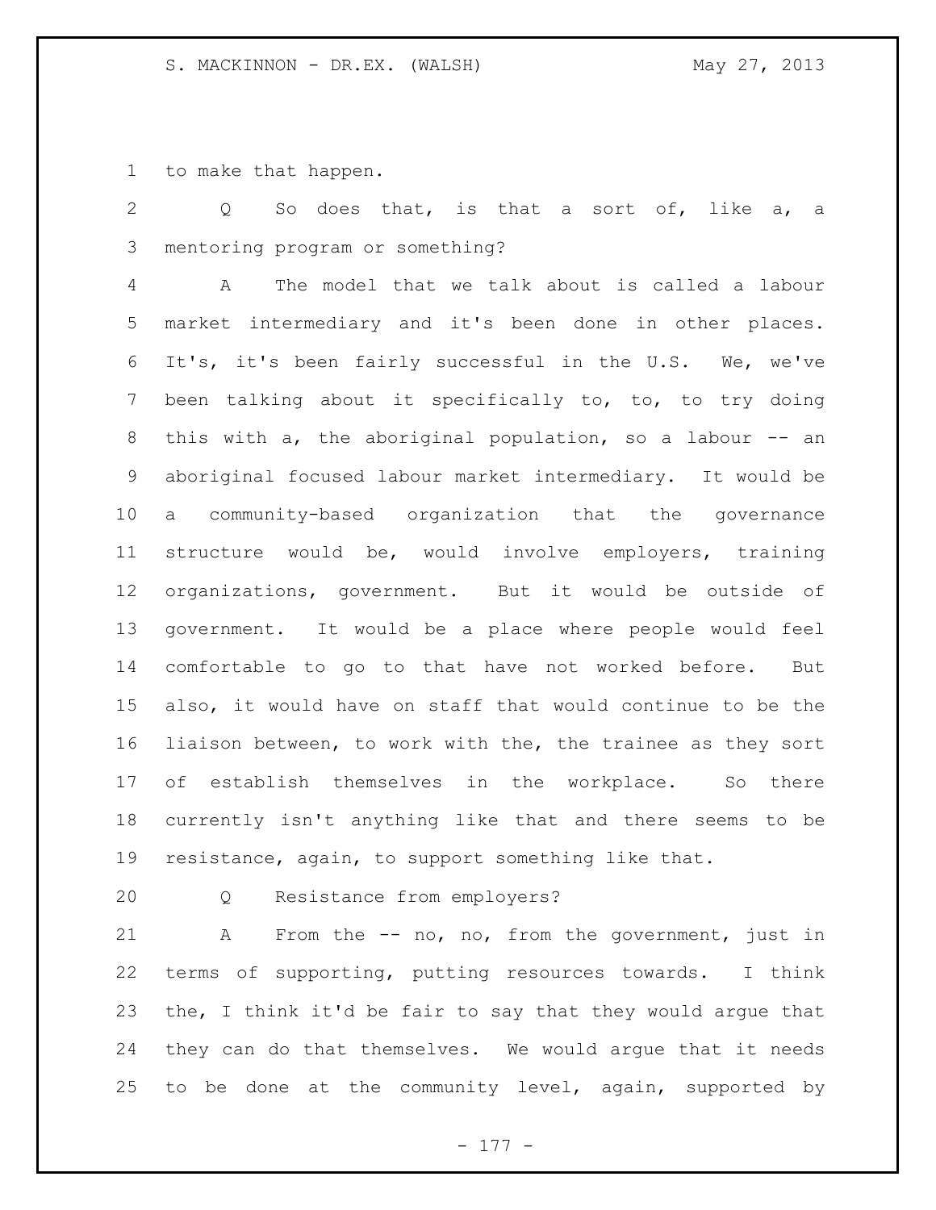to make that happen.

Q So does that, is that a sort of, like a, a mentoring program or something?

A The model that we talk about is called a labour market intermediary and it's been done in other places. It's, it's been fairly successful in the U.S. We, we've been talking about it specifically to, to, to try doing this with a, the aboriginal population, so a labour -- an aboriginal focused labour market intermediary. It would be a community-based organization that the governance structure would be, would involve employers, training organizations, government. But it would be outside of government. It would be a place where people would feel comfortable to go to that have not worked before. But also, it would have on staff that would continue to be the liaison between, to work with the, the trainee as they sort of establish themselves in the workplace. So there currently isn't anything like that and there seems to be resistance, again, to support something like that.

Q Resistance from employers?

A From the -- no, no, from the government, just in terms of supporting, putting resources towards. I think the, I think it'd be fair to say that they would argue that they can do that themselves. We would argue that it needs to be done at the community level, again, supported by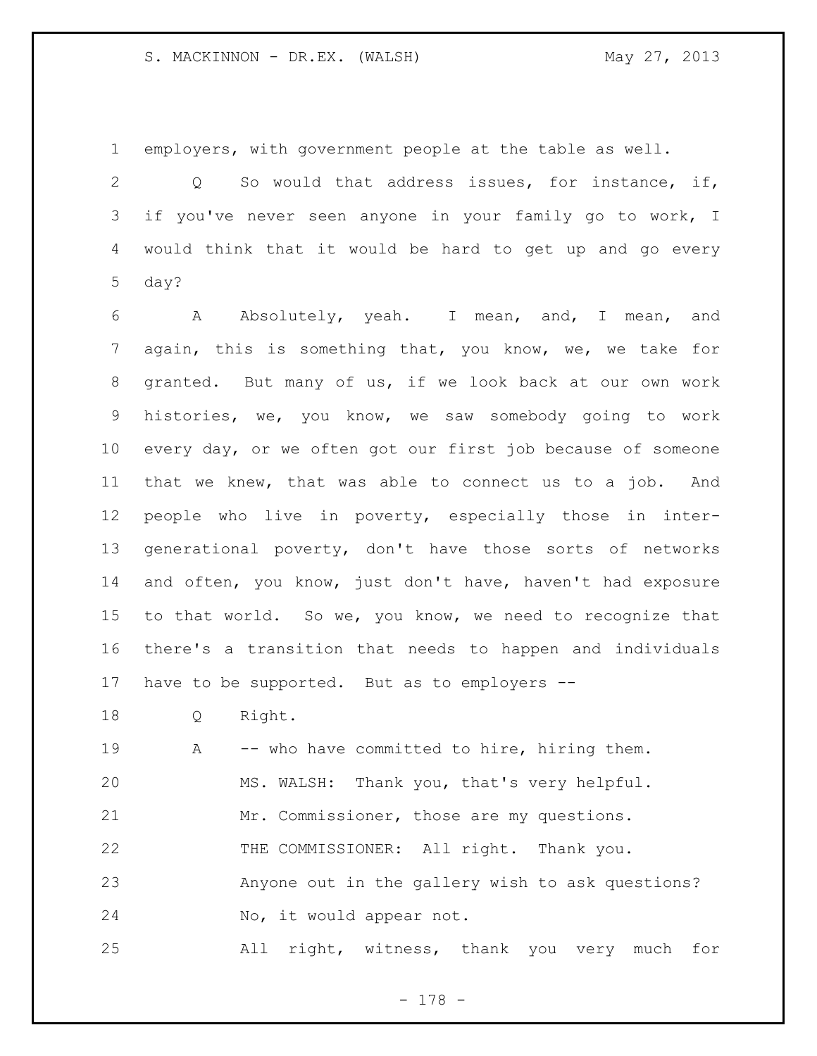employers, with government people at the table as well.

Q So would that address issues, for instance, if, if you've never seen anyone in your family go to work, I would think that it would be hard to get up and go every day?

A Absolutely, yeah. I mean, and, I mean, and again, this is something that, you know, we, we take for granted. But many of us, if we look back at our own work histories, we, you know, we saw somebody going to work every day, or we often got our first job because of someone that we knew, that was able to connect us to a job. And people who live in poverty, especially those in inter-generational poverty, don't have those sorts of networks and often, you know, just don't have, haven't had exposure to that world. So we, you know, we need to recognize that there's a transition that needs to happen and individuals have to be supported. But as to employers --

Q Right.

A -- who have committed to hire, hiring them.

MS. WALSH: Thank you, that's very helpful.

Mr. Commissioner, those are my questions.

THE COMMISSIONER: All right. Thank you.

Anyone out in the gallery wish to ask questions?

No, it would appear not.

All right, witness, thank you very much for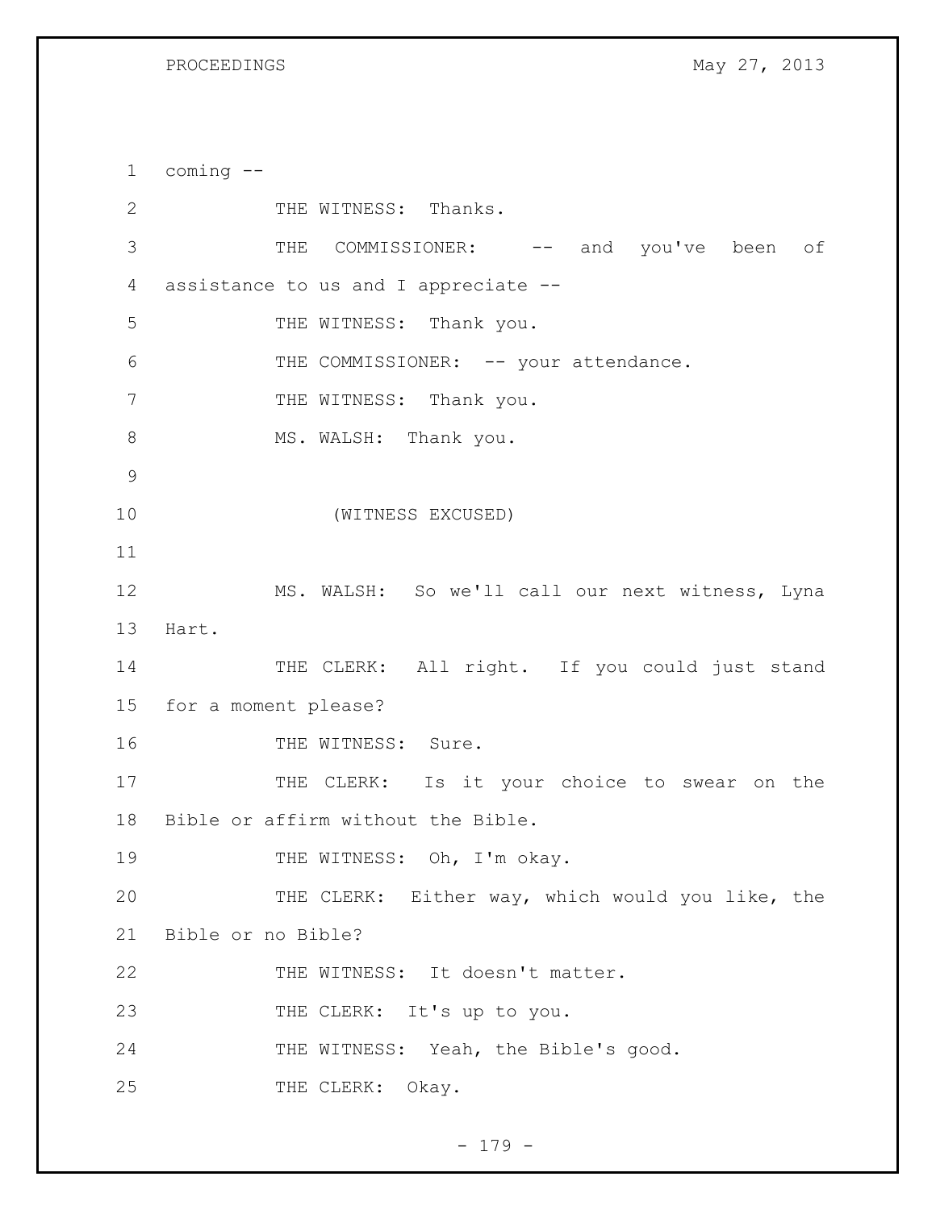coming --

THE WITNESS: Thanks.

THE COMMISSIONER: -- and you've been of assistance to us and I appreciate --

THE WITNESS: Thank you.

THE COMMISSIONER: -- your attendance.

THE WITNESS: Thank you.

MS. WALSH: Thank you.

(WITNESS EXCUSED)

MS. WALSH: So we'll call our next witness, Lyna Hart.

THE CLERK: All right. If you could just stand for a moment please?

THE WITNESS: Sure.

THE CLERK: Is it your choice to swear on the Bible or affirm without the Bible.

THE WITNESS: Oh, I'm okay.

THE CLERK: Either way, which would you like, the Bible or no Bible?

THE WITNESS: It doesn't matter.

THE CLERK: It's up to you.

THE WITNESS: Yeah, the Bible's good.

THE CLERK: Okay.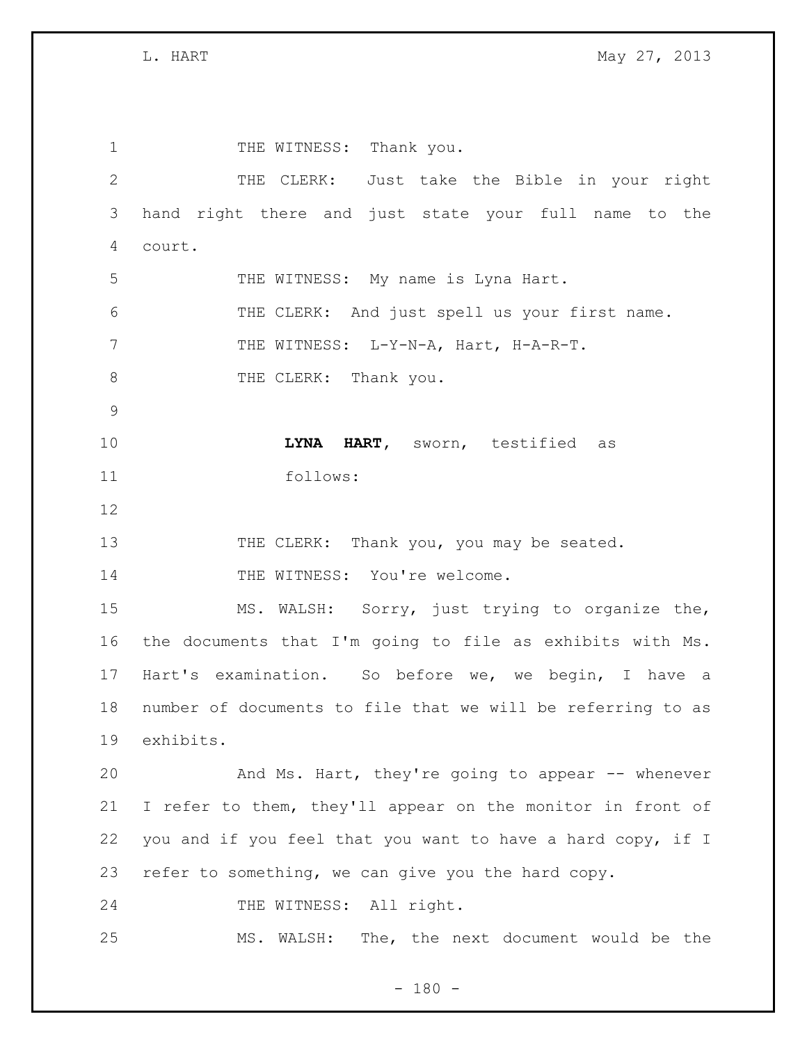THE WITNESS: Thank you.

THE CLERK: Just take the Bible in your right hand right there and just state your full name to the court.

THE WITNESS: My name is Lyna Hart.

THE CLERK: And just spell us your first name.

THE WITNESS: L-Y-N-A, Hart, H-A-R-T.

THE CLERK: Thank you.

**LYNA HART**, sworn, testified as follows:

THE CLERK: Thank you, you may be seated.

THE WITNESS: You're welcome.

MS. WALSH: Sorry, just trying to organize the, the documents that I'm going to file as exhibits with Ms. Hart's examination. So before we, we begin, I have a number of documents to file that we will be referring to as exhibits.

And Ms. Hart, they're going to appear -- whenever I refer to them, they'll appear on the monitor in front of you and if you feel that you want to have a hard copy, if I refer to something, we can give you the hard copy.

THE WITNESS: All right.

MS. WALSH: The, the next document would be the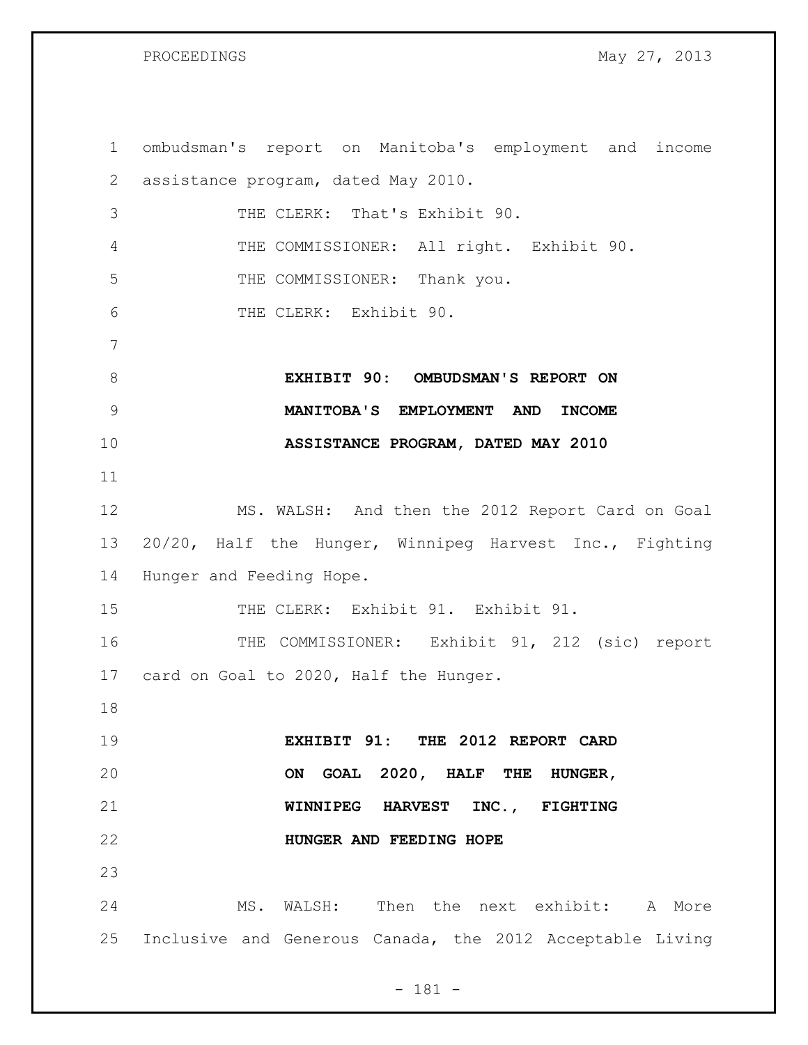ombudsman's report on Manitoba's employment and income assistance program, dated May 2010.

THE CLERK: That's Exhibit 90.

THE COMMISSIONER: All right. Exhibit 90.

THE COMMISSIONER: Thank you.

THE CLERK: Exhibit 90.

**EXHIBIT 90: OMBUDSMAN'S REPORT ON MANITOBA'S EMPLOYMENT AND INCOME ASSISTANCE PROGRAM, DATED MAY 2010**

MS. WALSH: And then the 2012 Report Card on Goal 20/20, Half the Hunger, Winnipeg Harvest Inc., Fighting Hunger and Feeding Hope.

THE CLERK: Exhibit 91. Exhibit 91.

THE COMMISSIONER: Exhibit 91, 212 (sic) report card on Goal to 2020, Half the Hunger.

**EXHIBIT 91: THE 2012 REPORT CARD ON GOAL 2020, HALF THE HUNGER, WINNIPEG HARVEST INC., FIGHTING HUNGER AND FEEDING HOPE**

MS. WALSH: Then the next exhibit: A More Inclusive and Generous Canada, the 2012 Acceptable Living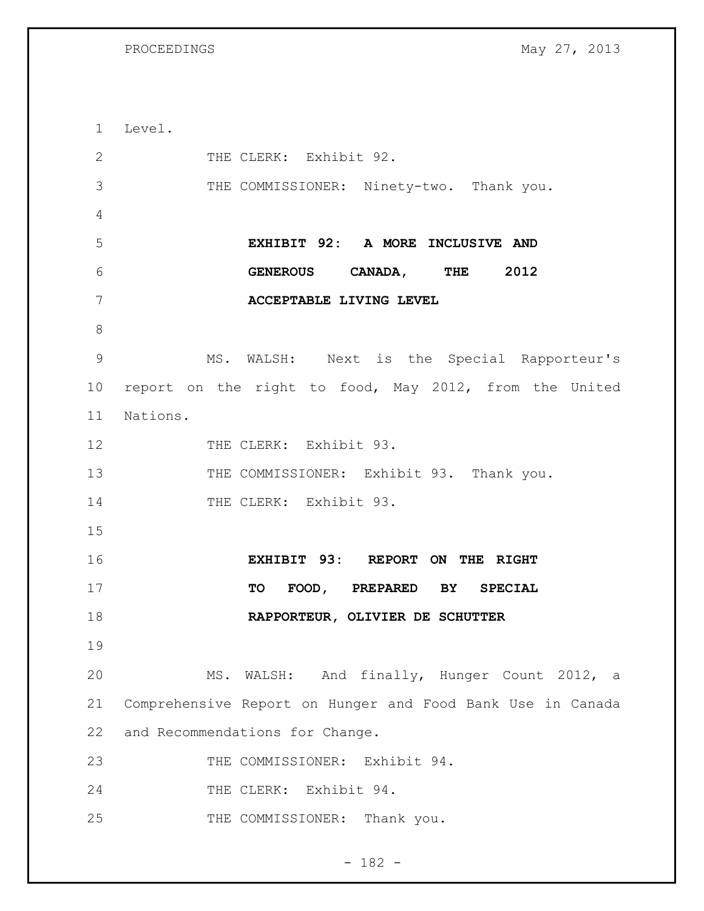Level.

THE CLERK: Exhibit 92.

THE COMMISSIONER: Ninety-two. Thank you.

**EXHIBIT 92: A MORE INCLUSIVE AND GENEROUS CANADA, THE 2012 ACCEPTABLE LIVING LEVEL**

MS. WALSH: Next is the Special Rapporteur's report on the right to food, May 2012, from the United Nations.

THE CLERK: Exhibit 93.

THE COMMISSIONER: Exhibit 93. Thank you.

THE CLERK: Exhibit 93.

**EXHIBIT 93: REPORT ON THE RIGHT TO FOOD, PREPARED BY SPECIAL RAPPORTEUR, OLIVIER DE SCHUTTER**

MS. WALSH: And finally, Hunger Count 2012, a Comprehensive Report on Hunger and Food Bank Use in Canada and Recommendations for Change.

THE COMMISSIONER: Exhibit 94.

THE CLERK: Exhibit 94.

THE COMMISSIONER: Thank you.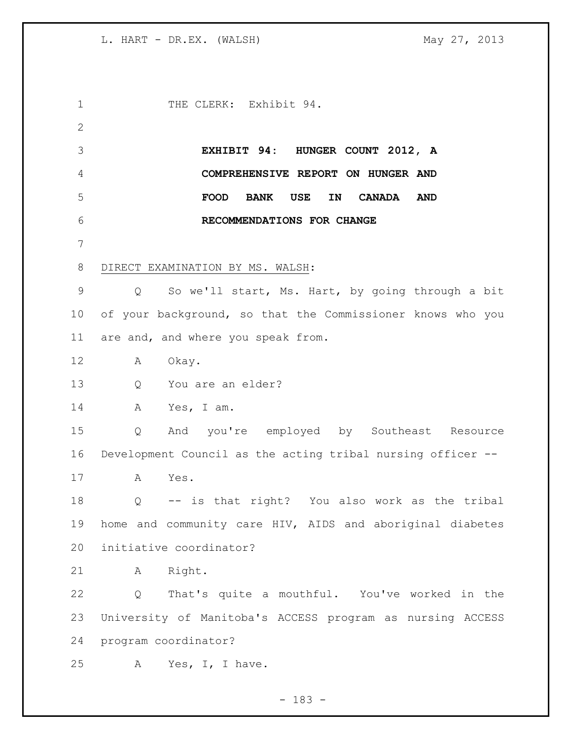THE CLERK: Exhibit 94.

**EXHIBIT 94: HUNGER COUNT 2012, A COMPREHENSIVE REPORT ON HUNGER AND FOOD BANK USE IN CANADA AND RECOMMENDATIONS FOR CHANGE**

DIRECT EXAMINATION BY MS. WALSH:

Q So we'll start, Ms. Hart, by going through a bit of your background, so that the Commissioner knows who you are and, and where you speak from.

A Okay.

Q You are an elder?

A Yes, I am.

Q And you're employed by Southeast Resource Development Council as the acting tribal nursing officer --

A Yes.

Q -- is that right? You also work as the tribal home and community care HIV, AIDS and aboriginal diabetes initiative coordinator?

A Right.

Q That's quite a mouthful. You've worked in the University of Manitoba's ACCESS program as nursing ACCESS program coordinator?

A Yes, I, I have.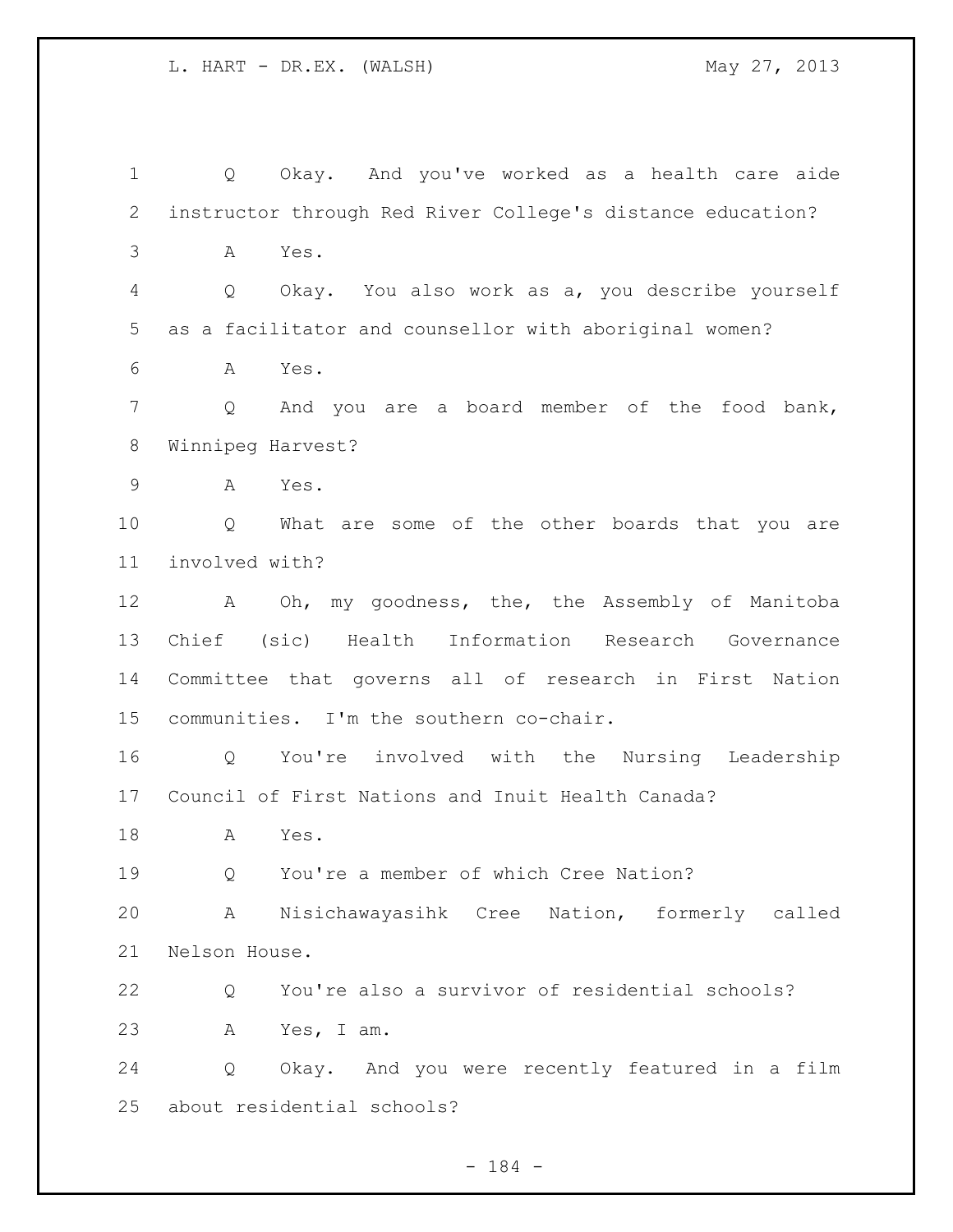Q Okay. And you've worked as a health care aide instructor through Red River College's distance education?

A Yes.

Q Okay. You also work as a, you describe yourself as a facilitator and counsellor with aboriginal women?

A Yes.

Q And you are a board member of the food bank, Winnipeg Harvest?

A Yes.

Q What are some of the other boards that you are involved with?

A Oh, my goodness, the, the Assembly of Manitoba Chief (sic) Health Information Research Governance Committee that governs all of research in First Nation communities. I'm the southern co-chair.

Q You're involved with the Nursing Leadership Council of First Nations and Inuit Health Canada?

A Yes.

Q You're a member of which Cree Nation?

A Nisichawayasihk Cree Nation, formerly called Nelson House.

Q You're also a survivor of residential schools?

A Yes, I am.

Q Okay. And you were recently featured in a film about residential schools?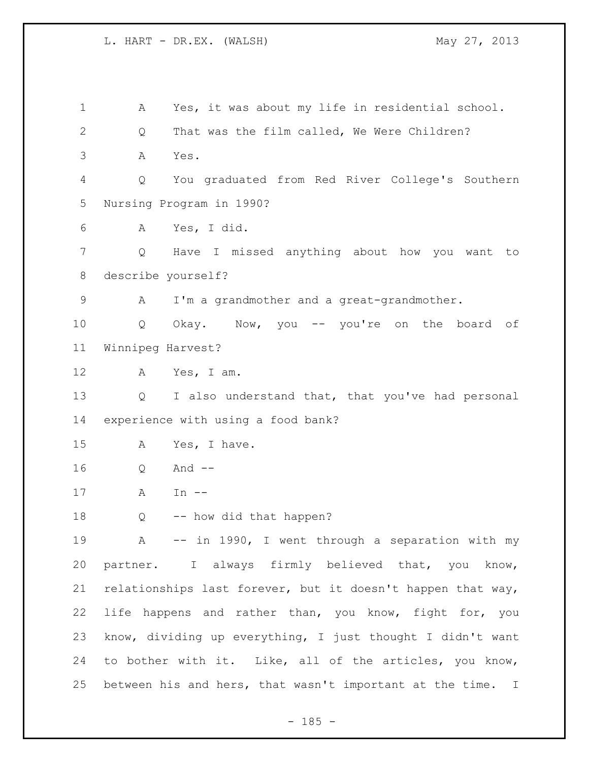A Yes, it was about my life in residential school.

Q That was the film called, We Were Children?

A Yes.

Q You graduated from Red River College's Southern Nursing Program in 1990?

A Yes, I did.

Q Have I missed anything about how you want to describe yourself?

A I'm a grandmother and a great-grandmother.

Q Okay. Now, you -- you're on the board of Winnipeg Harvest?

A Yes, I am.

Q I also understand that, that you've had personal experience with using a food bank?

A Yes, I have.

Q And --

A In --

Q -- how did that happen?

A -- in 1990, I went through a separation with my partner. I always firmly believed that, you know, relationships last forever, but it doesn't happen that way, life happens and rather than, you know, fight for, you know, dividing up everything, I just thought I didn't want to bother with it. Like, all of the articles, you know, between his and hers, that wasn't important at the time. I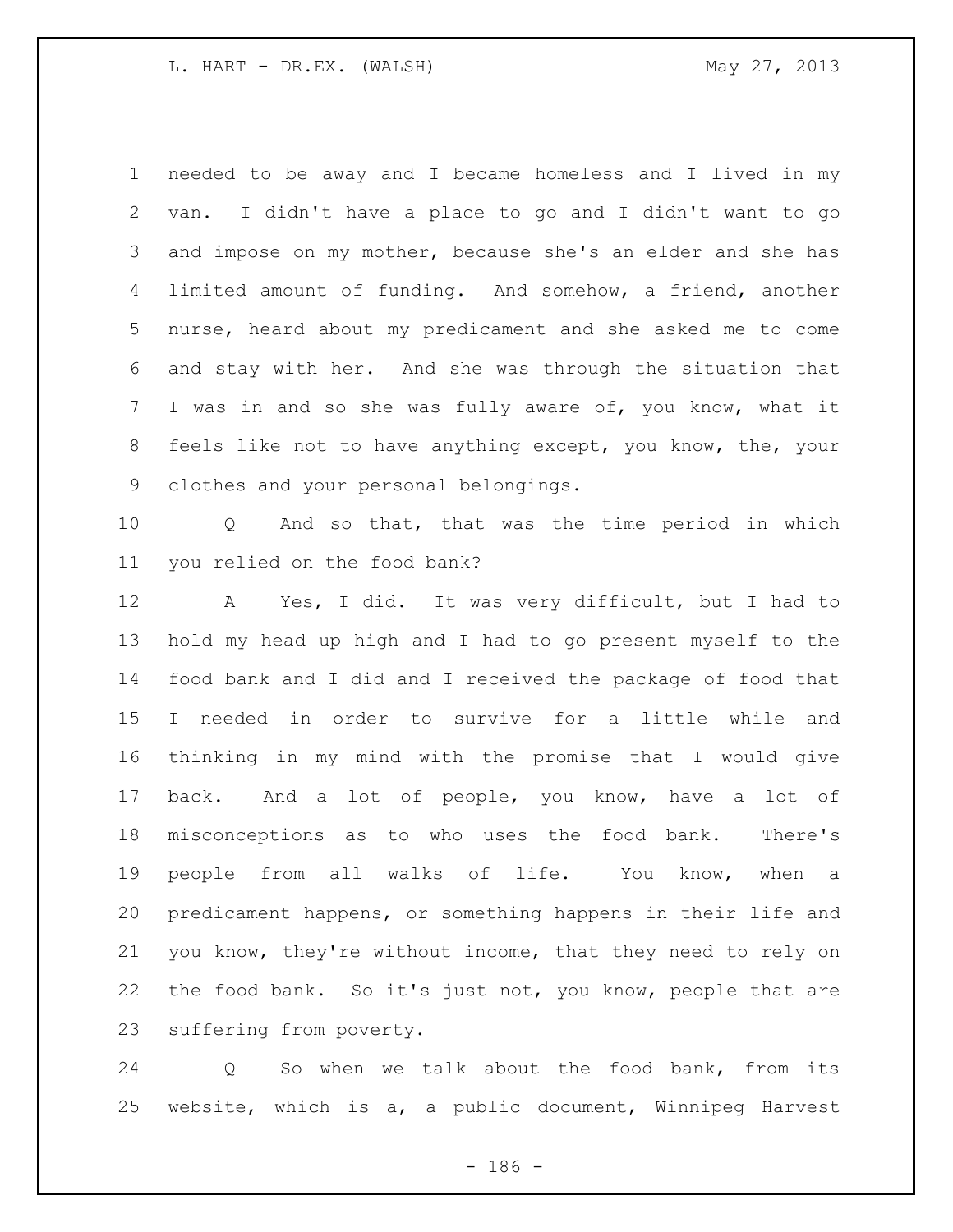needed to be away and I became homeless and I lived in my van. I didn't have a place to go and I didn't want to go and impose on my mother, because she's an elder and she has limited amount of funding. And somehow, a friend, another nurse, heard about my predicament and she asked me to come and stay with her. And she was through the situation that I was in and so she was fully aware of, you know, what it feels like not to have anything except, you know, the, your clothes and your personal belongings.

Q And so that, that was the time period in which you relied on the food bank?

A Yes, I did. It was very difficult, but I had to hold my head up high and I had to go present myself to the food bank and I did and I received the package of food that I needed in order to survive for a little while and thinking in my mind with the promise that I would give back. And a lot of people, you know, have a lot of misconceptions as to who uses the food bank. There's people from all walks of life. You know, when a predicament happens, or something happens in their life and you know, they're without income, that they need to rely on the food bank. So it's just not, you know, people that are suffering from poverty.

Q So when we talk about the food bank, from its website, which is a, a public document, Winnipeg Harvest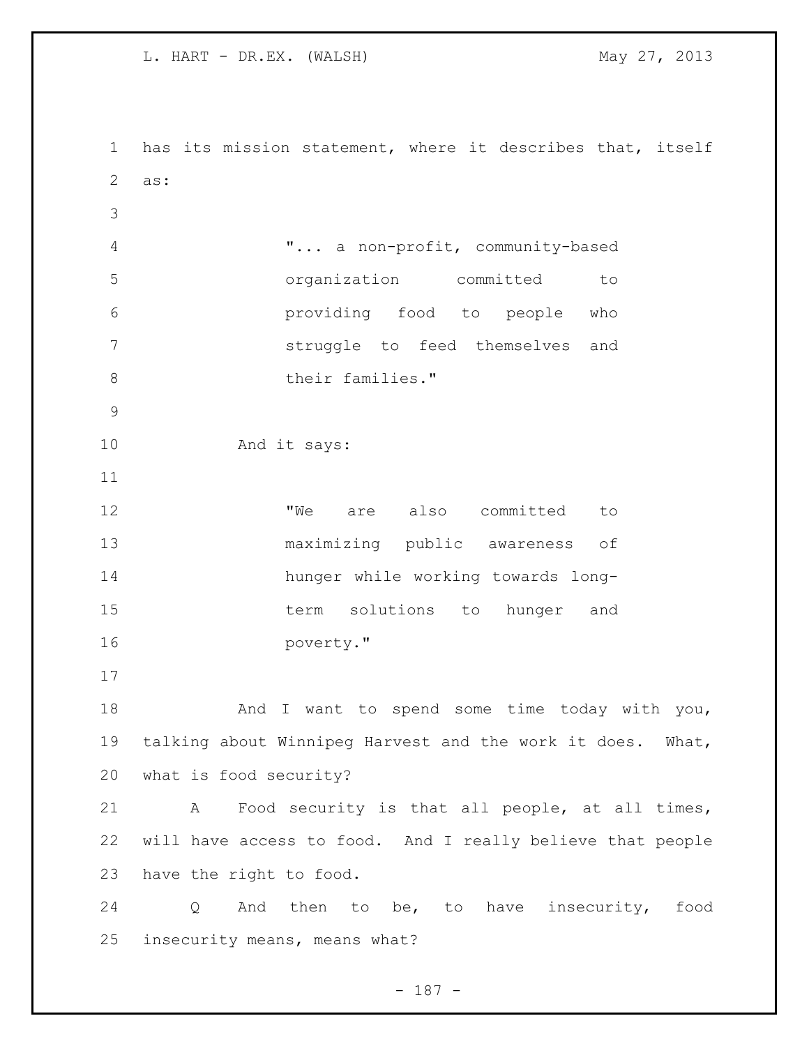has its mission statement, where it describes that, itself as:

> "... a non-profit, community-based organization committed to providing food to people who struggle to feed themselves and their families."

And it says:

> "We are also committed to maximizing public awareness of hunger while working towards long-term solutions to hunger and poverty."

And I want to spend some time today with you, talking about Winnipeg Harvest and the work it does. What, what is food security?

A Food security is that all people, at all times, will have access to food. And I really believe that people have the right to food.

Q And then to be, to have insecurity, food insecurity means, means what?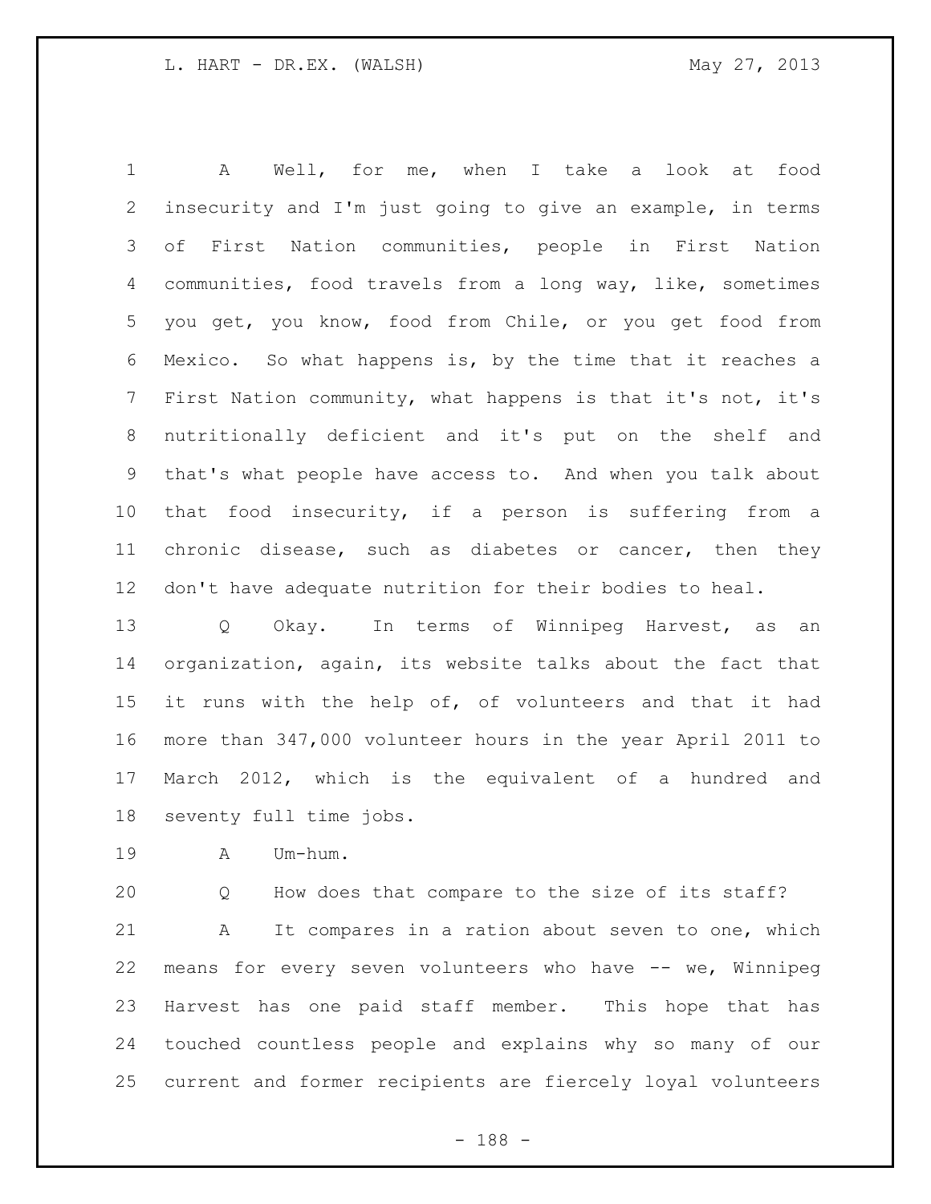A Well, for me, when I take a look at food insecurity and I'm just going to give an example, in terms of First Nation communities, people in First Nation communities, food travels from a long way, like, sometimes you get, you know, food from Chile, or you get food from Mexico. So what happens is, by the time that it reaches a First Nation community, what happens is that it's not, it's nutritionally deficient and it's put on the shelf and that's what people have access to. And when you talk about that food insecurity, if a person is suffering from a chronic disease, such as diabetes or cancer, then they don't have adequate nutrition for their bodies to heal.

Q Okay. In terms of Winnipeg Harvest, as an organization, again, its website talks about the fact that it runs with the help of, of volunteers and that it had more than 347,000 volunteer hours in the year April 2011 to March 2012, which is the equivalent of a hundred and seventy full time jobs.

A Um-hum.

Q How does that compare to the size of its staff?

A It compares in a ration about seven to one, which means for every seven volunteers who have -- we, Winnipeg Harvest has one paid staff member. This hope that has touched countless people and explains why so many of our current and former recipients are fiercely loyal volunteers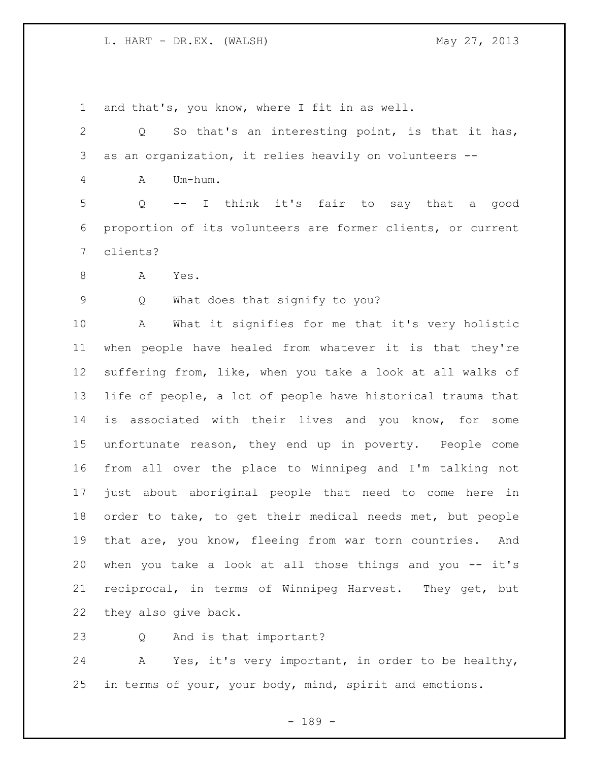and that's, you know, where I fit in as well.

Q So that's an interesting point, is that it has, as an organization, it relies heavily on volunteers --

A Um-hum.

Q -- I think it's fair to say that a good proportion of its volunteers are former clients, or current clients?

A Yes.

Q What does that signify to you?

A What it signifies for me that it's very holistic when people have healed from whatever it is that they're suffering from, like, when you take a look at all walks of life of people, a lot of people have historical trauma that is associated with their lives and you know, for some unfortunate reason, they end up in poverty. People come from all over the place to Winnipeg and I'm talking not just about aboriginal people that need to come here in order to take, to get their medical needs met, but people that are, you know, fleeing from war torn countries. And when you take a look at all those things and you -- it's reciprocal, in terms of Winnipeg Harvest. They get, but they also give back.

Q And is that important?

A Yes, it's very important, in order to be healthy, in terms of your, your body, mind, spirit and emotions.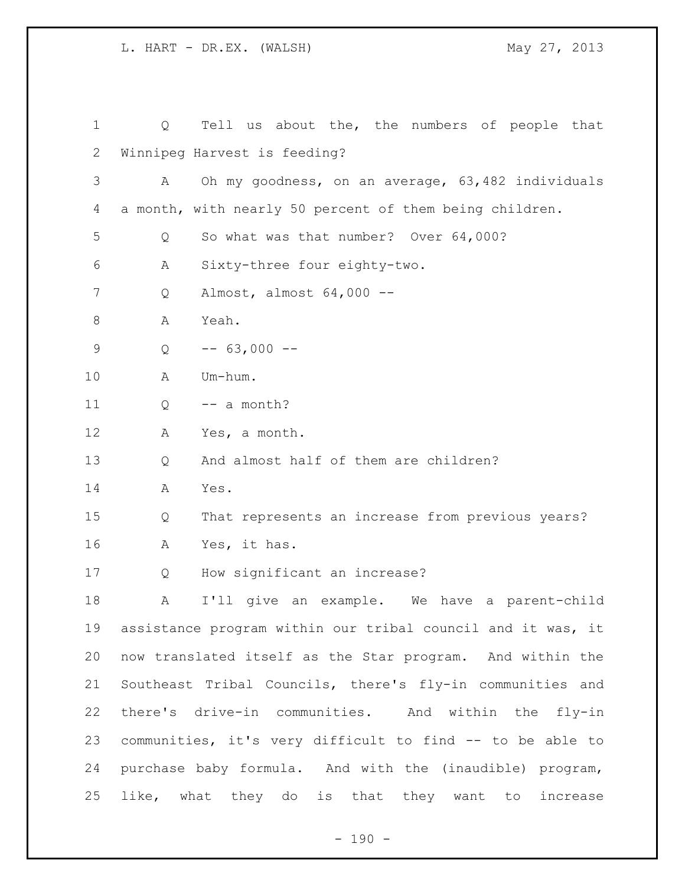Q Tell us about the, the numbers of people that Winnipeg Harvest is feeding?

A Oh my goodness, on an average, 63,482 individuals a month, with nearly 50 percent of them being children.

Q So what was that number? Over 64,000?

A Sixty-three four eighty-two.

Q Almost, almost 64,000 --

A Yeah.

Q -- 63,000 --

A Um-hum.

Q -- a month?

A Yes, a month.

Q And almost half of them are children?

A Yes.

Q That represents an increase from previous years?

A Yes, it has.

Q How significant an increase?

A I'll give an example. We have a parent-child assistance program within our tribal council and it was, it now translated itself as the Star program. And within the Southeast Tribal Councils, there's fly-in communities and there's drive-in communities. And within the fly-in communities, it's very difficult to find -- to be able to purchase baby formula. And with the (inaudible) program, like, what they do is that they want to increase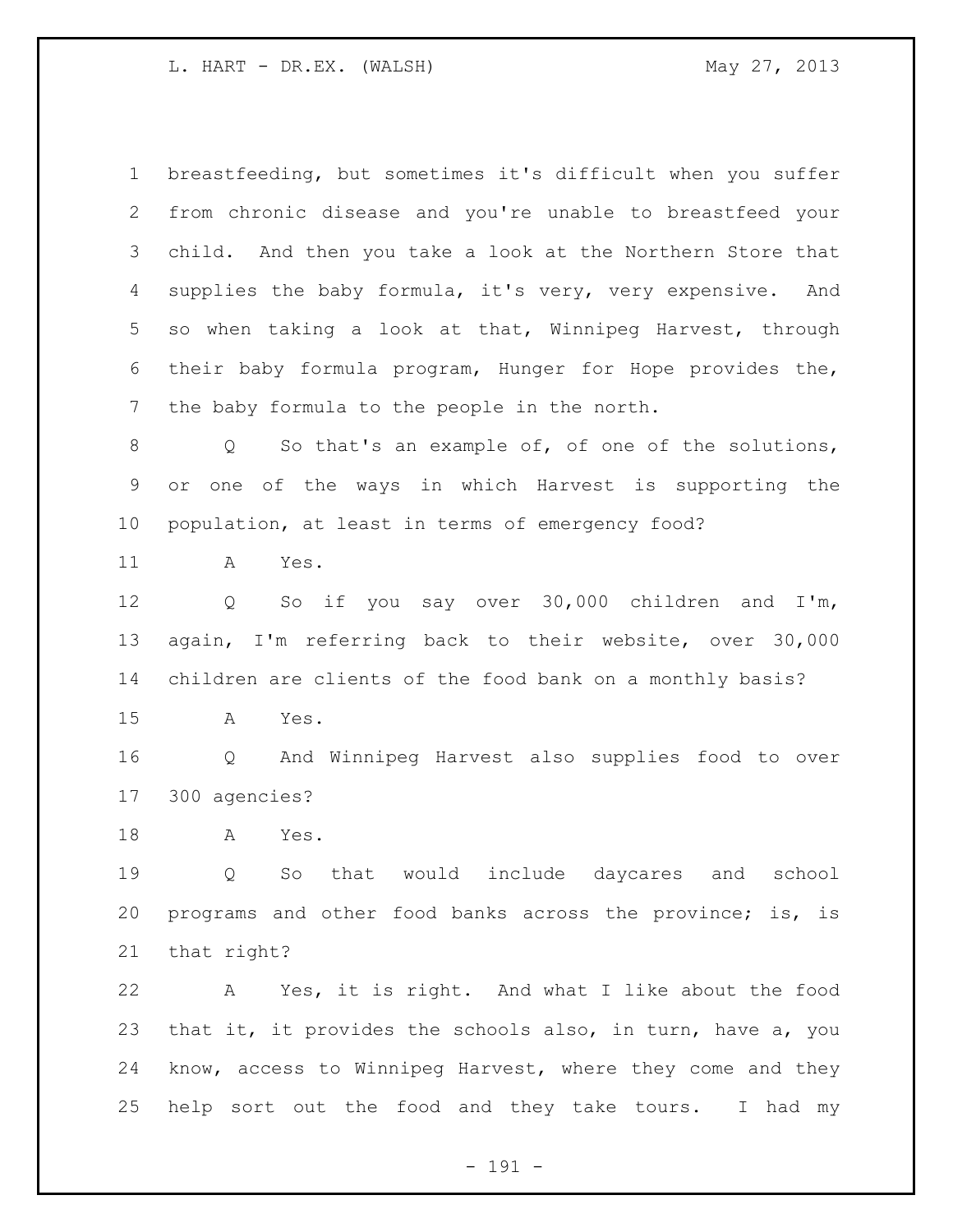breastfeeding, but sometimes it's difficult when you suffer from chronic disease and you're unable to breastfeed your child. And then you take a look at the Northern Store that supplies the baby formula, it's very, very expensive. And so when taking a look at that, Winnipeg Harvest, through their baby formula program, Hunger for Hope provides the, the baby formula to the people in the north.

Q So that's an example of, of one of the solutions, or one of the ways in which Harvest is supporting the population, at least in terms of emergency food?

A Yes.

Q So if you say over 30,000 children and I'm, again, I'm referring back to their website, over 30,000 children are clients of the food bank on a monthly basis?

A Yes.

Q And Winnipeg Harvest also supplies food to over 300 agencies?

A Yes.

Q So that would include daycares and school programs and other food banks across the province; is, is that right?

A Yes, it is right. And what I like about the food that it, it provides the schools also, in turn, have a, you know, access to Winnipeg Harvest, where they come and they help sort out the food and they take tours. I had my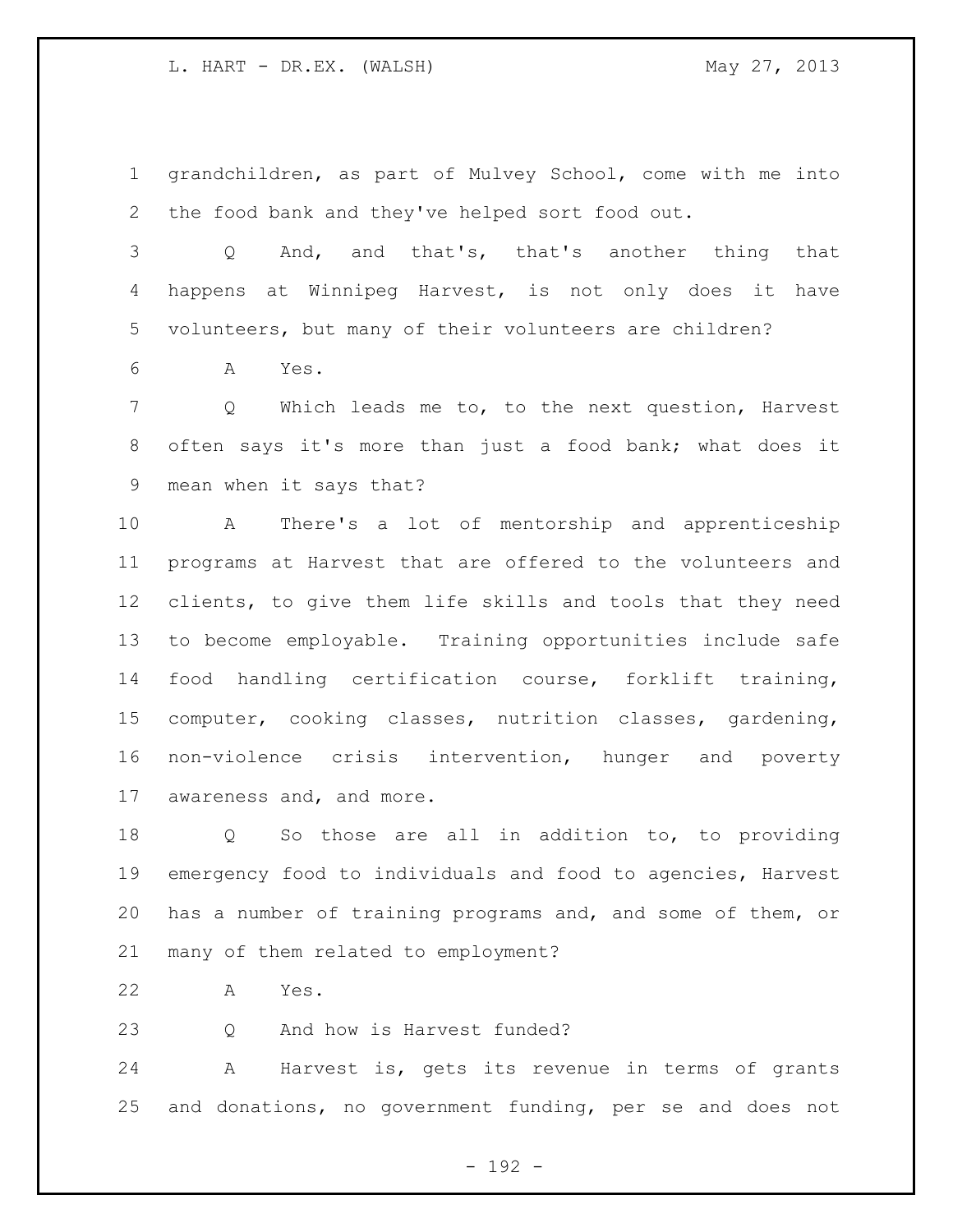grandchildren, as part of Mulvey School, come with me into the food bank and they've helped sort food out.

Q And, and that's, that's another thing that happens at Winnipeg Harvest, is not only does it have volunteers, but many of their volunteers are children?

A Yes.

Q Which leads me to, to the next question, Harvest often says it's more than just a food bank; what does it mean when it says that?

A There's a lot of mentorship and apprenticeship programs at Harvest that are offered to the volunteers and clients, to give them life skills and tools that they need to become employable. Training opportunities include safe food handling certification course, forklift training, computer, cooking classes, nutrition classes, gardening, non-violence crisis intervention, hunger and poverty awareness and, and more.

Q So those are all in addition to, to providing emergency food to individuals and food to agencies, Harvest has a number of training programs and, and some of them, or many of them related to employment?

A Yes.

Q And how is Harvest funded?

A Harvest is, gets its revenue in terms of grants and donations, no government funding, per se and does not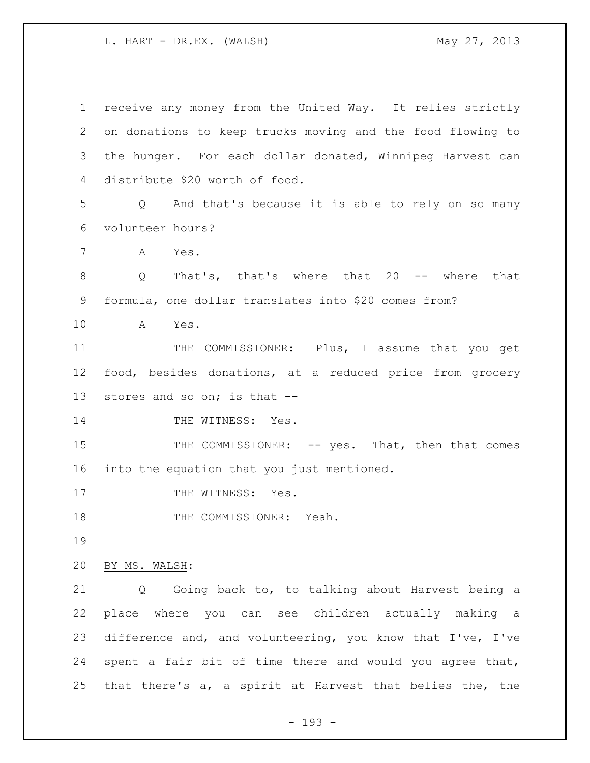receive any money from the United Way. It relies strictly on donations to keep trucks moving and the food flowing to the hunger. For each dollar donated, Winnipeg Harvest can distribute $20 worth of food.

Q And that's because it is able to rely on so many volunteer hours?

A Yes.

Q That's, that's where that 20 -- where that formula, one dollar translates into $20 comes from?

A Yes.

THE COMMISSIONER: Plus, I assume that you get food, besides donations, at a reduced price from grocery stores and so on; is that --

THE WITNESS: Yes.

THE COMMISSIONER: -- yes. That, then that comes into the equation that you just mentioned.

THE WITNESS: Yes.

THE COMMISSIONER: Yeah.

BY MS. WALSH:

Q Going back to, to talking about Harvest being a place where you can see children actually making a difference and, and volunteering, you know that I've, I've spent a fair bit of time there and would you agree that, that there's a, a spirit at Harvest that belies the, the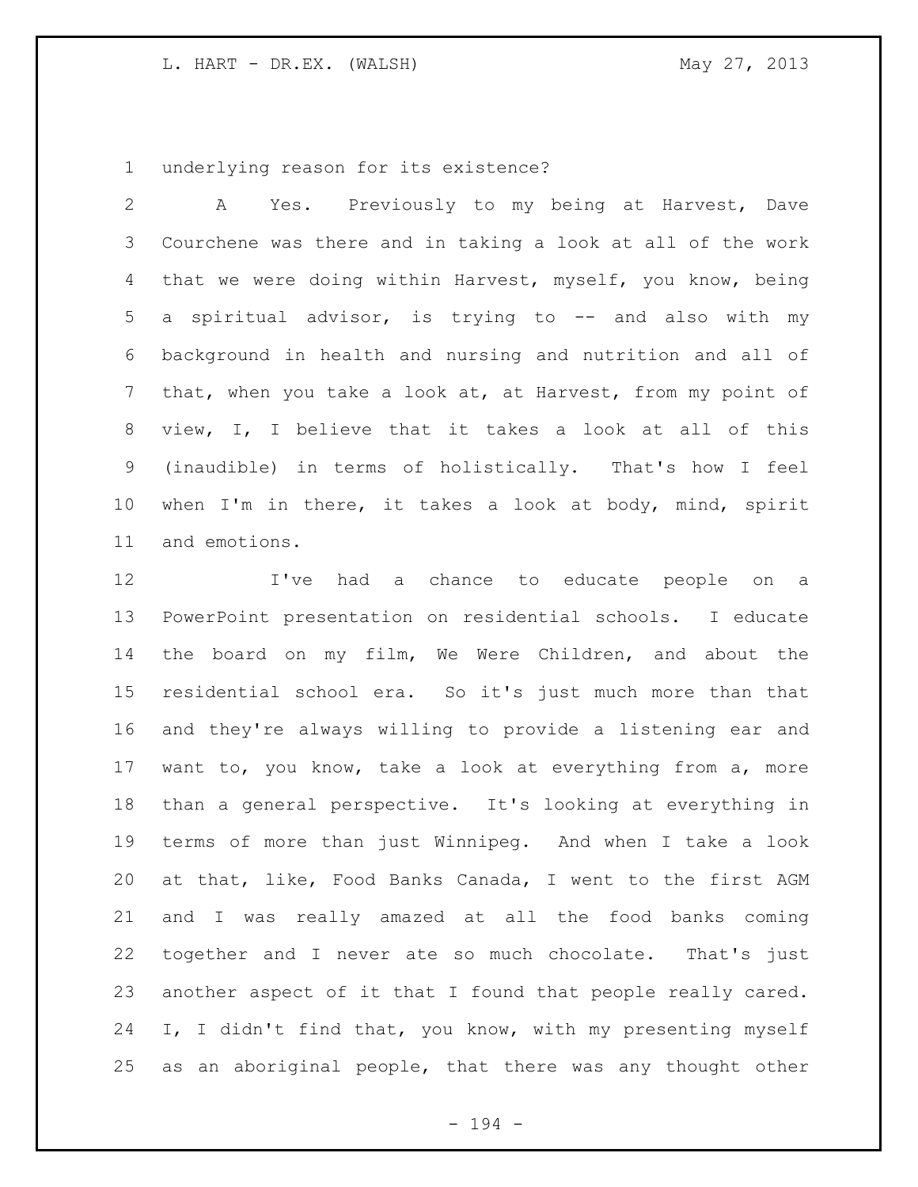underlying reason for its existence?

A Yes. Previously to my being at Harvest, Dave Courchene was there and in taking a look at all of the work that we were doing within Harvest, myself, you know, being a spiritual advisor, is trying to -- and also with my background in health and nursing and nutrition and all of that, when you take a look at, at Harvest, from my point of view, I, I believe that it takes a look at all of this (inaudible) in terms of holistically. That's how I feel when I'm in there, it takes a look at body, mind, spirit and emotions.

I've had a chance to educate people on a PowerPoint presentation on residential schools. I educate the board on my film, We Were Children, and about the residential school era. So it's just much more than that and they're always willing to provide a listening ear and want to, you know, take a look at everything from a, more than a general perspective. It's looking at everything in terms of more than just Winnipeg. And when I take a look at that, like, Food Banks Canada, I went to the first AGM and I was really amazed at all the food banks coming together and I never ate so much chocolate. That's just another aspect of it that I found that people really cared. I, I didn't find that, you know, with my presenting myself as an aboriginal people, that there was any thought other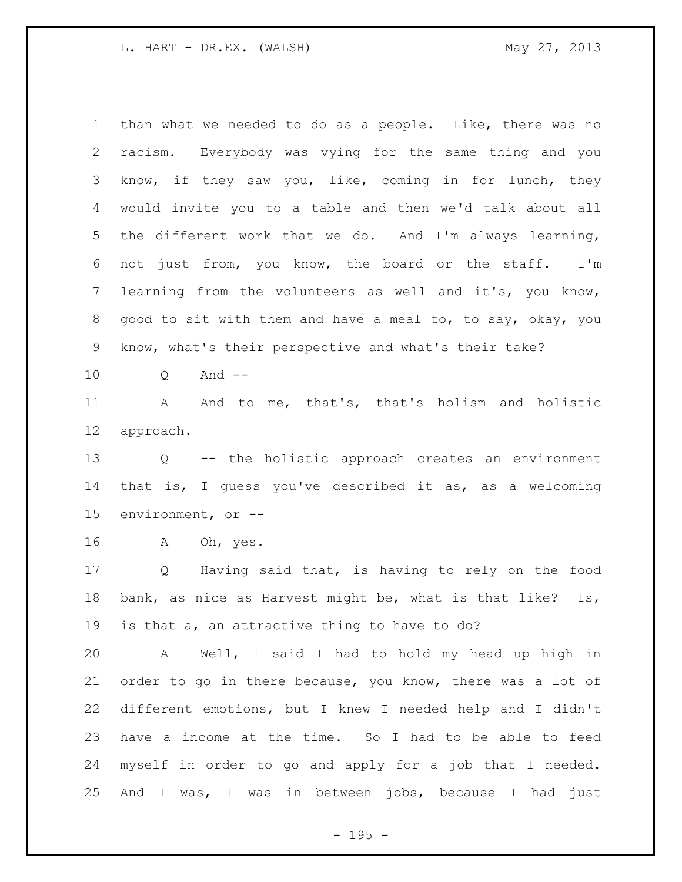than what we needed to do as a people. Like, there was no racism. Everybody was vying for the same thing and you know, if they saw you, like, coming in for lunch, they would invite you to a table and then we'd talk about all the different work that we do. And I'm always learning, not just from, you know, the board or the staff. I'm learning from the volunteers as well and it's, you know, good to sit with them and have a meal to, to say, okay, you know, what's their perspective and what's their take?

Q And --

A And to me, that's, that's holism and holistic approach.

Q -- the holistic approach creates an environment that is, I guess you've described it as, as a welcoming environment, or --

A Oh, yes.

Q Having said that, is having to rely on the food bank, as nice as Harvest might be, what is that like? Is, is that a, an attractive thing to have to do?

A Well, I said I had to hold my head up high in order to go in there because, you know, there was a lot of different emotions, but I knew I needed help and I didn't have a income at the time. So I had to be able to feed myself in order to go and apply for a job that I needed. And I was, I was in between jobs, because I had just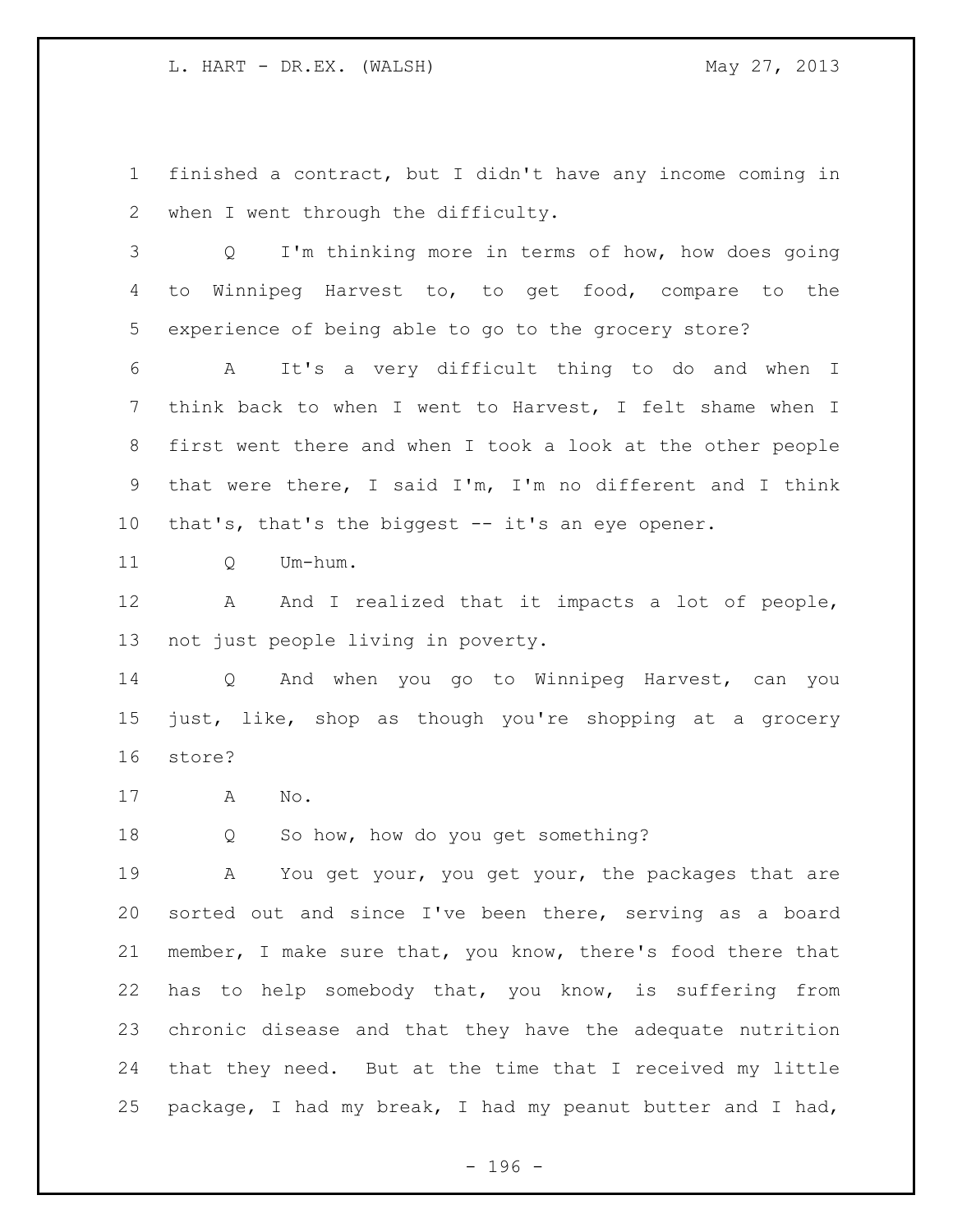finished a contract, but I didn't have any income coming in when I went through the difficulty.

Q I'm thinking more in terms of how, how does going to Winnipeg Harvest to, to get food, compare to the experience of being able to go to the grocery store?

A It's a very difficult thing to do and when I think back to when I went to Harvest, I felt shame when I first went there and when I took a look at the other people that were there, I said I'm, I'm no different and I think that's, that's the biggest -- it's an eye opener.

Q Um-hum.

A And I realized that it impacts a lot of people, not just people living in poverty.

Q And when you go to Winnipeg Harvest, can you just, like, shop as though you're shopping at a grocery store?

A No.

Q So how, how do you get something?

A You get your, you get your, the packages that are sorted out and since I've been there, serving as a board member, I make sure that, you know, there's food there that has to help somebody that, you know, is suffering from chronic disease and that they have the adequate nutrition that they need. But at the time that I received my little package, I had my break, I had my peanut butter and I had,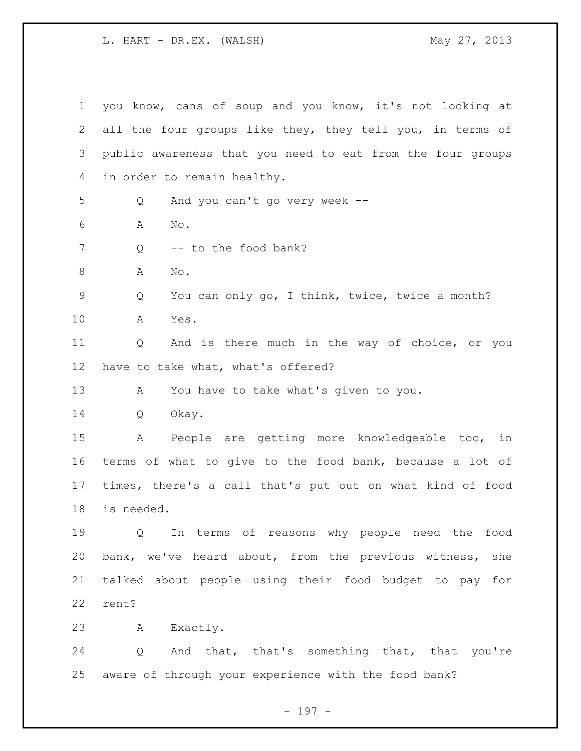you know, cans of soup and you know, it's not looking at all the four groups like they, they tell you, in terms of public awareness that you need to eat from the four groups in order to remain healthy.

Q And you can't go very week --

A No.

Q -- to the food bank?

A No.

Q You can only go, I think, twice, twice a month?

A Yes.

Q And is there much in the way of choice, or you have to take what, what's offered?

A You have to take what's given to you.

Q Okay.

A People are getting more knowledgeable too, in terms of what to give to the food bank, because a lot of times, there's a call that's put out on what kind of food is needed.

Q In terms of reasons why people need the food bank, we've heard about, from the previous witness, she talked about people using their food budget to pay for rent?

A Exactly.

Q And that, that's something that, that you're aware of through your experience with the food bank?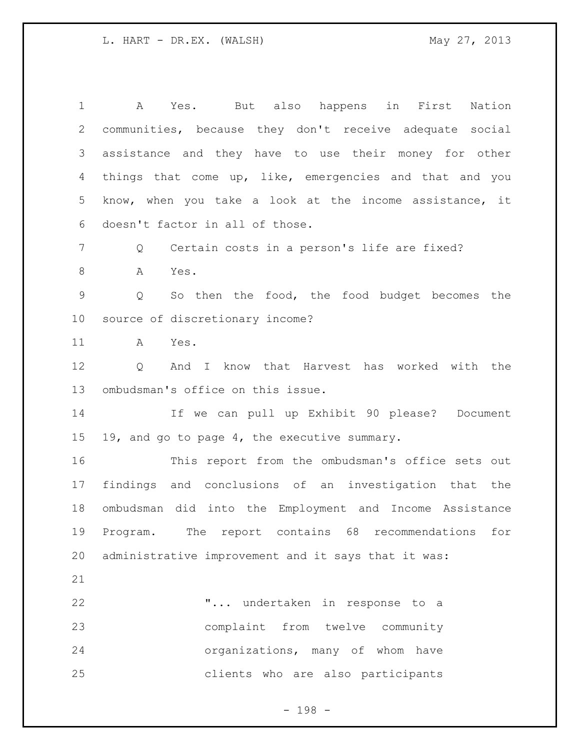A Yes. But also happens in First Nation communities, because they don't receive adequate social assistance and they have to use their money for other things that come up, like, emergencies and that and you know, when you take a look at the income assistance, it doesn't factor in all of those.

Q Certain costs in a person's life are fixed?

A Yes.

Q So then the food, the food budget becomes the source of discretionary income?

A Yes.

Q And I know that Harvest has worked with the ombudsman's office on this issue.

If we can pull up Exhibit 90 please? Document 19, and go to page 4, the executive summary.

This report from the ombudsman's office sets out findings and conclusions of an investigation that the ombudsman did into the Employment and Income Assistance Program. The report contains 68 recommendations for administrative improvement and it says that it was:

> "... undertaken in response to a complaint from twelve community organizations, many of whom have clients who are also participants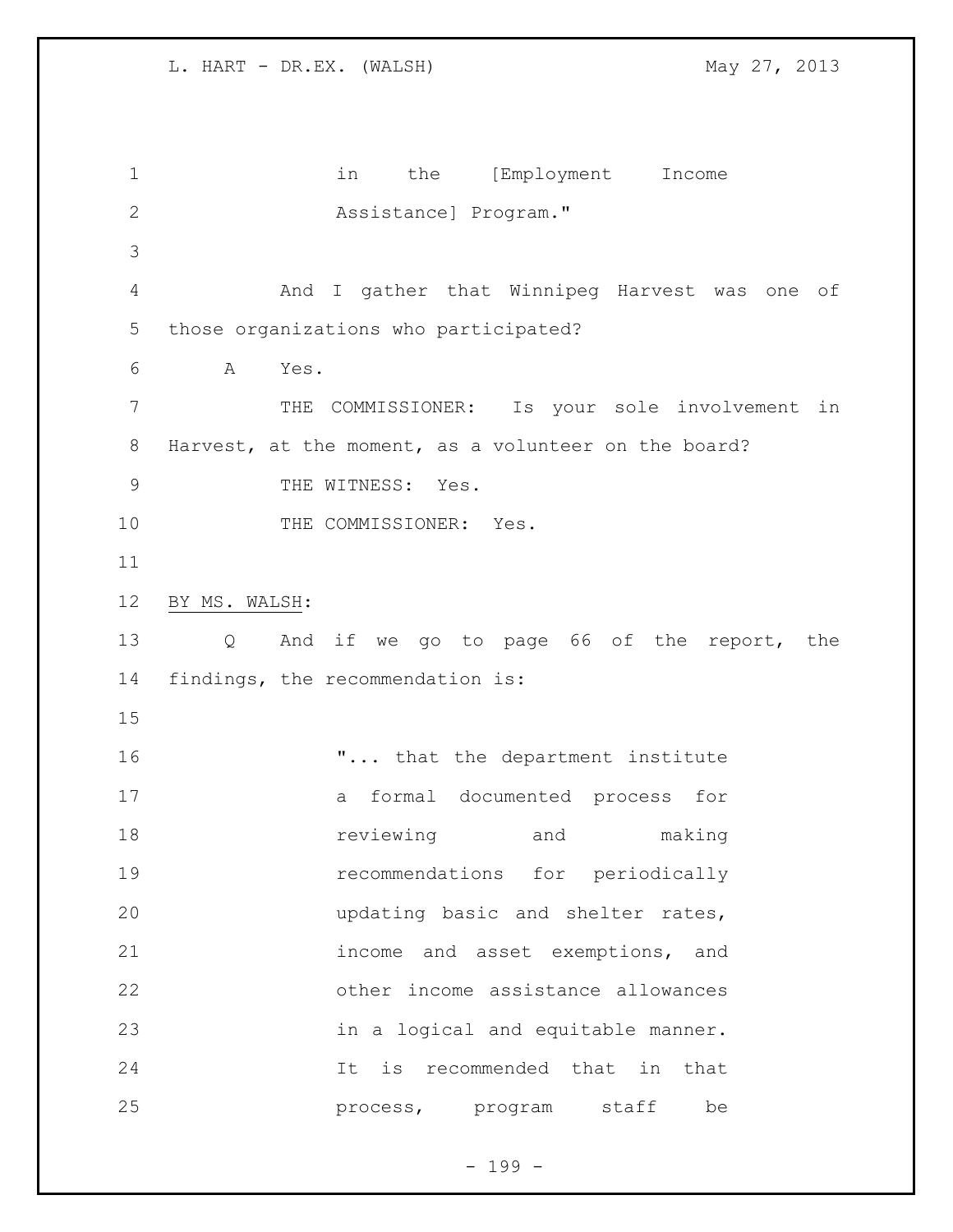in the [Employment Income Assistance] Program."

And I gather that Winnipeg Harvest was one of those organizations who participated?

A Yes.

THE COMMISSIONER: Is your sole involvement in Harvest, at the moment, as a volunteer on the board?

THE WITNESS: Yes.

THE COMMISSIONER: Yes.

BY MS. WALSH:

Q And if we go to page 66 of the report, the findings, the recommendation is:

> "... that the department institute a formal documented process for reviewing and making recommendations for periodically updating basic and shelter rates, income and asset exemptions, and other income assistance allowances in a logical and equitable manner. It is recommended that in that process, program staff be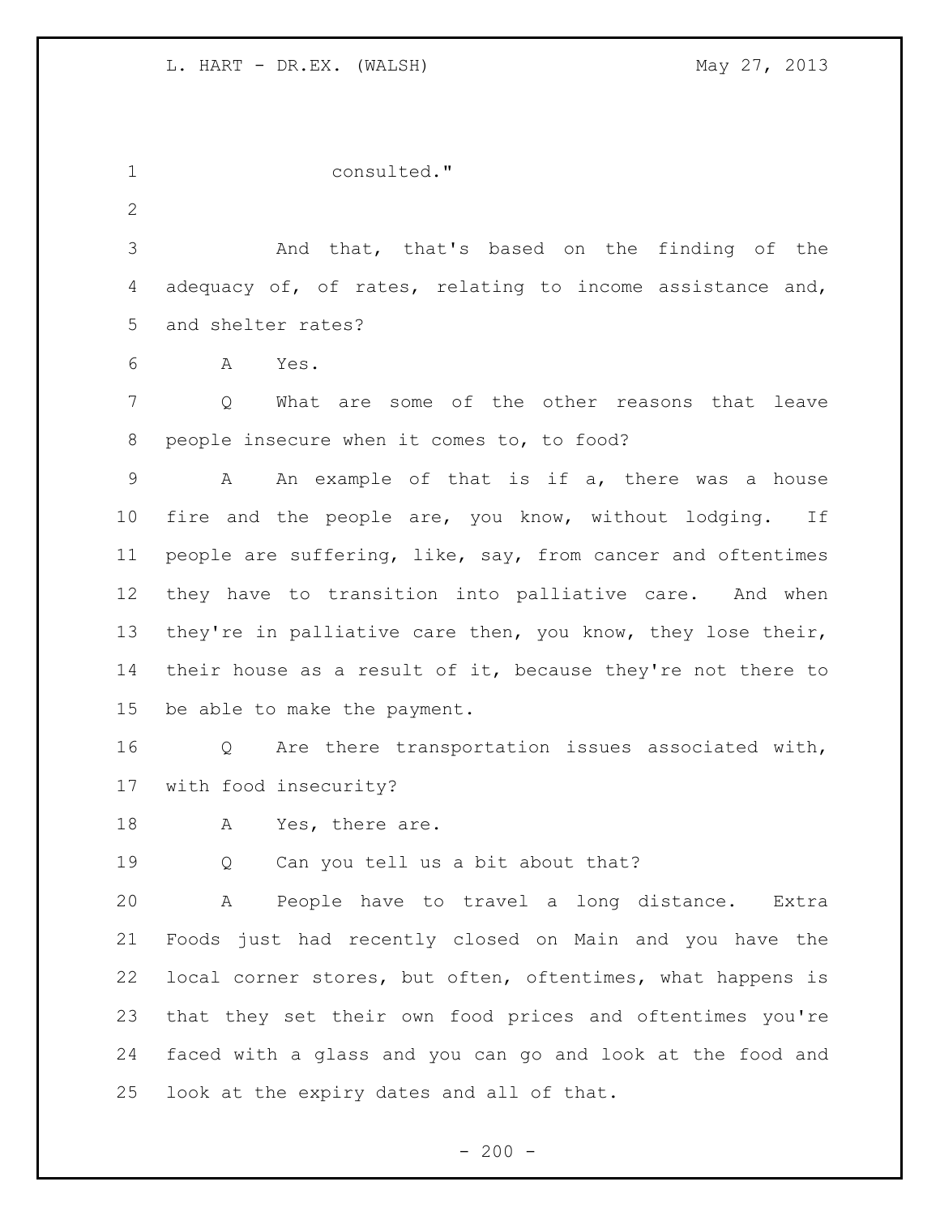consulted."

And that, that's based on the finding of the adequacy of, of rates, relating to income assistance and, and shelter rates?

A Yes.

Q What are some of the other reasons that leave people insecure when it comes to, to food?

A An example of that is if a, there was a house fire and the people are, you know, without lodging. If people are suffering, like, say, from cancer and oftentimes they have to transition into palliative care. And when they're in palliative care then, you know, they lose their, their house as a result of it, because they're not there to be able to make the payment.

Q Are there transportation issues associated with, with food insecurity?

A Yes, there are.

Q Can you tell us a bit about that?

A People have to travel a long distance. Extra Foods just had recently closed on Main and you have the local corner stores, but often, oftentimes, what happens is that they set their own food prices and oftentimes you're faced with a glass and you can go and look at the food and look at the expiry dates and all of that.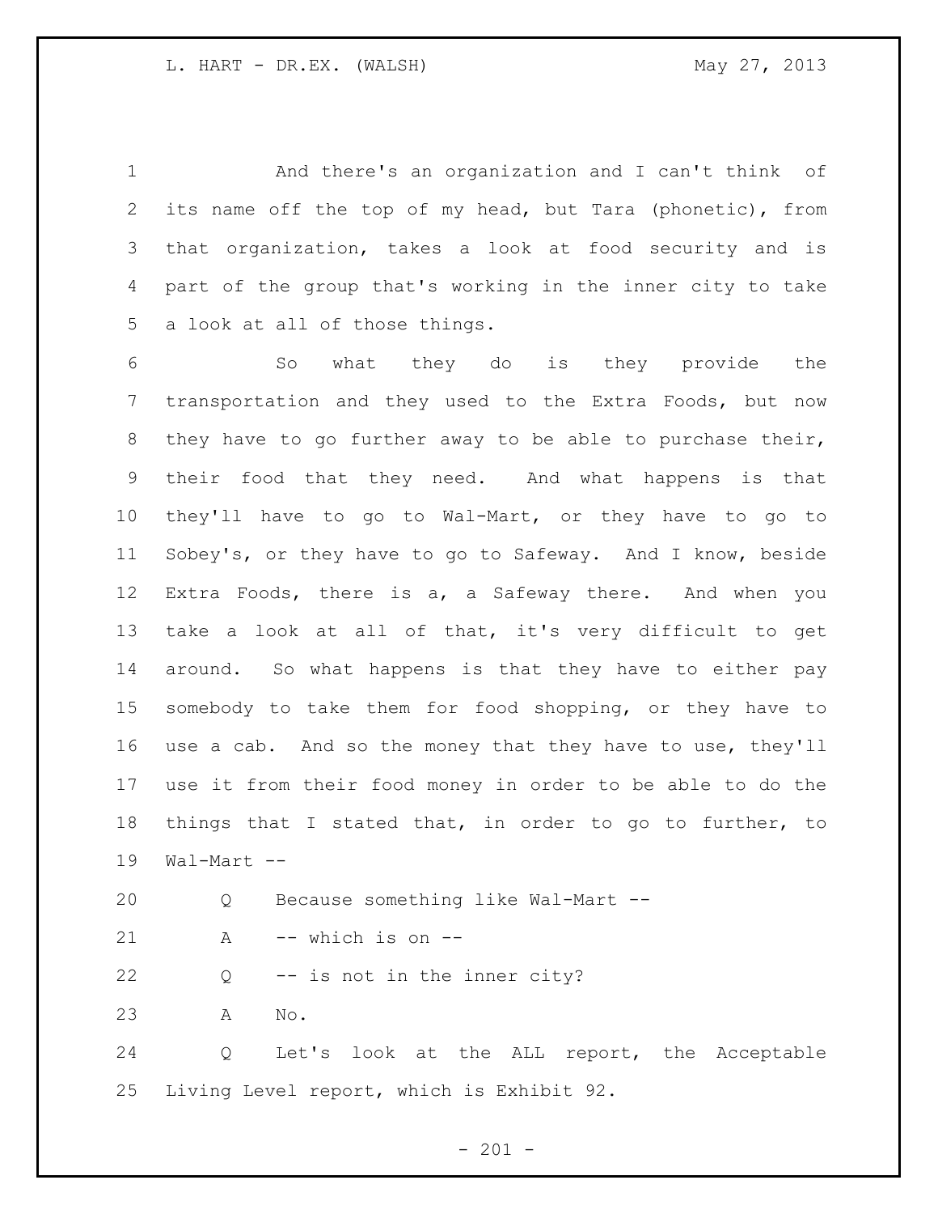And there's an organization and I can't think of its name off the top of my head, but Tara (phonetic), from that organization, takes a look at food security and is part of the group that's working in the inner city to take a look at all of those things.

So what they do is they provide the transportation and they used to the Extra Foods, but now they have to go further away to be able to purchase their, their food that they need. And what happens is that they'll have to go to Wal-Mart, or they have to go to Sobey's, or they have to go to Safeway. And I know, beside Extra Foods, there is a, a Safeway there. And when you take a look at all of that, it's very difficult to get around. So what happens is that they have to either pay somebody to take them for food shopping, or they have to use a cab. And so the money that they have to use, they'll use it from their food money in order to be able to do the things that I stated that, in order to go to further, to Wal-Mart --

Q Because something like Wal-Mart --

A -- which is on --

Q -- is not in the inner city?

A No.

Q Let's look at the ALL report, the Acceptable Living Level report, which is Exhibit 92.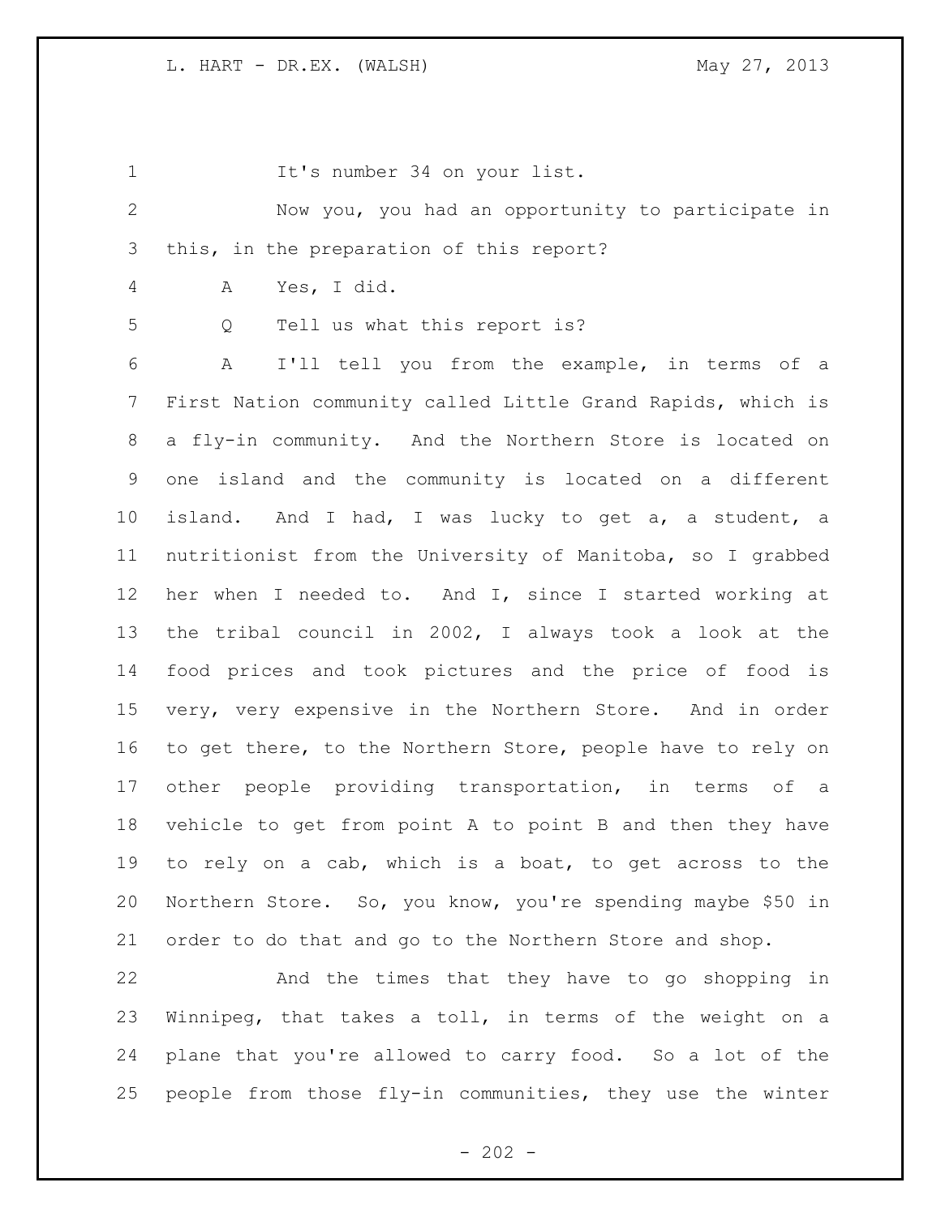It's number 34 on your list.

Now you, you had an opportunity to participate in this, in the preparation of this report?

A Yes, I did.

Q Tell us what this report is?

A I'll tell you from the example, in terms of a First Nation community called Little Grand Rapids, which is a fly-in community. And the Northern Store is located on one island and the community is located on a different island. And I had, I was lucky to get a, a student, a nutritionist from the University of Manitoba, so I grabbed her when I needed to. And I, since I started working at the tribal council in 2002, I always took a look at the food prices and took pictures and the price of food is very, very expensive in the Northern Store. And in order to get there, to the Northern Store, people have to rely on other people providing transportation, in terms of a vehicle to get from point A to point B and then they have to rely on a cab, which is a boat, to get across to the Northern Store. So, you know, you're spending maybe $50 in order to do that and go to the Northern Store and shop.

And the times that they have to go shopping in Winnipeg, that takes a toll, in terms of the weight on a plane that you're allowed to carry food. So a lot of the people from those fly-in communities, they use the winter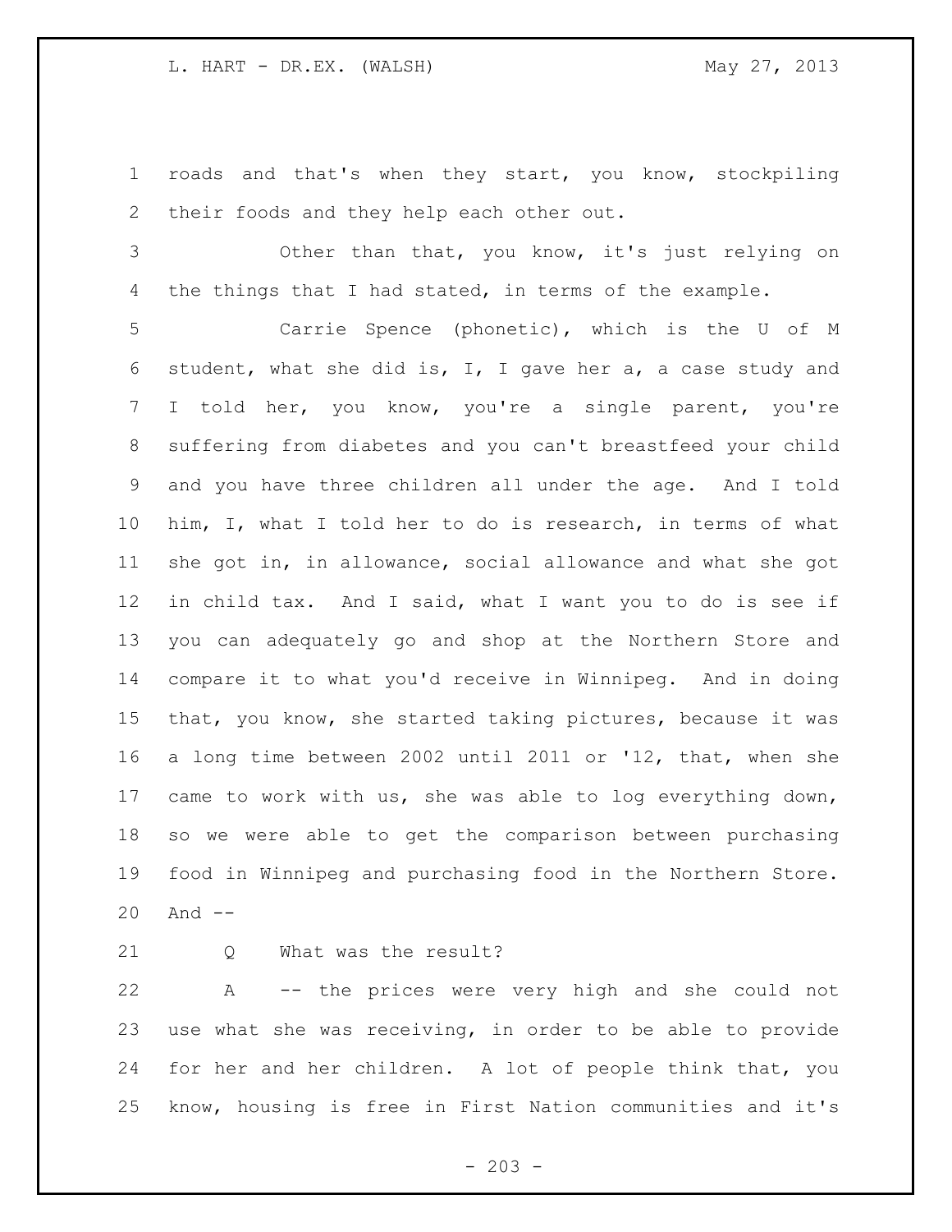roads and that's when they start, you know, stockpiling their foods and they help each other out.

Other than that, you know, it's just relying on the things that I had stated, in terms of the example.

Carrie Spence (phonetic), which is the U of M student, what she did is, I, I gave her a, a case study and I told her, you know, you're a single parent, you're suffering from diabetes and you can't breastfeed your child and you have three children all under the age. And I told him, I, what I told her to do is research, in terms of what she got in, in allowance, social allowance and what she got in child tax. And I said, what I want you to do is see if you can adequately go and shop at the Northern Store and compare it to what you'd receive in Winnipeg. And in doing that, you know, she started taking pictures, because it was a long time between 2002 until 2011 or '12, that, when she came to work with us, she was able to log everything down, so we were able to get the comparison between purchasing food in Winnipeg and purchasing food in the Northern Store. And --

Q What was the result?

A -- the prices were very high and she could not use what she was receiving, in order to be able to provide for her and her children. A lot of people think that, you know, housing is free in First Nation communities and it's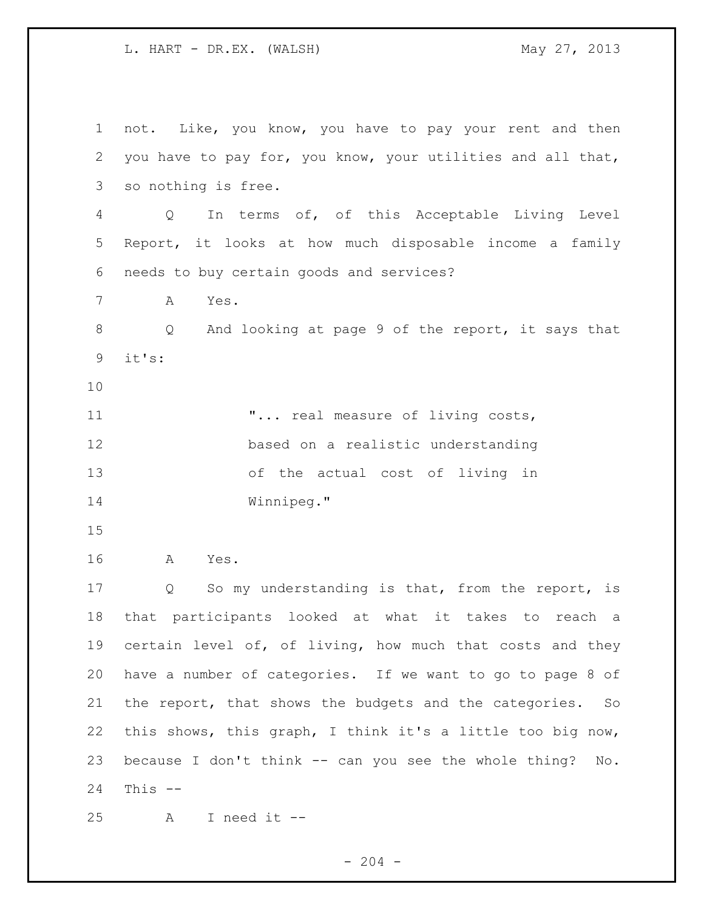not. Like, you know, you have to pay your rent and then you have to pay for, you know, your utilities and all that, so nothing is free.

Q In terms of, of this Acceptable Living Level Report, it looks at how much disposable income a family needs to buy certain goods and services?

A Yes.

Q And looking at page 9 of the report, it says that it's:

> "... real measure of living costs, based on a realistic understanding of the actual cost of living in Winnipeg."

A Yes.

Q So my understanding is that, from the report, is that participants looked at what it takes to reach a certain level of, of living, how much that costs and they have a number of categories. If we want to go to page 8 of the report, that shows the budgets and the categories. So this shows, this graph, I think it's a little too big now, because I don't think -- can you see the whole thing? No. This --

A I need it --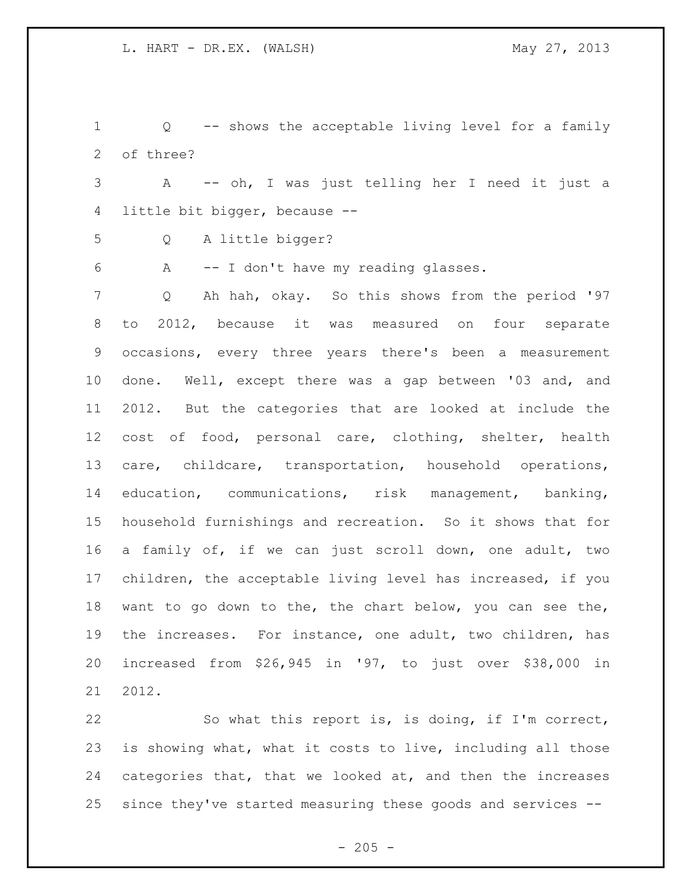Q -- shows the acceptable living level for a family of three?

A -- oh, I was just telling her I need it just a little bit bigger, because --

Q A little bigger?

A -- I don't have my reading glasses.

Q Ah hah, okay. So this shows from the period '97 to 2012, because it was measured on four separate occasions, every three years there's been a measurement done. Well, except there was a gap between '03 and, and 2012. But the categories that are looked at include the cost of food, personal care, clothing, shelter, health care, childcare, transportation, household operations, education, communications, risk management, banking, household furnishings and recreation. So it shows that for a family of, if we can just scroll down, one adult, two children, the acceptable living level has increased, if you want to go down to the, the chart below, you can see the, the increases. For instance, one adult, two children, has increased from $26,945 in '97, to just over $38,000 in 2012.

So what this report is, is doing, if I'm correct, is showing what, what it costs to live, including all those categories that, that we looked at, and then the increases since they've started measuring these goods and services --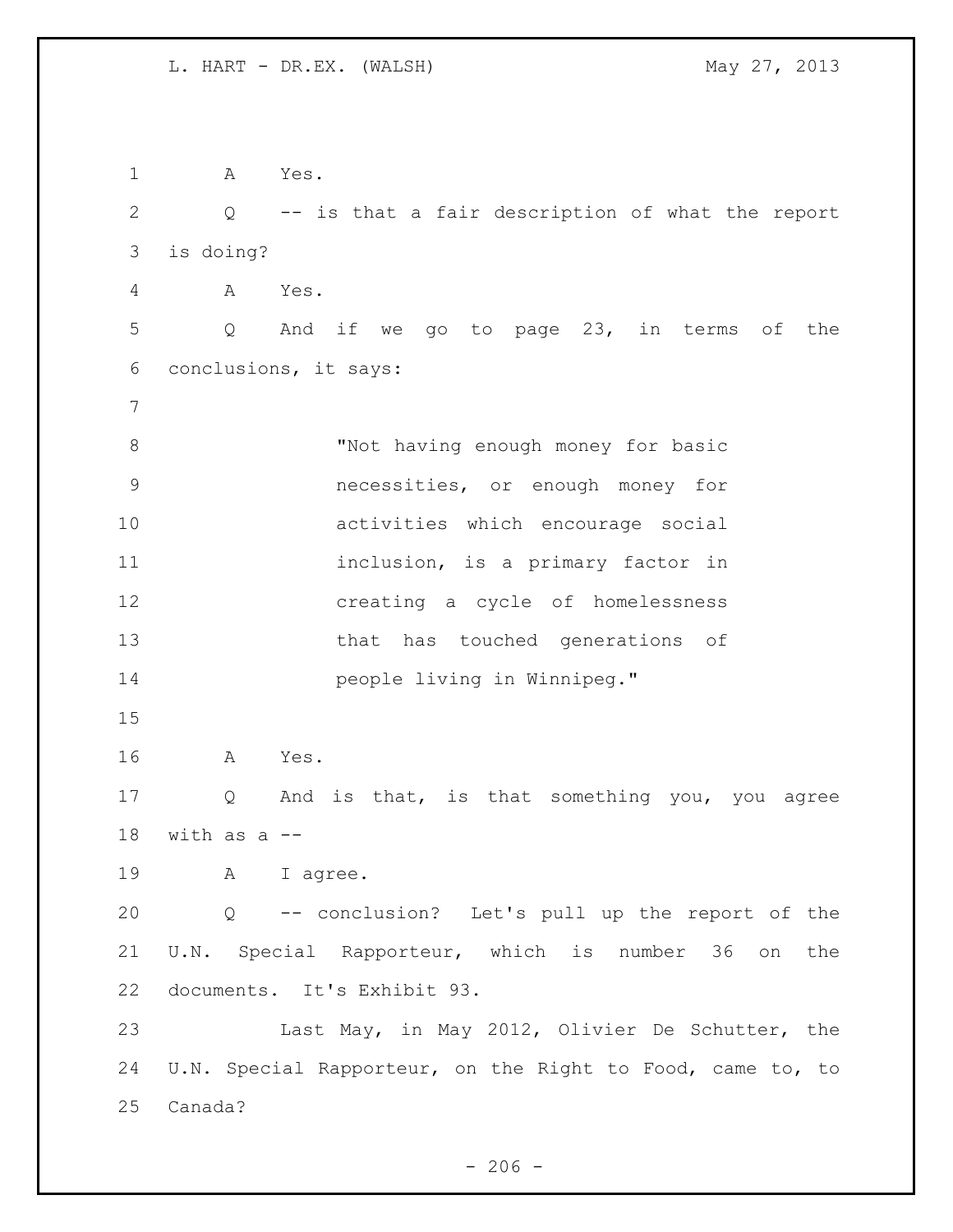A Yes.

Q -- is that a fair description of what the report is doing?

A Yes.

Q And if we go to page 23, in terms of the conclusions, it says:

> "Not having enough money for basic necessities, or enough money for activities which encourage social inclusion, is a primary factor in creating a cycle of homelessness that has touched generations of people living in Winnipeg."

A Yes.

Q And is that, is that something you, you agree with as a --

A I agree.

Q -- conclusion? Let's pull up the report of the U.N. Special Rapporteur, which is number 36 on the documents. It's Exhibit 93.

Last May, in May 2012, Olivier De Schutter, the U.N. Special Rapporteur, on the Right to Food, came to, to Canada?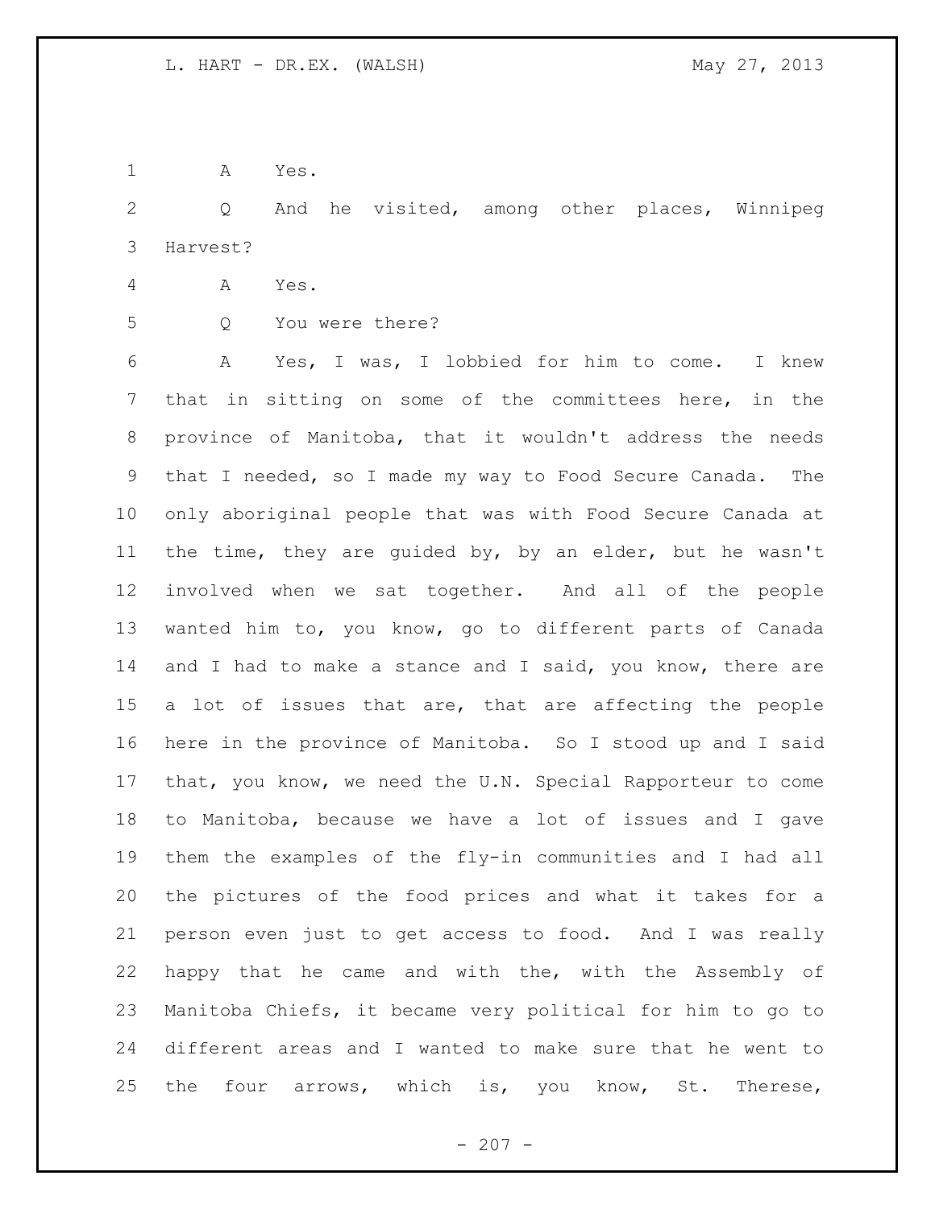A Yes.

Q And he visited, among other places, Winnipeg Harvest?

A Yes.

Q You were there?

A Yes, I was, I lobbied for him to come. I knew that in sitting on some of the committees here, in the province of Manitoba, that it wouldn't address the needs that I needed, so I made my way to Food Secure Canada. The only aboriginal people that was with Food Secure Canada at the time, they are guided by, by an elder, but he wasn't involved when we sat together. And all of the people wanted him to, you know, go to different parts of Canada and I had to make a stance and I said, you know, there are a lot of issues that are, that are affecting the people here in the province of Manitoba. So I stood up and I said that, you know, we need the U.N. Special Rapporteur to come to Manitoba, because we have a lot of issues and I gave them the examples of the fly-in communities and I had all the pictures of the food prices and what it takes for a person even just to get access to food. And I was really happy that he came and with the, with the Assembly of Manitoba Chiefs, it became very political for him to go to different areas and I wanted to make sure that he went to the four arrows, which is, you know, St. Therese,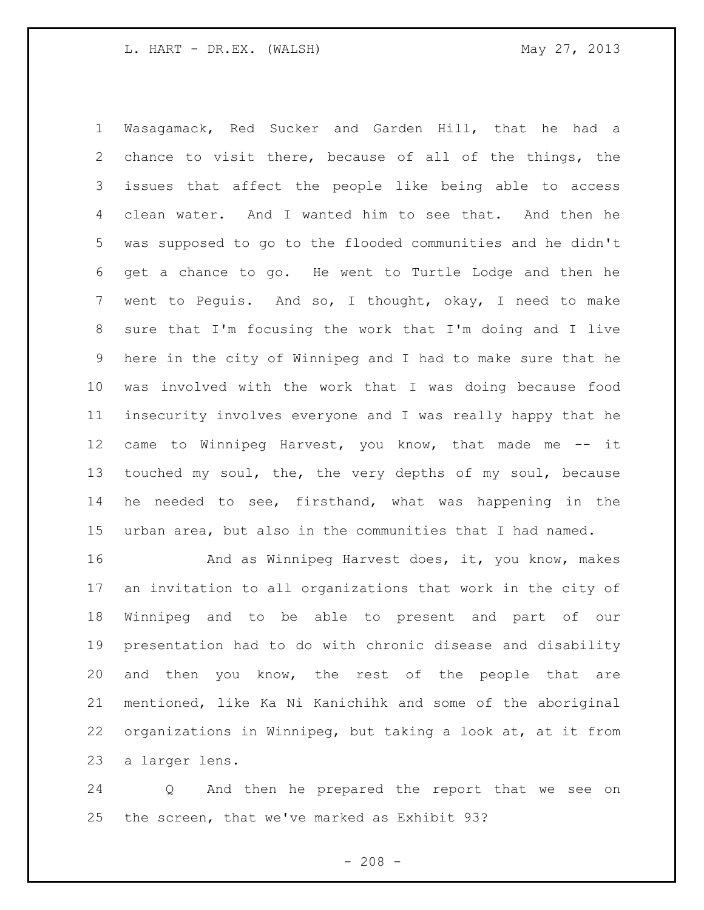Wasagamack, Red Sucker and Garden Hill, that he had a chance to visit there, because of all of the things, the issues that affect the people like being able to access clean water. And I wanted him to see that. And then he was supposed to go to the flooded communities and he didn't get a chance to go. He went to Turtle Lodge and then he went to Peguis. And so, I thought, okay, I need to make sure that I'm focusing the work that I'm doing and I live here in the city of Winnipeg and I had to make sure that he was involved with the work that I was doing because food insecurity involves everyone and I was really happy that he came to Winnipeg Harvest, you know, that made me -- it touched my soul, the, the very depths of my soul, because he needed to see, firsthand, what was happening in the urban area, but also in the communities that I had named.

And as Winnipeg Harvest does, it, you know, makes an invitation to all organizations that work in the city of Winnipeg and to be able to present and part of our presentation had to do with chronic disease and disability and then you know, the rest of the people that are mentioned, like Ka Ni Kanichihk and some of the aboriginal organizations in Winnipeg, but taking a look at, at it from a larger lens.

Q And then he prepared the report that we see on the screen, that we've marked as Exhibit 93?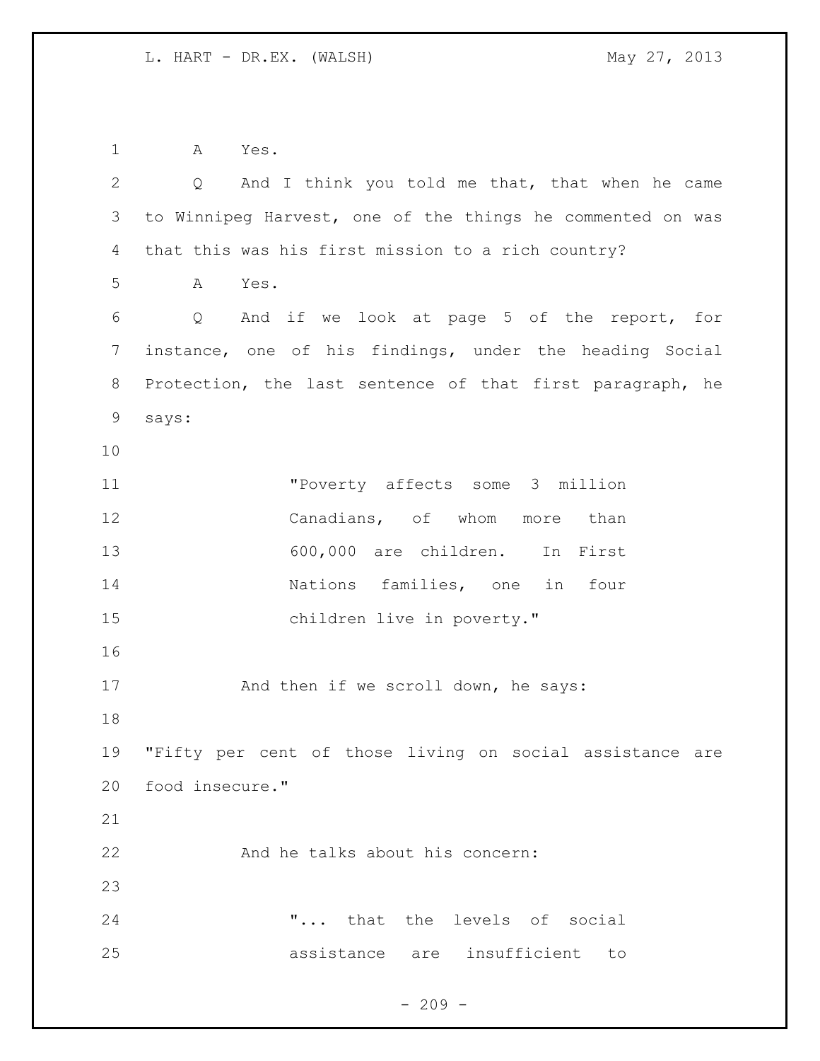A Yes.

Q And I think you told me that, that when he came to Winnipeg Harvest, one of the things he commented on was that this was his first mission to a rich country?

A Yes.

Q And if we look at page 5 of the report, for instance, one of his findings, under the heading Social Protection, the last sentence of that first paragraph, he says:

> "Poverty affects some 3 million Canadians, of whom more than 600,000 are children. In First Nations families, one in four children live in poverty."

And then if we scroll down, he says:

"Fifty per cent of those living on social assistance are food insecure."

And he talks about his concern:

> "... that the levels of social assistance are insufficient to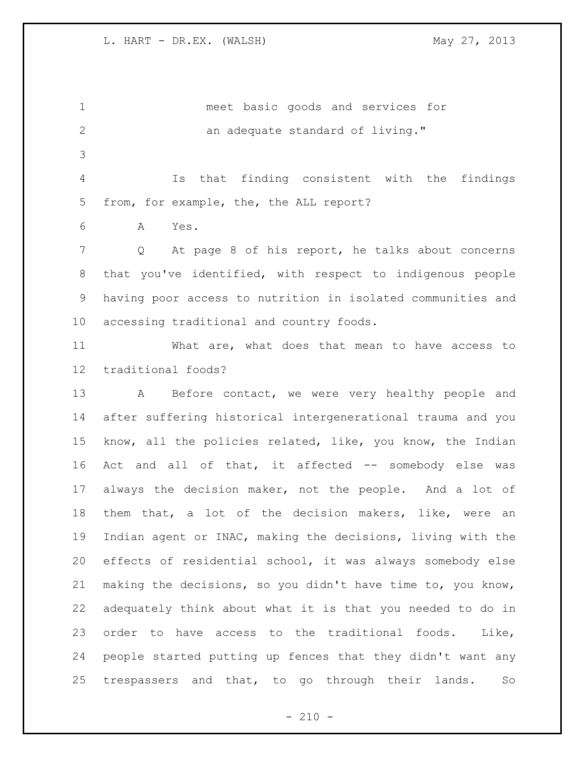meet basic goods and services for an adequate standard of living."

Is that finding consistent with the findings from, for example, the, the ALL report?

A Yes.

Q At page 8 of his report, he talks about concerns that you've identified, with respect to indigenous people having poor access to nutrition in isolated communities and accessing traditional and country foods.

What are, what does that mean to have access to traditional foods?

A Before contact, we were very healthy people and after suffering historical intergenerational trauma and you know, all the policies related, like, you know, the Indian Act and all of that, it affected -- somebody else was always the decision maker, not the people. And a lot of them that, a lot of the decision makers, like, were an Indian agent or INAC, making the decisions, living with the effects of residential school, it was always somebody else making the decisions, so you didn't have time to, you know, adequately think about what it is that you needed to do in order to have access to the traditional foods. Like, people started putting up fences that they didn't want any trespassers and that, to go through their lands. So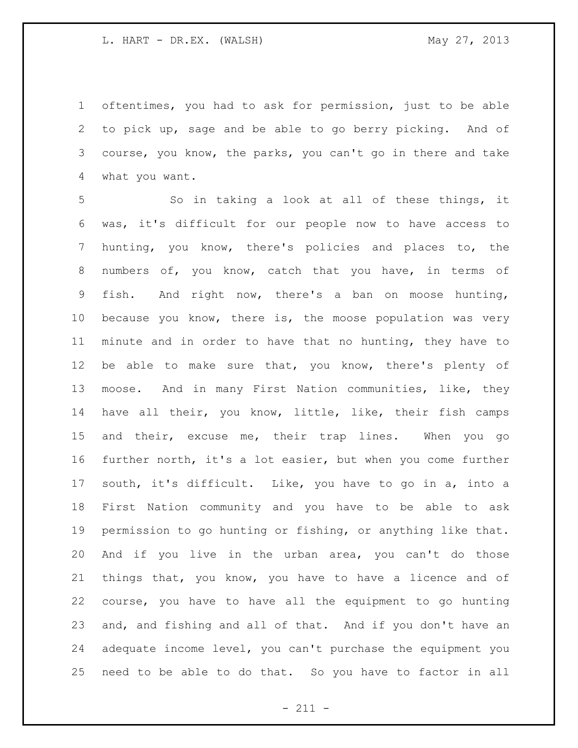oftentimes, you had to ask for permission, just to be able to pick up, sage and be able to go berry picking. And of course, you know, the parks, you can't go in there and take what you want.

So in taking a look at all of these things, it was, it's difficult for our people now to have access to hunting, you know, there's policies and places to, the numbers of, you know, catch that you have, in terms of fish. And right now, there's a ban on moose hunting, because you know, there is, the moose population was very minute and in order to have that no hunting, they have to be able to make sure that, you know, there's plenty of moose. And in many First Nation communities, like, they have all their, you know, little, like, their fish camps and their, excuse me, their trap lines. When you go further north, it's a lot easier, but when you come further south, it's difficult. Like, you have to go in a, into a First Nation community and you have to be able to ask permission to go hunting or fishing, or anything like that. And if you live in the urban area, you can't do those things that, you know, you have to have a licence and of course, you have to have all the equipment to go hunting and, and fishing and all of that. And if you don't have an adequate income level, you can't purchase the equipment you need to be able to do that. So you have to factor in all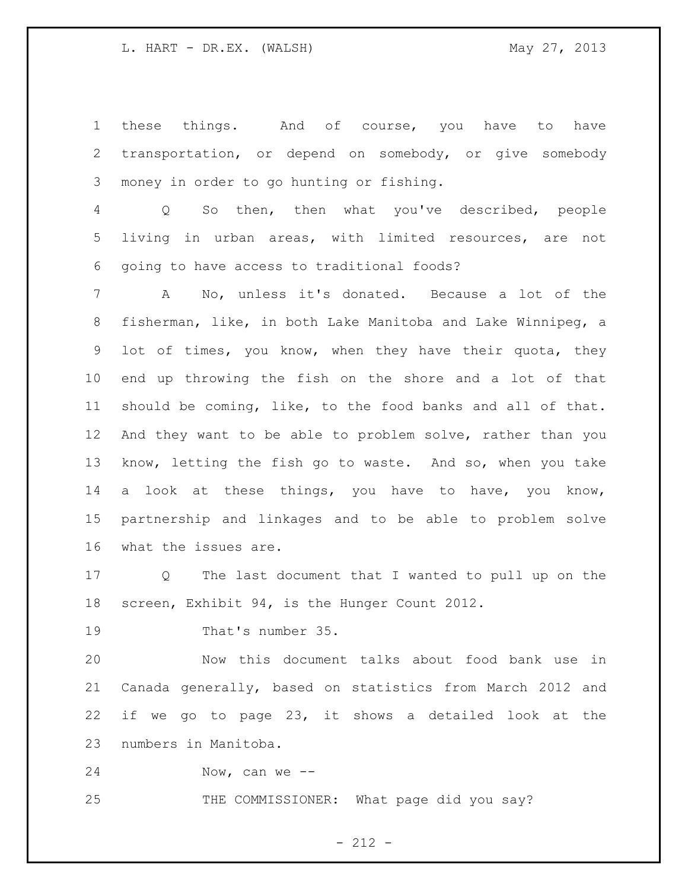these things. And of course, you have to have transportation, or depend on somebody, or give somebody money in order to go hunting or fishing.

Q So then, then what you've described, people living in urban areas, with limited resources, are not going to have access to traditional foods?

A No, unless it's donated. Because a lot of the fisherman, like, in both Lake Manitoba and Lake Winnipeg, a lot of times, you know, when they have their quota, they end up throwing the fish on the shore and a lot of that should be coming, like, to the food banks and all of that. And they want to be able to problem solve, rather than you know, letting the fish go to waste. And so, when you take a look at these things, you have to have, you know, partnership and linkages and to be able to problem solve what the issues are.

Q The last document that I wanted to pull up on the screen, Exhibit 94, is the Hunger Count 2012.

That's number 35.

Now this document talks about food bank use in Canada generally, based on statistics from March 2012 and if we go to page 23, it shows a detailed look at the numbers in Manitoba.

Now, can we --

THE COMMISSIONER: What page did you say?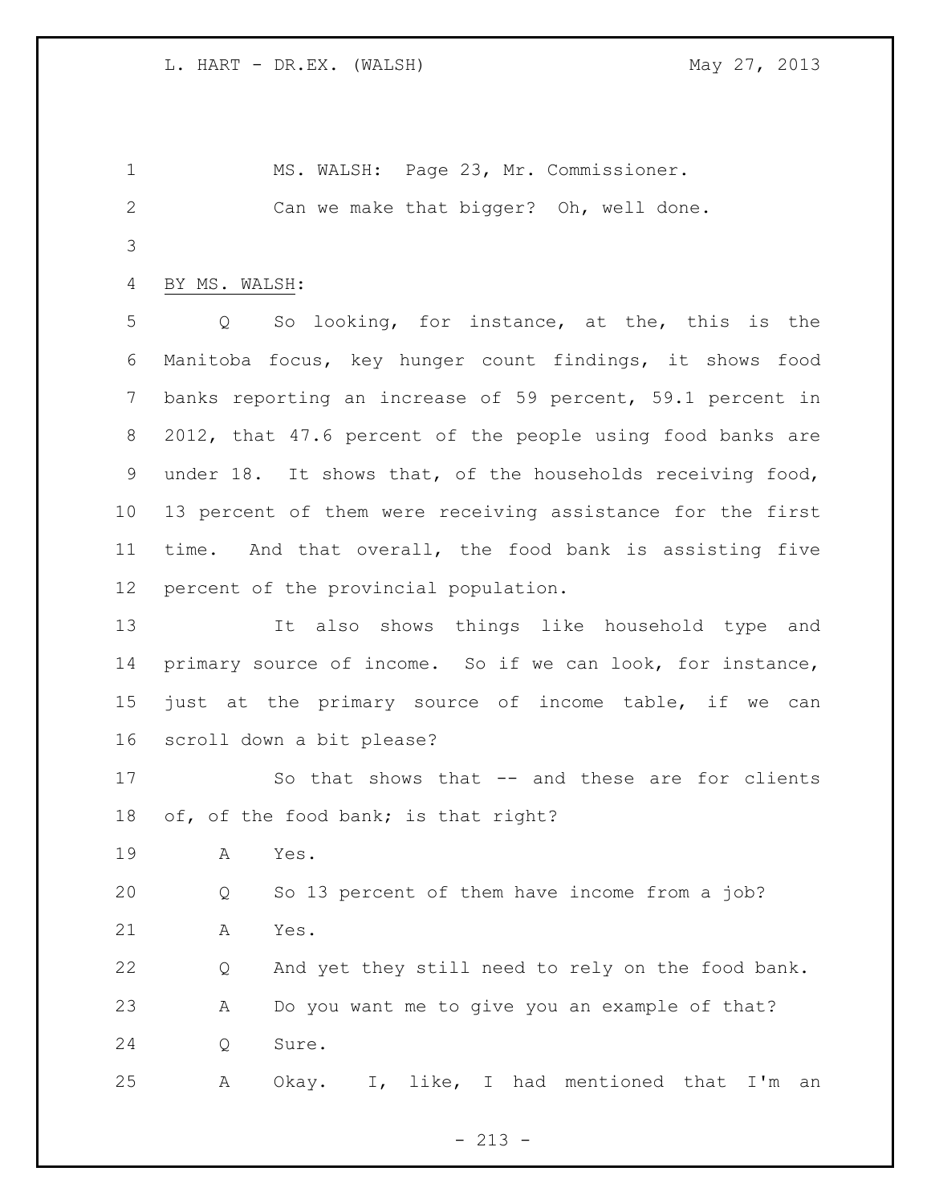MS. WALSH: Page 23, Mr. Commissioner.

Can we make that bigger? Oh, well done.

BY MS. WALSH:

Q So looking, for instance, at the, this is the Manitoba focus, key hunger count findings, it shows food banks reporting an increase of 59 percent, 59.1 percent in 2012, that 47.6 percent of the people using food banks are under 18. It shows that, of the households receiving food, 13 percent of them were receiving assistance for the first time. And that overall, the food bank is assisting five percent of the provincial population.

It also shows things like household type and primary source of income. So if we can look, for instance, just at the primary source of income table, if we can scroll down a bit please?

So that shows that -- and these are for clients of, of the food bank; is that right?

A Yes.

Q So 13 percent of them have income from a job?

A Yes.

Q And yet they still need to rely on the food bank.

A Do you want me to give you an example of that?

Q Sure.

A Okay. I, like, I had mentioned that I'm an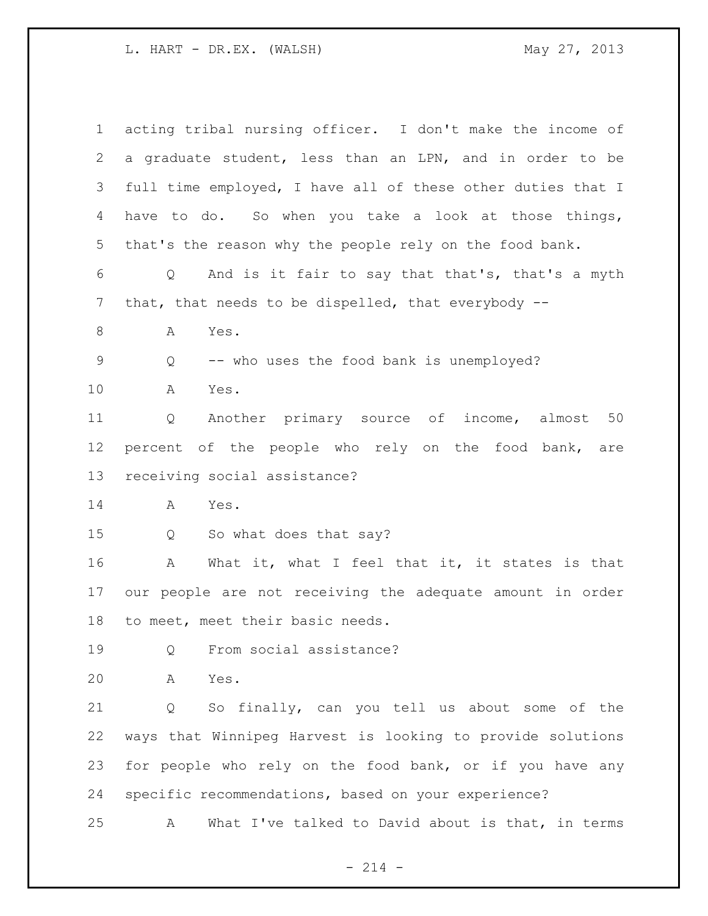acting tribal nursing officer. I don't make the income of a graduate student, less than an LPN, and in order to be full time employed, I have all of these other duties that I have to do. So when you take a look at those things, that's the reason why the people rely on the food bank.

Q And is it fair to say that that's, that's a myth that, that needs to be dispelled, that everybody --

A Yes.

Q -- who uses the food bank is unemployed?

A Yes.

Q Another primary source of income, almost 50 percent of the people who rely on the food bank, are receiving social assistance?

A Yes.

Q So what does that say?

A What it, what I feel that it, it states is that our people are not receiving the adequate amount in order to meet, meet their basic needs.

Q From social assistance?

A Yes.

Q So finally, can you tell us about some of the ways that Winnipeg Harvest is looking to provide solutions for people who rely on the food bank, or if you have any specific recommendations, based on your experience?

A What I've talked to David about is that, in terms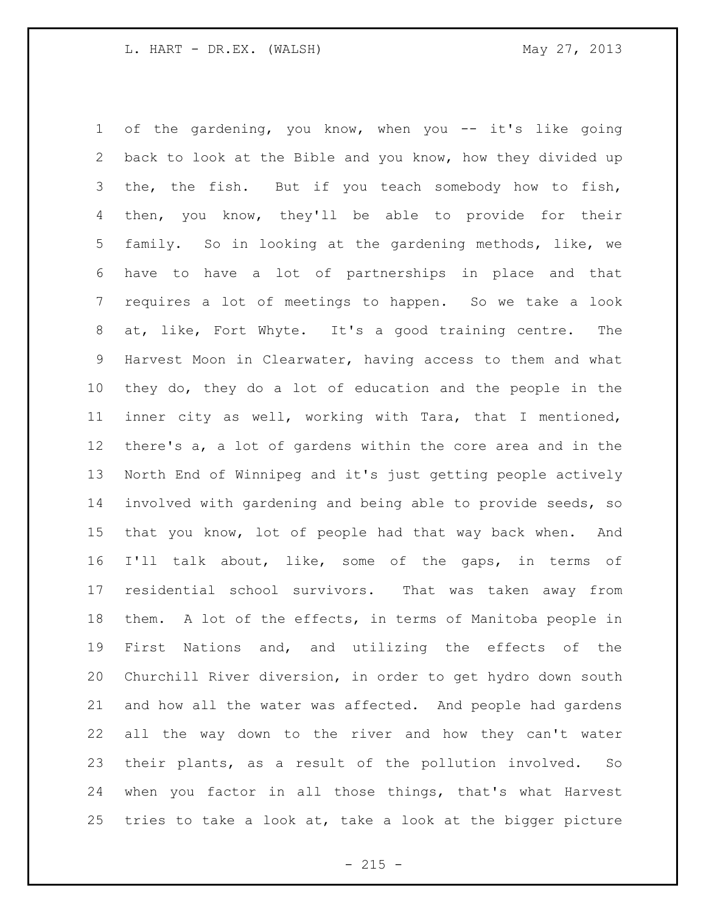of the gardening, you know, when you -- it's like going back to look at the Bible and you know, how they divided up the, the fish. But if you teach somebody how to fish, then, you know, they'll be able to provide for their family. So in looking at the gardening methods, like, we have to have a lot of partnerships in place and that requires a lot of meetings to happen. So we take a look at, like, Fort Whyte. It's a good training centre. The Harvest Moon in Clearwater, having access to them and what they do, they do a lot of education and the people in the inner city as well, working with Tara, that I mentioned, there's a, a lot of gardens within the core area and in the North End of Winnipeg and it's just getting people actively involved with gardening and being able to provide seeds, so that you know, lot of people had that way back when. And I'll talk about, like, some of the gaps, in terms of residential school survivors. That was taken away from them. A lot of the effects, in terms of Manitoba people in First Nations and, and utilizing the effects of the Churchill River diversion, in order to get hydro down south and how all the water was affected. And people had gardens all the way down to the river and how they can't water their plants, as a result of the pollution involved. So when you factor in all those things, that's what Harvest tries to take a look at, take a look at the bigger picture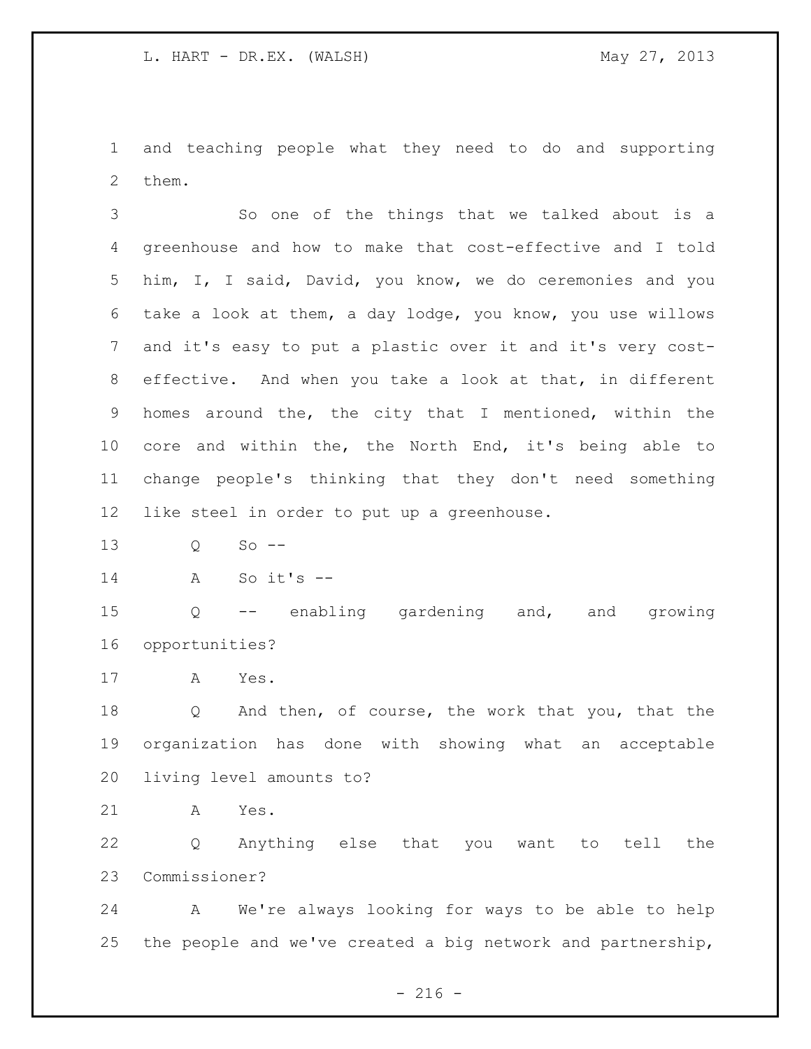and teaching people what they need to do and supporting them.

So one of the things that we talked about is a greenhouse and how to make that cost-effective and I told him, I, I said, David, you know, we do ceremonies and you take a look at them, a day lodge, you know, you use willows and it's easy to put a plastic over it and it's very cost-effective. And when you take a look at that, in different homes around the, the city that I mentioned, within the core and within the, the North End, it's being able to change people's thinking that they don't need something like steel in order to put up a greenhouse.

Q So --

A So it's --

Q -- enabling gardening and, and growing opportunities?

A Yes.

Q And then, of course, the work that you, that the organization has done with showing what an acceptable living level amounts to?

A Yes.

Q Anything else that you want to tell the Commissioner?

A We're always looking for ways to be able to help the people and we've created a big network and partnership,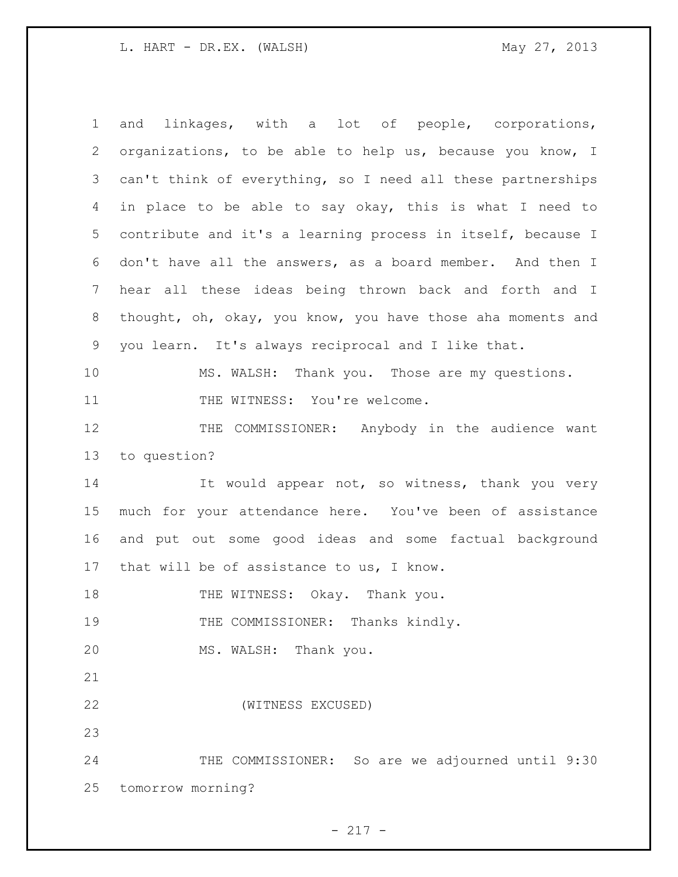and linkages, with a lot of people, corporations, organizations, to be able to help us, because you know, I can't think of everything, so I need all these partnerships in place to be able to say okay, this is what I need to contribute and it's a learning process in itself, because I don't have all the answers, as a board member. And then I hear all these ideas being thrown back and forth and I thought, oh, okay, you know, you have those aha moments and you learn. It's always reciprocal and I like that.

MS. WALSH: Thank you. Those are my questions.

THE WITNESS: You're welcome.

THE COMMISSIONER: Anybody in the audience want to question?

It would appear not, so witness, thank you very much for your attendance here. You've been of assistance and put out some good ideas and some factual background that will be of assistance to us, I know.

THE WITNESS: Okay. Thank you.

THE COMMISSIONER: Thanks kindly.

MS. WALSH: Thank you.

(WITNESS EXCUSED)

THE COMMISSIONER: So are we adjourned until 9:30 tomorrow morning?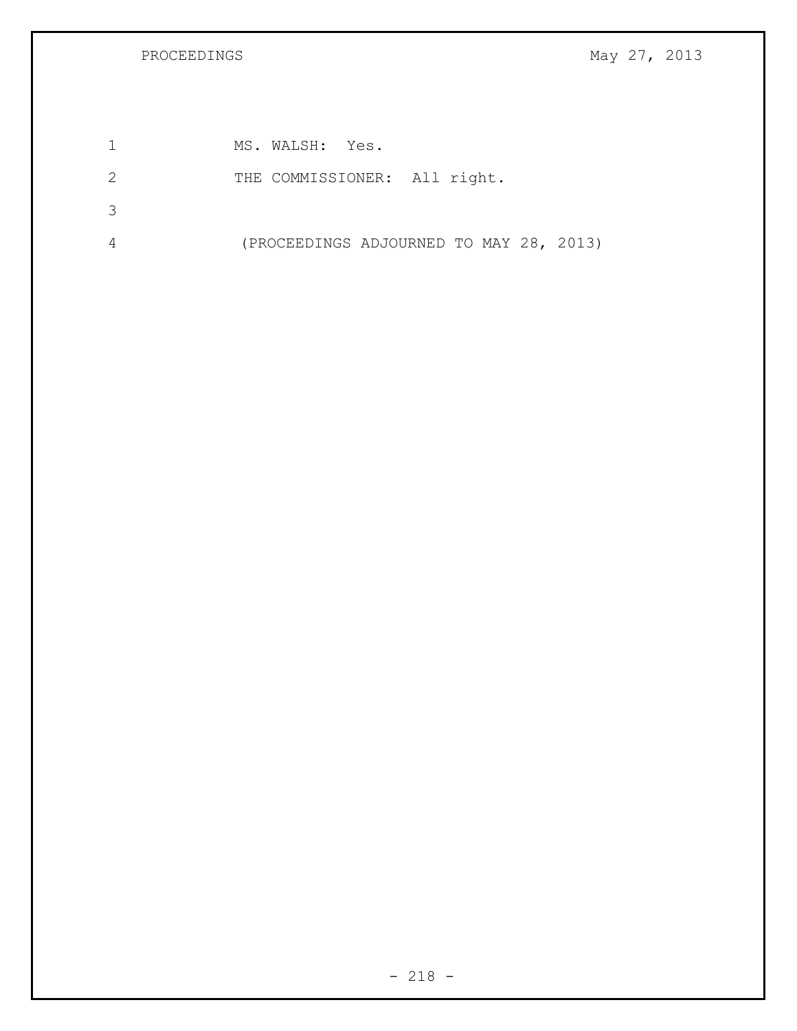MS. WALSH: Yes.

THE COMMISSIONER: All right.

(PROCEEDINGS ADJOURNED TO MAY 28, 2013)